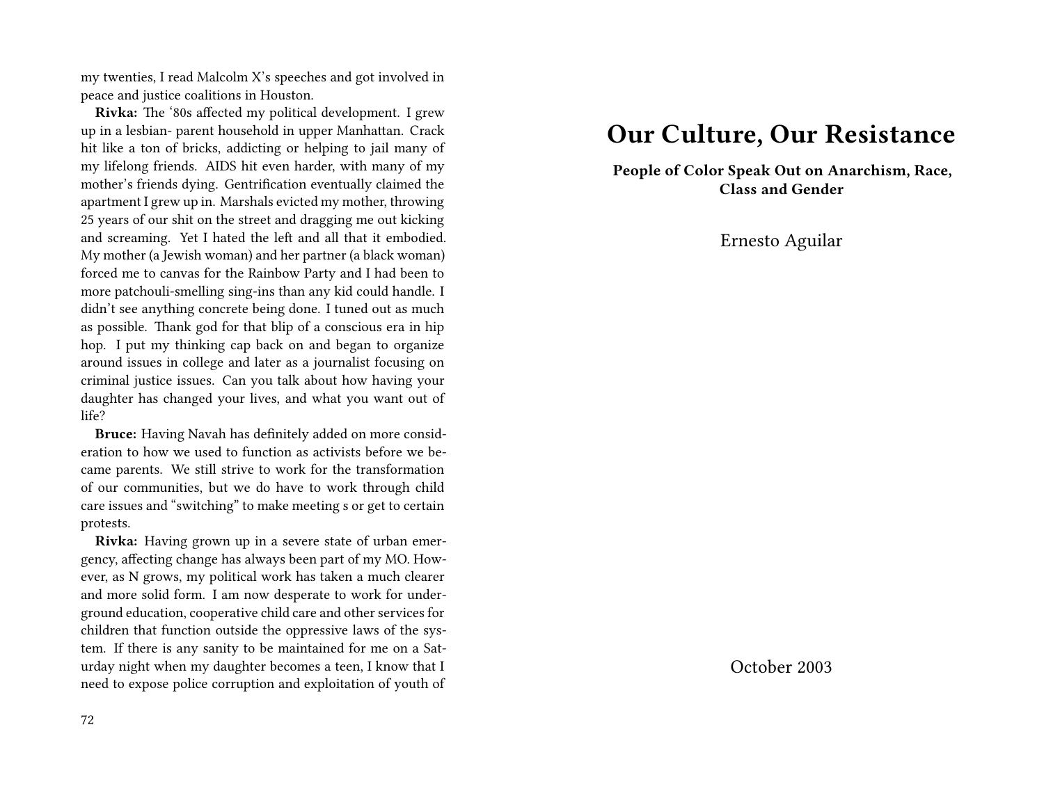my twenties, I read Malcolm X's speeches and got involved in peace and justice coalitions in Houston.

**Rivka:** The '80s affected my political development. I grew up in a lesbian- parent household in upper Manhattan. Crack hit like a ton of bricks, addicting or helping to jail many of my lifelong friends. AIDS hit even harder, with many of my mother's friends dying. Gentrification eventually claimed the apartment I grew up in. Marshals evicted my mother, throwing 25 years of our shit on the street and dragging me out kicking and screaming. Yet I hated the left and all that it embodied. My mother (a Jewish woman) and her partner (a black woman) forced me to canvas for the Rainbow Party and I had been to more patchouli-smelling sing-ins than any kid could handle. I didn't see anything concrete being done. I tuned out as much as possible. Thank god for that blip of a conscious era in hip hop. I put my thinking cap back on and began to organize around issues in college and later as a journalist focusing on criminal justice issues. Can you talk about how having your daughter has changed your lives, and what you want out of life?

**Bruce:** Having Navah has definitely added on more consideration to how we used to function as activists before we became parents. We still strive to work for the transformation of our communities, but we do have to work through child care issues and "switching" to make meeting s or get to certain protests.

**Rivka:** Having grown up in a severe state of urban emergency, affecting change has always been part of my MO. However, as N grows, my political work has taken a much clearer and more solid form. I am now desperate to work for underground education, cooperative child care and other services for children that function outside the oppressive laws of the system. If there is any sanity to be maintained for me on a Saturday night when my daughter becomes a teen, I know that I need to expose police corruption and exploitation of youth of

# Our Culture, Our Resistance

**People of Color Speak Out on Anarchism, Race, Class and Gender**

Ernesto Aguilar

October 2003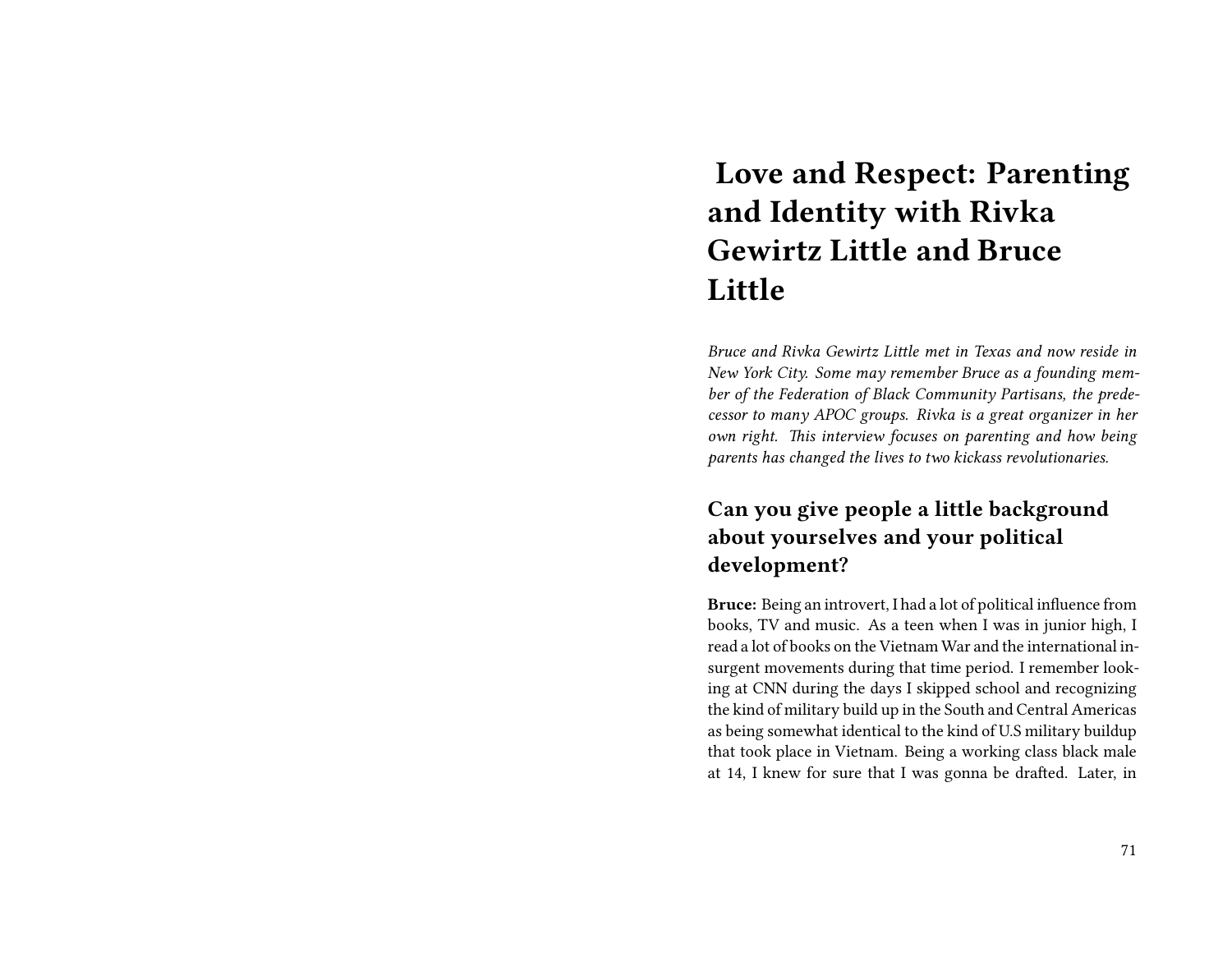# Love and Respect: Parenting and Identity with Rivka Gewirtz Little and Bruce Little

*Bruce and Rivka Gewirtz Little met in Texas and now reside in New York City. Some may remember Bruce as a founding member of the Federation of Black Community Partisans, the predecessor to many APOC groups. Rivka is a great organizer in her own right. This interview focuses on parenting and how being parents has changed the lives to two kickass revolutionaries.*

## Can you give people a little background about yourselves and your political development?

**Bruce:** Being an introvert, I had a lot of political influence from books, TV and music. As a teen when I was in junior high, I read a lot of books on the Vietnam War and the international insurgent movements during that time period. I remember looking at CNN during the days I skipped school and recognizing the kind of military build up in the South and Central Americas as being somewhat identical to the kind of U.S military buildup that took place in Vietnam. Being a working class black male at 14, I knew for sure that I was gonna be drafted. Later, in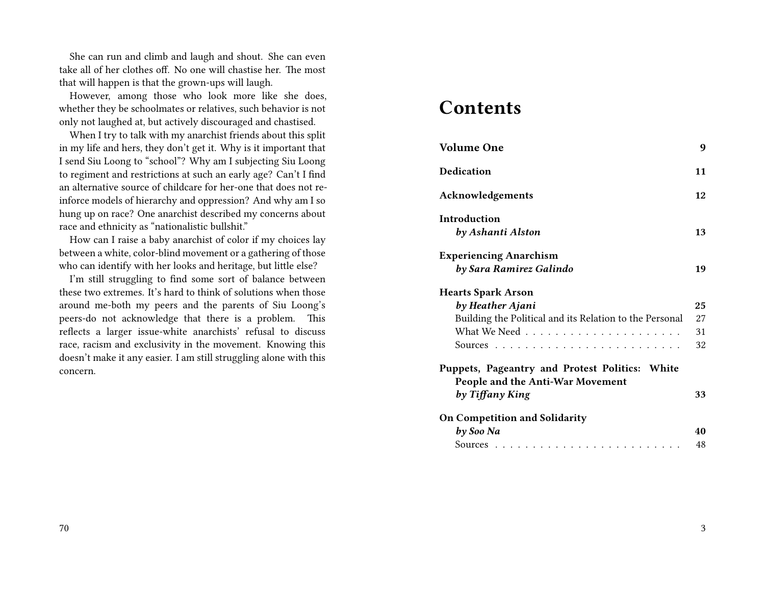She can run and climb and laugh and shout. She can even take all of her clothes off. No one will chastise her. The most that will happen is that the grown-ups will laugh.

However, among those who look more like she does, whether they be schoolmates or relatives, such behavior is not only not laughed at, but actively discouraged and chastised.

When I try to talk with my anarchist friends about this split in my life and hers, they don't get it. Why is it important that I send Siu Loong to "school"? Why am I subjecting Siu Loong to regiment and restrictions at such an early age? Can't I find an alternative source of childcare for her-one that does not reinforce models of hierarchy and oppression? And why am I so hung up on race? One anarchist described my concerns about race and ethnicity as "nationalistic bullshit."

How can I raise a baby anarchist of color if my choices lay between a white, color-blind movement or a gathering of those who can identify with her looks and heritage, but little else?

I'm still struggling to find some sort of balance between these two extremes. It's hard to think of solutions when those around me-both my peers and the parents of Siu Loong's peers-do not acknowledge that there is a problem. This reflects a larger issue-white anarchists' refusal to discuss race, racism and exclusivity in the movement. Knowing this doesn't make it any easier. I am still struggling alone with this concern.

# Contents

**Volume One** — **9**

**Dedication** — **11**

**Acknowledgements** — **12**

**Introduction**
***by Ashanti Alston*** — **13**

**Experiencing Anarchism**
***by Sara Ramirez Galindo*** — **19**

**Hearts Spark Arson**
***by Heather Ajani*** — **25**
- Building the Political and its Relation to the Personal — 27
- What We Need — 31
- Sources — 32

**Puppets, Pageantry and Protest Politics: White People and the Anti-War Movement**
***by Tiffany King*** — **33**

**On Competition and Solidarity**
***by Soo Na*** — **40**
- Sources — 48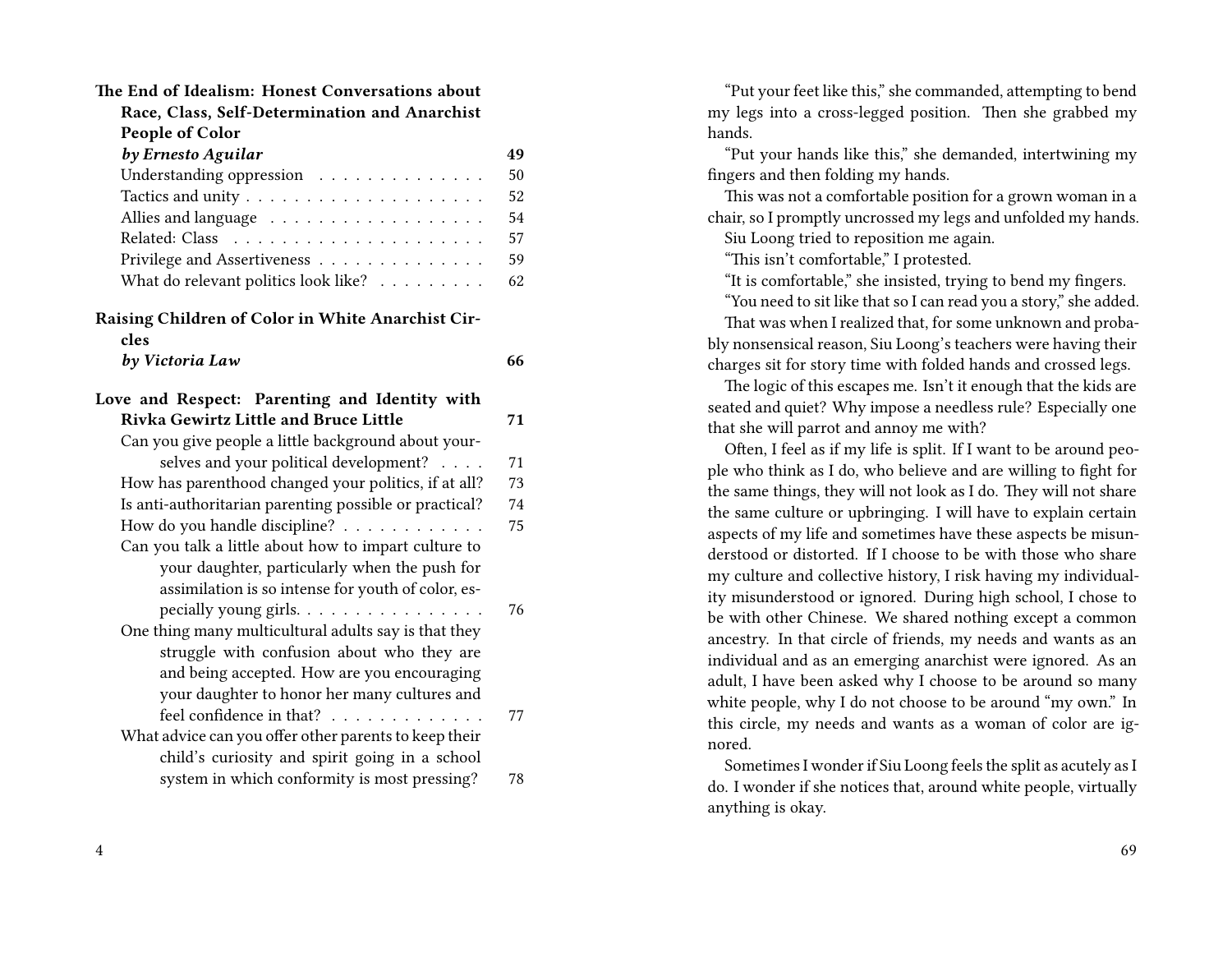**The End of Idealism: Honest Conversations about Race, Class, Self-Determination and Anarchist People of Color**
***by Ernesto Aguilar*** **49**

- Understanding oppression . . . . . . . . . . . . . . 50
- Tactics and unity . . . . . . . . . . . . . . . . . . . . 52
- Allies and language . . . . . . . . . . . . . . . . . . 54
- Related: Class . . . . . . . . . . . . . . . . . . . . . 57
- Privilege and Assertiveness . . . . . . . . . . . . . . 59
- What do relevant politics look like? . . . . . . . . . 62

**Raising Children of Color in White Anarchist Circles**
***by Victoria Law*** **66**

**Love and Respect: Parenting and Identity with Rivka Gewirtz Little and Bruce Little** **71**

- Can you give people a little background about yourselves and your political development? . . . . 71
- How has parenthood changed your politics, if at all? 73
- Is anti-authoritarian parenting possible or practical? 74
- How do you handle discipline? . . . . . . . . . . . . 75
- Can you talk a little about how to impart culture to your daughter, particularly when the push for assimilation is so intense for youth of color, especially young girls. . . . . . . . . . . . . . . . 76
- One thing many multicultural adults say is that they struggle with confusion about who they are and being accepted. How are you encouraging your daughter to honor her many cultures and feel confidence in that? . . . . . . . . . . . . . 77
- What advice can you offer other parents to keep their child's curiosity and spirit going in a school system in which conformity is most pressing? 78

"Put your feet like this," she commanded, attempting to bend my legs into a cross-legged position. Then she grabbed my hands.

"Put your hands like this," she demanded, intertwining my fingers and then folding my hands.

This was not a comfortable position for a grown woman in a chair, so I promptly uncrossed my legs and unfolded my hands. Siu Loong tried to reposition me again.

"This isn't comfortable," I protested.

"It is comfortable," she insisted, trying to bend my fingers.

"You need to sit like that so I can read you a story," she added.

That was when I realized that, for some unknown and probably nonsensical reason, Siu Loong's teachers were having their charges sit for story time with folded hands and crossed legs.

The logic of this escapes me. Isn't it enough that the kids are seated and quiet? Why impose a needless rule? Especially one that she will parrot and annoy me with?

Often, I feel as if my life is split. If I want to be around people who think as I do, who believe and are willing to fight for the same things, they will not look as I do. They will not share the same culture or upbringing. I will have to explain certain aspects of my life and sometimes have these aspects be misunderstood or distorted. If I choose to be with those who share my culture and collective history, I risk having my individuality misunderstood or ignored. During high school, I chose to be with other Chinese. We shared nothing except a common ancestry. In that circle of friends, my needs and wants as an individual and as an emerging anarchist were ignored. As an adult, I have been asked why I choose to be around so many white people, why I do not choose to be around "my own." In this circle, my needs and wants as a woman of color are ignored.

Sometimes I wonder if Siu Loong feels the split as acutely as I do. I wonder if she notices that, around white people, virtually anything is okay.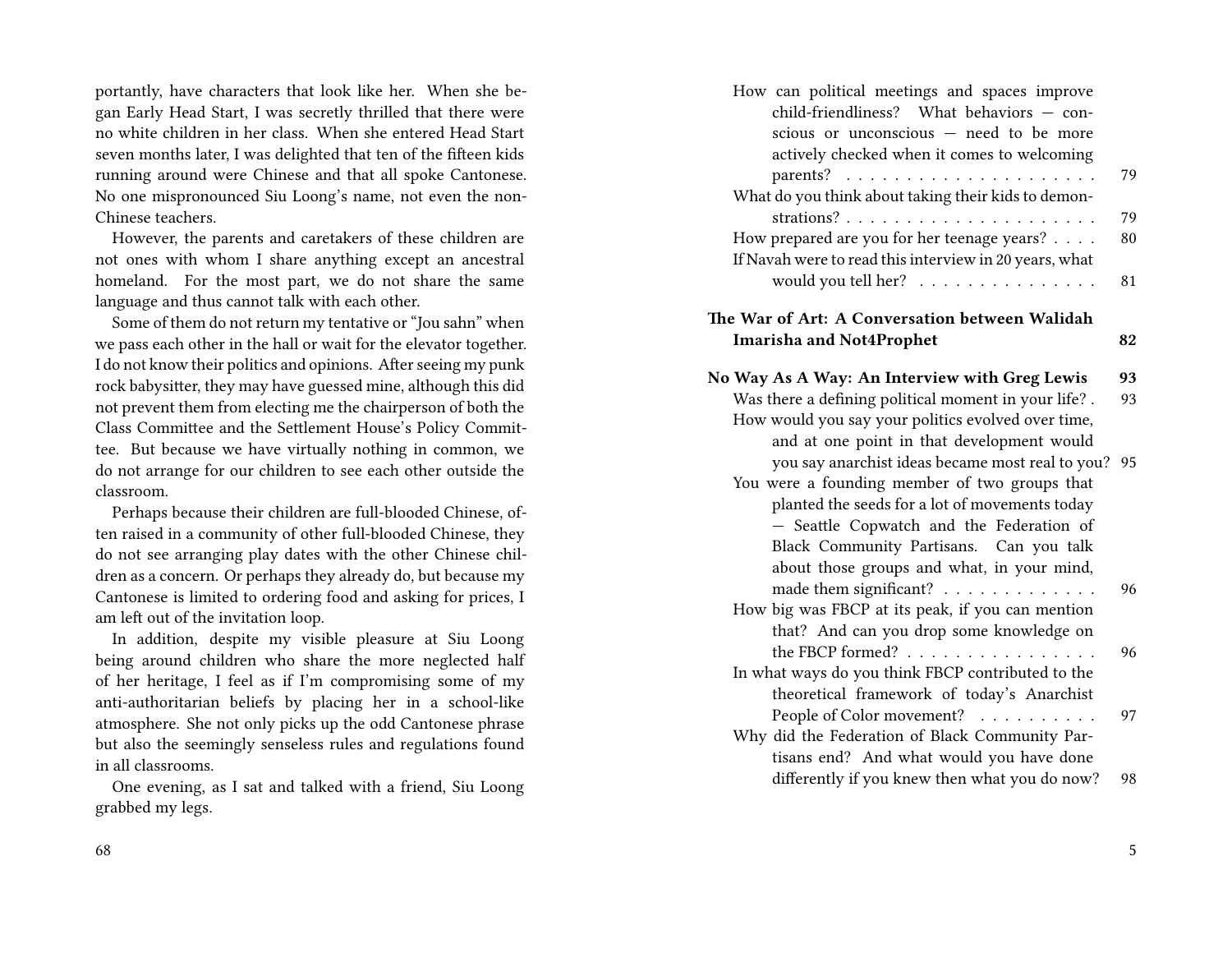portantly, have characters that look like her. When she began Early Head Start, I was secretly thrilled that there were no white children in her class. When she entered Head Start seven months later, I was delighted that ten of the fifteen kids running around were Chinese and that all spoke Cantonese. No one mispronounced Siu Loong's name, not even the non-Chinese teachers.

However, the parents and caretakers of these children are not ones with whom I share anything except an ancestral homeland. For the most part, we do not share the same language and thus cannot talk with each other.

Some of them do not return my tentative or "Jou sahn" when we pass each other in the hall or wait for the elevator together. I do not know their politics and opinions. After seeing my punk rock babysitter, they may have guessed mine, although this did not prevent them from electing me the chairperson of both the Class Committee and the Settlement House's Policy Committee. But because we have virtually nothing in common, we do not arrange for our children to see each other outside the classroom.

Perhaps because their children are full-blooded Chinese, often raised in a community of other full-blooded Chinese, they do not see arranging play dates with the other Chinese children as a concern. Or perhaps they already do, but because my Cantonese is limited to ordering food and asking for prices, I am left out of the invitation loop.

In addition, despite my visible pleasure at Siu Loong being around children who share the more neglected half of her heritage, I feel as if I'm compromising some of my anti-authoritarian beliefs by placing her in a school-like atmosphere. She not only picks up the odd Cantonese phrase but also the seemingly senseless rules and regulations found in all classrooms.

One evening, as I sat and talked with a friend, Siu Loong grabbed my legs.

- How can political meetings and spaces improve child-friendliness? What behaviors — conscious or unconscious — need to be more actively checked when it comes to welcoming parents? . . . . . 79
- What do you think about taking their kids to demonstrations? . . . . . 79
- How prepared are you for her teenage years? . . . . 80
- If Navah were to read this interview in 20 years, what would you tell her? . . . . . 81

**The War of Art: A Conversation between Walidah Imarisha and Not4Prophet** **82**

**No Way As A Way: An Interview with Greg Lewis** **93**

- Was there a defining political moment in your life? . 93
- How would you say your politics evolved over time, and at one point in that development would you say anarchist ideas became most real to you? 95
- You were a founding member of two groups that planted the seeds for a lot of movements today — Seattle Copwatch and the Federation of Black Community Partisans. Can you talk about those groups and what, in your mind, made them significant? . . . . . 96
- How big was FBCP at its peak, if you can mention that? And can you drop some knowledge on the FBCP formed? . . . . . 96
- In what ways do you think FBCP contributed to the theoretical framework of today's Anarchist People of Color movement? . . . . . 97
- Why did the Federation of Black Community Partisans end? And what would you have done differently if you knew then what you do now? 98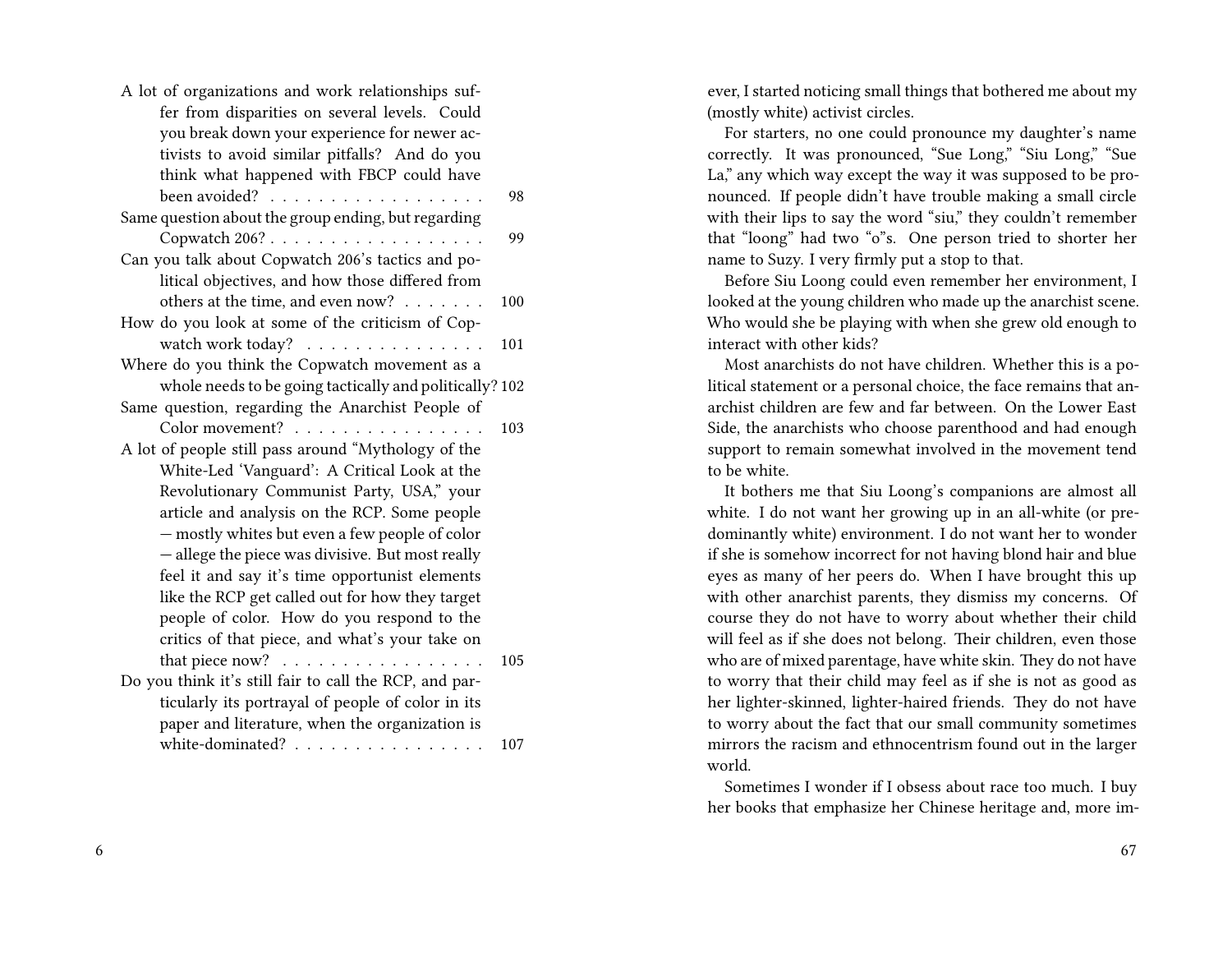A lot of organizations and work relationships suffer from disparities on several levels. Could you break down your experience for newer activists to avoid similar pitfalls? And do you think what happened with FBCP could have been avoided? . . . . . . . . . . . . . . . . . . 98

Same question about the group ending, but regarding Copwatch 206? . . . . . . . . . . . . . . . . . . 99

Can you talk about Copwatch 206's tactics and political objectives, and how those differed from others at the time, and even now? . . . . . . . 100

How do you look at some of the criticism of Copwatch work today? . . . . . . . . . . . . . . . 101

Where do you think the Copwatch movement as a whole needs to be going tactically and politically? 102

Same question, regarding the Anarchist People of Color movement? . . . . . . . . . . . . . . . . 103

A lot of people still pass around "Mythology of the White-Led 'Vanguard': A Critical Look at the Revolutionary Communist Party, USA," your article and analysis on the RCP. Some people — mostly whites but even a few people of color — allege the piece was divisive. But most really feel it and say it's time opportunist elements like the RCP get called out for how they target people of color. How do you respond to the critics of that piece, and what's your take on that piece now? . . . . . . . . . . . . . . . . . 105

Do you think it's still fair to call the RCP, and particularly its portrayal of people of color in its paper and literature, when the organization is white-dominated? . . . . . . . . . . . . . . . . 107

ever, I started noticing small things that bothered me about my (mostly white) activist circles.

For starters, no one could pronounce my daughter's name correctly. It was pronounced, "Sue Long," "Siu Long," "Sue La," any which way except the way it was supposed to be pronounced. If people didn't have trouble making a small circle with their lips to say the word "siu," they couldn't remember that "loong" had two "o"s. One person tried to shorter her name to Suzy. I very firmly put a stop to that.

Before Siu Loong could even remember her environment, I looked at the young children who made up the anarchist scene. Who would she be playing with when she grew old enough to interact with other kids?

Most anarchists do not have children. Whether this is a political statement or a personal choice, the face remains that anarchist children are few and far between. On the Lower East Side, the anarchists who choose parenthood and had enough support to remain somewhat involved in the movement tend to be white.

It bothers me that Siu Loong's companions are almost all white. I do not want her growing up in an all-white (or predominantly white) environment. I do not want her to wonder if she is somehow incorrect for not having blond hair and blue eyes as many of her peers do. When I have brought this up with other anarchist parents, they dismiss my concerns. Of course they do not have to worry about whether their child will feel as if she does not belong. Their children, even those who are of mixed parentage, have white skin. They do not have to worry that their child may feel as if she is not as good as her lighter-skinned, lighter-haired friends. They do not have to worry about the fact that our small community sometimes mirrors the racism and ethnocentrism found out in the larger world.

Sometimes I wonder if I obsess about race too much. I buy her books that emphasize her Chinese heritage and, more im-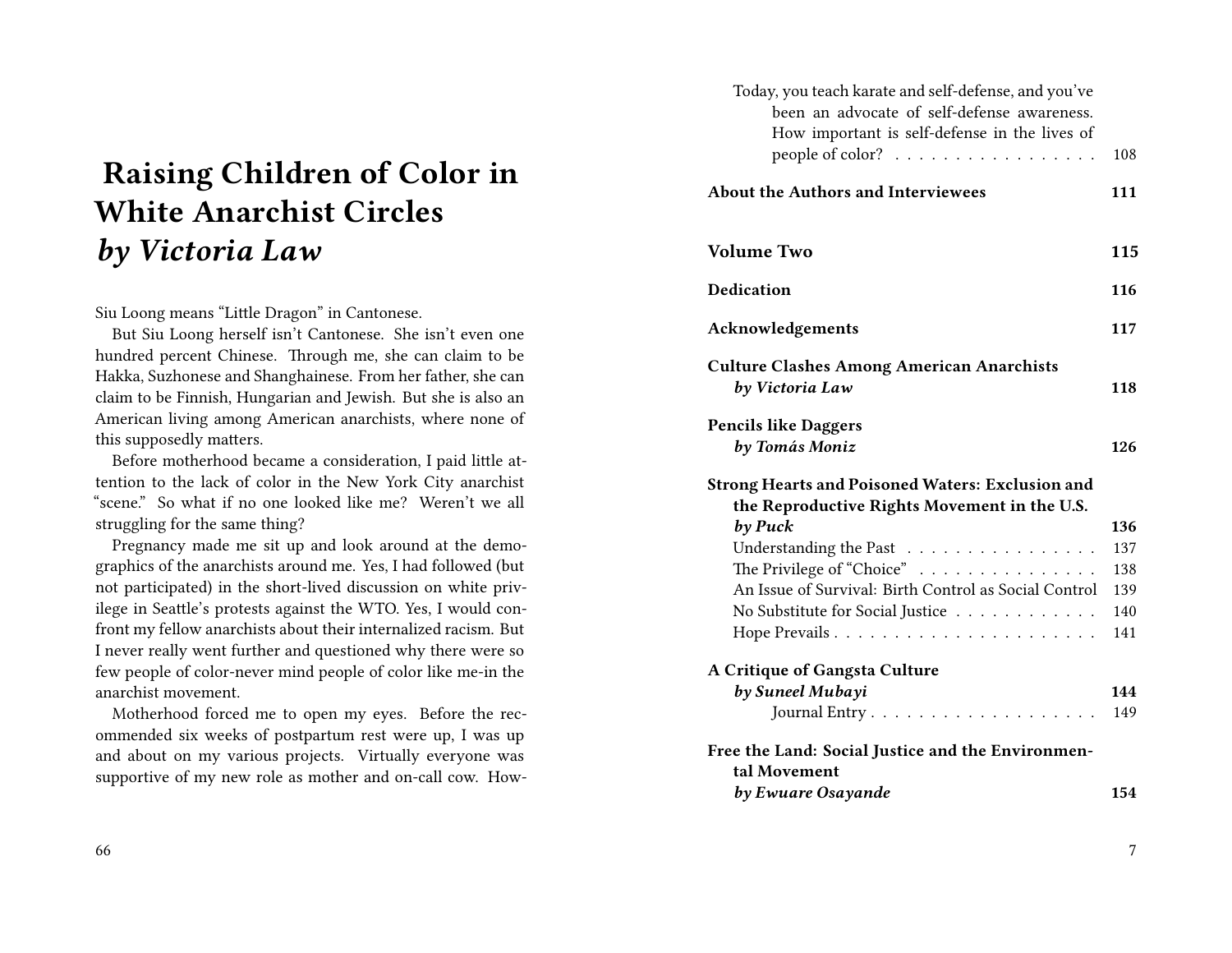# Raising Children of Color in White Anarchist Circles *by Victoria Law*

Siu Loong means "Little Dragon" in Cantonese.

But Siu Loong herself isn't Cantonese. She isn't even one hundred percent Chinese. Through me, she can claim to be Hakka, Suzhonese and Shanghainese. From her father, she can claim to be Finnish, Hungarian and Jewish. But she is also an American living among American anarchists, where none of this supposedly matters.

Before motherhood became a consideration, I paid little attention to the lack of color in the New York City anarchist "scene." So what if no one looked like me? Weren't we all struggling for the same thing?

Pregnancy made me sit up and look around at the demographics of the anarchists around me. Yes, I had followed (but not participated) in the short-lived discussion on white privilege in Seattle's protests against the WTO. Yes, I would confront my fellow anarchists about their internalized racism. But I never really went further and questioned why there were so few people of color-never mind people of color like me-in the anarchist movement.

Motherhood forced me to open my eyes. Before the recommended six weeks of postpartum rest were up, I was up and about on my various projects. Virtually everyone was supportive of my new role as mother and on-call cow. How-

Today, you teach karate and self-defense, and you've been an advocate of self-defense awareness. How important is self-defense in the lives of people of color? . . . . . . 108

**About the Authors and Interviewees** **111**

**Volume Two** **115**

**Dedication** **116**

**Acknowledgements** **117**

**Culture Clashes Among American Anarchists** *by Victoria Law* **118**

**Pencils like Daggers** *by Tomás Moniz* **126**

**Strong Hearts and Poisoned Waters: Exclusion and the Reproductive Rights Movement in the U.S.** *by Puck* **136**

- Understanding the Past . . . . . . 137
- The Privilege of "Choice" . . . . . . 138
- An Issue of Survival: Birth Control as Social Control 139
- No Substitute for Social Justice . . . . . . 140
- Hope Prevails . . . . . . 141

**A Critique of Gangsta Culture** *by Suneel Mubayi* **144**

- Journal Entry . . . . . . 149

**Free the Land: Social Justice and the Environmental Movement** *by Ewuare Osayande* **154**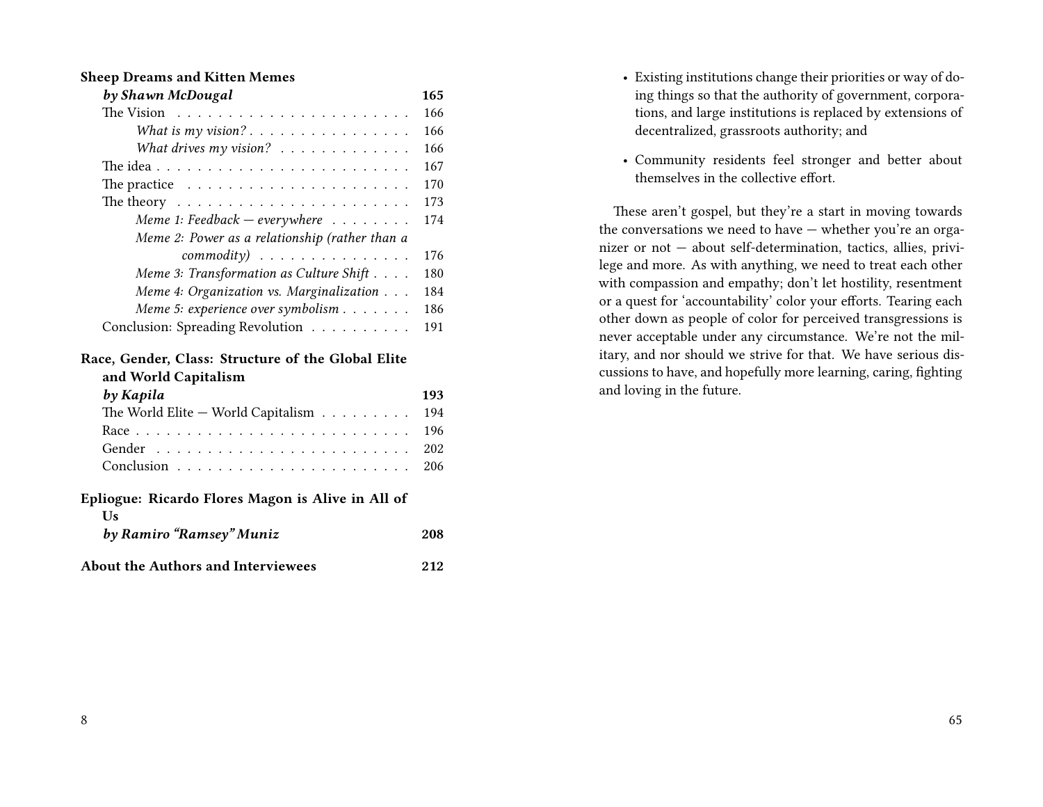**Sheep Dreams and Kitten Memes**
***by Shawn McDougal*** **165**

The Vision 166
*What is my vision?* 166
*What drives my vision?* 166
The idea 167
The practice 170
The theory 173
*Meme 1: Feedback — everywhere* 174
*Meme 2: Power as a relationship (rather than a commodity)* 176
*Meme 3: Transformation as Culture Shift* 180
*Meme 4: Organization vs. Marginalization* 184
*Meme 5: experience over symbolism* 186
Conclusion: Spreading Revolution 191

**Race, Gender, Class: Structure of the Global Elite and World Capitalism**
***by Kapila*** **193**

The World Elite — World Capitalism 194
Race 196
Gender 202
Conclusion 206

**Epliogue: Ricardo Flores Magon is Alive in All of Us**
***by Ramiro "Ramsey" Muniz*** **208**

**About the Authors and Interviewees** **212**

- Existing institutions change their priorities or way of doing things so that the authority of government, corporations, and large institutions is replaced by extensions of decentralized, grassroots authority; and
- Community residents feel stronger and better about themselves in the collective effort.

These aren't gospel, but they're a start in moving towards the conversations we need to have — whether you're an organizer or not — about self-determination, tactics, allies, privilege and more. As with anything, we need to treat each other with compassion and empathy; don't let hostility, resentment or a quest for 'accountability' color your efforts. Tearing each other down as people of color for perceived transgressions is never acceptable under any circumstance. We're not the military, and nor should we strive for that. We have serious discussions to have, and hopefully more learning, caring, fighting and loving in the future.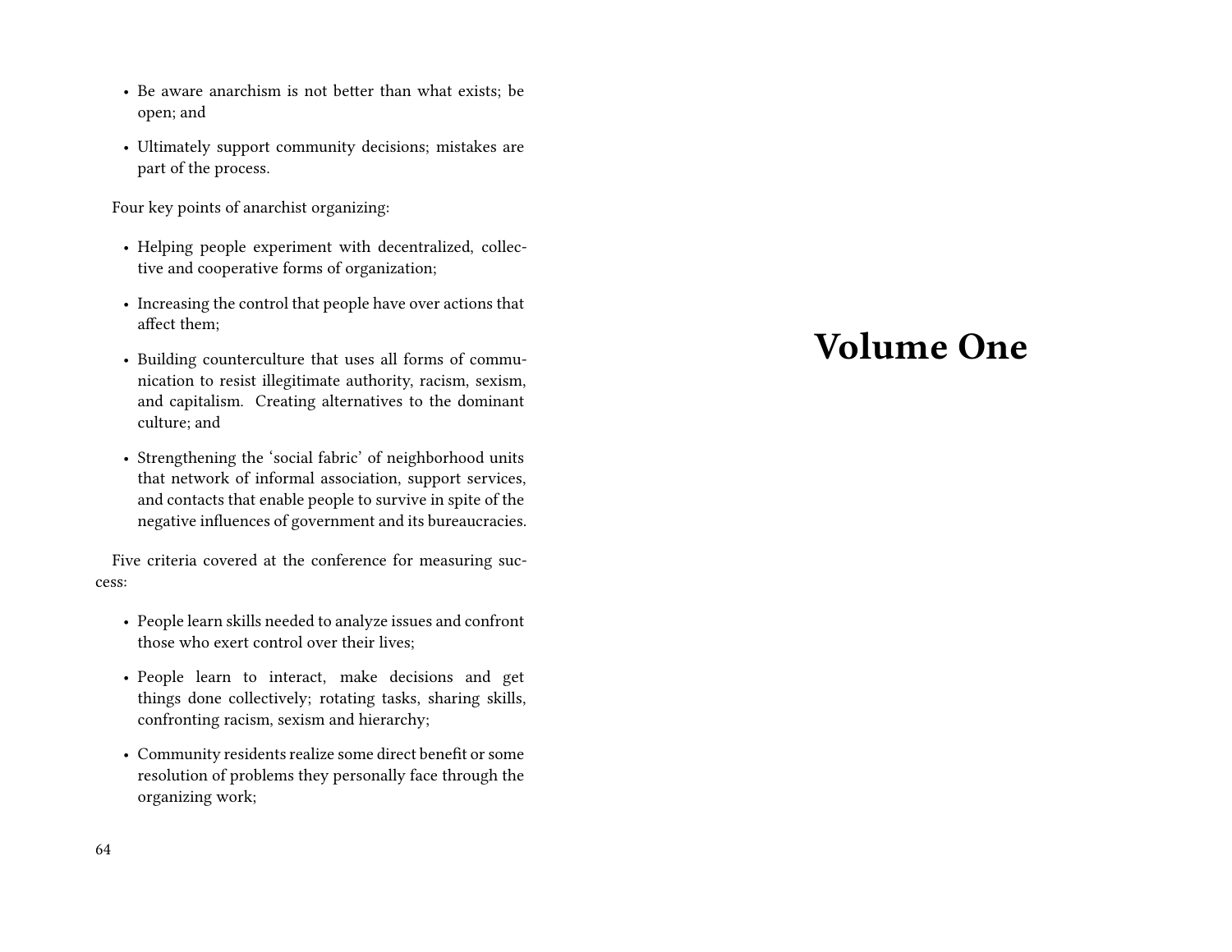- Be aware anarchism is not better than what exists; be open; and
- Ultimately support community decisions; mistakes are part of the process.

Four key points of anarchist organizing:

- Helping people experiment with decentralized, collective and cooperative forms of organization;
- Increasing the control that people have over actions that affect them;
- Building counterculture that uses all forms of communication to resist illegitimate authority, racism, sexism, and capitalism. Creating alternatives to the dominant culture; and
- Strengthening the 'social fabric' of neighborhood units that network of informal association, support services, and contacts that enable people to survive in spite of the negative influences of government and its bureaucracies.

Five criteria covered at the conference for measuring success:

- People learn skills needed to analyze issues and confront those who exert control over their lives;
- People learn to interact, make decisions and get things done collectively; rotating tasks, sharing skills, confronting racism, sexism and hierarchy;
- Community residents realize some direct benefit or some resolution of problems they personally face through the organizing work;

# Volume One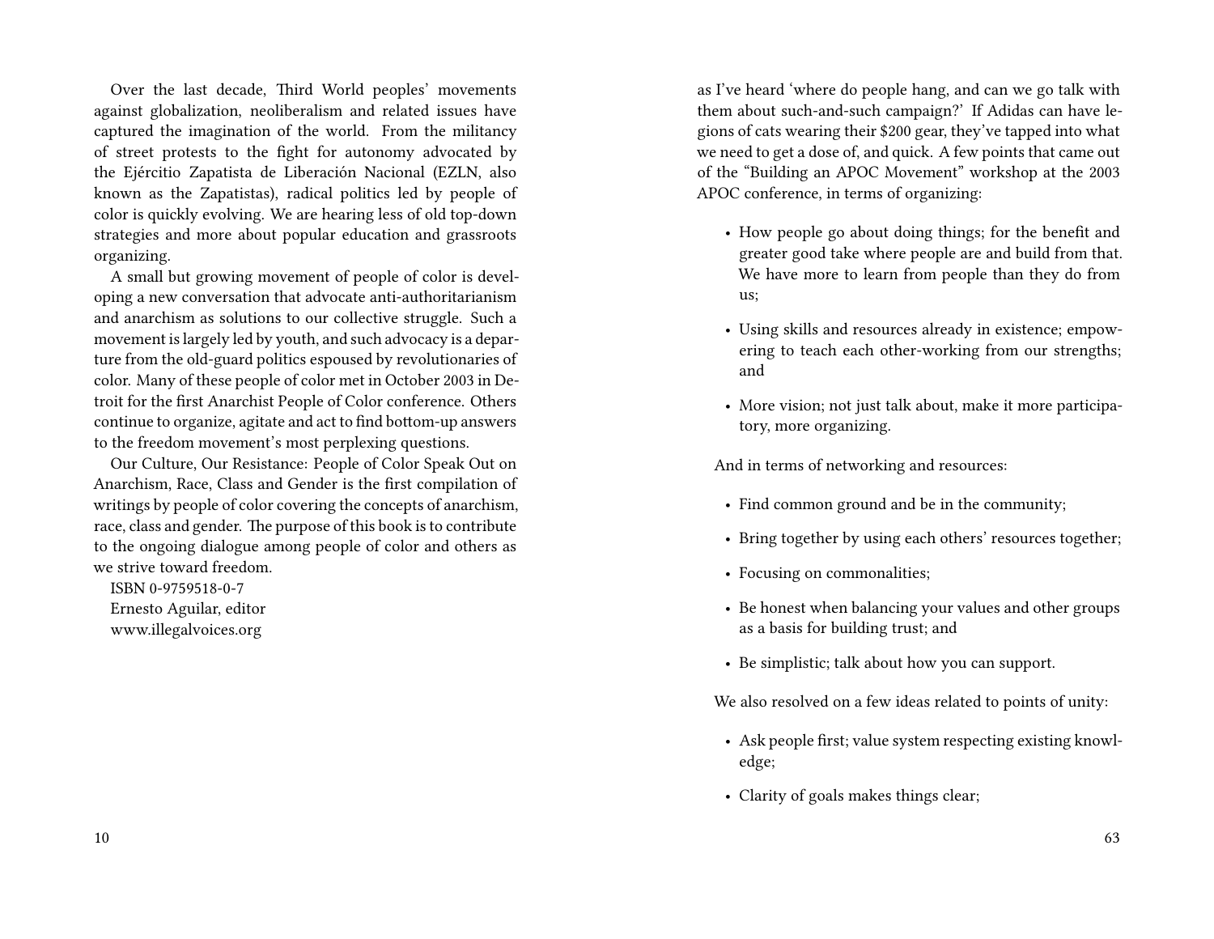Over the last decade, Third World peoples' movements against globalization, neoliberalism and related issues have captured the imagination of the world. From the militancy of street protests to the fight for autonomy advocated by the Ejércitio Zapatista de Liberación Nacional (EZLN, also known as the Zapatistas), radical politics led by people of color is quickly evolving. We are hearing less of old top-down strategies and more about popular education and grassroots organizing.

A small but growing movement of people of color is developing a new conversation that advocate anti-authoritarianism and anarchism as solutions to our collective struggle. Such a movement is largely led by youth, and such advocacy is a departure from the old-guard politics espoused by revolutionaries of color. Many of these people of color met in October 2003 in Detroit for the first Anarchist People of Color conference. Others continue to organize, agitate and act to find bottom-up answers to the freedom movement's most perplexing questions.

Our Culture, Our Resistance: People of Color Speak Out on Anarchism, Race, Class and Gender is the first compilation of writings by people of color covering the concepts of anarchism, race, class and gender. The purpose of this book is to contribute to the ongoing dialogue among people of color and others as we strive toward freedom.

ISBN 0-9759518-0-7

Ernesto Aguilar, editor

www.illegalvoices.org

as I've heard 'where do people hang, and can we go talk with them about such-and-such campaign?' If Adidas can have legions of cats wearing their $200 gear, they've tapped into what we need to get a dose of, and quick. A few points that came out of the "Building an APOC Movement" workshop at the 2003 APOC conference, in terms of organizing:

- How people go about doing things; for the benefit and greater good take where people are and build from that. We have more to learn from people than they do from us;
- Using skills and resources already in existence; empowering to teach each other-working from our strengths; and
- More vision; not just talk about, make it more participatory, more organizing.

And in terms of networking and resources:

- Find common ground and be in the community;
- Bring together by using each others' resources together;
- Focusing on commonalities;
- Be honest when balancing your values and other groups as a basis for building trust; and
- Be simplistic; talk about how you can support.

We also resolved on a few ideas related to points of unity:

- Ask people first; value system respecting existing knowledge;
- Clarity of goals makes things clear;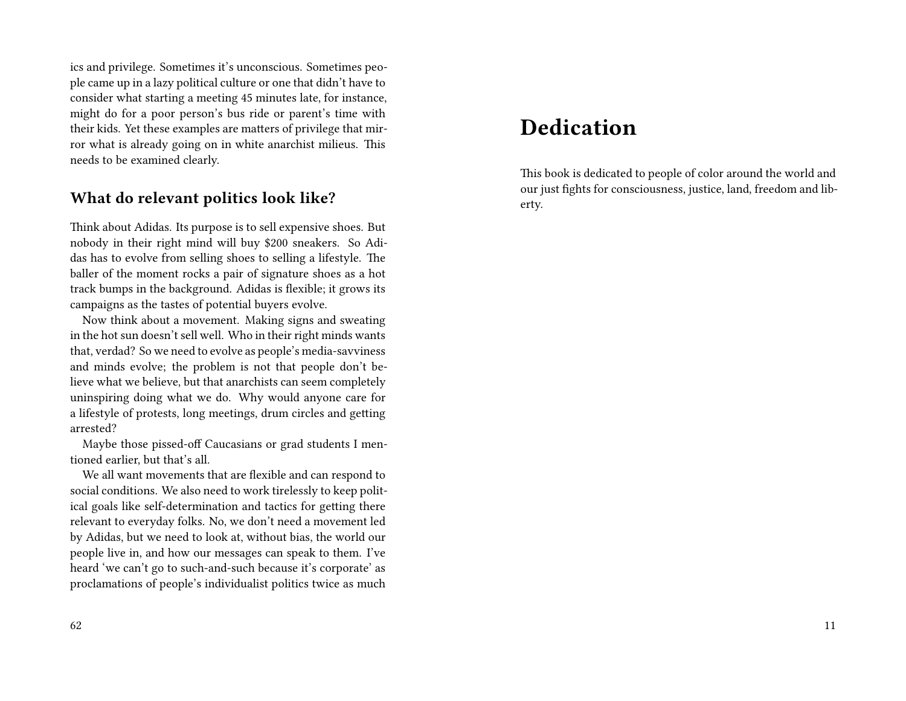ics and privilege. Sometimes it's unconscious. Sometimes people came up in a lazy political culture or one that didn't have to consider what starting a meeting 45 minutes late, for instance, might do for a poor person's bus ride or parent's time with their kids. Yet these examples are matters of privilege that mirror what is already going on in white anarchist milieus. This needs to be examined clearly.

### What do relevant politics look like?

Think about Adidas. Its purpose is to sell expensive shoes. But nobody in their right mind will buy $200 sneakers. So Adidas has to evolve from selling shoes to selling a lifestyle. The baller of the moment rocks a pair of signature shoes as a hot track bumps in the background. Adidas is flexible; it grows its campaigns as the tastes of potential buyers evolve.

Now think about a movement. Making signs and sweating in the hot sun doesn't sell well. Who in their right minds wants that, verdad? So we need to evolve as people's media-savviness and minds evolve; the problem is not that people don't believe what we believe, but that anarchists can seem completely uninspiring doing what we do. Why would anyone care for a lifestyle of protests, long meetings, drum circles and getting arrested?

Maybe those pissed-off Caucasians or grad students I mentioned earlier, but that's all.

We all want movements that are flexible and can respond to social conditions. We also need to work tirelessly to keep political goals like self-determination and tactics for getting there relevant to everyday folks. No, we don't need a movement led by Adidas, but we need to look at, without bias, the world our people live in, and how our messages can speak to them. I've heard 'we can't go to such-and-such because it's corporate' as proclamations of people's individualist politics twice as much

## Dedication

This book is dedicated to people of color around the world and our just fights for consciousness, justice, land, freedom and liberty.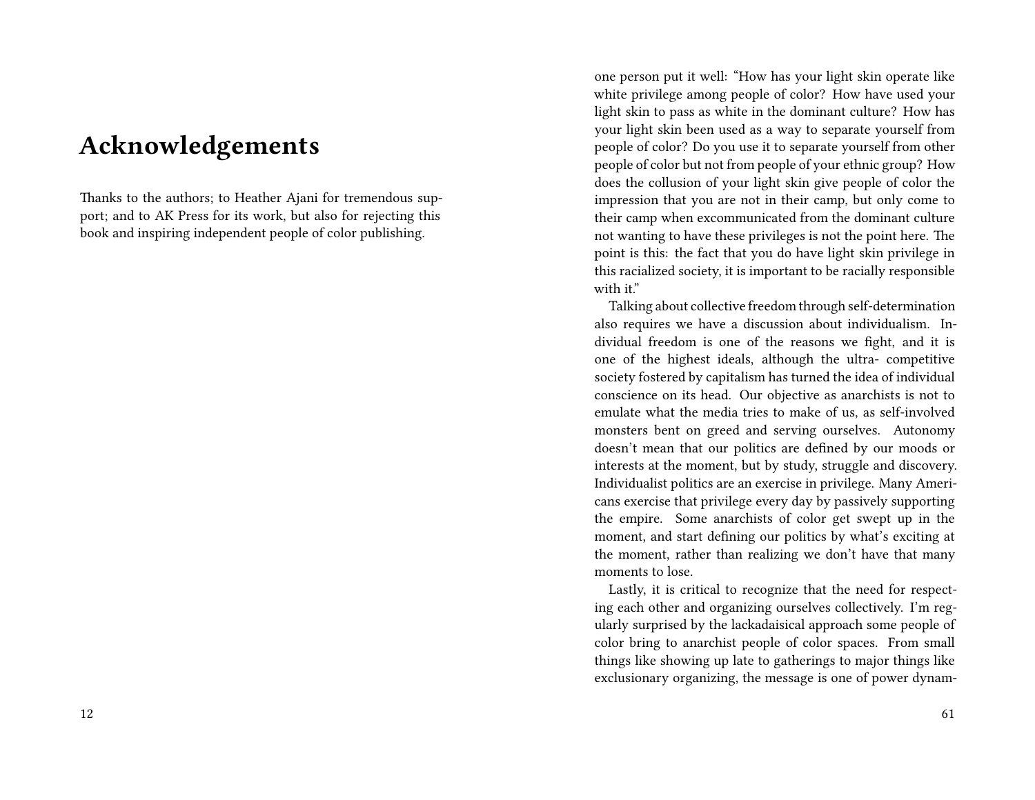# Acknowledgements

Thanks to the authors; to Heather Ajani for tremendous support; and to AK Press for its work, but also for rejecting this book and inspiring independent people of color publishing.

one person put it well: "How has your light skin operate like white privilege among people of color? How have used your light skin to pass as white in the dominant culture? How has your light skin been used as a way to separate yourself from people of color? Do you use it to separate yourself from other people of color but not from people of your ethnic group? How does the collusion of your light skin give people of color the impression that you are not in their camp, but only come to their camp when excommunicated from the dominant culture not wanting to have these privileges is not the point here. The point is this: the fact that you do have light skin privilege in this racialized society, it is important to be racially responsible with it."

Talking about collective freedom through self-determination also requires we have a discussion about individualism. Individual freedom is one of the reasons we fight, and it is one of the highest ideals, although the ultra- competitive society fostered by capitalism has turned the idea of individual conscience on its head. Our objective as anarchists is not to emulate what the media tries to make of us, as self-involved monsters bent on greed and serving ourselves. Autonomy doesn't mean that our politics are defined by our moods or interests at the moment, but by study, struggle and discovery. Individualist politics are an exercise in privilege. Many Americans exercise that privilege every day by passively supporting the empire. Some anarchists of color get swept up in the moment, and start defining our politics by what's exciting at the moment, rather than realizing we don't have that many moments to lose.

Lastly, it is critical to recognize that the need for respecting each other and organizing ourselves collectively. I'm regularly surprised by the lackadaisical approach some people of color bring to anarchist people of color spaces. From small things like showing up late to gatherings to major things like exclusionary organizing, the message is one of power dynam-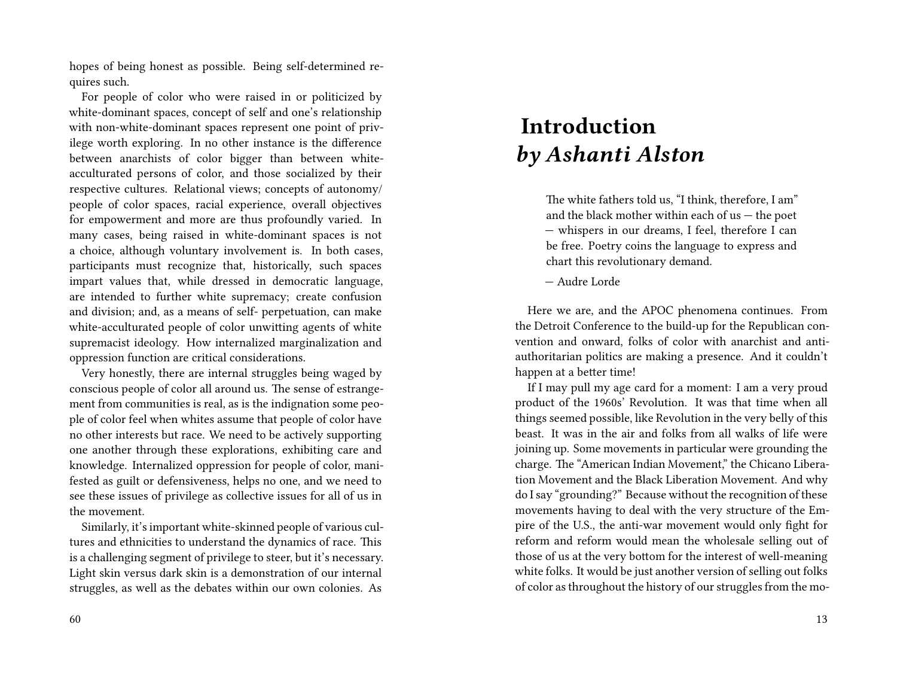hopes of being honest as possible. Being self-determined requires such.

For people of color who were raised in or politicized by white-dominant spaces, concept of self and one's relationship with non-white-dominant spaces represent one point of privilege worth exploring. In no other instance is the difference between anarchists of color bigger than between white-acculturated persons of color, and those socialized by their respective cultures. Relational views; concepts of autonomy/ people of color spaces, racial experience, overall objectives for empowerment and more are thus profoundly varied. In many cases, being raised in white-dominant spaces is not a choice, although voluntary involvement is. In both cases, participants must recognize that, historically, such spaces impart values that, while dressed in democratic language, are intended to further white supremacy; create confusion and division; and, as a means of self- perpetuation, can make white-acculturated people of color unwitting agents of white supremacist ideology. How internalized marginalization and oppression function are critical considerations.

Very honestly, there are internal struggles being waged by conscious people of color all around us. The sense of estrangement from communities is real, as is the indignation some people of color feel when whites assume that people of color have no other interests but race. We need to be actively supporting one another through these explorations, exhibiting care and knowledge. Internalized oppression for people of color, manifested as guilt or defensiveness, helps no one, and we need to see these issues of privilege as collective issues for all of us in the movement.

Similarly, it's important white-skinned people of various cultures and ethnicities to understand the dynamics of race. This is a challenging segment of privilege to steer, but it's necessary. Light skin versus dark skin is a demonstration of our internal struggles, as well as the debates within our own colonies. As

# Introduction *by Ashanti Alston*

> The white fathers told us, "I think, therefore, I am" and the black mother within each of us — the poet — whispers in our dreams, I feel, therefore I can be free. Poetry coins the language to express and chart this revolutionary demand.
>
> — Audre Lorde

Here we are, and the APOC phenomena continues. From the Detroit Conference to the build-up for the Republican convention and onward, folks of color with anarchist and anti-authoritarian politics are making a presence. And it couldn't happen at a better time!

If I may pull my age card for a moment: I am a very proud product of the 1960s' Revolution. It was that time when all things seemed possible, like Revolution in the very belly of this beast. It was in the air and folks from all walks of life were joining up. Some movements in particular were grounding the charge. The "American Indian Movement," the Chicano Liberation Movement and the Black Liberation Movement. And why do I say "grounding?" Because without the recognition of these movements having to deal with the very structure of the Empire of the U.S., the anti-war movement would only fight for reform and reform would mean the wholesale selling out of those of us at the very bottom for the interest of well-meaning white folks. It would be just another version of selling out folks of color as throughout the history of our struggles from the mo-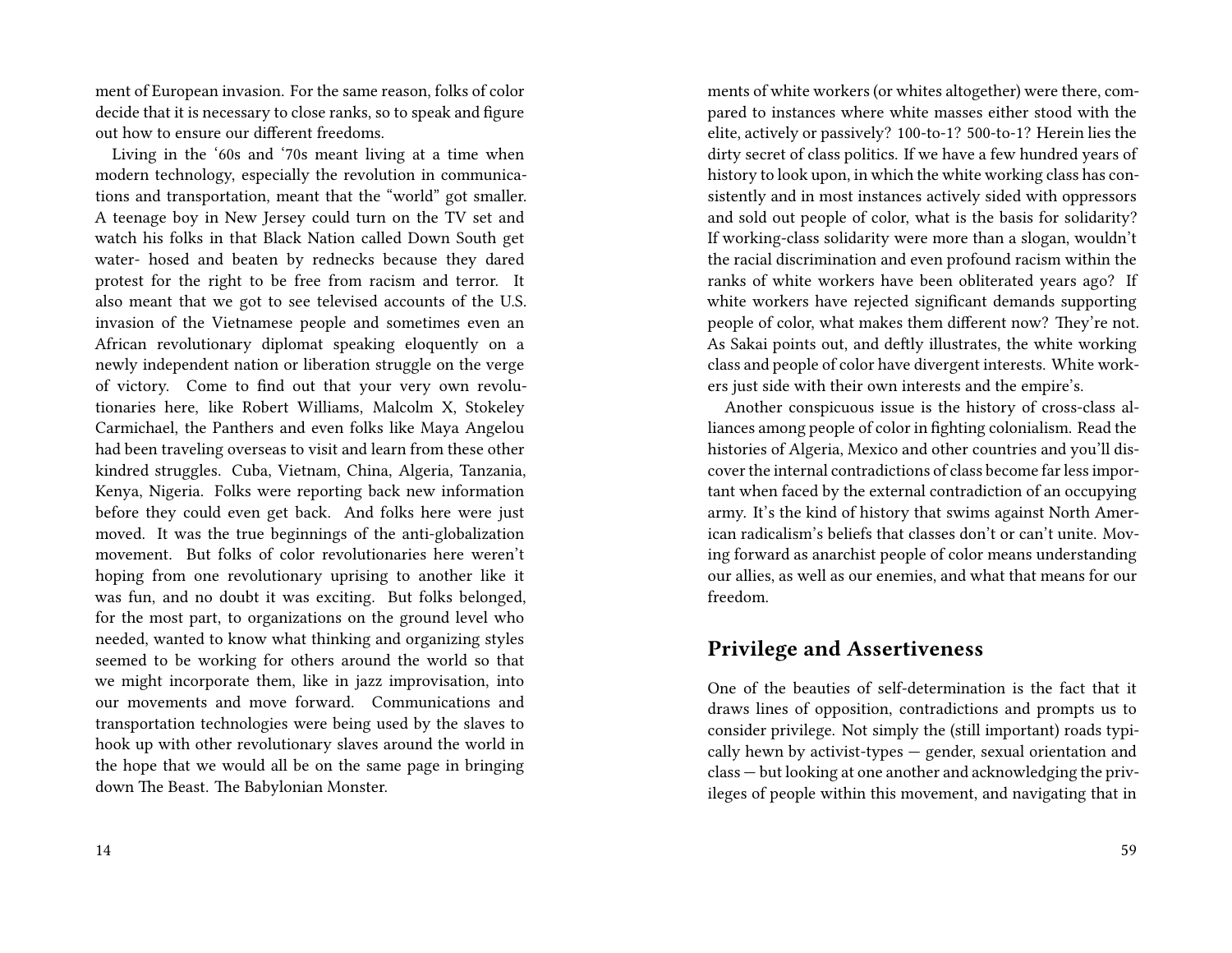ment of European invasion. For the same reason, folks of color decide that it is necessary to close ranks, so to speak and figure out how to ensure our different freedoms.

Living in the '60s and '70s meant living at a time when modern technology, especially the revolution in communications and transportation, meant that the "world" got smaller. A teenage boy in New Jersey could turn on the TV set and watch his folks in that Black Nation called Down South get water- hosed and beaten by rednecks because they dared protest for the right to be free from racism and terror. It also meant that we got to see televised accounts of the U.S. invasion of the Vietnamese people and sometimes even an African revolutionary diplomat speaking eloquently on a newly independent nation or liberation struggle on the verge of victory. Come to find out that your very own revolutionaries here, like Robert Williams, Malcolm X, Stokeley Carmichael, the Panthers and even folks like Maya Angelou had been traveling overseas to visit and learn from these other kindred struggles. Cuba, Vietnam, China, Algeria, Tanzania, Kenya, Nigeria. Folks were reporting back new information before they could even get back. And folks here were just moved. It was the true beginnings of the anti-globalization movement. But folks of color revolutionaries here weren't hoping from one revolutionary uprising to another like it was fun, and no doubt it was exciting. But folks belonged, for the most part, to organizations on the ground level who needed, wanted to know what thinking and organizing styles seemed to be working for others around the world so that we might incorporate them, like in jazz improvisation, into our movements and move forward. Communications and transportation technologies were being used by the slaves to hook up with other revolutionary slaves around the world in the hope that we would all be on the same page in bringing down The Beast. The Babylonian Monster.

ments of white workers (or whites altogether) were there, compared to instances where white masses either stood with the elite, actively or passively? 100-to-1? 500-to-1? Herein lies the dirty secret of class politics. If we have a few hundred years of history to look upon, in which the white working class has consistently and in most instances actively sided with oppressors and sold out people of color, what is the basis for solidarity? If working-class solidarity were more than a slogan, wouldn't the racial discrimination and even profound racism within the ranks of white workers have been obliterated years ago? If white workers have rejected significant demands supporting people of color, what makes them different now? They're not. As Sakai points out, and deftly illustrates, the white working class and people of color have divergent interests. White workers just side with their own interests and the empire's.

Another conspicuous issue is the history of cross-class alliances among people of color in fighting colonialism. Read the histories of Algeria, Mexico and other countries and you'll discover the internal contradictions of class become far less important when faced by the external contradiction of an occupying army. It's the kind of history that swims against North American radicalism's beliefs that classes don't or can't unite. Moving forward as anarchist people of color means understanding our allies, as well as our enemies, and what that means for our freedom.

## Privilege and Assertiveness

One of the beauties of self-determination is the fact that it draws lines of opposition, contradictions and prompts us to consider privilege. Not simply the (still important) roads typically hewn by activist-types — gender, sexual orientation and class — but looking at one another and acknowledging the privileges of people within this movement, and navigating that in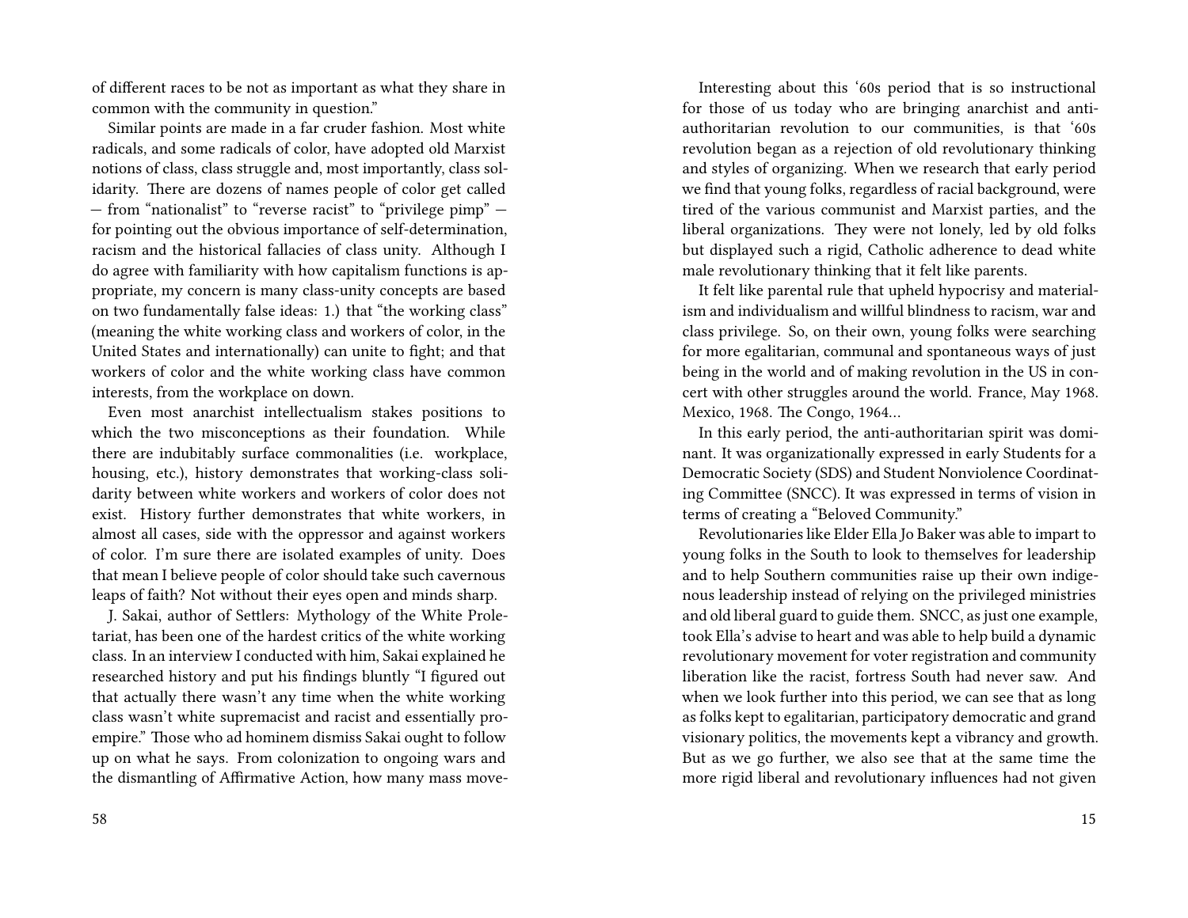of different races to be not as important as what they share in common with the community in question."

Similar points are made in a far cruder fashion. Most white radicals, and some radicals of color, have adopted old Marxist notions of class, class struggle and, most importantly, class solidarity. There are dozens of names people of color get called — from "nationalist" to "reverse racist" to "privilege pimp" — for pointing out the obvious importance of self-determination, racism and the historical fallacies of class unity. Although I do agree with familiarity with how capitalism functions is appropriate, my concern is many class-unity concepts are based on two fundamentally false ideas: 1.) that "the working class" (meaning the white working class and workers of color, in the United States and internationally) can unite to fight; and that workers of color and the white working class have common interests, from the workplace on down.

Even most anarchist intellectualism stakes positions to which the two misconceptions as their foundation. While there are indubitably surface commonalities (i.e. workplace, housing, etc.), history demonstrates that working-class solidarity between white workers and workers of color does not exist. History further demonstrates that white workers, in almost all cases, side with the oppressor and against workers of color. I'm sure there are isolated examples of unity. Does that mean I believe people of color should take such cavernous leaps of faith? Not without their eyes open and minds sharp.

J. Sakai, author of Settlers: Mythology of the White Proletariat, has been one of the hardest critics of the white working class. In an interview I conducted with him, Sakai explained he researched history and put his findings bluntly "I figured out that actually there wasn't any time when the white working class wasn't white supremacist and racist and essentially pro-empire." Those who ad hominem dismiss Sakai ought to follow up on what he says. From colonization to ongoing wars and the dismantling of Affirmative Action, how many mass move-

Interesting about this '60s period that is so instructional for those of us today who are bringing anarchist and anti-authoritarian revolution to our communities, is that '60s revolution began as a rejection of old revolutionary thinking and styles of organizing. When we research that early period we find that young folks, regardless of racial background, were tired of the various communist and Marxist parties, and the liberal organizations. They were not lonely, led by old folks but displayed such a rigid, Catholic adherence to dead white male revolutionary thinking that it felt like parents.

It felt like parental rule that upheld hypocrisy and materialism and individualism and willful blindness to racism, war and class privilege. So, on their own, young folks were searching for more egalitarian, communal and spontaneous ways of just being in the world and of making revolution in the US in concert with other struggles around the world. France, May 1968. Mexico, 1968. The Congo, 1964…

In this early period, the anti-authoritarian spirit was dominant. It was organizationally expressed in early Students for a Democratic Society (SDS) and Student Nonviolence Coordinating Committee (SNCC). It was expressed in terms of vision in terms of creating a "Beloved Community."

Revolutionaries like Elder Ella Jo Baker was able to impart to young folks in the South to look to themselves for leadership and to help Southern communities raise up their own indigenous leadership instead of relying on the privileged ministries and old liberal guard to guide them. SNCC, as just one example, took Ella's advise to heart and was able to help build a dynamic revolutionary movement for voter registration and community liberation like the racist, fortress South had never saw. And when we look further into this period, we can see that as long as folks kept to egalitarian, participatory democratic and grand visionary politics, the movements kept a vibrancy and growth. But as we go further, we also see that at the same time the more rigid liberal and revolutionary influences had not given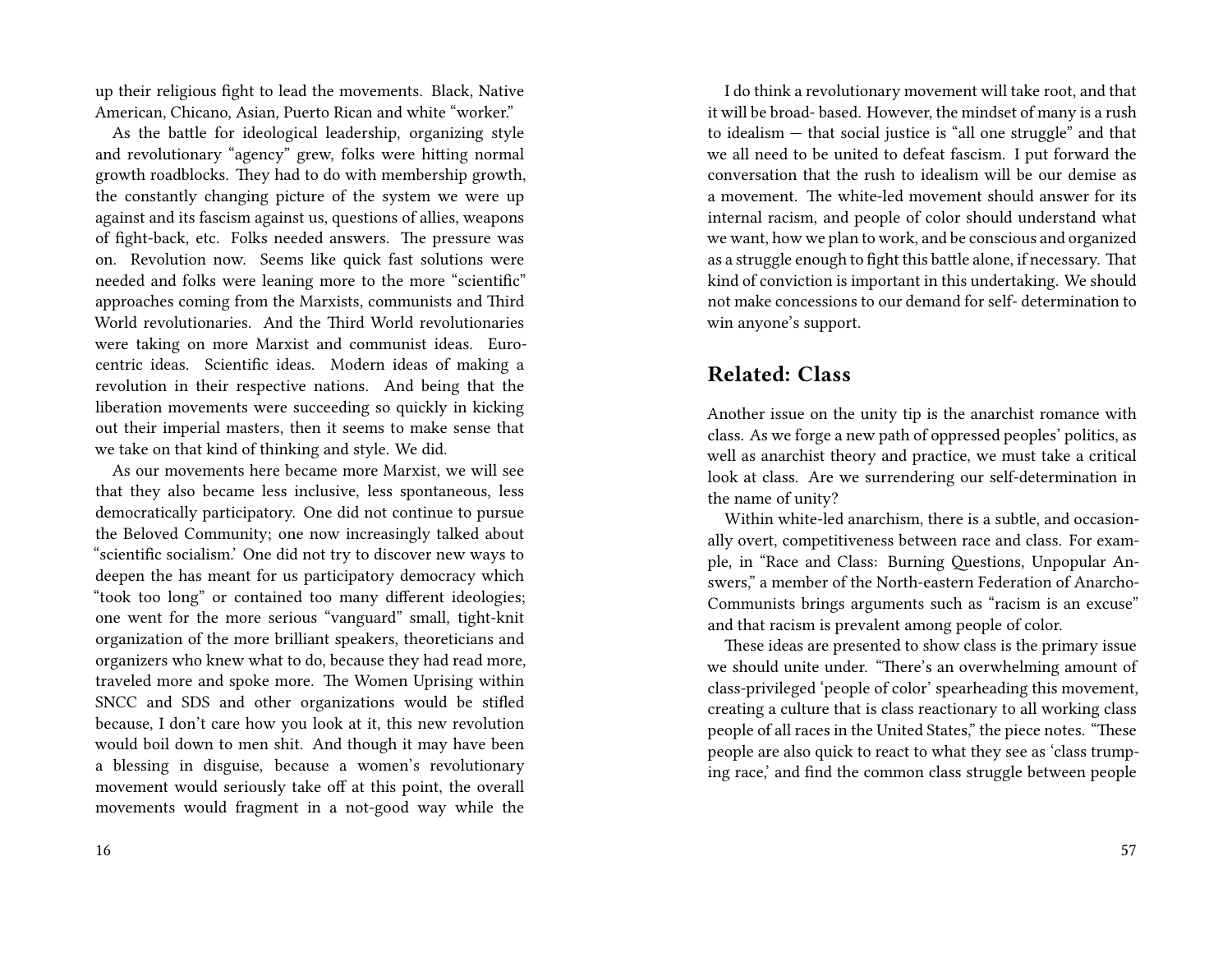up their religious fight to lead the movements. Black, Native American, Chicano, Asian, Puerto Rican and white "worker."

As the battle for ideological leadership, organizing style and revolutionary "agency" grew, folks were hitting normal growth roadblocks. They had to do with membership growth, the constantly changing picture of the system we were up against and its fascism against us, questions of allies, weapons of fight-back, etc. Folks needed answers. The pressure was on. Revolution now. Seems like quick fast solutions were needed and folks were leaning more to the more "scientific" approaches coming from the Marxists, communists and Third World revolutionaries. And the Third World revolutionaries were taking on more Marxist and communist ideas. Euro-centric ideas. Scientific ideas. Modern ideas of making a revolution in their respective nations. And being that the liberation movements were succeeding so quickly in kicking out their imperial masters, then it seems to make sense that we take on that kind of thinking and style. We did.

As our movements here became more Marxist, we will see that they also became less inclusive, less spontaneous, less democratically participatory. One did not continue to pursue the Beloved Community; one now increasingly talked about "scientific socialism.' One did not try to discover new ways to deepen the has meant for us participatory democracy which "took too long" or contained too many different ideologies; one went for the more serious "vanguard" small, tight-knit organization of the more brilliant speakers, theoreticians and organizers who knew what to do, because they had read more, traveled more and spoke more. The Women Uprising within SNCC and SDS and other organizations would be stifled because, I don't care how you look at it, this new revolution would boil down to men shit. And though it may have been a blessing in disguise, because a women's revolutionary movement would seriously take off at this point, the overall movements would fragment in a not-good way while the

I do think a revolutionary movement will take root, and that it will be broad- based. However, the mindset of many is a rush to idealism — that social justice is "all one struggle" and that we all need to be united to defeat fascism. I put forward the conversation that the rush to idealism will be our demise as a movement. The white-led movement should answer for its internal racism, and people of color should understand what we want, how we plan to work, and be conscious and organized as a struggle enough to fight this battle alone, if necessary. That kind of conviction is important in this undertaking. We should not make concessions to our demand for self- determination to win anyone's support.

## Related: Class

Another issue on the unity tip is the anarchist romance with class. As we forge a new path of oppressed peoples' politics, as well as anarchist theory and practice, we must take a critical look at class. Are we surrendering our self-determination in the name of unity?

Within white-led anarchism, there is a subtle, and occasionally overt, competitiveness between race and class. For example, in "Race and Class: Burning Questions, Unpopular Answers," a member of the North-eastern Federation of Anarcho-Communists brings arguments such as "racism is an excuse" and that racism is prevalent among people of color.

These ideas are presented to show class is the primary issue we should unite under. "There's an overwhelming amount of class-privileged 'people of color' spearheading this movement, creating a culture that is class reactionary to all working class people of all races in the United States," the piece notes. "These people are also quick to react to what they see as 'class trumping race,' and find the common class struggle between people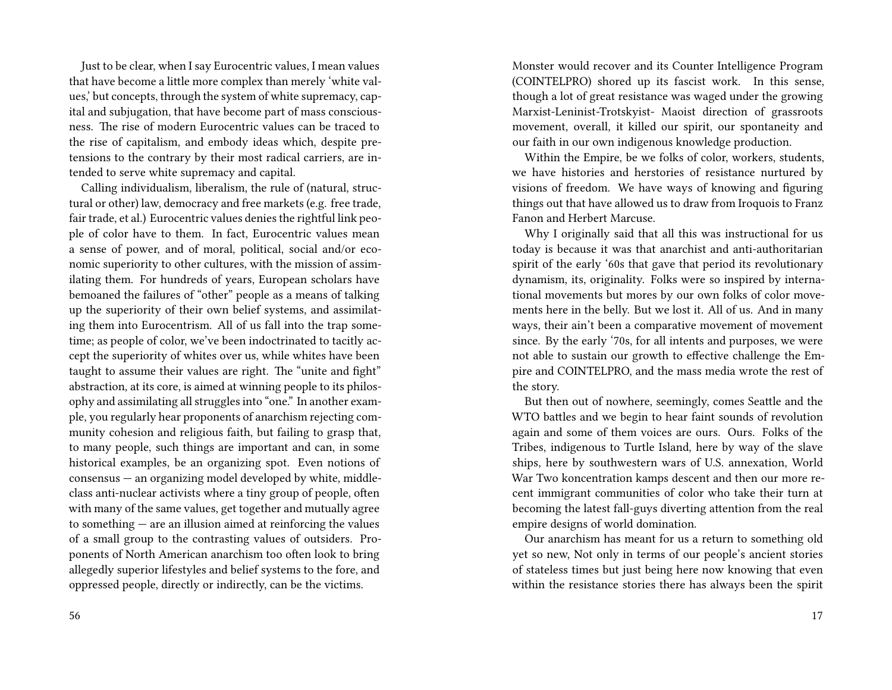Just to be clear, when I say Eurocentric values, I mean values that have become a little more complex than merely 'white values,' but concepts, through the system of white supremacy, capital and subjugation, that have become part of mass consciousness. The rise of modern Eurocentric values can be traced to the rise of capitalism, and embody ideas which, despite pretensions to the contrary by their most radical carriers, are intended to serve white supremacy and capital.

Calling individualism, liberalism, the rule of (natural, structural or other) law, democracy and free markets (e.g. free trade, fair trade, et al.) Eurocentric values denies the rightful link people of color have to them. In fact, Eurocentric values mean a sense of power, and of moral, political, social and/or economic superiority to other cultures, with the mission of assimilating them. For hundreds of years, European scholars have bemoaned the failures of "other" people as a means of talking up the superiority of their own belief systems, and assimilating them into Eurocentrism. All of us fall into the trap sometime; as people of color, we've been indoctrinated to tacitly accept the superiority of whites over us, while whites have been taught to assume their values are right. The "unite and fight" abstraction, at its core, is aimed at winning people to its philosophy and assimilating all struggles into "one." In another example, you regularly hear proponents of anarchism rejecting community cohesion and religious faith, but failing to grasp that, to many people, such things are important and can, in some historical examples, be an organizing spot. Even notions of consensus — an organizing model developed by white, middle-class anti-nuclear activists where a tiny group of people, often with many of the same values, get together and mutually agree to something — are an illusion aimed at reinforcing the values of a small group to the contrasting values of outsiders. Proponents of North American anarchism too often look to bring allegedly superior lifestyles and belief systems to the fore, and oppressed people, directly or indirectly, can be the victims.

Monster would recover and its Counter Intelligence Program (COINTELPRO) shored up its fascist work. In this sense, though a lot of great resistance was waged under the growing Marxist-Leninist-Trotskyist- Maoist direction of grassroots movement, overall, it killed our spirit, our spontaneity and our faith in our own indigenous knowledge production.

Within the Empire, be we folks of color, workers, students, we have histories and herstories of resistance nurtured by visions of freedom. We have ways of knowing and figuring things out that have allowed us to draw from Iroquois to Franz Fanon and Herbert Marcuse.

Why I originally said that all this was instructional for us today is because it was that anarchist and anti-authoritarian spirit of the early '60s that gave that period its revolutionary dynamism, its, originality. Folks were so inspired by international movements but mores by our own folks of color movements here in the belly. But we lost it. All of us. And in many ways, their ain't been a comparative movement of movement since. By the early '70s, for all intents and purposes, we were not able to sustain our growth to effective challenge the Empire and COINTELPRO, and the mass media wrote the rest of the story.

But then out of nowhere, seemingly, comes Seattle and the WTO battles and we begin to hear faint sounds of revolution again and some of them voices are ours. Ours. Folks of the Tribes, indigenous to Turtle Island, here by way of the slave ships, here by southwestern wars of U.S. annexation, World War Two koncentration kamps descent and then our more recent immigrant communities of color who take their turn at becoming the latest fall-guys diverting attention from the real empire designs of world domination.

Our anarchism has meant for us a return to something old yet so new, Not only in terms of our people's ancient stories of stateless times but just being here now knowing that even within the resistance stories there has always been the spirit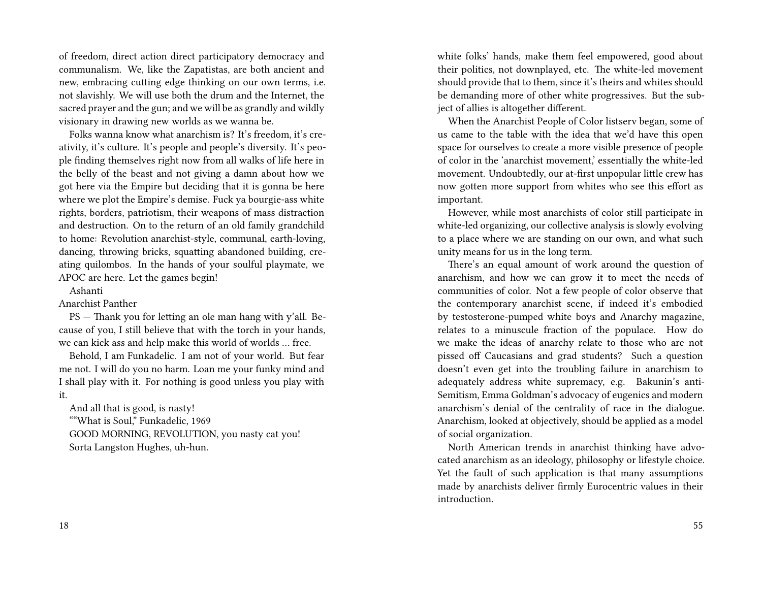of freedom, direct action direct participatory democracy and communalism. We, like the Zapatistas, are both ancient and new, embracing cutting edge thinking on our own terms, i.e. not slavishly. We will use both the drum and the Internet, the sacred prayer and the gun; and we will be as grandly and wildly visionary in drawing new worlds as we wanna be.

Folks wanna know what anarchism is? It's freedom, it's creativity, it's culture. It's people and people's diversity. It's people finding themselves right now from all walks of life here in the belly of the beast and not giving a damn about how we got here via the Empire but deciding that it is gonna be here where we plot the Empire's demise. Fuck ya bourgie-ass white rights, borders, patriotism, their weapons of mass distraction and destruction. On to the return of an old family grandchild to home: Revolution anarchist-style, communal, earth-loving, dancing, throwing bricks, squatting abandoned building, creating quilombos. In the hands of your soulful playmate, we APOC are here. Let the games begin!

Ashanti

Anarchist Panther

PS — Thank you for letting an ole man hang with y'all. Because of you, I still believe that with the torch in your hands, we can kick ass and help make this world of worlds … free.

Behold, I am Funkadelic. I am not of your world. But fear me not. I will do you no harm. Loan me your funky mind and I shall play with it. For nothing is good unless you play with it.

And all that is good, is nasty!

""What is Soul," Funkadelic, 1969

GOOD MORNING, REVOLUTION, you nasty cat you!

Sorta Langston Hughes, uh-hun.

white folks' hands, make them feel empowered, good about their politics, not downplayed, etc. The white-led movement should provide that to them, since it's theirs and whites should be demanding more of other white progressives. But the subject of allies is altogether different.

When the Anarchist People of Color listserv began, some of us came to the table with the idea that we'd have this open space for ourselves to create a more visible presence of people of color in the 'anarchist movement,' essentially the white-led movement. Undoubtedly, our at-first unpopular little crew has now gotten more support from whites who see this effort as important.

However, while most anarchists of color still participate in white-led organizing, our collective analysis is slowly evolving to a place where we are standing on our own, and what such unity means for us in the long term.

There's an equal amount of work around the question of anarchism, and how we can grow it to meet the needs of communities of color. Not a few people of color observe that the contemporary anarchist scene, if indeed it's embodied by testosterone-pumped white boys and Anarchy magazine, relates to a minuscule fraction of the populace. How do we make the ideas of anarchy relate to those who are not pissed off Caucasians and grad students? Such a question doesn't even get into the troubling failure in anarchism to adequately address white supremacy, e.g. Bakunin's anti-Semitism, Emma Goldman's advocacy of eugenics and modern anarchism's denial of the centrality of race in the dialogue. Anarchism, looked at objectively, should be applied as a model of social organization.

North American trends in anarchist thinking have advocated anarchism as an ideology, philosophy or lifestyle choice. Yet the fault of such application is that many assumptions made by anarchists deliver firmly Eurocentric values in their introduction.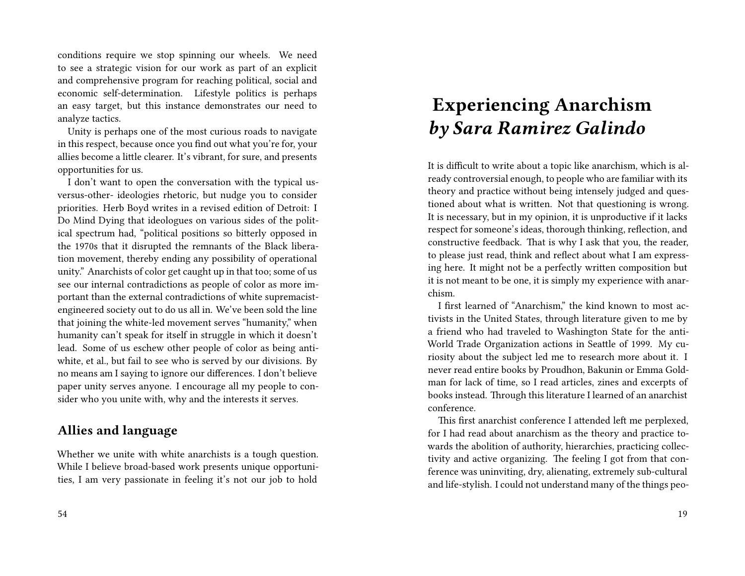conditions require we stop spinning our wheels. We need to see a strategic vision for our work as part of an explicit and comprehensive program for reaching political, social and economic self-determination. Lifestyle politics is perhaps an easy target, but this instance demonstrates our need to analyze tactics.

Unity is perhaps one of the most curious roads to navigate in this respect, because once you find out what you're for, your allies become a little clearer. It's vibrant, for sure, and presents opportunities for us.

I don't want to open the conversation with the typical us-versus-other- ideologies rhetoric, but nudge you to consider priorities. Herb Boyd writes in a revised edition of Detroit: I Do Mind Dying that ideologues on various sides of the political spectrum had, "political positions so bitterly opposed in the 1970s that it disrupted the remnants of the Black liberation movement, thereby ending any possibility of operational unity." Anarchists of color get caught up in that too; some of us see our internal contradictions as people of color as more important than the external contradictions of white supremacist-engineered society out to do us all in. We've been sold the line that joining the white-led movement serves "humanity," when humanity can't speak for itself in struggle in which it doesn't lead. Some of us eschew other people of color as being anti-white, et al., but fail to see who is served by our divisions. By no means am I saying to ignore our differences. I don't believe paper unity serves anyone. I encourage all my people to consider who you unite with, why and the interests it serves.

## Allies and language

Whether we unite with white anarchists is a tough question. While I believe broad-based work presents unique opportunities, I am very passionate in feeling it's not our job to hold

# Experiencing Anarchism *by Sara Ramirez Galindo*

It is difficult to write about a topic like anarchism, which is already controversial enough, to people who are familiar with its theory and practice without being intensely judged and questioned about what is written. Not that questioning is wrong. It is necessary, but in my opinion, it is unproductive if it lacks respect for someone's ideas, thorough thinking, reflection, and constructive feedback. That is why I ask that you, the reader, to please just read, think and reflect about what I am expressing here. It might not be a perfectly written composition but it is not meant to be one, it is simply my experience with anarchism.

I first learned of "Anarchism," the kind known to most activists in the United States, through literature given to me by a friend who had traveled to Washington State for the anti-World Trade Organization actions in Seattle of 1999. My curiosity about the subject led me to research more about it. I never read entire books by Proudhon, Bakunin or Emma Goldman for lack of time, so I read articles, zines and excerpts of books instead. Through this literature I learned of an anarchist conference.

This first anarchist conference I attended left me perplexed, for I had read about anarchism as the theory and practice towards the abolition of authority, hierarchies, practicing collectivity and active organizing. The feeling I got from that conference was uninviting, dry, alienating, extremely sub-cultural and life-stylish. I could not understand many of the things peo-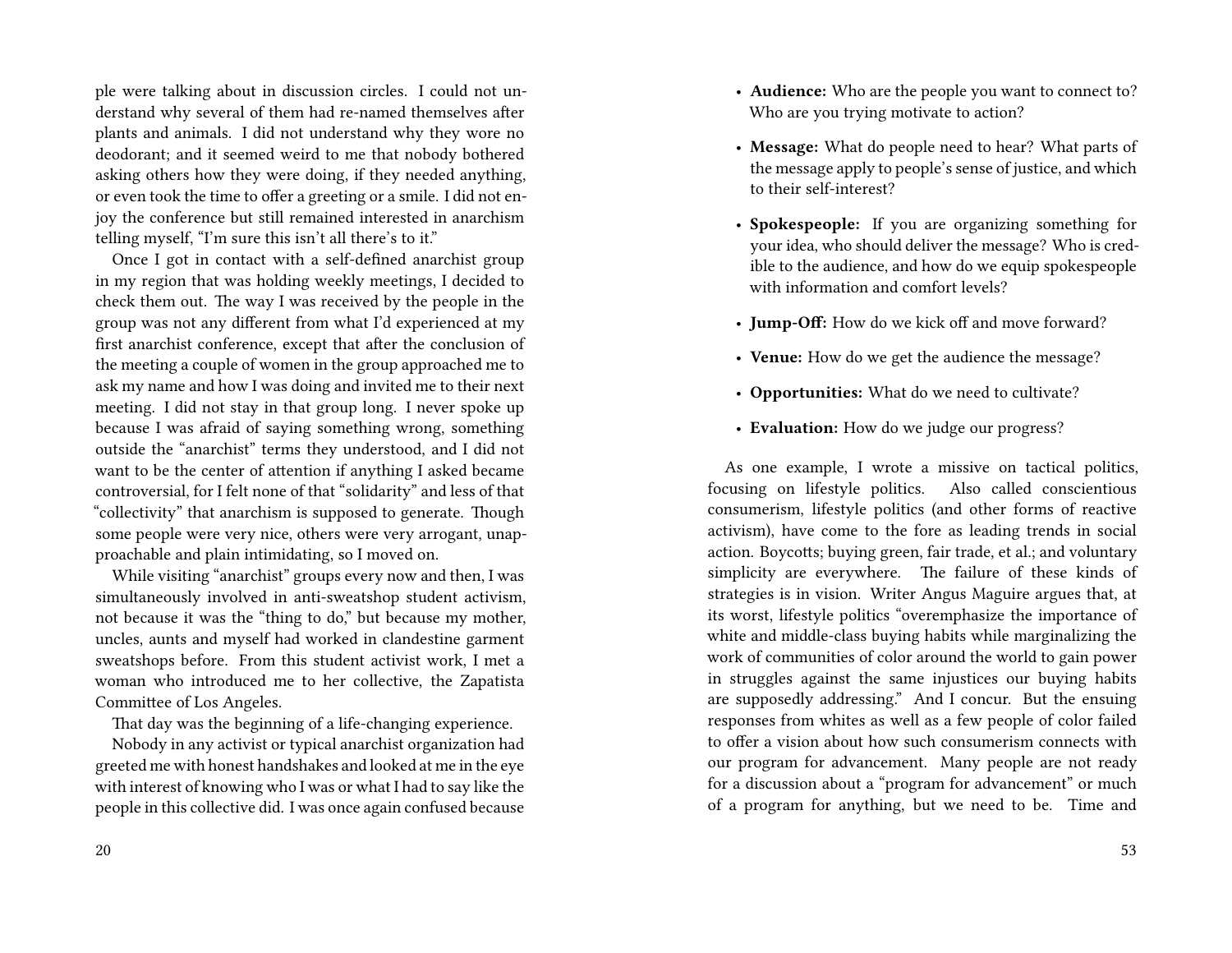ple were talking about in discussion circles. I could not understand why several of them had re-named themselves after plants and animals. I did not understand why they wore no deodorant; and it seemed weird to me that nobody bothered asking others how they were doing, if they needed anything, or even took the time to offer a greeting or a smile. I did not enjoy the conference but still remained interested in anarchism telling myself, "I'm sure this isn't all there's to it."

Once I got in contact with a self-defined anarchist group in my region that was holding weekly meetings, I decided to check them out. The way I was received by the people in the group was not any different from what I'd experienced at my first anarchist conference, except that after the conclusion of the meeting a couple of women in the group approached me to ask my name and how I was doing and invited me to their next meeting. I did not stay in that group long. I never spoke up because I was afraid of saying something wrong, something outside the "anarchist" terms they understood, and I did not want to be the center of attention if anything I asked became controversial, for I felt none of that "solidarity" and less of that "collectivity" that anarchism is supposed to generate. Though some people were very nice, others were very arrogant, unapproachable and plain intimidating, so I moved on.

While visiting "anarchist" groups every now and then, I was simultaneously involved in anti-sweatshop student activism, not because it was the "thing to do," but because my mother, uncles, aunts and myself had worked in clandestine garment sweatshops before. From this student activist work, I met a woman who introduced me to her collective, the Zapatista Committee of Los Angeles.

That day was the beginning of a life-changing experience.

Nobody in any activist or typical anarchist organization had greeted me with honest handshakes and looked at me in the eye with interest of knowing who I was or what I had to say like the people in this collective did. I was once again confused because

- **Audience:** Who are the people you want to connect to? Who are you trying motivate to action?
- **Message:** What do people need to hear? What parts of the message apply to people's sense of justice, and which to their self-interest?
- **Spokespeople:** If you are organizing something for your idea, who should deliver the message? Who is credible to the audience, and how do we equip spokespeople with information and comfort levels?
- **Jump-Off:** How do we kick off and move forward?
- **Venue:** How do we get the audience the message?
- **Opportunities:** What do we need to cultivate?
- **Evaluation:** How do we judge our progress?

As one example, I wrote a missive on tactical politics, focusing on lifestyle politics. Also called conscientious consumerism, lifestyle politics (and other forms of reactive activism), have come to the fore as leading trends in social action. Boycotts; buying green, fair trade, et al.; and voluntary simplicity are everywhere. The failure of these kinds of strategies is in vision. Writer Angus Maguire argues that, at its worst, lifestyle politics "overemphasize the importance of white and middle-class buying habits while marginalizing the work of communities of color around the world to gain power in struggles against the same injustices our buying habits are supposedly addressing." And I concur. But the ensuing responses from whites as well as a few people of color failed to offer a vision about how such consumerism connects with our program for advancement. Many people are not ready for a discussion about a "program for advancement" or much of a program for anything, but we need to be. Time and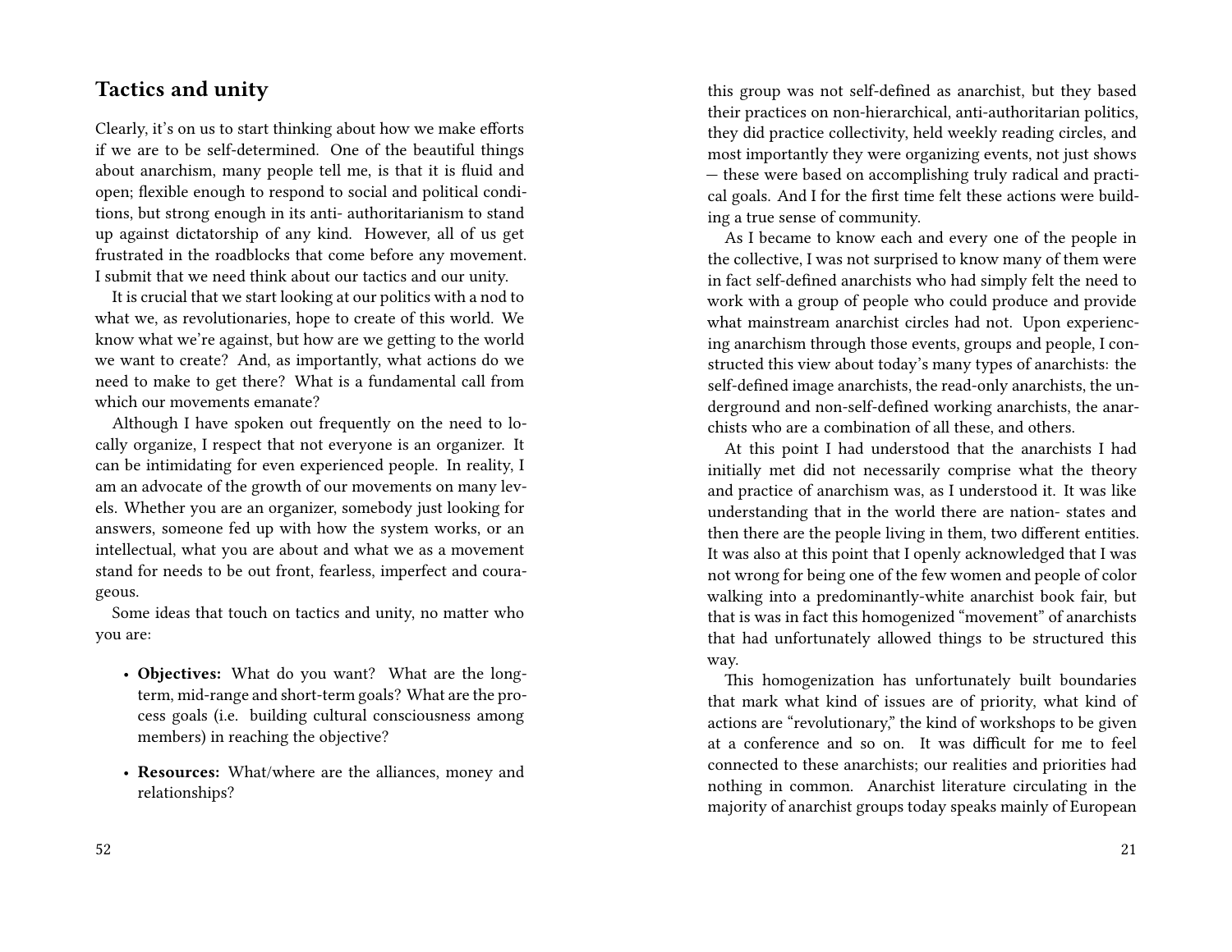## Tactics and unity

Clearly, it's on us to start thinking about how we make efforts if we are to be self-determined. One of the beautiful things about anarchism, many people tell me, is that it is fluid and open; flexible enough to respond to social and political conditions, but strong enough in its anti- authoritarianism to stand up against dictatorship of any kind. However, all of us get frustrated in the roadblocks that come before any movement. I submit that we need think about our tactics and our unity.

It is crucial that we start looking at our politics with a nod to what we, as revolutionaries, hope to create of this world. We know what we're against, but how are we getting to the world we want to create? And, as importantly, what actions do we need to make to get there? What is a fundamental call from which our movements emanate?

Although I have spoken out frequently on the need to locally organize, I respect that not everyone is an organizer. It can be intimidating for even experienced people. In reality, I am an advocate of the growth of our movements on many levels. Whether you are an organizer, somebody just looking for answers, someone fed up with how the system works, or an intellectual, what you are about and what we as a movement stand for needs to be out front, fearless, imperfect and courageous.

Some ideas that touch on tactics and unity, no matter who you are:

- **Objectives:** What do you want? What are the long-term, mid-range and short-term goals? What are the process goals (i.e. building cultural consciousness among members) in reaching the objective?
- **Resources:** What/where are the alliances, money and relationships?

this group was not self-defined as anarchist, but they based their practices on non-hierarchical, anti-authoritarian politics, they did practice collectivity, held weekly reading circles, and most importantly they were organizing events, not just shows — these were based on accomplishing truly radical and practical goals. And I for the first time felt these actions were building a true sense of community.

As I became to know each and every one of the people in the collective, I was not surprised to know many of them were in fact self-defined anarchists who had simply felt the need to work with a group of people who could produce and provide what mainstream anarchist circles had not. Upon experiencing anarchism through those events, groups and people, I constructed this view about today's many types of anarchists: the self-defined image anarchists, the read-only anarchists, the underground and non-self-defined working anarchists, the anarchists who are a combination of all these, and others.

At this point I had understood that the anarchists I had initially met did not necessarily comprise what the theory and practice of anarchism was, as I understood it. It was like understanding that in the world there are nation- states and then there are the people living in them, two different entities. It was also at this point that I openly acknowledged that I was not wrong for being one of the few women and people of color walking into a predominantly-white anarchist book fair, but that is was in fact this homogenized "movement" of anarchists that had unfortunately allowed things to be structured this way.

This homogenization has unfortunately built boundaries that mark what kind of issues are of priority, what kind of actions are "revolutionary," the kind of workshops to be given at a conference and so on. It was difficult for me to feel connected to these anarchists; our realities and priorities had nothing in common. Anarchist literature circulating in the majority of anarchist groups today speaks mainly of European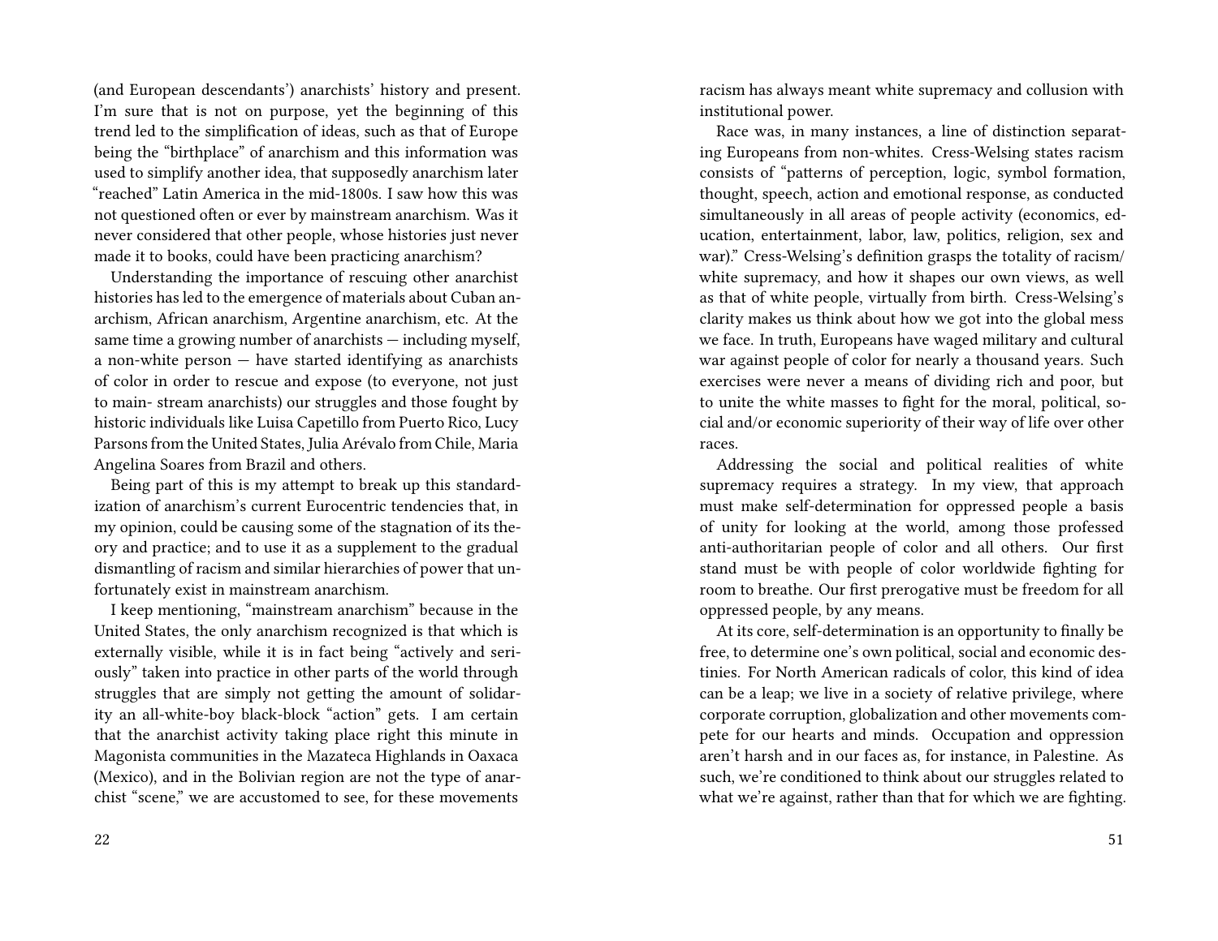(and European descendants') anarchists' history and present. I'm sure that is not on purpose, yet the beginning of this trend led to the simplification of ideas, such as that of Europe being the "birthplace" of anarchism and this information was used to simplify another idea, that supposedly anarchism later "reached" Latin America in the mid-1800s. I saw how this was not questioned often or ever by mainstream anarchism. Was it never considered that other people, whose histories just never made it to books, could have been practicing anarchism?

Understanding the importance of rescuing other anarchist histories has led to the emergence of materials about Cuban anarchism, African anarchism, Argentine anarchism, etc. At the same time a growing number of anarchists — including myself, a non-white person — have started identifying as anarchists of color in order to rescue and expose (to everyone, not just to main- stream anarchists) our struggles and those fought by historic individuals like Luisa Capetillo from Puerto Rico, Lucy Parsons from the United States, Julia Arévalo from Chile, Maria Angelina Soares from Brazil and others.

Being part of this is my attempt to break up this standardization of anarchism's current Eurocentric tendencies that, in my opinion, could be causing some of the stagnation of its theory and practice; and to use it as a supplement to the gradual dismantling of racism and similar hierarchies of power that unfortunately exist in mainstream anarchism.

I keep mentioning, "mainstream anarchism" because in the United States, the only anarchism recognized is that which is externally visible, while it is in fact being "actively and seriously" taken into practice in other parts of the world through struggles that are simply not getting the amount of solidarity an all-white-boy black-block "action" gets. I am certain that the anarchist activity taking place right this minute in Magonista communities in the Mazateca Highlands in Oaxaca (Mexico), and in the Bolivian region are not the type of anarchist "scene," we are accustomed to see, for these movements

racism has always meant white supremacy and collusion with institutional power.

Race was, in many instances, a line of distinction separating Europeans from non-whites. Cress-Welsing states racism consists of "patterns of perception, logic, symbol formation, thought, speech, action and emotional response, as conducted simultaneously in all areas of people activity (economics, education, entertainment, labor, law, politics, religion, sex and war)." Cress-Welsing's definition grasps the totality of racism/white supremacy, and how it shapes our own views, as well as that of white people, virtually from birth. Cress-Welsing's clarity makes us think about how we got into the global mess we face. In truth, Europeans have waged military and cultural war against people of color for nearly a thousand years. Such exercises were never a means of dividing rich and poor, but to unite the white masses to fight for the moral, political, social and/or economic superiority of their way of life over other races.

Addressing the social and political realities of white supremacy requires a strategy. In my view, that approach must make self-determination for oppressed people a basis of unity for looking at the world, among those professed anti-authoritarian people of color and all others. Our first stand must be with people of color worldwide fighting for room to breathe. Our first prerogative must be freedom for all oppressed people, by any means.

At its core, self-determination is an opportunity to finally be free, to determine one's own political, social and economic destinies. For North American radicals of color, this kind of idea can be a leap; we live in a society of relative privilege, where corporate corruption, globalization and other movements compete for our hearts and minds. Occupation and oppression aren't harsh and in our faces as, for instance, in Palestine. As such, we're conditioned to think about our struggles related to what we're against, rather than that for which we are fighting.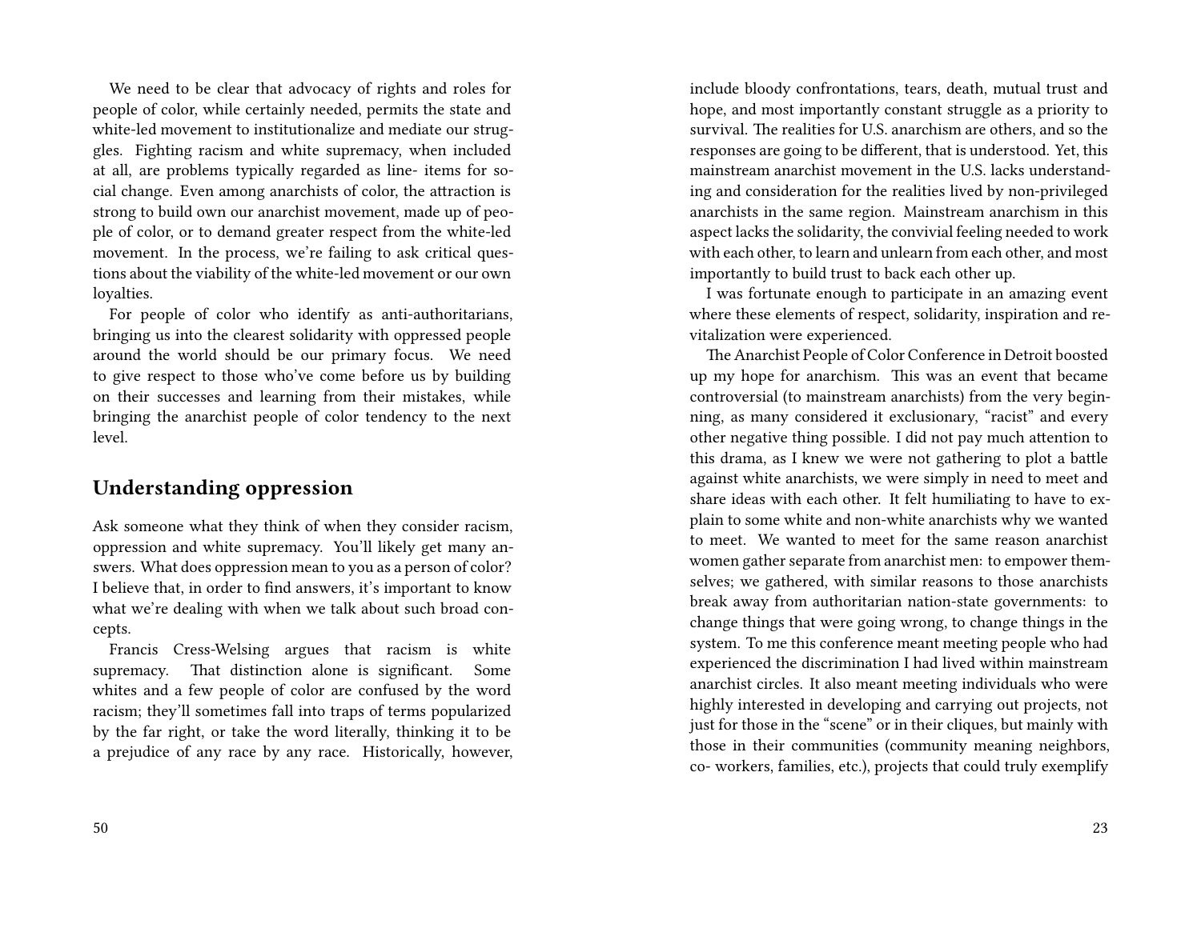We need to be clear that advocacy of rights and roles for people of color, while certainly needed, permits the state and white-led movement to institutionalize and mediate our struggles. Fighting racism and white supremacy, when included at all, are problems typically regarded as line- items for social change. Even among anarchists of color, the attraction is strong to build own our anarchist movement, made up of people of color, or to demand greater respect from the white-led movement. In the process, we're failing to ask critical questions about the viability of the white-led movement or our own loyalties.

For people of color who identify as anti-authoritarians, bringing us into the clearest solidarity with oppressed people around the world should be our primary focus. We need to give respect to those who've come before us by building on their successes and learning from their mistakes, while bringing the anarchist people of color tendency to the next level.

## Understanding oppression

Ask someone what they think of when they consider racism, oppression and white supremacy. You'll likely get many answers. What does oppression mean to you as a person of color? I believe that, in order to find answers, it's important to know what we're dealing with when we talk about such broad concepts.

Francis Cress-Welsing argues that racism is white supremacy. That distinction alone is significant. Some whites and a few people of color are confused by the word racism; they'll sometimes fall into traps of terms popularized by the far right, or take the word literally, thinking it to be a prejudice of any race by any race. Historically, however,

include bloody confrontations, tears, death, mutual trust and hope, and most importantly constant struggle as a priority to survival. The realities for U.S. anarchism are others, and so the responses are going to be different, that is understood. Yet, this mainstream anarchist movement in the U.S. lacks understanding and consideration for the realities lived by non-privileged anarchists in the same region. Mainstream anarchism in this aspect lacks the solidarity, the convivial feeling needed to work with each other, to learn and unlearn from each other, and most importantly to build trust to back each other up.

I was fortunate enough to participate in an amazing event where these elements of respect, solidarity, inspiration and revitalization were experienced.

The Anarchist People of Color Conference in Detroit boosted up my hope for anarchism. This was an event that became controversial (to mainstream anarchists) from the very beginning, as many considered it exclusionary, "racist" and every other negative thing possible. I did not pay much attention to this drama, as I knew we were not gathering to plot a battle against white anarchists, we were simply in need to meet and share ideas with each other. It felt humiliating to have to explain to some white and non-white anarchists why we wanted to meet. We wanted to meet for the same reason anarchist women gather separate from anarchist men: to empower themselves; we gathered, with similar reasons to those anarchists break away from authoritarian nation-state governments: to change things that were going wrong, to change things in the system. To me this conference meant meeting people who had experienced the discrimination I had lived within mainstream anarchist circles. It also meant meeting individuals who were highly interested in developing and carrying out projects, not just for those in the "scene" or in their cliques, but mainly with those in their communities (community meaning neighbors, co- workers, families, etc.), projects that could truly exemplify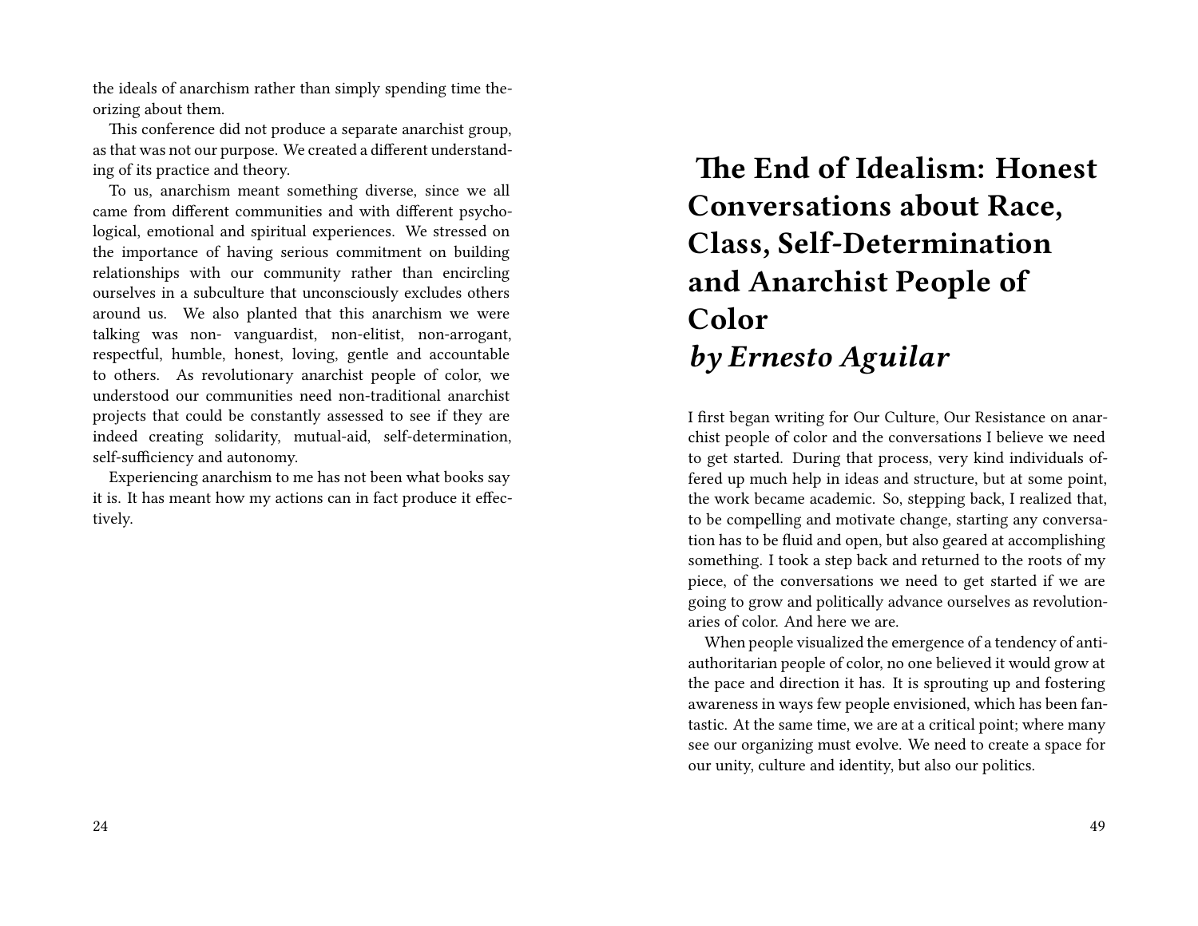the ideals of anarchism rather than simply spending time theorizing about them.

This conference did not produce a separate anarchist group, as that was not our purpose. We created a different understanding of its practice and theory.

To us, anarchism meant something diverse, since we all came from different communities and with different psychological, emotional and spiritual experiences. We stressed on the importance of having serious commitment on building relationships with our community rather than encircling ourselves in a subculture that unconsciously excludes others around us. We also planted that this anarchism we were talking was non- vanguardist, non-elitist, non-arrogant, respectful, humble, honest, loving, gentle and accountable to others. As revolutionary anarchist people of color, we understood our communities need non-traditional anarchist projects that could be constantly assessed to see if they are indeed creating solidarity, mutual-aid, self-determination, self-sufficiency and autonomy.

Experiencing anarchism to me has not been what books say it is. It has meant how my actions can in fact produce it effectively.

# The End of Idealism: Honest Conversations about Race, Class, Self-Determination and Anarchist People of Color *by Ernesto Aguilar*

I first began writing for Our Culture, Our Resistance on anarchist people of color and the conversations I believe we need to get started. During that process, very kind individuals offered up much help in ideas and structure, but at some point, the work became academic. So, stepping back, I realized that, to be compelling and motivate change, starting any conversation has to be fluid and open, but also geared at accomplishing something. I took a step back and returned to the roots of my piece, of the conversations we need to get started if we are going to grow and politically advance ourselves as revolutionaries of color. And here we are.

When people visualized the emergence of a tendency of anti-authoritarian people of color, no one believed it would grow at the pace and direction it has. It is sprouting up and fostering awareness in ways few people envisioned, which has been fantastic. At the same time, we are at a critical point; where many see our organizing must evolve. We need to create a space for our unity, culture and identity, but also our politics.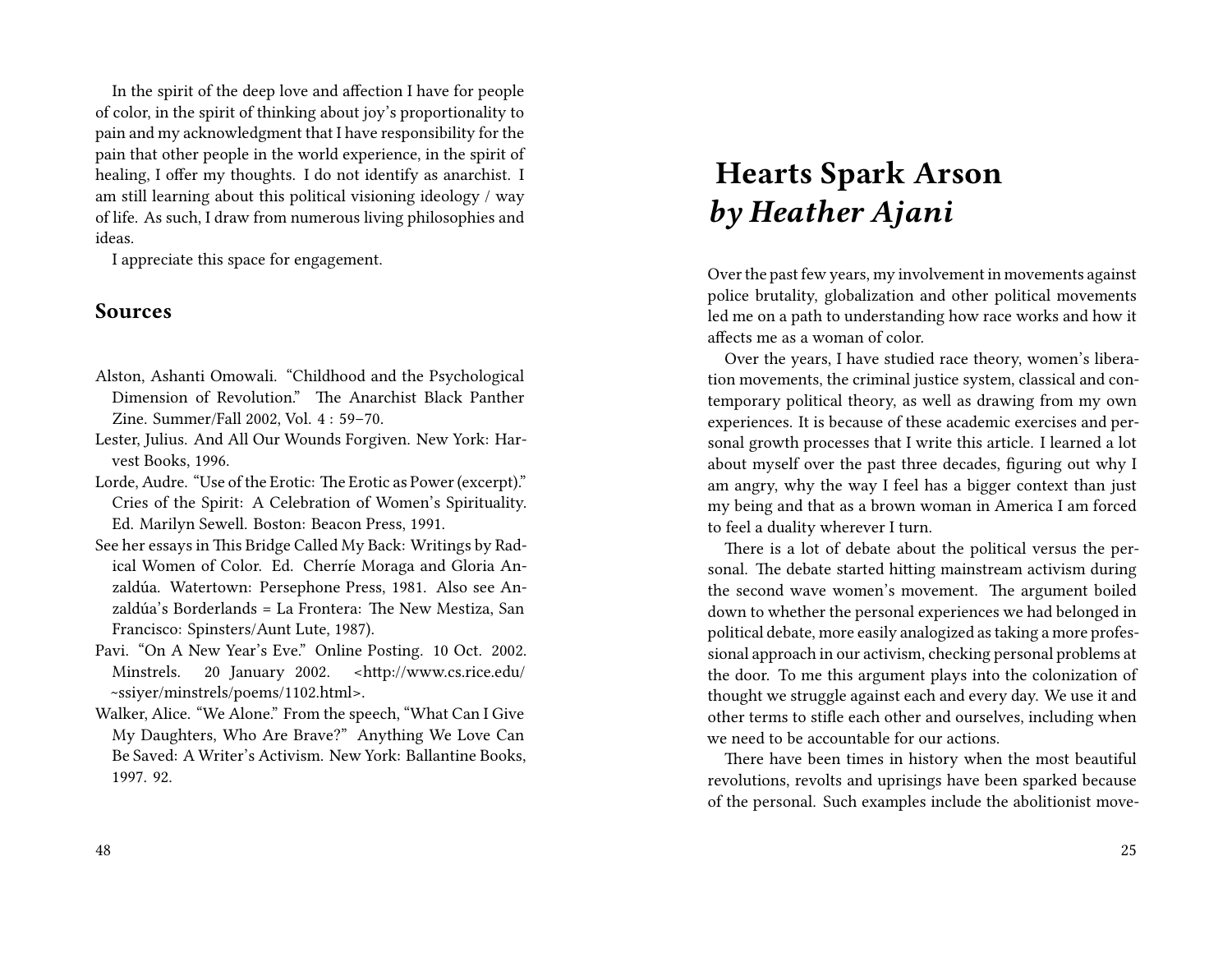In the spirit of the deep love and affection I have for people of color, in the spirit of thinking about joy's proportionality to pain and my acknowledgment that I have responsibility for the pain that other people in the world experience, in the spirit of healing, I offer my thoughts. I do not identify as anarchist. I am still learning about this political visioning ideology / way of life. As such, I draw from numerous living philosophies and ideas.

I appreciate this space for engagement.

## Sources

Alston, Ashanti Omowali. "Childhood and the Psychological Dimension of Revolution." The Anarchist Black Panther Zine. Summer/Fall 2002, Vol. 4 : 59–70.

Lester, Julius. And All Our Wounds Forgiven. New York: Harvest Books, 1996.

Lorde, Audre. "Use of the Erotic: The Erotic as Power (excerpt)." Cries of the Spirit: A Celebration of Women's Spirituality. Ed. Marilyn Sewell. Boston: Beacon Press, 1991.

See her essays in This Bridge Called My Back: Writings by Radical Women of Color. Ed. Cherríe Moraga and Gloria Anzaldúa. Watertown: Persephone Press, 1981. Also see Anzaldúa's Borderlands = La Frontera: The New Mestiza, San Francisco: Spinsters/Aunt Lute, 1987).

Pavi. "On A New Year's Eve." Online Posting. 10 Oct. 2002. Minstrels. 20 January 2002. <http://www.cs.rice.edu/~ssiyer/minstrels/poems/1102.html>.

Walker, Alice. "We Alone." From the speech, "What Can I Give My Daughters, Who Are Brave?" Anything We Love Can Be Saved: A Writer's Activism. New York: Ballantine Books, 1997. 92.

# Hearts Spark Arson
## *by Heather Ajani*

Over the past few years, my involvement in movements against police brutality, globalization and other political movements led me on a path to understanding how race works and how it affects me as a woman of color.

Over the years, I have studied race theory, women's liberation movements, the criminal justice system, classical and contemporary political theory, as well as drawing from my own experiences. It is because of these academic exercises and personal growth processes that I write this article. I learned a lot about myself over the past three decades, figuring out why I am angry, why the way I feel has a bigger context than just my being and that as a brown woman in America I am forced to feel a duality wherever I turn.

There is a lot of debate about the political versus the personal. The debate started hitting mainstream activism during the second wave women's movement. The argument boiled down to whether the personal experiences we had belonged in political debate, more easily analogized as taking a more professional approach in our activism, checking personal problems at the door. To me this argument plays into the colonization of thought we struggle against each and every day. We use it and other terms to stifle each other and ourselves, including when we need to be accountable for our actions.

There have been times in history when the most beautiful revolutions, revolts and uprisings have been sparked because of the personal. Such examples include the abolitionist move-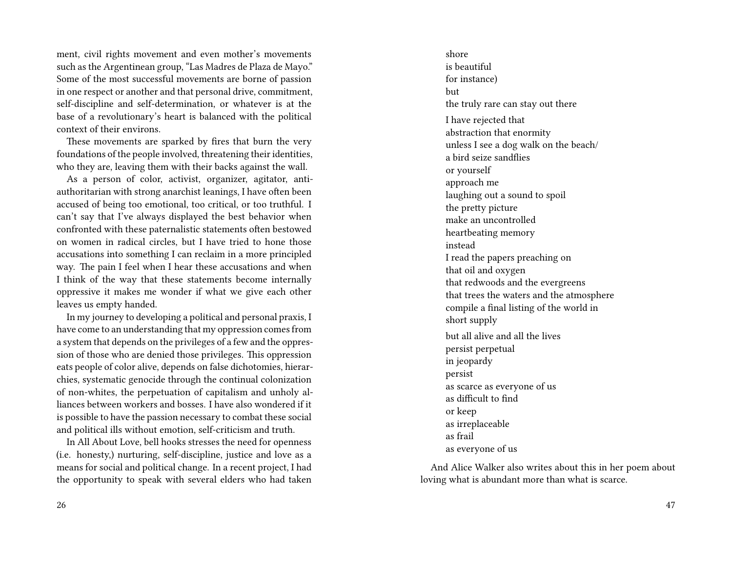ment, civil rights movement and even mother's movements such as the Argentinean group, "Las Madres de Plaza de Mayo." Some of the most successful movements are borne of passion in one respect or another and that personal drive, commitment, self-discipline and self-determination, or whatever is at the base of a revolutionary's heart is balanced with the political context of their environs.

These movements are sparked by fires that burn the very foundations of the people involved, threatening their identities, who they are, leaving them with their backs against the wall.

As a person of color, activist, organizer, agitator, anti-authoritarian with strong anarchist leanings, I have often been accused of being too emotional, too critical, or too truthful. I can't say that I've always displayed the best behavior when confronted with these paternalistic statements often bestowed on women in radical circles, but I have tried to hone those accusations into something I can reclaim in a more principled way. The pain I feel when I hear these accusations and when I think of the way that these statements become internally oppressive it makes me wonder if what we give each other leaves us empty handed.

In my journey to developing a political and personal praxis, I have come to an understanding that my oppression comes from a system that depends on the privileges of a few and the oppression of those who are denied those privileges. This oppression eats people of color alive, depends on false dichotomies, hierarchies, systematic genocide through the continual colonization of non-whites, the perpetuation of capitalism and unholy alliances between workers and bosses. I have also wondered if it is possible to have the passion necessary to combat these social and political ills without emotion, self-criticism and truth.

In All About Love, bell hooks stresses the need for openness (i.e. honesty,) nurturing, self-discipline, justice and love as a means for social and political change. In a recent project, I had the opportunity to speak with several elders who had taken

shore
is beautiful
for instance)
but
the truly rare can stay out there

I have rejected that
abstraction that enormity
unless I see a dog walk on the beach/
a bird seize sandflies
or yourself
approach me
laughing out a sound to spoil
the pretty picture
make an uncontrolled
heartbeating memory
instead
I read the papers preaching on
that oil and oxygen
that redwoods and the evergreens
that trees the waters and the atmosphere
compile a final listing of the world in
short supply

but all alive and all the lives
persist perpetual
in jeopardy
persist
as scarce as everyone of us
as difficult to find
or keep
as irreplaceable
as frail
as everyone of us

And Alice Walker also writes about this in her poem about loving what is abundant more than what is scarce.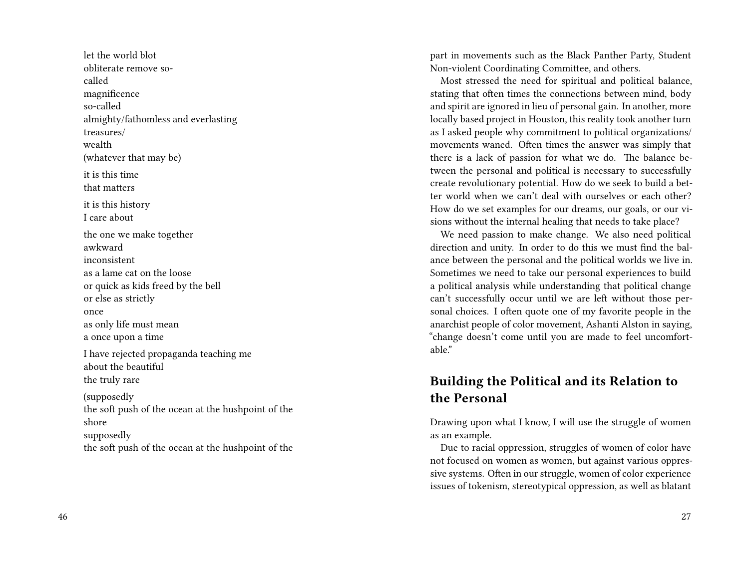let the world blot
obliterate remove so-
called
magnificence
so-called
almighty/fathomless and everlasting
treasures/
wealth
(whatever that may be)

it is this time
that matters

it is this history
I care about

the one we make together
awkward
inconsistent
as a lame cat on the loose
or quick as kids freed by the bell
or else as strictly
once
as only life must mean
a once upon a time

I have rejected propaganda teaching me
about the beautiful
the truly rare

(supposedly
the soft push of the ocean at the hushpoint of the
shore
supposedly
the soft push of the ocean at the hushpoint of the

part in movements such as the Black Panther Party, Student Non-violent Coordinating Committee, and others.

Most stressed the need for spiritual and political balance, stating that often times the connections between mind, body and spirit are ignored in lieu of personal gain. In another, more locally based project in Houston, this reality took another turn as I asked people why commitment to political organizations/movements waned. Often times the answer was simply that there is a lack of passion for what we do. The balance between the personal and political is necessary to successfully create revolutionary potential. How do we seek to build a better world when we can't deal with ourselves or each other? How do we set examples for our dreams, our goals, or our visions without the internal healing that needs to take place?

We need passion to make change. We also need political direction and unity. In order to do this we must find the balance between the personal and the political worlds we live in. Sometimes we need to take our personal experiences to build a political analysis while understanding that political change can't successfully occur until we are left without those personal choices. I often quote one of my favorite people in the anarchist people of color movement, Ashanti Alston in saying, "change doesn't come until you are made to feel uncomfortable."

## Building the Political and its Relation to the Personal

Drawing upon what I know, I will use the struggle of women as an example.

Due to racial oppression, struggles of women of color have not focused on women as women, but against various oppressive systems. Often in our struggle, women of color experience issues of tokenism, stereotypical oppression, as well as blatant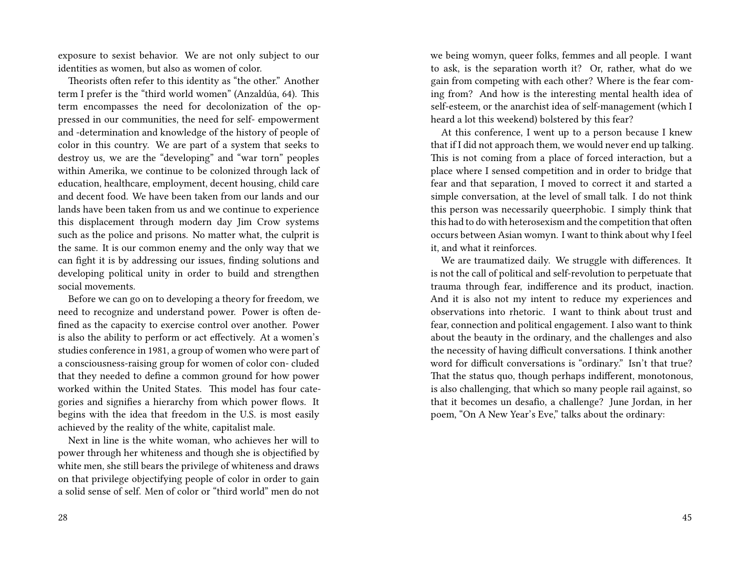exposure to sexist behavior. We are not only subject to our identities as women, but also as women of color.

Theorists often refer to this identity as "the other." Another term I prefer is the "third world women" (Anzaldúa, 64). This term encompasses the need for decolonization of the oppressed in our communities, the need for self- empowerment and -determination and knowledge of the history of people of color in this country. We are part of a system that seeks to destroy us, we are the "developing" and "war torn" peoples within Amerika, we continue to be colonized through lack of education, healthcare, employment, decent housing, child care and decent food. We have been taken from our lands and our lands have been taken from us and we continue to experience this displacement through modern day Jim Crow systems such as the police and prisons. No matter what, the culprit is the same. It is our common enemy and the only way that we can fight it is by addressing our issues, finding solutions and developing political unity in order to build and strengthen social movements.

Before we can go on to developing a theory for freedom, we need to recognize and understand power. Power is often defined as the capacity to exercise control over another. Power is also the ability to perform or act effectively. At a women's studies conference in 1981, a group of women who were part of a consciousness-raising group for women of color concluded that they needed to define a common ground for how power worked within the United States. This model has four categories and signifies a hierarchy from which power flows. It begins with the idea that freedom in the U.S. is most easily achieved by the reality of the white, capitalist male.

Next in line is the white woman, who achieves her will to power through her whiteness and though she is objectified by white men, she still bears the privilege of whiteness and draws on that privilege objectifying people of color in order to gain a solid sense of self. Men of color or "third world" men do not

we being womyn, queer folks, femmes and all people. I want to ask, is the separation worth it? Or, rather, what do we gain from competing with each other? Where is the fear coming from? And how is the interesting mental health idea of self-esteem, or the anarchist idea of self-management (which I heard a lot this weekend) bolstered by this fear?

At this conference, I went up to a person because I knew that if I did not approach them, we would never end up talking. This is not coming from a place of forced interaction, but a place where I sensed competition and in order to bridge that fear and that separation, I moved to correct it and started a simple conversation, at the level of small talk. I do not think this person was necessarily queerphobic. I simply think that this had to do with heterosexism and the competition that often occurs between Asian womyn. I want to think about why I feel it, and what it reinforces.

We are traumatized daily. We struggle with differences. It is not the call of political and self-revolution to perpetuate that trauma through fear, indifference and its product, inaction. And it is also not my intent to reduce my experiences and observations into rhetoric. I want to think about trust and fear, connection and political engagement. I also want to think about the beauty in the ordinary, and the challenges and also the necessity of having difficult conversations. I think another word for difficult conversations is "ordinary." Isn't that true? That the status quo, though perhaps indifferent, monotonous, is also challenging, that which so many people rail against, so that it becomes un desafio, a challenge? June Jordan, in her poem, "On A New Year's Eve," talks about the ordinary: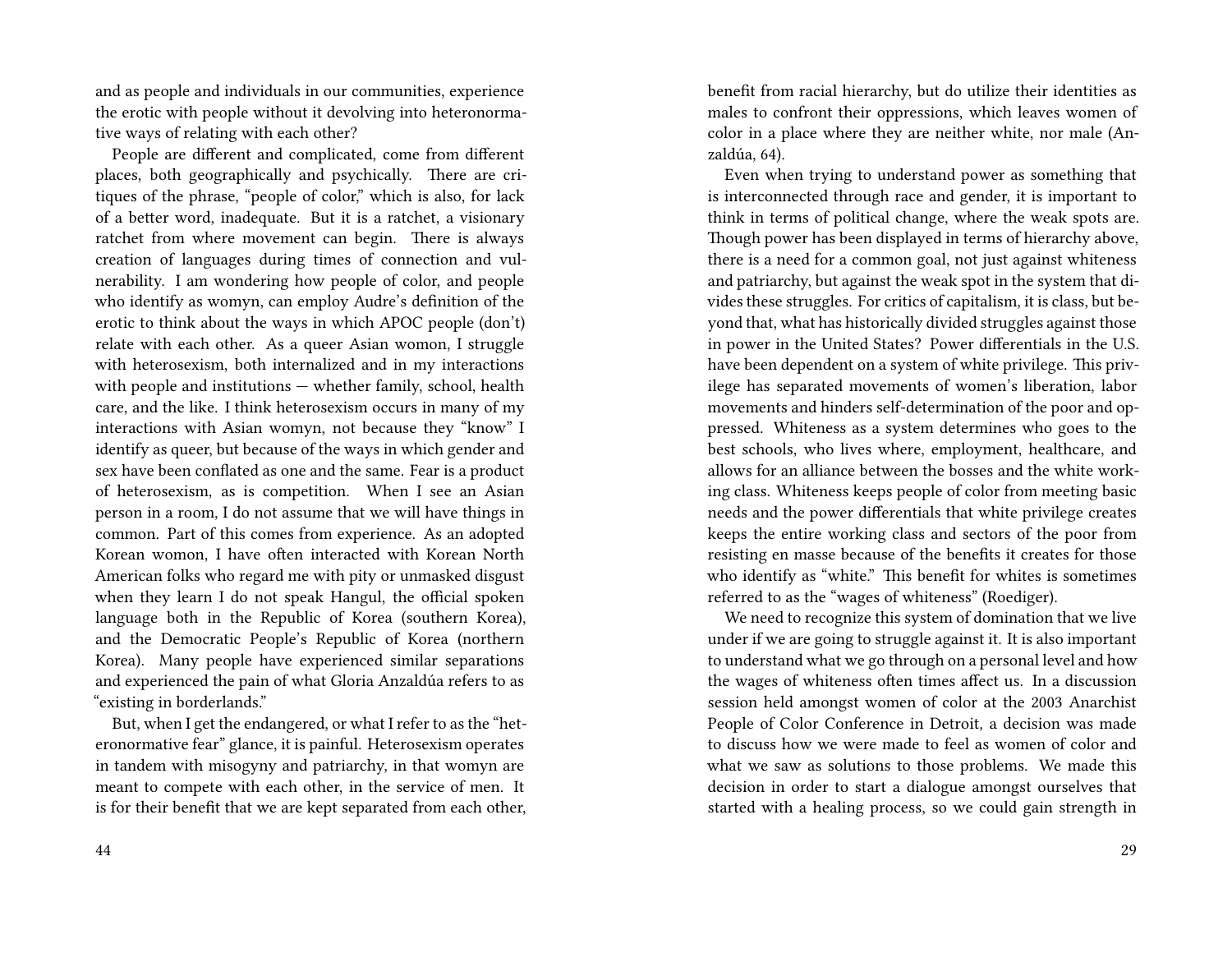and as people and individuals in our communities, experience the erotic with people without it devolving into heteronormative ways of relating with each other?

People are different and complicated, come from different places, both geographically and psychically. There are critiques of the phrase, "people of color," which is also, for lack of a better word, inadequate. But it is a ratchet, a visionary ratchet from where movement can begin. There is always creation of languages during times of connection and vulnerability. I am wondering how people of color, and people who identify as womyn, can employ Audre's definition of the erotic to think about the ways in which APOC people (don't) relate with each other. As a queer Asian womon, I struggle with heterosexism, both internalized and in my interactions with people and institutions — whether family, school, health care, and the like. I think heterosexism occurs in many of my interactions with Asian womyn, not because they "know" I identify as queer, but because of the ways in which gender and sex have been conflated as one and the same. Fear is a product of heterosexism, as is competition. When I see an Asian person in a room, I do not assume that we will have things in common. Part of this comes from experience. As an adopted Korean womon, I have often interacted with Korean North American folks who regard me with pity or unmasked disgust when they learn I do not speak Hangul, the official spoken language both in the Republic of Korea (southern Korea), and the Democratic People's Republic of Korea (northern Korea). Many people have experienced similar separations and experienced the pain of what Gloria Anzaldúa refers to as "existing in borderlands."

But, when I get the endangered, or what I refer to as the "heteronormative fear" glance, it is painful. Heterosexism operates in tandem with misogyny and patriarchy, in that womyn are meant to compete with each other, in the service of men. It is for their benefit that we are kept separated from each other,

benefit from racial hierarchy, but do utilize their identities as males to confront their oppressions, which leaves women of color in a place where they are neither white, nor male (Anzaldúa, 64).

Even when trying to understand power as something that is interconnected through race and gender, it is important to think in terms of political change, where the weak spots are. Though power has been displayed in terms of hierarchy above, there is a need for a common goal, not just against whiteness and patriarchy, but against the weak spot in the system that divides these struggles. For critics of capitalism, it is class, but beyond that, what has historically divided struggles against those in power in the United States? Power differentials in the U.S. have been dependent on a system of white privilege. This privilege has separated movements of women's liberation, labor movements and hinders self-determination of the poor and oppressed. Whiteness as a system determines who goes to the best schools, who lives where, employment, healthcare, and allows for an alliance between the bosses and the white working class. Whiteness keeps people of color from meeting basic needs and the power differentials that white privilege creates keeps the entire working class and sectors of the poor from resisting en masse because of the benefits it creates for those who identify as "white." This benefit for whites is sometimes referred to as the "wages of whiteness" (Roediger).

We need to recognize this system of domination that we live under if we are going to struggle against it. It is also important to understand what we go through on a personal level and how the wages of whiteness often times affect us. In a discussion session held amongst women of color at the 2003 Anarchist People of Color Conference in Detroit, a decision was made to discuss how we were made to feel as women of color and what we saw as solutions to those problems. We made this decision in order to start a dialogue amongst ourselves that started with a healing process, so we could gain strength in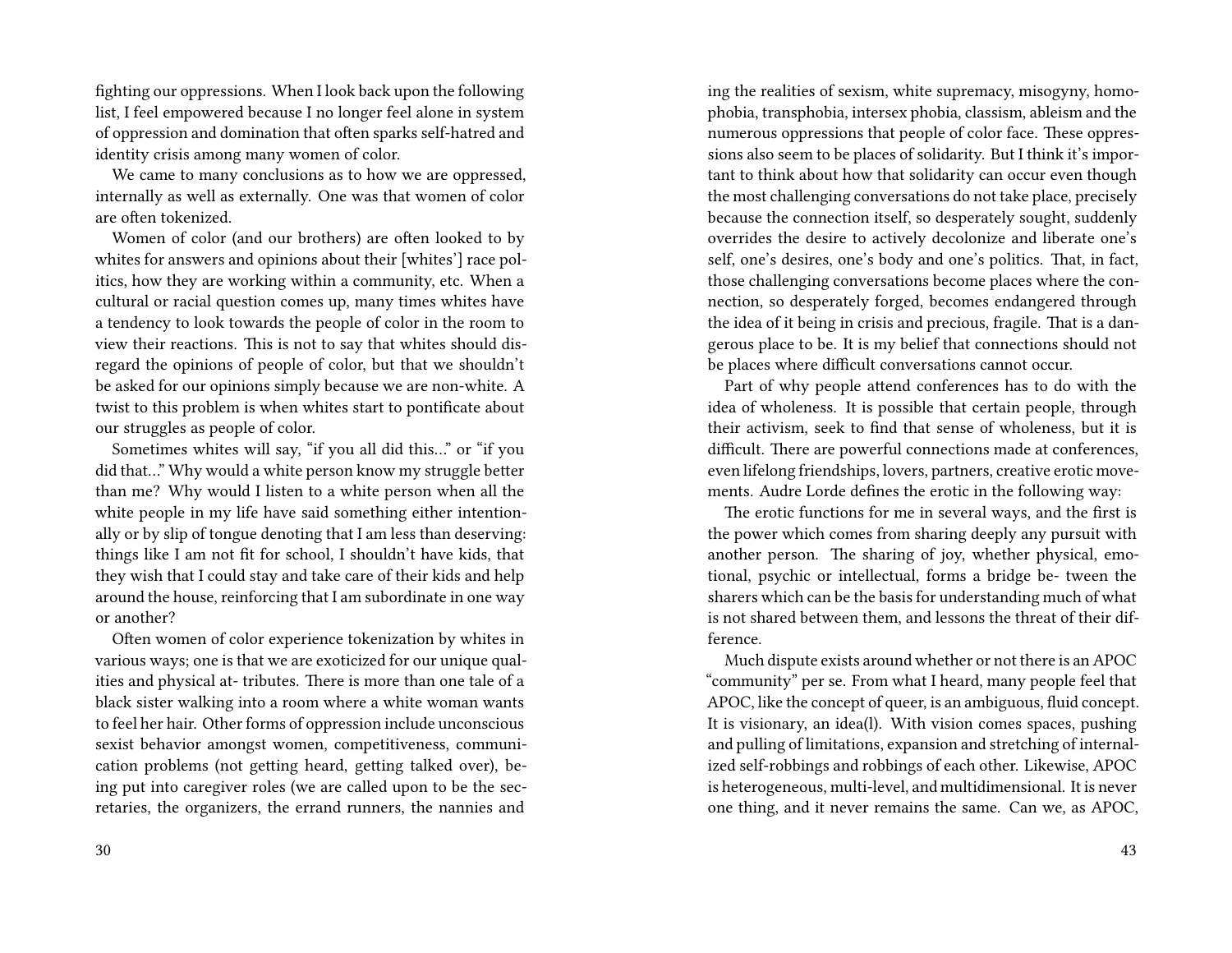fighting our oppressions. When I look back upon the following list, I feel empowered because I no longer feel alone in system of oppression and domination that often sparks self-hatred and identity crisis among many women of color.

We came to many conclusions as to how we are oppressed, internally as well as externally. One was that women of color are often tokenized.

Women of color (and our brothers) are often looked to by whites for answers and opinions about their [whites'] race politics, how they are working within a community, etc. When a cultural or racial question comes up, many times whites have a tendency to look towards the people of color in the room to view their reactions. This is not to say that whites should disregard the opinions of people of color, but that we shouldn't be asked for our opinions simply because we are non-white. A twist to this problem is when whites start to pontificate about our struggles as people of color.

Sometimes whites will say, "if you all did this..." or "if you did that..." Why would a white person know my struggle better than me? Why would I listen to a white person when all the white people in my life have said something either intentionally or by slip of tongue denoting that I am less than deserving: things like I am not fit for school, I shouldn't have kids, that they wish that I could stay and take care of their kids and help around the house, reinforcing that I am subordinate in one way or another?

Often women of color experience tokenization by whites in various ways; one is that we are exoticized for our unique qualities and physical at- tributes. There is more than one tale of a black sister walking into a room where a white woman wants to feel her hair. Other forms of oppression include unconscious sexist behavior amongst women, competitiveness, communication problems (not getting heard, getting talked over), being put into caregiver roles (we are called upon to be the secretaries, the organizers, the errand runners, the nannies and

ing the realities of sexism, white supremacy, misogyny, homophobia, transphobia, intersex phobia, classism, ableism and the numerous oppressions that people of color face. These oppressions also seem to be places of solidarity. But I think it's important to think about how that solidarity can occur even though the most challenging conversations do not take place, precisely because the connection itself, so desperately sought, suddenly overrides the desire to actively decolonize and liberate one's self, one's desires, one's body and one's politics. That, in fact, those challenging conversations become places where the connection, so desperately forged, becomes endangered through the idea of it being in crisis and precious, fragile. That is a dangerous place to be. It is my belief that connections should not be places where difficult conversations cannot occur.

Part of why people attend conferences has to do with the idea of wholeness. It is possible that certain people, through their activism, seek to find that sense of wholeness, but it is difficult. There are powerful connections made at conferences, even lifelong friendships, lovers, partners, creative erotic movements. Audre Lorde defines the erotic in the following way:

The erotic functions for me in several ways, and the first is the power which comes from sharing deeply any pursuit with another person. The sharing of joy, whether physical, emotional, psychic or intellectual, forms a bridge be- tween the sharers which can be the basis for understanding much of what is not shared between them, and lessons the threat of their difference.

Much dispute exists around whether or not there is an APOC "community" per se. From what I heard, many people feel that APOC, like the concept of queer, is an ambiguous, fluid concept. It is visionary, an idea(l). With vision comes spaces, pushing and pulling of limitations, expansion and stretching of internalized self-robbings and robbings of each other. Likewise, APOC is heterogeneous, multi-level, and multidimensional. It is never one thing, and it never remains the same. Can we, as APOC,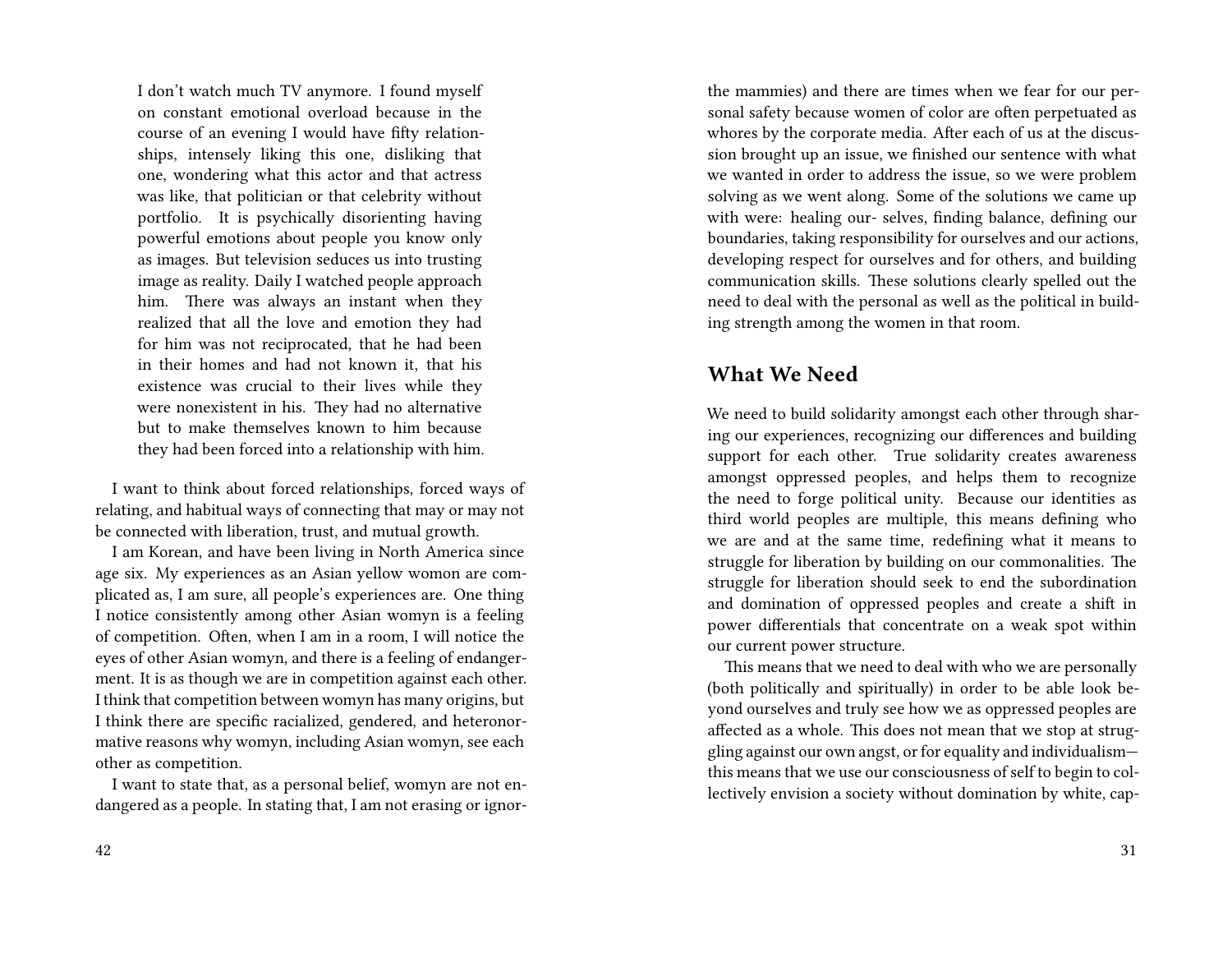I don't watch much TV anymore. I found myself on constant emotional overload because in the course of an evening I would have fifty relationships, intensely liking this one, disliking that one, wondering what this actor and that actress was like, that politician or that celebrity without portfolio. It is psychically disorienting having powerful emotions about people you know only as images. But television seduces us into trusting image as reality. Daily I watched people approach him. There was always an instant when they realized that all the love and emotion they had for him was not reciprocated, that he had been in their homes and had not known it, that his existence was crucial to their lives while they were nonexistent in his. They had no alternative but to make themselves known to him because they had been forced into a relationship with him.

I want to think about forced relationships, forced ways of relating, and habitual ways of connecting that may or may not be connected with liberation, trust, and mutual growth.

I am Korean, and have been living in North America since age six. My experiences as an Asian yellow womon are complicated as, I am sure, all people's experiences are. One thing I notice consistently among other Asian womyn is a feeling of competition. Often, when I am in a room, I will notice the eyes of other Asian womyn, and there is a feeling of endangerment. It is as though we are in competition against each other. I think that competition between womyn has many origins, but I think there are specific racialized, gendered, and heteronormative reasons why womyn, including Asian womyn, see each other as competition.

I want to state that, as a personal belief, womyn are not endangered as a people. In stating that, I am not erasing or ignor-

the mammies) and there are times when we fear for our personal safety because women of color are often perpetuated as whores by the corporate media. After each of us at the discussion brought up an issue, we finished our sentence with what we wanted in order to address the issue, so we were problem solving as we went along. Some of the solutions we came up with were: healing our- selves, finding balance, defining our boundaries, taking responsibility for ourselves and our actions, developing respect for ourselves and for others, and building communication skills. These solutions clearly spelled out the need to deal with the personal as well as the political in building strength among the women in that room.

## What We Need

We need to build solidarity amongst each other through sharing our experiences, recognizing our differences and building support for each other. True solidarity creates awareness amongst oppressed peoples, and helps them to recognize the need to forge political unity. Because our identities as third world peoples are multiple, this means defining who we are and at the same time, redefining what it means to struggle for liberation by building on our commonalities. The struggle for liberation should seek to end the subordination and domination of oppressed peoples and create a shift in power differentials that concentrate on a weak spot within our current power structure.

This means that we need to deal with who we are personally (both politically and spiritually) in order to be able look beyond ourselves and truly see how we as oppressed peoples are affected as a whole. This does not mean that we stop at struggling against our own angst, or for equality and individualism—this means that we use our consciousness of self to begin to collectively envision a society without domination by white, cap-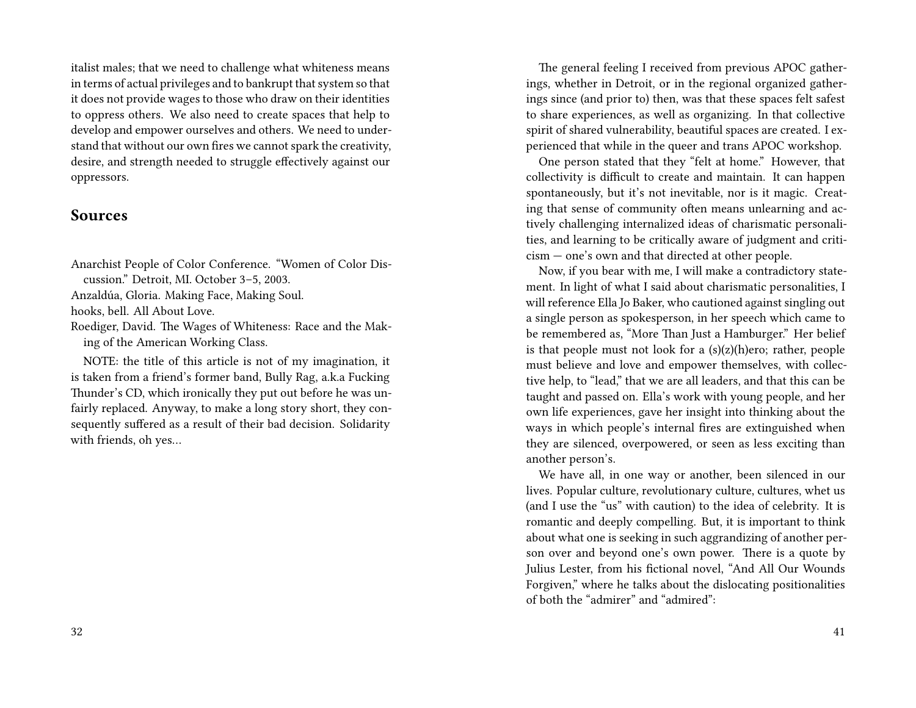italist males; that we need to challenge what whiteness means in terms of actual privileges and to bankrupt that system so that it does not provide wages to those who draw on their identities to oppress others. We also need to create spaces that help to develop and empower ourselves and others. We need to understand that without our own fires we cannot spark the creativity, desire, and strength needed to struggle effectively against our oppressors.

## Sources

Anarchist People of Color Conference. "Women of Color Discussion." Detroit, MI. October 3–5, 2003.

Anzaldúa, Gloria. Making Face, Making Soul.

hooks, bell. All About Love.

Roediger, David. The Wages of Whiteness: Race and the Making of the American Working Class.

NOTE: the title of this article is not of my imagination, it is taken from a friend's former band, Bully Rag, a.k.a Fucking Thunder's CD, which ironically they put out before he was unfairly replaced. Anyway, to make a long story short, they consequently suffered as a result of their bad decision. Solidarity with friends, oh yes…

The general feeling I received from previous APOC gatherings, whether in Detroit, or in the regional organized gatherings since (and prior to) then, was that these spaces felt safest to share experiences, as well as organizing. In that collective spirit of shared vulnerability, beautiful spaces are created. I experienced that while in the queer and trans APOC workshop.

One person stated that they "felt at home." However, that collectivity is difficult to create and maintain. It can happen spontaneously, but it's not inevitable, nor is it magic. Creating that sense of community often means unlearning and actively challenging internalized ideas of charismatic personalities, and learning to be critically aware of judgment and criticism — one's own and that directed at other people.

Now, if you bear with me, I will make a contradictory statement. In light of what I said about charismatic personalities, I will reference Ella Jo Baker, who cautioned against singling out a single person as spokesperson, in her speech which came to be remembered as, "More Than Just a Hamburger." Her belief is that people must not look for a (s)(z)(h)ero; rather, people must believe and love and empower themselves, with collective help, to "lead," that we are all leaders, and that this can be taught and passed on. Ella's work with young people, and her own life experiences, gave her insight into thinking about the ways in which people's internal fires are extinguished when they are silenced, overpowered, or seen as less exciting than another person's.

We have all, in one way or another, been silenced in our lives. Popular culture, revolutionary culture, cultures, whet us (and I use the "us" with caution) to the idea of celebrity. It is romantic and deeply compelling. But, it is important to think about what one is seeking in such aggrandizing of another person over and beyond one's own power. There is a quote by Julius Lester, from his fictional novel, "And All Our Wounds Forgiven," where he talks about the dislocating positionalities of both the "admirer" and "admired":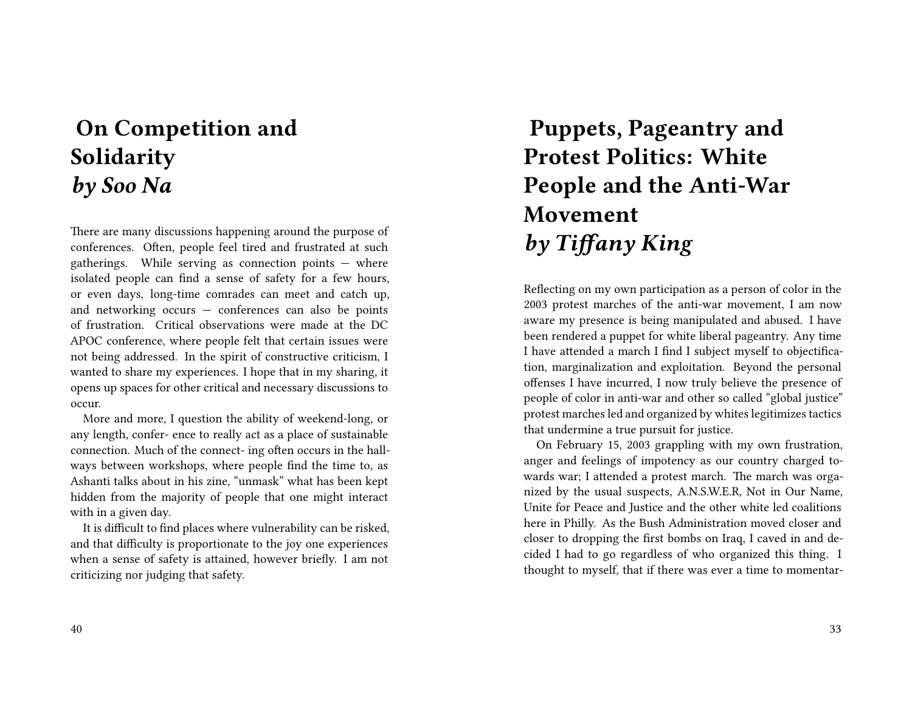## On Competition and Solidarity
### *by Soo Na*

There are many discussions happening around the purpose of conferences. Often, people feel tired and frustrated at such gatherings. While serving as connection points — where isolated people can find a sense of safety for a few hours, or even days, long-time comrades can meet and catch up, and networking occurs — conferences can also be points of frustration. Critical observations were made at the DC APOC conference, where people felt that certain issues were not being addressed. In the spirit of constructive criticism, I wanted to share my experiences. I hope that in my sharing, it opens up spaces for other critical and necessary discussions to occur.

More and more, I question the ability of weekend-long, or any length, confer- ence to really act as a place of sustainable connection. Much of the connect- ing often occurs in the hallways between workshops, where people find the time to, as Ashanti talks about in his zine, "unmask" what has been kept hidden from the majority of people that one might interact with in a given day.

It is difficult to find places where vulnerability can be risked, and that difficulty is proportionate to the joy one experiences when a sense of safety is attained, however briefly. I am not criticizing nor judging that safety.

## Puppets, Pageantry and Protest Politics: White People and the Anti-War Movement
### *by Tiffany King*

Reflecting on my own participation as a person of color in the 2003 protest marches of the anti-war movement, I am now aware my presence is being manipulated and abused. I have been rendered a puppet for white liberal pageantry. Any time I have attended a march I find I subject myself to objectification, marginalization and exploitation. Beyond the personal offenses I have incurred, I now truly believe the presence of people of color in anti-war and other so called "global justice" protest marches led and organized by whites legitimizes tactics that undermine a true pursuit for justice.

On February 15, 2003 grappling with my own frustration, anger and feelings of impotency as our country charged towards war; I attended a protest march. The march was organized by the usual suspects, A.N.S.W.E.R, Not in Our Name, Unite for Peace and Justice and the other white led coalitions here in Philly. As the Bush Administration moved closer and closer to dropping the first bombs on Iraq, I caved in and decided I had to go regardless of who organized this thing. I thought to myself, that if there was ever a time to momentar-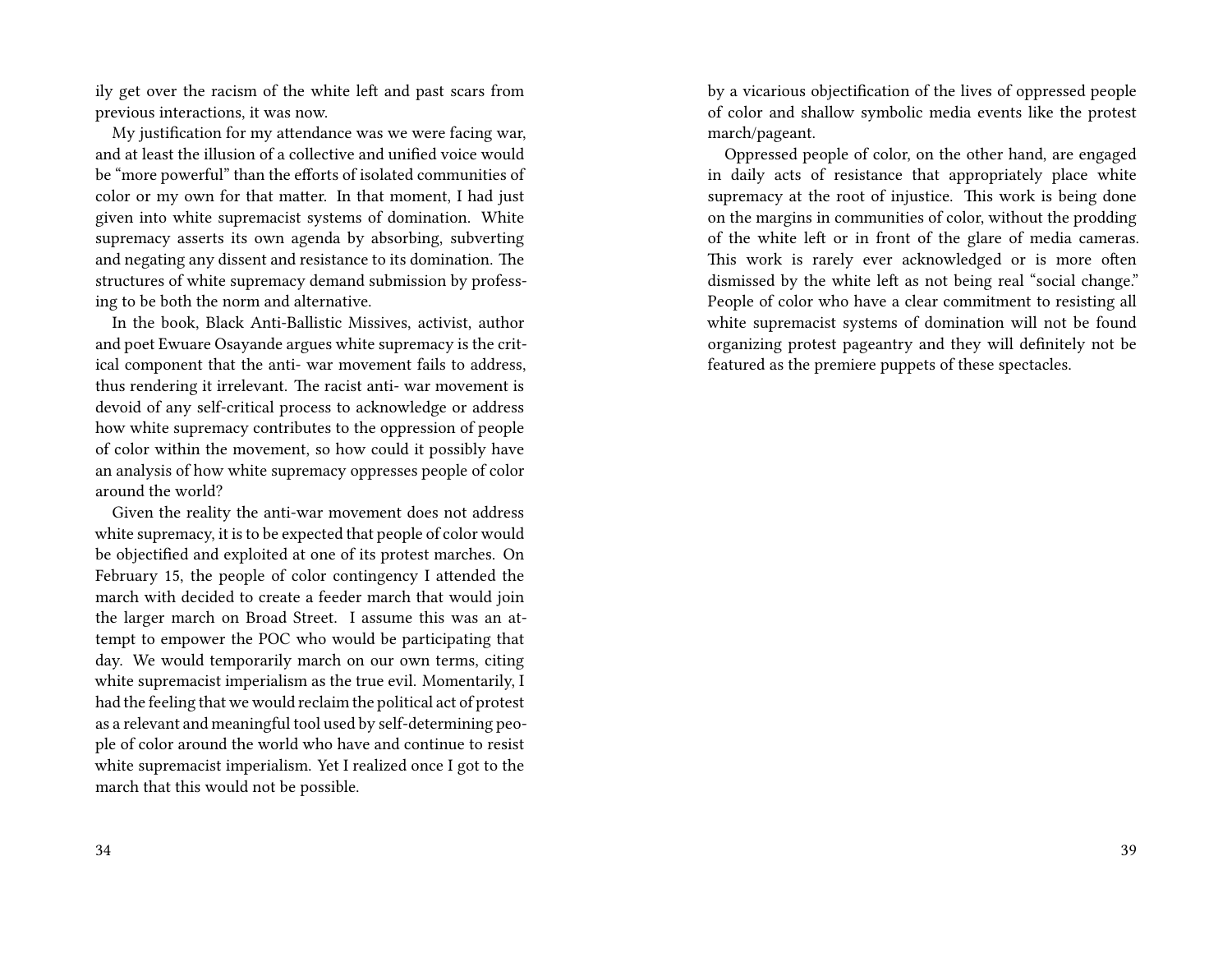ily get over the racism of the white left and past scars from previous interactions, it was now.

My justification for my attendance was we were facing war, and at least the illusion of a collective and unified voice would be "more powerful" than the efforts of isolated communities of color or my own for that matter. In that moment, I had just given into white supremacist systems of domination. White supremacy asserts its own agenda by absorbing, subverting and negating any dissent and resistance to its domination. The structures of white supremacy demand submission by professing to be both the norm and alternative.

In the book, Black Anti-Ballistic Missives, activist, author and poet Ewuare Osayande argues white supremacy is the critical component that the anti- war movement fails to address, thus rendering it irrelevant. The racist anti- war movement is devoid of any self-critical process to acknowledge or address how white supremacy contributes to the oppression of people of color within the movement, so how could it possibly have an analysis of how white supremacy oppresses people of color around the world?

Given the reality the anti-war movement does not address white supremacy, it is to be expected that people of color would be objectified and exploited at one of its protest marches. On February 15, the people of color contingency I attended the march with decided to create a feeder march that would join the larger march on Broad Street. I assume this was an attempt to empower the POC who would be participating that day. We would temporarily march on our own terms, citing white supremacist imperialism as the true evil. Momentarily, I had the feeling that we would reclaim the political act of protest as a relevant and meaningful tool used by self-determining people of color around the world who have and continue to resist white supremacist imperialism. Yet I realized once I got to the march that this would not be possible.

by a vicarious objectification of the lives of oppressed people of color and shallow symbolic media events like the protest march/pageant.

Oppressed people of color, on the other hand, are engaged in daily acts of resistance that appropriately place white supremacy at the root of injustice. This work is being done on the margins in communities of color, without the prodding of the white left or in front of the glare of media cameras. This work is rarely ever acknowledged or is more often dismissed by the white left as not being real "social change." People of color who have a clear commitment to resisting all white supremacist systems of domination will not be found organizing protest pageantry and they will definitely not be featured as the premiere puppets of these spectacles.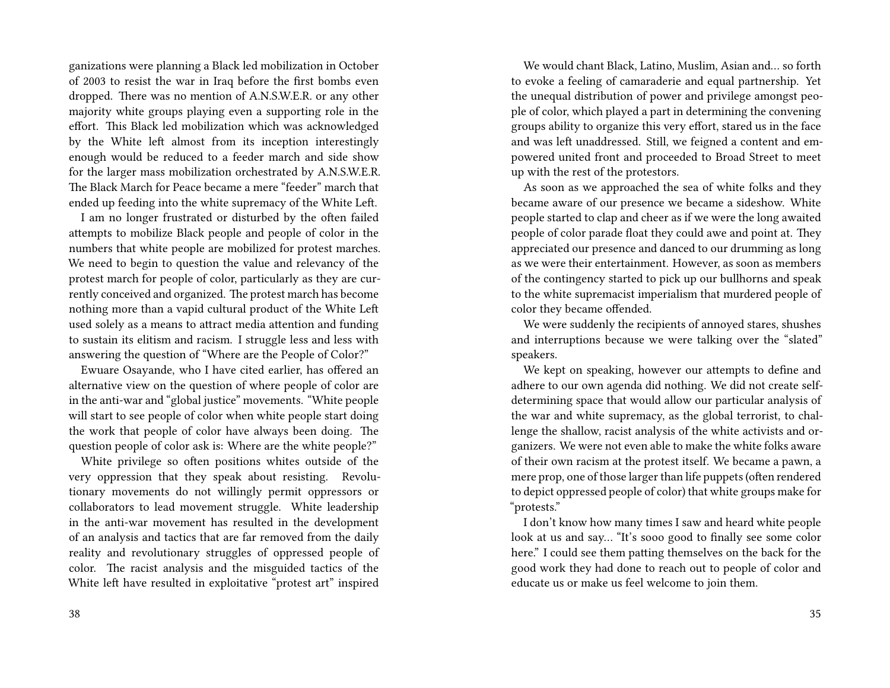ganizations were planning a Black led mobilization in October of 2003 to resist the war in Iraq before the first bombs even dropped. There was no mention of A.N.S.W.E.R. or any other majority white groups playing even a supporting role in the effort. This Black led mobilization which was acknowledged by the White left almost from its inception interestingly enough would be reduced to a feeder march and side show for the larger mass mobilization orchestrated by A.N.S.W.E.R. The Black March for Peace became a mere "feeder" march that ended up feeding into the white supremacy of the White Left.

I am no longer frustrated or disturbed by the often failed attempts to mobilize Black people and people of color in the numbers that white people are mobilized for protest marches. We need to begin to question the value and relevancy of the protest march for people of color, particularly as they are currently conceived and organized. The protest march has become nothing more than a vapid cultural product of the White Left used solely as a means to attract media attention and funding to sustain its elitism and racism. I struggle less and less with answering the question of "Where are the People of Color?"

Ewuare Osayande, who I have cited earlier, has offered an alternative view on the question of where people of color are in the anti-war and "global justice" movements. "White people will start to see people of color when white people start doing the work that people of color have always been doing. The question people of color ask is: Where are the white people?"

White privilege so often positions whites outside of the very oppression that they speak about resisting. Revolutionary movements do not willingly permit oppressors or collaborators to lead movement struggle. White leadership in the anti-war movement has resulted in the development of an analysis and tactics that are far removed from the daily reality and revolutionary struggles of oppressed people of color. The racist analysis and the misguided tactics of the White left have resulted in exploitative "protest art" inspired

We would chant Black, Latino, Muslim, Asian and… so forth to evoke a feeling of camaraderie and equal partnership. Yet the unequal distribution of power and privilege amongst people of color, which played a part in determining the convening groups ability to organize this very effort, stared us in the face and was left unaddressed. Still, we feigned a content and empowered united front and proceeded to Broad Street to meet up with the rest of the protestors.

As soon as we approached the sea of white folks and they became aware of our presence we became a sideshow. White people started to clap and cheer as if we were the long awaited people of color parade float they could awe and point at. They appreciated our presence and danced to our drumming as long as we were their entertainment. However, as soon as members of the contingency started to pick up our bullhorns and speak to the white supremacist imperialism that murdered people of color they became offended.

We were suddenly the recipients of annoyed stares, shushes and interruptions because we were talking over the "slated" speakers.

We kept on speaking, however our attempts to define and adhere to our own agenda did nothing. We did not create self-determining space that would allow our particular analysis of the war and white supremacy, as the global terrorist, to challenge the shallow, racist analysis of the white activists and organizers. We were not even able to make the white folks aware of their own racism at the protest itself. We became a pawn, a mere prop, one of those larger than life puppets (often rendered to depict oppressed people of color) that white groups make for "protests."

I don't know how many times I saw and heard white people look at us and say… "It's sooo good to finally see some color here." I could see them patting themselves on the back for the good work they had done to reach out to people of color and educate us or make us feel welcome to join them.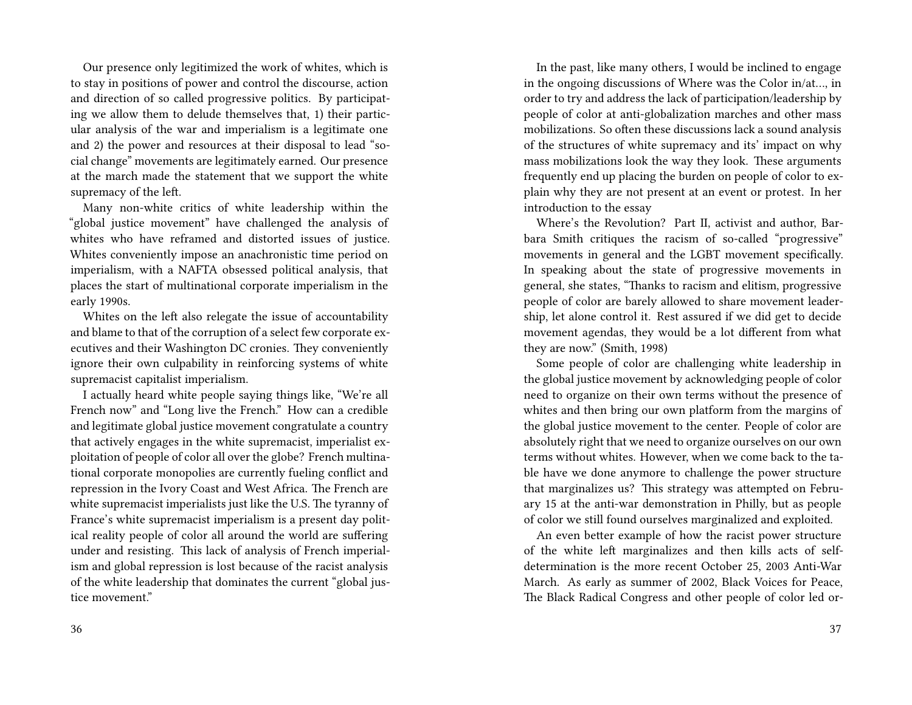Our presence only legitimized the work of whites, which is to stay in positions of power and control the discourse, action and direction of so called progressive politics. By participating we allow them to delude themselves that, 1) their particular analysis of the war and imperialism is a legitimate one and 2) the power and resources at their disposal to lead "social change" movements are legitimately earned. Our presence at the march made the statement that we support the white supremacy of the left.

Many non-white critics of white leadership within the "global justice movement" have challenged the analysis of whites who have reframed and distorted issues of justice. Whites conveniently impose an anachronistic time period on imperialism, with a NAFTA obsessed political analysis, that places the start of multinational corporate imperialism in the early 1990s.

Whites on the left also relegate the issue of accountability and blame to that of the corruption of a select few corporate executives and their Washington DC cronies. They conveniently ignore their own culpability in reinforcing systems of white supremacist capitalist imperialism.

I actually heard white people saying things like, "We're all French now" and "Long live the French." How can a credible and legitimate global justice movement congratulate a country that actively engages in the white supremacist, imperialist exploitation of people of color all over the globe? French multinational corporate monopolies are currently fueling conflict and repression in the Ivory Coast and West Africa. The French are white supremacist imperialists just like the U.S. The tyranny of France's white supremacist imperialism is a present day political reality people of color all around the world are suffering under and resisting. This lack of analysis of French imperialism and global repression is lost because of the racist analysis of the white leadership that dominates the current "global justice movement."

In the past, like many others, I would be inclined to engage in the ongoing discussions of Where was the Color in/at…, in order to try and address the lack of participation/leadership by people of color at anti-globalization marches and other mass mobilizations. So often these discussions lack a sound analysis of the structures of white supremacy and its' impact on why mass mobilizations look the way they look. These arguments frequently end up placing the burden on people of color to explain why they are not present at an event or protest. In her introduction to the essay

Where's the Revolution? Part II, activist and author, Barbara Smith critiques the racism of so-called "progressive" movements in general and the LGBT movement specifically. In speaking about the state of progressive movements in general, she states, "Thanks to racism and elitism, progressive people of color are barely allowed to share movement leadership, let alone control it. Rest assured if we did get to decide movement agendas, they would be a lot different from what they are now." (Smith, 1998)

Some people of color are challenging white leadership in the global justice movement by acknowledging people of color need to organize on their own terms without the presence of whites and then bring our own platform from the margins of the global justice movement to the center. People of color are absolutely right that we need to organize ourselves on our own terms without whites. However, when we come back to the table have we done anymore to challenge the power structure that marginalizes us? This strategy was attempted on February 15 at the anti-war demonstration in Philly, but as people of color we still found ourselves marginalized and exploited.

An even better example of how the racist power structure of the white left marginalizes and then kills acts of self-determination is the more recent October 25, 2003 Anti-War March. As early as summer of 2002, Black Voices for Peace, The Black Radical Congress and other people of color led or-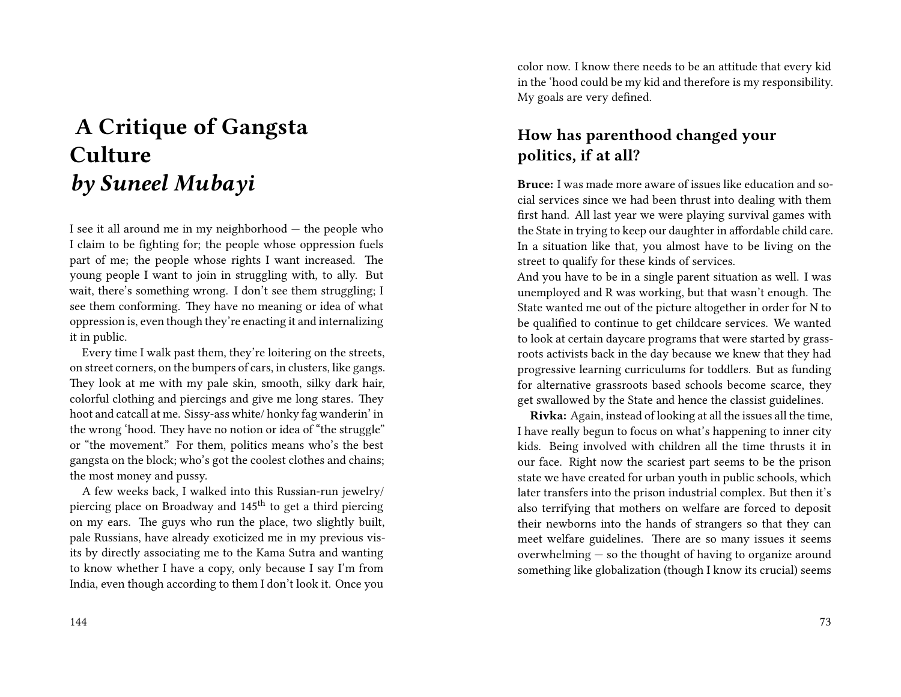# A Critique of Gangsta Culture *by Suneel Mubayi*

I see it all around me in my neighborhood — the people who I claim to be fighting for; the people whose oppression fuels part of me; the people whose rights I want increased. The young people I want to join in struggling with, to ally. But wait, there's something wrong. I don't see them struggling; I see them conforming. They have no meaning or idea of what oppression is, even though they're enacting it and internalizing it in public.

Every time I walk past them, they're loitering on the streets, on street corners, on the bumpers of cars, in clusters, like gangs. They look at me with my pale skin, smooth, silky dark hair, colorful clothing and piercings and give me long stares. They hoot and catcall at me. Sissy-ass white/ honky fag wanderin' in the wrong 'hood. They have no notion or idea of "the struggle" or "the movement." For them, politics means who's the best gangsta on the block; who's got the coolest clothes and chains; the most money and pussy.

A few weeks back, I walked into this Russian-run jewelry/ piercing place on Broadway and 145th to get a third piercing on my ears. The guys who run the place, two slightly built, pale Russians, have already exoticized me in my previous visits by directly associating me to the Kama Sutra and wanting to know whether I have a copy, only because I say I'm from India, even though according to them I don't look it. Once you

color now. I know there needs to be an attitude that every kid in the 'hood could be my kid and therefore is my responsibility. My goals are very defined.

## How has parenthood changed your politics, if at all?

**Bruce:** I was made more aware of issues like education and social services since we had been thrust into dealing with them first hand. All last year we were playing survival games with the State in trying to keep our daughter in affordable child care. In a situation like that, you almost have to be living on the street to qualify for these kinds of services.
And you have to be in a single parent situation as well. I was unemployed and R was working, but that wasn't enough. The State wanted me out of the picture altogether in order for N to be qualified to continue to get childcare services. We wanted to look at certain daycare programs that were started by grassroots activists back in the day because we knew that they had progressive learning curriculums for toddlers. But as funding for alternative grassroots based schools become scarce, they get swallowed by the State and hence the classist guidelines.

**Rivka:** Again, instead of looking at all the issues all the time, I have really begun to focus on what's happening to inner city kids. Being involved with children all the time thrusts it in our face. Right now the scariest part seems to be the prison state we have created for urban youth in public schools, which later transfers into the prison industrial complex. But then it's also terrifying that mothers on welfare are forced to deposit their newborns into the hands of strangers so that they can meet welfare guidelines. There are so many issues it seems overwhelming — so the thought of having to organize around something like globalization (though I know its crucial) seems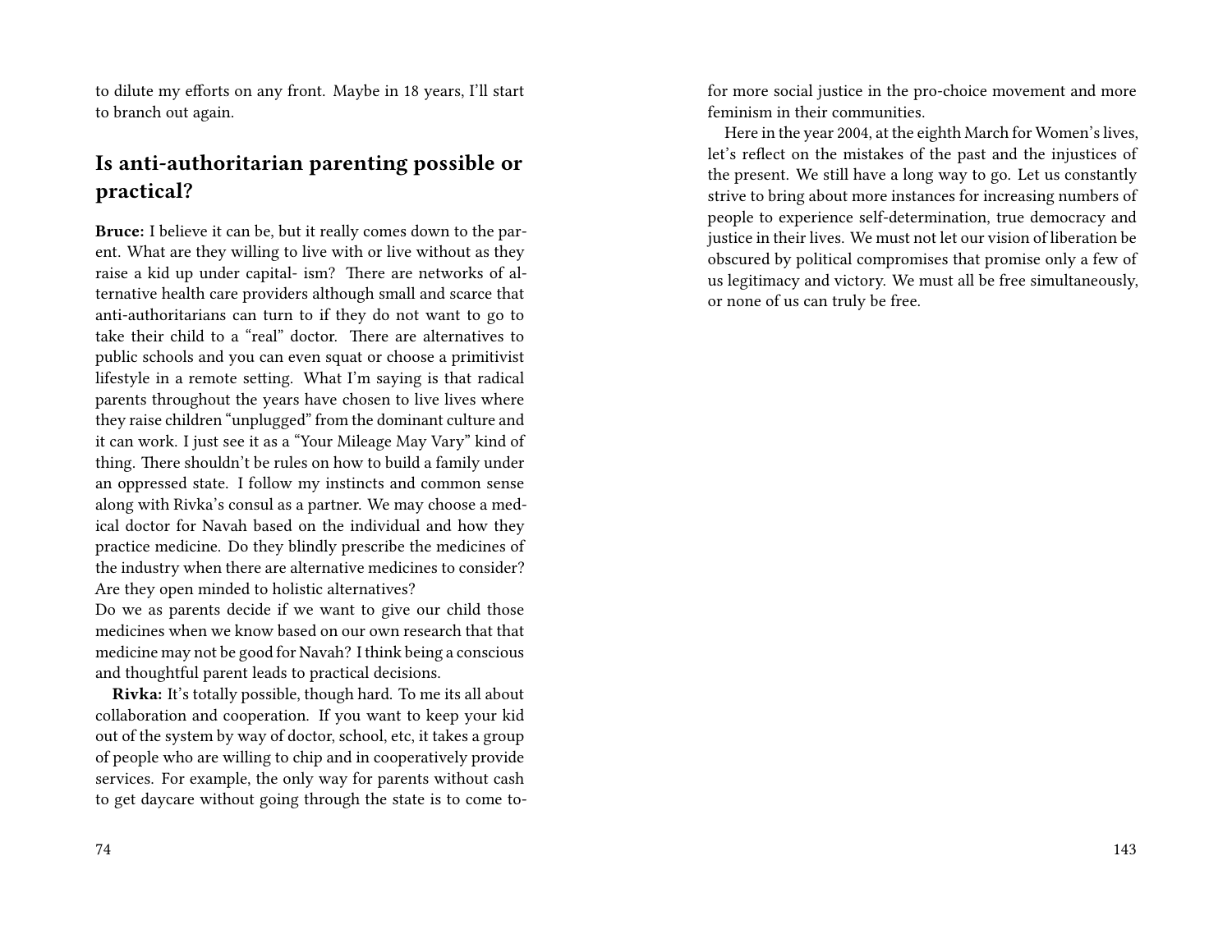to dilute my efforts on any front. Maybe in 18 years, I'll start to branch out again.

## Is anti-authoritarian parenting possible or practical?

**Bruce:** I believe it can be, but it really comes down to the parent. What are they willing to live with or live without as they raise a kid up under capital- ism? There are networks of alternative health care providers although small and scarce that anti-authoritarians can turn to if they do not want to go to take their child to a "real" doctor. There are alternatives to public schools and you can even squat or choose a primitivist lifestyle in a remote setting. What I'm saying is that radical parents throughout the years have chosen to live lives where they raise children "unplugged" from the dominant culture and it can work. I just see it as a "Your Mileage May Vary" kind of thing. There shouldn't be rules on how to build a family under an oppressed state. I follow my instincts and common sense along with Rivka's consul as a partner. We may choose a medical doctor for Navah based on the individual and how they practice medicine. Do they blindly prescribe the medicines of the industry when there are alternative medicines to consider? Are they open minded to holistic alternatives?

Do we as parents decide if we want to give our child those medicines when we know based on our own research that that medicine may not be good for Navah? I think being a conscious and thoughtful parent leads to practical decisions.

**Rivka:** It's totally possible, though hard. To me its all about collaboration and cooperation. If you want to keep your kid out of the system by way of doctor, school, etc, it takes a group of people who are willing to chip and in cooperatively provide services. For example, the only way for parents without cash to get daycare without going through the state is to come to-

for more social justice in the pro-choice movement and more feminism in their communities.

Here in the year 2004, at the eighth March for Women's lives, let's reflect on the mistakes of the past and the injustices of the present. We still have a long way to go. Let us constantly strive to bring about more instances for increasing numbers of people to experience self-determination, true democracy and justice in their lives. We must not let our vision of liberation be obscured by political compromises that promise only a few of us legitimacy and victory. We must all be free simultaneously, or none of us can truly be free.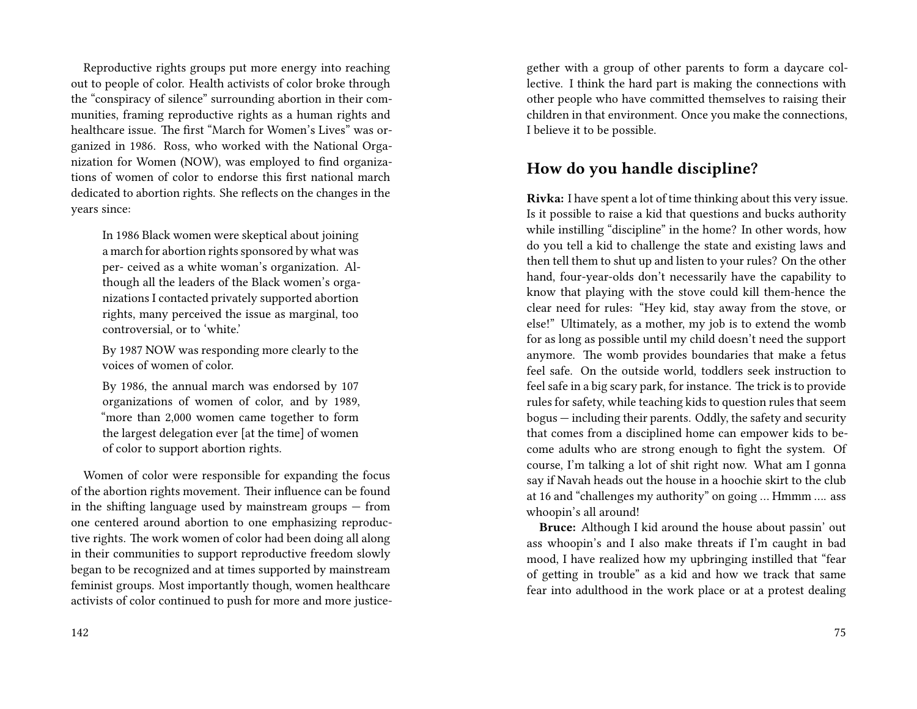Reproductive rights groups put more energy into reaching out to people of color. Health activists of color broke through the "conspiracy of silence" surrounding abortion in their communities, framing reproductive rights as a human rights and healthcare issue. The first "March for Women's Lives" was organized in 1986. Ross, who worked with the National Organization for Women (NOW), was employed to find organizations of women of color to endorse this first national march dedicated to abortion rights. She reflects on the changes in the years since:

> In 1986 Black women were skeptical about joining a march for abortion rights sponsored by what was per- ceived as a white woman's organization. Although all the leaders of the Black women's organizations I contacted privately supported abortion rights, many perceived the issue as marginal, too controversial, or to 'white.'
>
> By 1987 NOW was responding more clearly to the voices of women of color.
>
> By 1986, the annual march was endorsed by 107 organizations of women of color, and by 1989, "more than 2,000 women came together to form the largest delegation ever [at the time] of women of color to support abortion rights.

Women of color were responsible for expanding the focus of the abortion rights movement. Their influence can be found in the shifting language used by mainstream groups — from one centered around abortion to one emphasizing reproductive rights. The work women of color had been doing all along in their communities to support reproductive freedom slowly began to be recognized and at times supported by mainstream feminist groups. Most importantly though, women healthcare activists of color continued to push for more and more justice-

gether with a group of other parents to form a daycare collective. I think the hard part is making the connections with other people who have committed themselves to raising their children in that environment. Once you make the connections, I believe it to be possible.

## How do you handle discipline?

**Rivka:** I have spent a lot of time thinking about this very issue. Is it possible to raise a kid that questions and bucks authority while instilling "discipline" in the home? In other words, how do you tell a kid to challenge the state and existing laws and then tell them to shut up and listen to your rules? On the other hand, four-year-olds don't necessarily have the capability to know that playing with the stove could kill them-hence the clear need for rules: "Hey kid, stay away from the stove, or else!" Ultimately, as a mother, my job is to extend the womb for as long as possible until my child doesn't need the support anymore. The womb provides boundaries that make a fetus feel safe. On the outside world, toddlers seek instruction to feel safe in a big scary park, for instance. The trick is to provide rules for safety, while teaching kids to question rules that seem bogus — including their parents. Oddly, the safety and security that comes from a disciplined home can empower kids to become adults who are strong enough to fight the system. Of course, I'm talking a lot of shit right now. What am I gonna say if Navah heads out the house in a hoochie skirt to the club at 16 and "challenges my authority" on going … Hmmm …. ass whoopin's all around!

**Bruce:** Although I kid around the house about passin' out ass whoopin's and I also make threats if I'm caught in bad mood, I have realized how my upbringing instilled that "fear of getting in trouble" as a kid and how we track that same fear into adulthood in the work place or at a protest dealing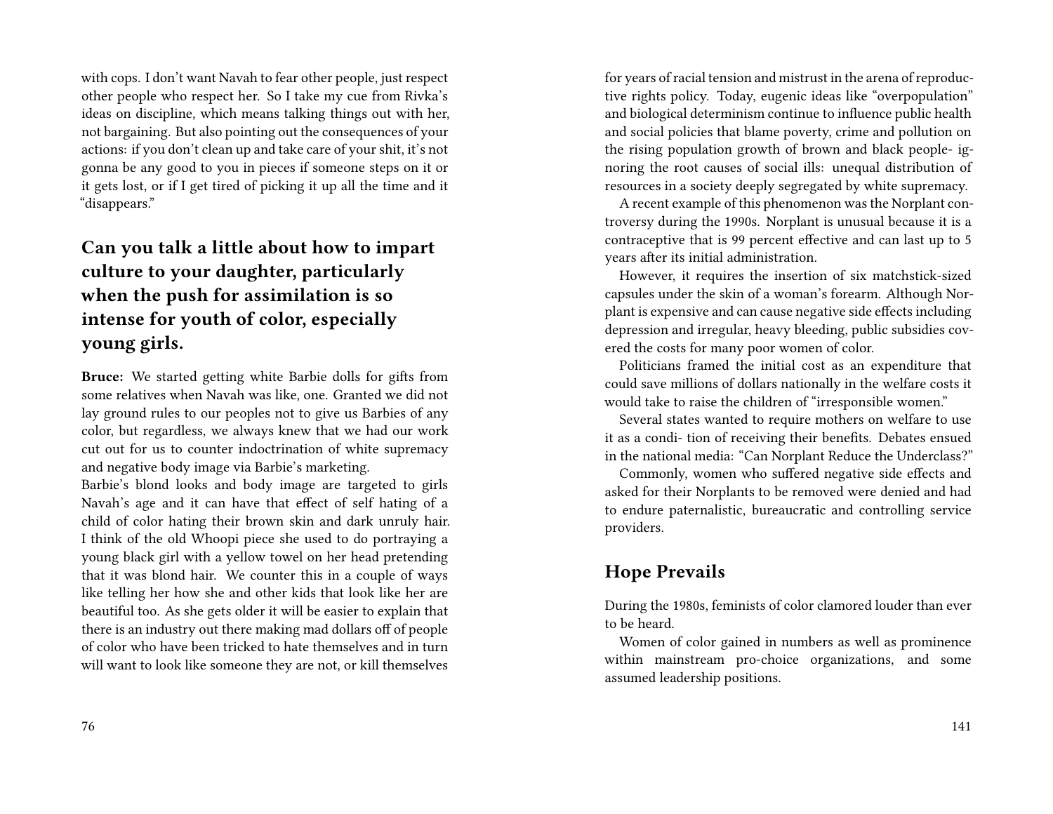with cops. I don't want Navah to fear other people, just respect other people who respect her. So I take my cue from Rivka's ideas on discipline, which means talking things out with her, not bargaining. But also pointing out the consequences of your actions: if you don't clean up and take care of your shit, it's not gonna be any good to you in pieces if someone steps on it or it gets lost, or if I get tired of picking it up all the time and it "disappears."

## Can you talk a little about how to impart culture to your daughter, particularly when the push for assimilation is so intense for youth of color, especially young girls.

**Bruce:** We started getting white Barbie dolls for gifts from some relatives when Navah was like, one. Granted we did not lay ground rules to our peoples not to give us Barbies of any color, but regardless, we always knew that we had our work cut out for us to counter indoctrination of white supremacy and negative body image via Barbie's marketing.

Barbie's blond looks and body image are targeted to girls Navah's age and it can have that effect of self hating of a child of color hating their brown skin and dark unruly hair. I think of the old Whoopi piece she used to do portraying a young black girl with a yellow towel on her head pretending that it was blond hair. We counter this in a couple of ways like telling her how she and other kids that look like her are beautiful too. As she gets older it will be easier to explain that there is an industry out there making mad dollars off of people of color who have been tricked to hate themselves and in turn will want to look like someone they are not, or kill themselves

for years of racial tension and mistrust in the arena of reproductive rights policy. Today, eugenic ideas like "overpopulation" and biological determinism continue to influence public health and social policies that blame poverty, crime and pollution on the rising population growth of brown and black people- ignoring the root causes of social ills: unequal distribution of resources in a society deeply segregated by white supremacy.

A recent example of this phenomenon was the Norplant controversy during the 1990s. Norplant is unusual because it is a contraceptive that is 99 percent effective and can last up to 5 years after its initial administration.

However, it requires the insertion of six matchstick-sized capsules under the skin of a woman's forearm. Although Norplant is expensive and can cause negative side effects including depression and irregular, heavy bleeding, public subsidies covered the costs for many poor women of color.

Politicians framed the initial cost as an expenditure that could save millions of dollars nationally in the welfare costs it would take to raise the children of "irresponsible women."

Several states wanted to require mothers on welfare to use it as a condi- tion of receiving their benefits. Debates ensued in the national media: "Can Norplant Reduce the Underclass?"

Commonly, women who suffered negative side effects and asked for their Norplants to be removed were denied and had to endure paternalistic, bureaucratic and controlling service providers.

## Hope Prevails

During the 1980s, feminists of color clamored louder than ever to be heard.

Women of color gained in numbers as well as prominence within mainstream pro-choice organizations, and some assumed leadership positions.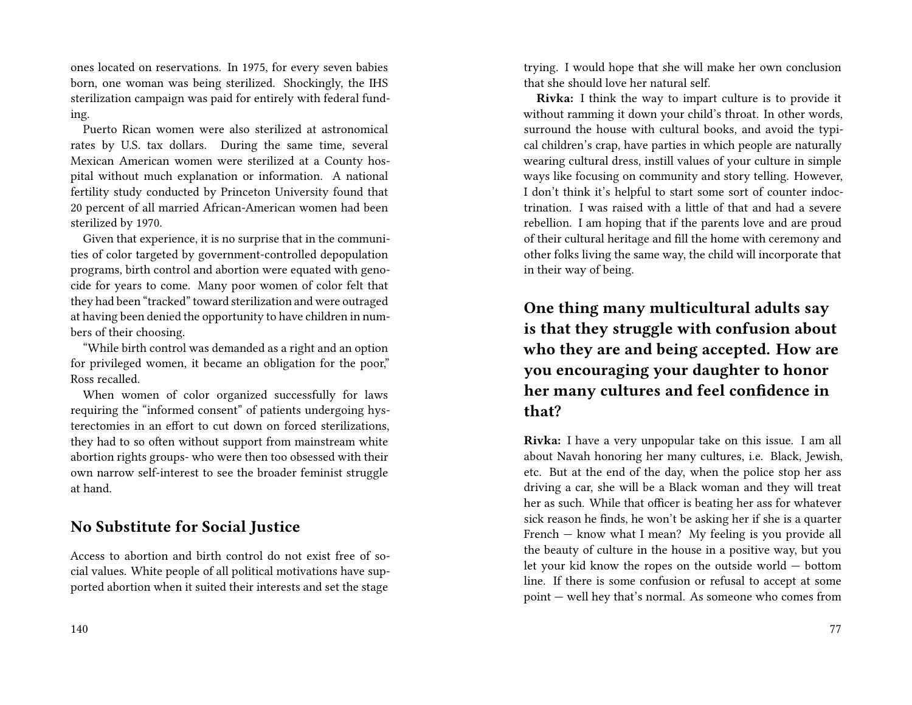ones located on reservations. In 1975, for every seven babies born, one woman was being sterilized. Shockingly, the IHS sterilization campaign was paid for entirely with federal funding.

Puerto Rican women were also sterilized at astronomical rates by U.S. tax dollars. During the same time, several Mexican American women were sterilized at a County hospital without much explanation or information. A national fertility study conducted by Princeton University found that 20 percent of all married African-American women had been sterilized by 1970.

Given that experience, it is no surprise that in the communities of color targeted by government-controlled depopulation programs, birth control and abortion were equated with genocide for years to come. Many poor women of color felt that they had been "tracked" toward sterilization and were outraged at having been denied the opportunity to have children in numbers of their choosing.

"While birth control was demanded as a right and an option for privileged women, it became an obligation for the poor," Ross recalled.

When women of color organized successfully for laws requiring the "informed consent" of patients undergoing hysterectomies in an effort to cut down on forced sterilizations, they had to so often without support from mainstream white abortion rights groups- who were then too obsessed with their own narrow self-interest to see the broader feminist struggle at hand.

## No Substitute for Social Justice

Access to abortion and birth control do not exist free of social values. White people of all political motivations have supported abortion when it suited their interests and set the stage

trying. I would hope that she will make her own conclusion that she should love her natural self.

**Rivka:** I think the way to impart culture is to provide it without ramming it down your child's throat. In other words, surround the house with cultural books, and avoid the typical children's crap, have parties in which people are naturally wearing cultural dress, instill values of your culture in simple ways like focusing on community and story telling. However, I don't think it's helpful to start some sort of counter indoctrination. I was raised with a little of that and had a severe rebellion. I am hoping that if the parents love and are proud of their cultural heritage and fill the home with ceremony and other folks living the same way, the child will incorporate that in their way of being.

## One thing many multicultural adults say is that they struggle with confusion about who they are and being accepted. How are you encouraging your daughter to honor her many cultures and feel confidence in that?

**Rivka:** I have a very unpopular take on this issue. I am all about Navah honoring her many cultures, i.e. Black, Jewish, etc. But at the end of the day, when the police stop her ass driving a car, she will be a Black woman and they will treat her as such. While that officer is beating her ass for whatever sick reason he finds, he won't be asking her if she is a quarter French — know what I mean? My feeling is you provide all the beauty of culture in the house in a positive way, but you let your kid know the ropes on the outside world — bottom line. If there is some confusion or refusal to accept at some point — well hey that's normal. As someone who comes from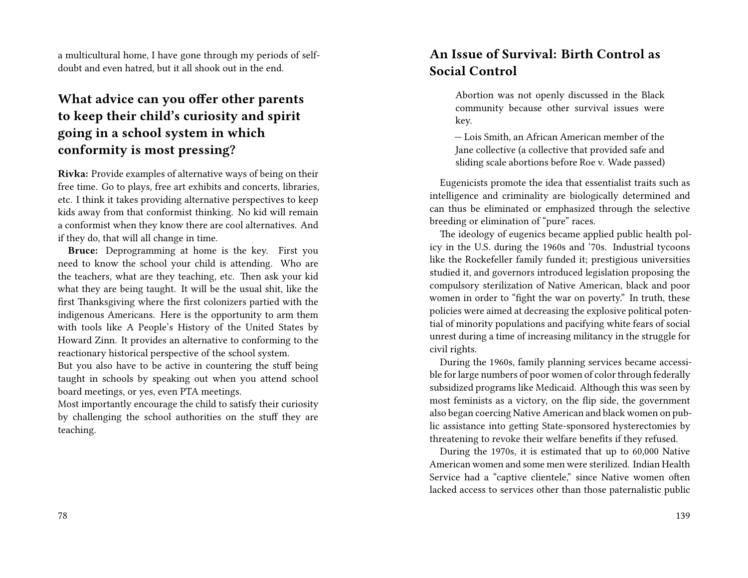a multicultural home, I have gone through my periods of self-doubt and even hatred, but it all shook out in the end.

## What advice can you offer other parents to keep their child's curiosity and spirit going in a school system in which conformity is most pressing?

**Rivka:** Provide examples of alternative ways of being on their free time. Go to plays, free art exhibits and concerts, libraries, etc. I think it takes providing alternative perspectives to keep kids away from that conformist thinking. No kid will remain a conformist when they know there are cool alternatives. And if they do, that will all change in time.

**Bruce:** Deprogramming at home is the key. First you need to know the school your child is attending. Who are the teachers, what are they teaching, etc. Then ask your kid what they are being taught. It will be the usual shit, like the first Thanksgiving where the first colonizers partied with the indigenous Americans. Here is the opportunity to arm them with tools like A People's History of the United States by Howard Zinn. It provides an alternative to conforming to the reactionary historical perspective of the school system.

But you also have to be active in countering the stuff being taught in schools by speaking out when you attend school board meetings, or yes, even PTA meetings.

Most importantly encourage the child to satisfy their curiosity by challenging the school authorities on the stuff they are teaching.

## An Issue of Survival: Birth Control as Social Control

> Abortion was not openly discussed in the Black community because other survival issues were key.
>
> — Lois Smith, an African American member of the Jane collective (a collective that provided safe and sliding scale abortions before Roe v. Wade passed)

Eugenicists promote the idea that essentialist traits such as intelligence and criminality are biologically determined and can thus be eliminated or emphasized through the selective breeding or elimination of "pure" races.

The ideology of eugenics became applied public health policy in the U.S. during the 1960s and '70s. Industrial tycoons like the Rockefeller family funded it; prestigious universities studied it, and governors introduced legislation proposing the compulsory sterilization of Native American, black and poor women in order to "fight the war on poverty." In truth, these policies were aimed at decreasing the explosive political potential of minority populations and pacifying white fears of social unrest during a time of increasing militancy in the struggle for civil rights.

During the 1960s, family planning services became accessible for large numbers of poor women of color through federally subsidized programs like Medicaid. Although this was seen by most feminists as a victory, on the flip side, the government also began coercing Native American and black women on public assistance into getting State-sponsored hysterectomies by threatening to revoke their welfare benefits if they refused.

During the 1970s, it is estimated that up to 60,000 Native American women and some men were sterilized. Indian Health Service had a "captive clientele," since Native women often lacked access to services other than those paternalistic public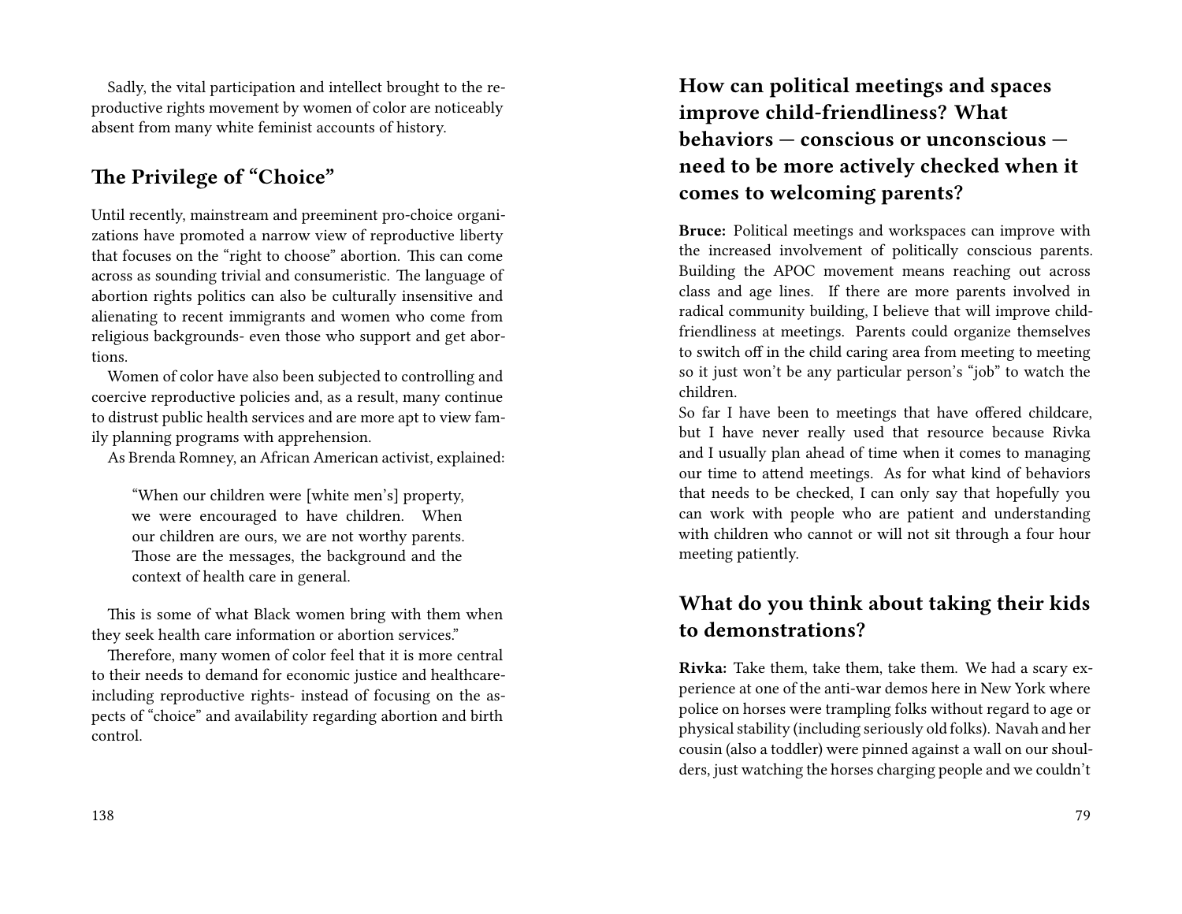Sadly, the vital participation and intellect brought to the reproductive rights movement by women of color are noticeably absent from many white feminist accounts of history.

## The Privilege of "Choice"

Until recently, mainstream and preeminent pro-choice organizations have promoted a narrow view of reproductive liberty that focuses on the "right to choose" abortion. This can come across as sounding trivial and consumeristic. The language of abortion rights politics can also be culturally insensitive and alienating to recent immigrants and women who come from religious backgrounds- even those who support and get abortions.

Women of color have also been subjected to controlling and coercive reproductive policies and, as a result, many continue to distrust public health services and are more apt to view family planning programs with apprehension.

As Brenda Romney, an African American activist, explained:

> "When our children were [white men's] property, we were encouraged to have children. When our children are ours, we are not worthy parents. Those are the messages, the background and the context of health care in general.

This is some of what Black women bring with them when they seek health care information or abortion services."

Therefore, many women of color feel that it is more central to their needs to demand for economic justice and healthcare- including reproductive rights- instead of focusing on the aspects of "choice" and availability regarding abortion and birth control.

## How can political meetings and spaces improve child-friendliness? What behaviors — conscious or unconscious — need to be more actively checked when it comes to welcoming parents?

**Bruce:** Political meetings and workspaces can improve with the increased involvement of politically conscious parents. Building the APOC movement means reaching out across class and age lines. If there are more parents involved in radical community building, I believe that will improve child-friendliness at meetings. Parents could organize themselves to switch off in the child caring area from meeting to meeting so it just won't be any particular person's "job" to watch the children.

So far I have been to meetings that have offered childcare, but I have never really used that resource because Rivka and I usually plan ahead of time when it comes to managing our time to attend meetings. As for what kind of behaviors that needs to be checked, I can only say that hopefully you can work with people who are patient and understanding with children who cannot or will not sit through a four hour meeting patiently.

## What do you think about taking their kids to demonstrations?

**Rivka:** Take them, take them, take them. We had a scary experience at one of the anti-war demos here in New York where police on horses were trampling folks without regard to age or physical stability (including seriously old folks). Navah and her cousin (also a toddler) were pinned against a wall on our shoulders, just watching the horses charging people and we couldn't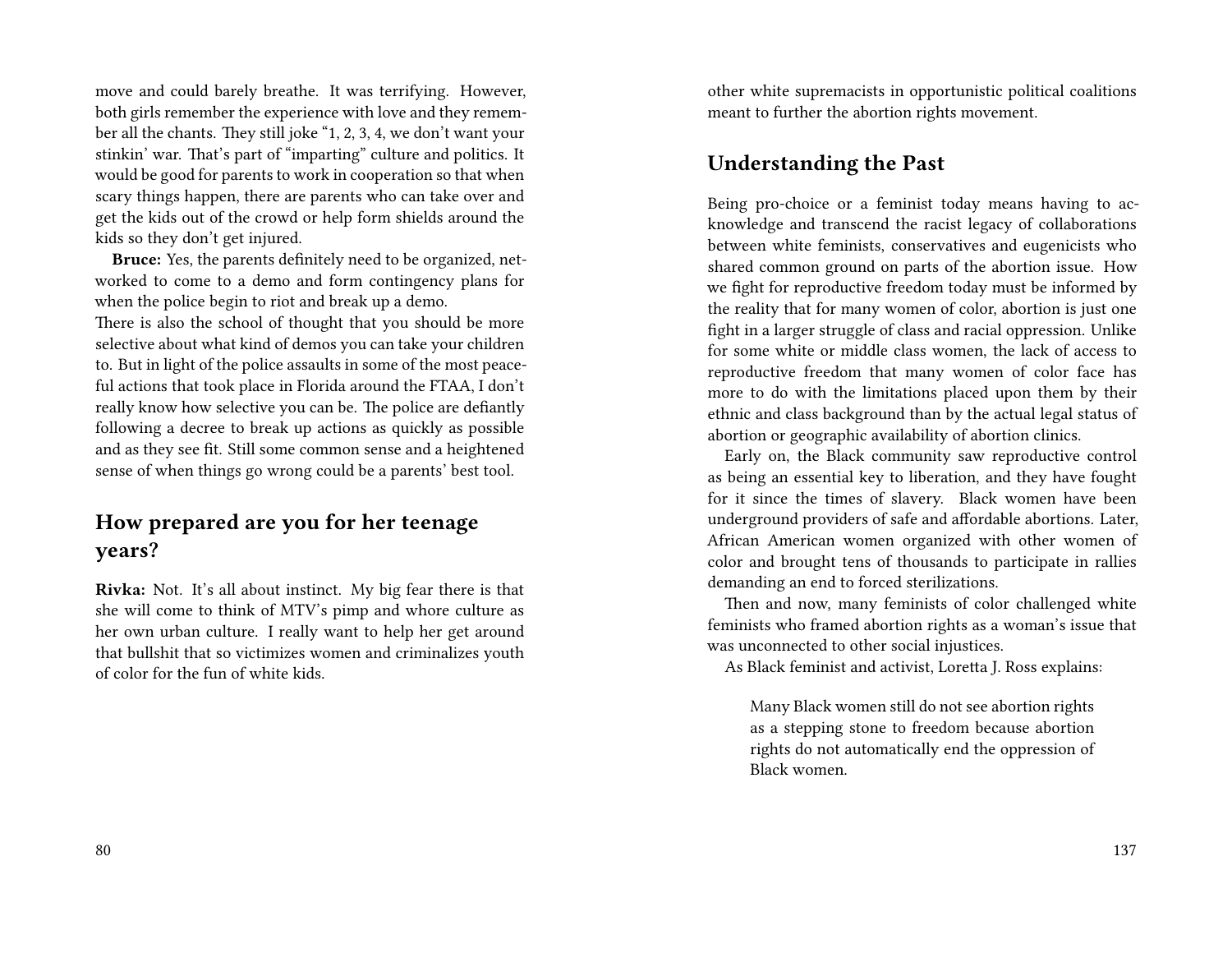move and could barely breathe. It was terrifying. However, both girls remember the experience with love and they remember all the chants. They still joke "1, 2, 3, 4, we don't want your stinkin' war. That's part of "imparting" culture and politics. It would be good for parents to work in cooperation so that when scary things happen, there are parents who can take over and get the kids out of the crowd or help form shields around the kids so they don't get injured.

**Bruce:** Yes, the parents definitely need to be organized, networked to come to a demo and form contingency plans for when the police begin to riot and break up a demo.

There is also the school of thought that you should be more selective about what kind of demos you can take your children to. But in light of the police assaults in some of the most peaceful actions that took place in Florida around the FTAA, I don't really know how selective you can be. The police are defiantly following a decree to break up actions as quickly as possible and as they see fit. Still some common sense and a heightened sense of when things go wrong could be a parents' best tool.

## How prepared are you for her teenage years?

**Rivka:** Not. It's all about instinct. My big fear there is that she will come to think of MTV's pimp and whore culture as her own urban culture. I really want to help her get around that bullshit that so victimizes women and criminalizes youth of color for the fun of white kids.

other white supremacists in opportunistic political coalitions meant to further the abortion rights movement.

## Understanding the Past

Being pro-choice or a feminist today means having to acknowledge and transcend the racist legacy of collaborations between white feminists, conservatives and eugenicists who shared common ground on parts of the abortion issue. How we fight for reproductive freedom today must be informed by the reality that for many women of color, abortion is just one fight in a larger struggle of class and racial oppression. Unlike for some white or middle class women, the lack of access to reproductive freedom that many women of color face has more to do with the limitations placed upon them by their ethnic and class background than by the actual legal status of abortion or geographic availability of abortion clinics.

Early on, the Black community saw reproductive control as being an essential key to liberation, and they have fought for it since the times of slavery. Black women have been underground providers of safe and affordable abortions. Later, African American women organized with other women of color and brought tens of thousands to participate in rallies demanding an end to forced sterilizations.

Then and now, many feminists of color challenged white feminists who framed abortion rights as a woman's issue that was unconnected to other social injustices.

As Black feminist and activist, Loretta J. Ross explains:

> Many Black women still do not see abortion rights as a stepping stone to freedom because abortion rights do not automatically end the oppression of Black women.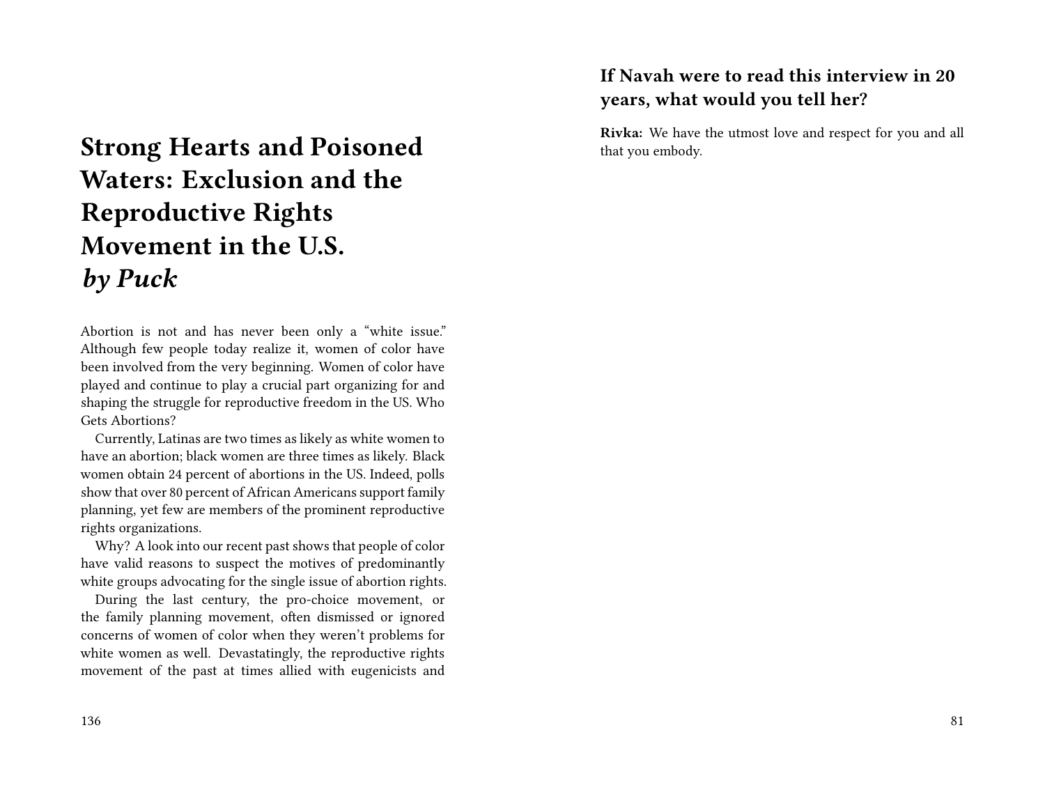# Strong Hearts and Poisoned Waters: Exclusion and the Reproductive Rights Movement in the U.S. *by Puck*

Abortion is not and has never been only a "white issue." Although few people today realize it, women of color have been involved from the very beginning. Women of color have played and continue to play a crucial part organizing for and shaping the struggle for reproductive freedom in the US. Who Gets Abortions?

Currently, Latinas are two times as likely as white women to have an abortion; black women are three times as likely. Black women obtain 24 percent of abortions in the US. Indeed, polls show that over 80 percent of African Americans support family planning, yet few are members of the prominent reproductive rights organizations.

Why? A look into our recent past shows that people of color have valid reasons to suspect the motives of predominantly white groups advocating for the single issue of abortion rights.

During the last century, the pro-choice movement, or the family planning movement, often dismissed or ignored concerns of women of color when they weren't problems for white women as well. Devastatingly, the reproductive rights movement of the past at times allied with eugenicists and

### If Navah were to read this interview in 20 years, what would you tell her?

**Rivka:** We have the utmost love and respect for you and all that you embody.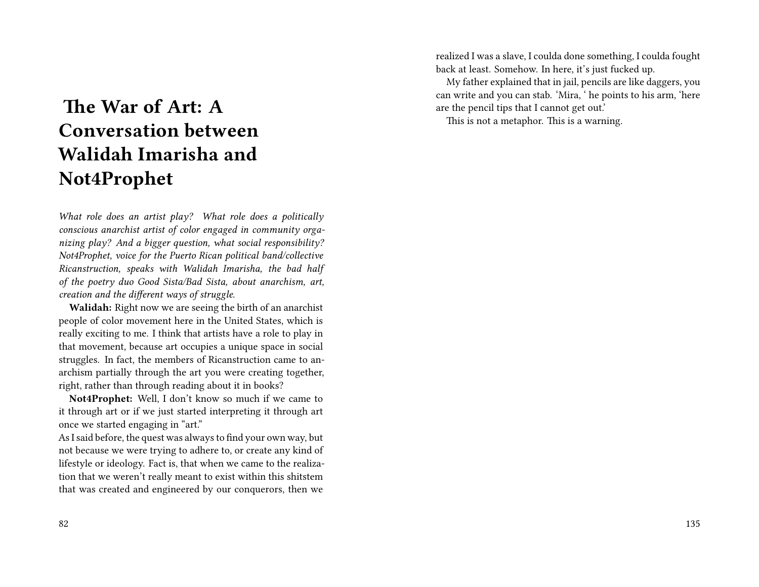# The War of Art: A Conversation between Walidah Imarisha and Not4Prophet

*What role does an artist play? What role does a politically conscious anarchist artist of color engaged in community organizing play? And a bigger question, what social responsibility? Not4Prophet, voice for the Puerto Rican political band/collective Ricanstruction, speaks with Walidah Imarisha, the bad half of the poetry duo Good Sista/Bad Sista, about anarchism, art, creation and the different ways of struggle.*

**Walidah:** Right now we are seeing the birth of an anarchist people of color movement here in the United States, which is really exciting to me. I think that artists have a role to play in that movement, because art occupies a unique space in social struggles. In fact, the members of Ricanstruction came to anarchism partially through the art you were creating together, right, rather than through reading about it in books?

**Not4Prophet:** Well, I don't know so much if we came to it through art or if we just started interpreting it through art once we started engaging in "art."

As I said before, the quest was always to find your own way, but not because we were trying to adhere to, or create any kind of lifestyle or ideology. Fact is, that when we came to the realization that we weren't really meant to exist within this shitstem that was created and engineered by our conquerors, then we

realized I was a slave, I coulda done something, I coulda fought back at least. Somehow. In here, it's just fucked up.

My father explained that in jail, pencils are like daggers, you can write and you can stab. 'Mira, ' he points to his arm, 'here are the pencil tips that I cannot get out.'

This is not a metaphor. This is a warning.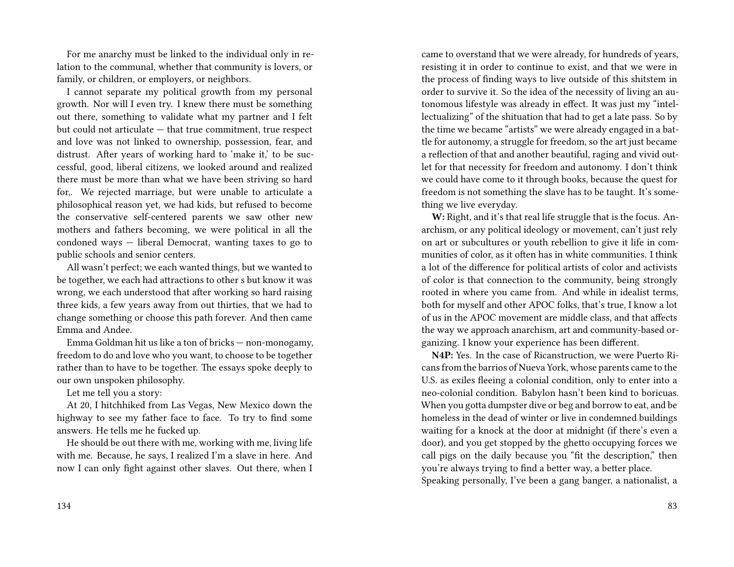For me anarchy must be linked to the individual only in relation to the communal, whether that community is lovers, or family, or children, or employers, or neighbors.

I cannot separate my political growth from my personal growth. Nor will I even try. I knew there must be something out there, something to validate what my partner and I felt but could not articulate — that true commitment, true respect and love was not linked to ownership, possession, fear, and distrust. After years of working hard to 'make it,' to be successful, good, liberal citizens, we looked around and realized there must be more than what we have been striving so hard for,. We rejected marriage, but were unable to articulate a philosophical reason yet, we had kids, but refused to become the conservative self-centered parents we saw other new mothers and fathers becoming, we were political in all the condoned ways — liberal Democrat, wanting taxes to go to public schools and senior centers.

All wasn't perfect; we each wanted things, but we wanted to be together, we each had attractions to other s but know it was wrong, we each understood that after working so hard raising three kids, a few years away from out thirties, that we had to change something or choose this path forever. And then came Emma and Andee.

Emma Goldman hit us like a ton of bricks — non-monogamy, freedom to do and love who you want, to choose to be together rather than to have to be together. The essays spoke deeply to our own unspoken philosophy.

Let me tell you a story:

At 20, I hitchhiked from Las Vegas, New Mexico down the highway to see my father face to face. To try to find some answers. He tells me he fucked up.

He should be out there with me, working with me, living life with me. Because, he says, I realized I'm a slave in here. And now I can only fight against other slaves. Out there, when I

came to overstand that we were already, for hundreds of years, resisting it in order to continue to exist, and that we were in the process of finding ways to live outside of this shitstem in order to survive it. So the idea of the necessity of living an autonomous lifestyle was already in effect. It was just my "intellectualizing" of the shituation that had to get a late pass. So by the time we became "artists" we were already engaged in a battle for autonomy, a struggle for freedom, so the art just became a reflection of that and another beautiful, raging and vivid outlet for that necessity for freedom and autonomy. I don't think we could have come to it through books, because the quest for freedom is not something the slave has to be taught. It's something we live everyday.

**W:** Right, and it's that real life struggle that is the focus. Anarchism, or any political ideology or movement, can't just rely on art or subcultures or youth rebellion to give it life in communities of color, as it often has in white communities. I think a lot of the difference for political artists of color and activists of color is that connection to the community, being strongly rooted in where you came from. And while in idealist terms, both for myself and other APOC folks, that's true, I know a lot of us in the APOC movement are middle class, and that affects the way we approach anarchism, art and community-based organizing. I know your experience has been different.

**N4P:** Yes. In the case of Ricanstruction, we were Puerto Ricans from the barrios of Nueva York, whose parents came to the U.S. as exiles fleeing a colonial condition, only to enter into a neo-colonial condition. Babylon hasn't been kind to boricuas. When you gotta dumpster dive or beg and borrow to eat, and be homeless in the dead of winter or live in condemned buildings waiting for a knock at the door at midnight (if there's even a door), and you get stopped by the ghetto occupying forces we call pigs on the daily because you "fit the description," then you're always trying to find a better way, a better place.

Speaking personally, I've been a gang banger, a nationalist, a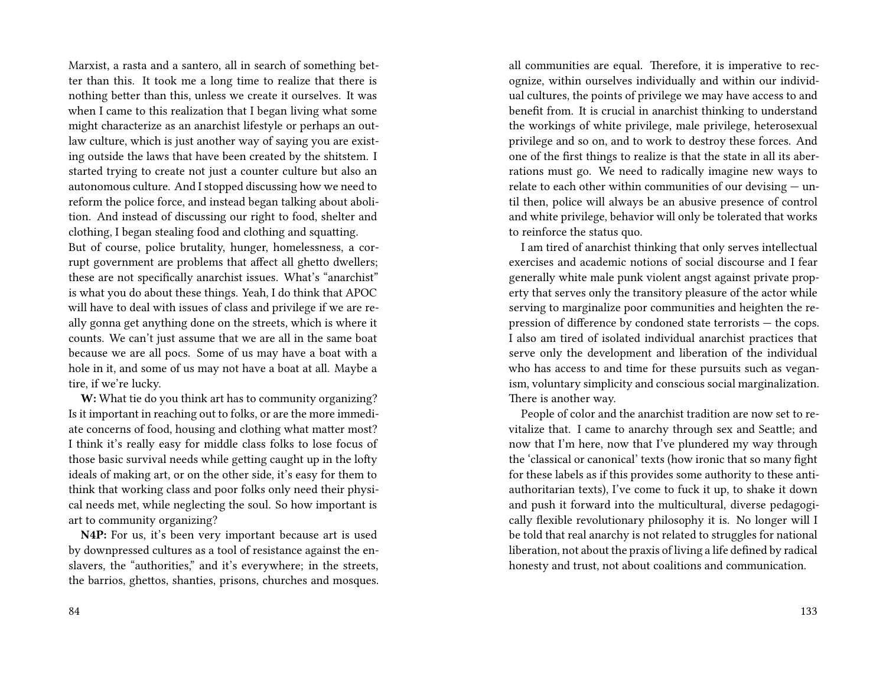Marxist, a rasta and a santero, all in search of something better than this. It took me a long time to realize that there is nothing better than this, unless we create it ourselves. It was when I came to this realization that I began living what some might characterize as an anarchist lifestyle or perhaps an outlaw culture, which is just another way of saying you are existing outside the laws that have been created by the shitstem. I started trying to create not just a counter culture but also an autonomous culture. And I stopped discussing how we need to reform the police force, and instead began talking about abolition. And instead of discussing our right to food, shelter and clothing, I began stealing food and clothing and squatting.

But of course, police brutality, hunger, homelessness, a corrupt government are problems that affect all ghetto dwellers; these are not specifically anarchist issues. What's "anarchist" is what you do about these things. Yeah, I do think that APOC will have to deal with issues of class and privilege if we are really gonna get anything done on the streets, which is where it counts. We can't just assume that we are all in the same boat because we are all pocs. Some of us may have a boat with a hole in it, and some of us may not have a boat at all. Maybe a tire, if we're lucky.

**W:** What tie do you think art has to community organizing? Is it important in reaching out to folks, or are the more immediate concerns of food, housing and clothing what matter most? I think it's really easy for middle class folks to lose focus of those basic survival needs while getting caught up in the lofty ideals of making art, or on the other side, it's easy for them to think that working class and poor folks only need their physical needs met, while neglecting the soul. So how important is art to community organizing?

**N4P:** For us, it's been very important because art is used by downpressed cultures as a tool of resistance against the enslavers, the "authorities," and it's everywhere; in the streets, the barrios, ghettos, shanties, prisons, churches and mosques.

all communities are equal. Therefore, it is imperative to recognize, within ourselves individually and within our individual cultures, the points of privilege we may have access to and benefit from. It is crucial in anarchist thinking to understand the workings of white privilege, male privilege, heterosexual privilege and so on, and to work to destroy these forces. And one of the first things to realize is that the state in all its aberrations must go. We need to radically imagine new ways to relate to each other within communities of our devising — until then, police will always be an abusive presence of control and white privilege, behavior will only be tolerated that works to reinforce the status quo.

I am tired of anarchist thinking that only serves intellectual exercises and academic notions of social discourse and I fear generally white male punk violent angst against private property that serves only the transitory pleasure of the actor while serving to marginalize poor communities and heighten the repression of difference by condoned state terrorists — the cops. I also am tired of isolated individual anarchist practices that serve only the development and liberation of the individual who has access to and time for these pursuits such as veganism, voluntary simplicity and conscious social marginalization. There is another way.

People of color and the anarchist tradition are now set to revitalize that. I came to anarchy through sex and Seattle; and now that I'm here, now that I've plundered my way through the 'classical or canonical' texts (how ironic that so many fight for these labels as if this provides some authority to these anti-authoritarian texts), I've come to fuck it up, to shake it down and push it forward into the multicultural, diverse pedagogically flexible revolutionary philosophy it is. No longer will I be told that real anarchy is not related to struggles for national liberation, not about the praxis of living a life defined by radical honesty and trust, not about coalitions and communication.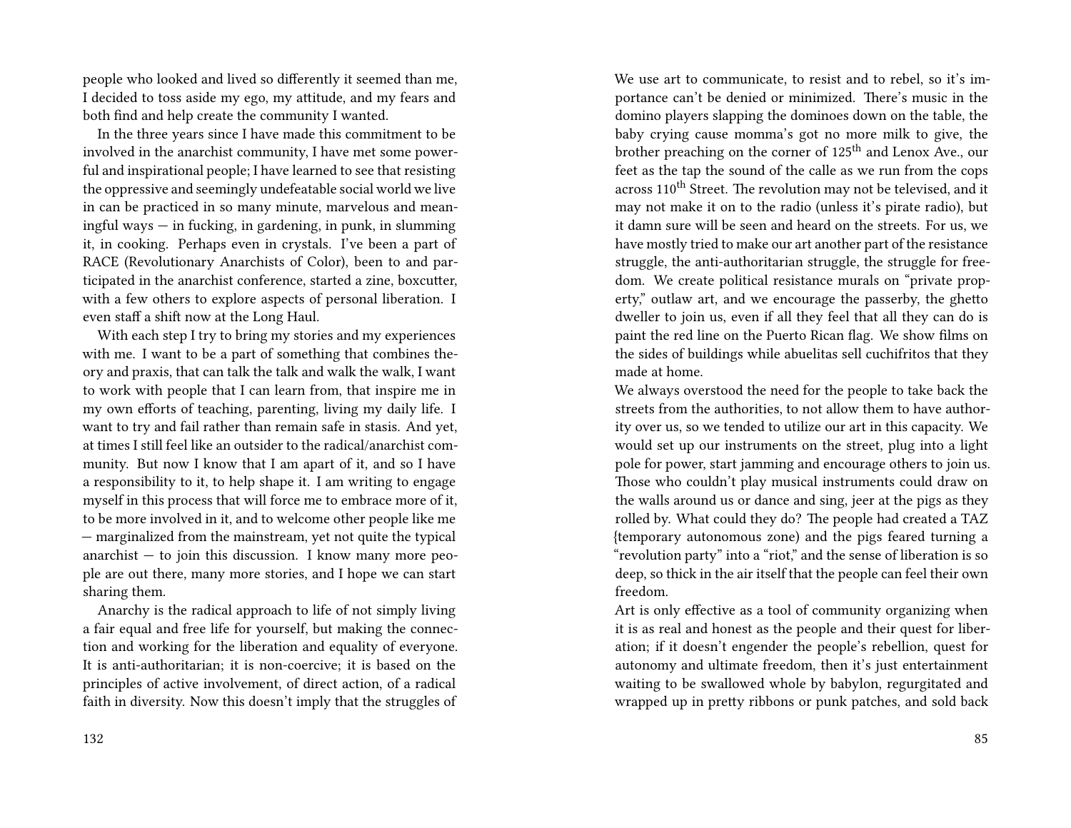people who looked and lived so differently it seemed than me, I decided to toss aside my ego, my attitude, and my fears and both find and help create the community I wanted.

In the three years since I have made this commitment to be involved in the anarchist community, I have met some powerful and inspirational people; I have learned to see that resisting the oppressive and seemingly undefeatable social world we live in can be practiced in so many minute, marvelous and meaningful ways — in fucking, in gardening, in punk, in slumming it, in cooking. Perhaps even in crystals. I've been a part of RACE (Revolutionary Anarchists of Color), been to and participated in the anarchist conference, started a zine, boxcutter, with a few others to explore aspects of personal liberation. I even staff a shift now at the Long Haul.

With each step I try to bring my stories and my experiences with me. I want to be a part of something that combines theory and praxis, that can talk the talk and walk the walk, I want to work with people that I can learn from, that inspire me in my own efforts of teaching, parenting, living my daily life. I want to try and fail rather than remain safe in stasis. And yet, at times I still feel like an outsider to the radical/anarchist community. But now I know that I am apart of it, and so I have a responsibility to it, to help shape it. I am writing to engage myself in this process that will force me to embrace more of it, to be more involved in it, and to welcome other people like me — marginalized from the mainstream, yet not quite the typical anarchist — to join this discussion. I know many more people are out there, many more stories, and I hope we can start sharing them.

Anarchy is the radical approach to life of not simply living a fair equal and free life for yourself, but making the connection and working for the liberation and equality of everyone. It is anti-authoritarian; it is non-coercive; it is based on the principles of active involvement, of direct action, of a radical faith in diversity. Now this doesn't imply that the struggles of

We use art to communicate, to resist and to rebel, so it's importance can't be denied or minimized. There's music in the domino players slapping the dominoes down on the table, the baby crying cause momma's got no more milk to give, the brother preaching on the corner of 125th and Lenox Ave., our feet as the tap the sound of the calle as we run from the cops across 110th Street. The revolution may not be televised, and it may not make it on to the radio (unless it's pirate radio), but it damn sure will be seen and heard on the streets. For us, we have mostly tried to make our art another part of the resistance struggle, the anti-authoritarian struggle, the struggle for freedom. We create political resistance murals on "private property," outlaw art, and we encourage the passerby, the ghetto dweller to join us, even if all they feel that all they can do is paint the red line on the Puerto Rican flag. We show films on the sides of buildings while abuelitas sell cuchifritos that they made at home.

We always overstood the need for the people to take back the streets from the authorities, to not allow them to have authority over us, so we tended to utilize our art in this capacity. We would set up our instruments on the street, plug into a light pole for power, start jamming and encourage others to join us. Those who couldn't play musical instruments could draw on the walls around us or dance and sing, jeer at the pigs as they rolled by. What could they do? The people had created a TAZ {temporary autonomous zone) and the pigs feared turning a "revolution party" into a "riot," and the sense of liberation is so deep, so thick in the air itself that the people can feel their own freedom.

Art is only effective as a tool of community organizing when it is as real and honest as the people and their quest for liberation; if it doesn't engender the people's rebellion, quest for autonomy and ultimate freedom, then it's just entertainment waiting to be swallowed whole by babylon, regurgitated and wrapped up in pretty ribbons or punk patches, and sold back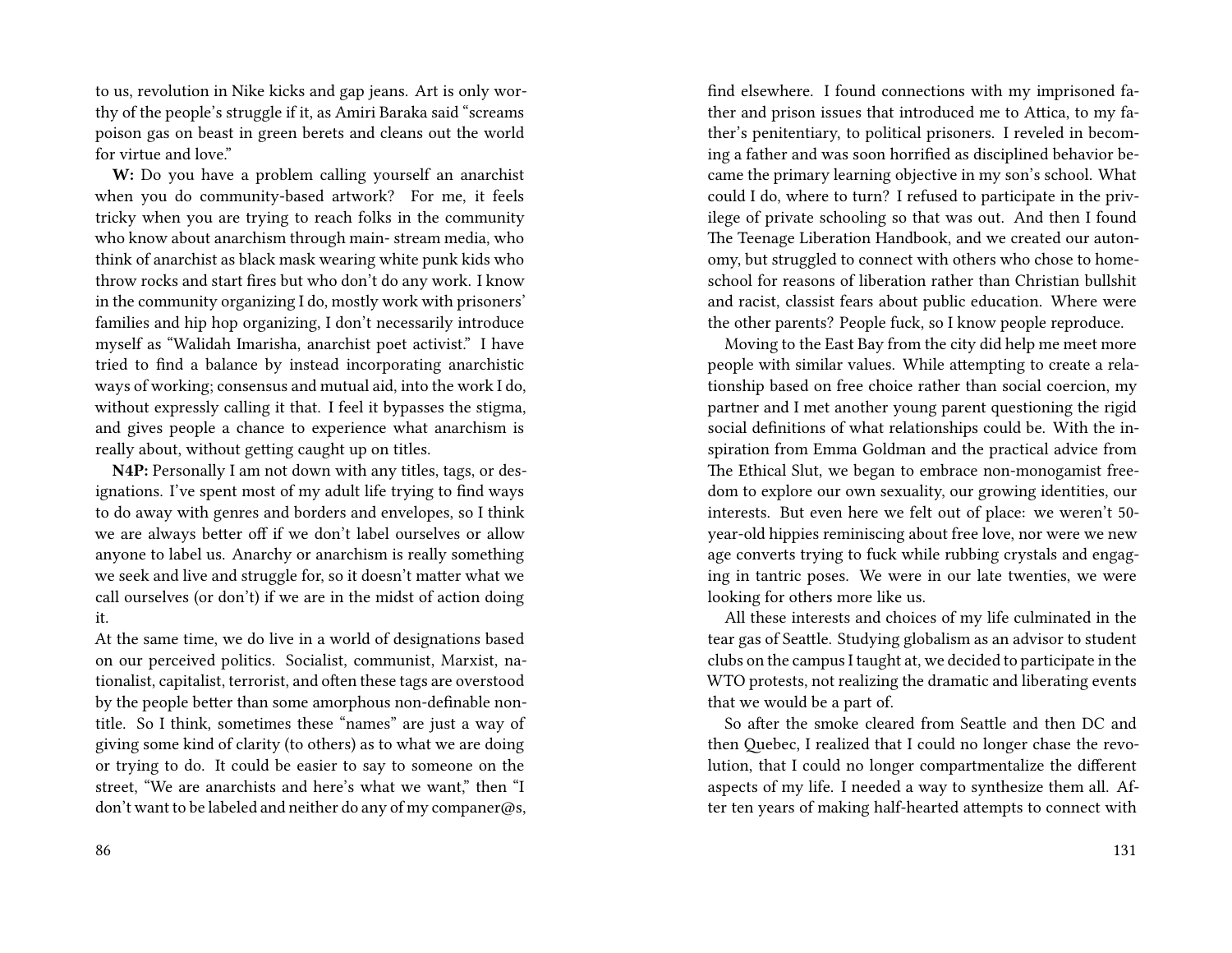to us, revolution in Nike kicks and gap jeans. Art is only worthy of the people's struggle if it, as Amiri Baraka said "screams poison gas on beast in green berets and cleans out the world for virtue and love."

**W:** Do you have a problem calling yourself an anarchist when you do community-based artwork? For me, it feels tricky when you are trying to reach folks in the community who know about anarchism through main- stream media, who think of anarchist as black mask wearing white punk kids who throw rocks and start fires but who don't do any work. I know in the community organizing I do, mostly work with prisoners' families and hip hop organizing, I don't necessarily introduce myself as "Walidah Imarisha, anarchist poet activist." I have tried to find a balance by instead incorporating anarchistic ways of working; consensus and mutual aid, into the work I do, without expressly calling it that. I feel it bypasses the stigma, and gives people a chance to experience what anarchism is really about, without getting caught up on titles.

**N4P:** Personally I am not down with any titles, tags, or designations. I've spent most of my adult life trying to find ways to do away with genres and borders and envelopes, so I think we are always better off if we don't label ourselves or allow anyone to label us. Anarchy or anarchism is really something we seek and live and struggle for, so it doesn't matter what we call ourselves (or don't) if we are in the midst of action doing it.

At the same time, we do live in a world of designations based on our perceived politics. Socialist, communist, Marxist, nationalist, capitalist, terrorist, and often these tags are overstood by the people better than some amorphous non-definable non-title. So I think, sometimes these "names" are just a way of giving some kind of clarity (to others) as to what we are doing or trying to do. It could be easier to say to someone on the street, "We are anarchists and here's what we want," then "I don't want to be labeled and neither do any of my companer@s,

find elsewhere. I found connections with my imprisoned father and prison issues that introduced me to Attica, to my father's penitentiary, to political prisoners. I reveled in becoming a father and was soon horrified as disciplined behavior became the primary learning objective in my son's school. What could I do, where to turn? I refused to participate in the privilege of private schooling so that was out. And then I found The Teenage Liberation Handbook, and we created our autonomy, but struggled to connect with others who chose to homeschool for reasons of liberation rather than Christian bullshit and racist, classist fears about public education. Where were the other parents? People fuck, so I know people reproduce.

Moving to the East Bay from the city did help me meet more people with similar values. While attempting to create a relationship based on free choice rather than social coercion, my partner and I met another young parent questioning the rigid social definitions of what relationships could be. With the inspiration from Emma Goldman and the practical advice from The Ethical Slut, we began to embrace non-monogamist freedom to explore our own sexuality, our growing identities, our interests. But even here we felt out of place: we weren't 50-year-old hippies reminiscing about free love, nor were we new age converts trying to fuck while rubbing crystals and engaging in tantric poses. We were in our late twenties, we were looking for others more like us.

All these interests and choices of my life culminated in the tear gas of Seattle. Studying globalism as an advisor to student clubs on the campus I taught at, we decided to participate in the WTO protests, not realizing the dramatic and liberating events that we would be a part of.

So after the smoke cleared from Seattle and then DC and then Quebec, I realized that I could no longer chase the revolution, that I could no longer compartmentalize the different aspects of my life. I needed a way to synthesize them all. After ten years of making half-hearted attempts to connect with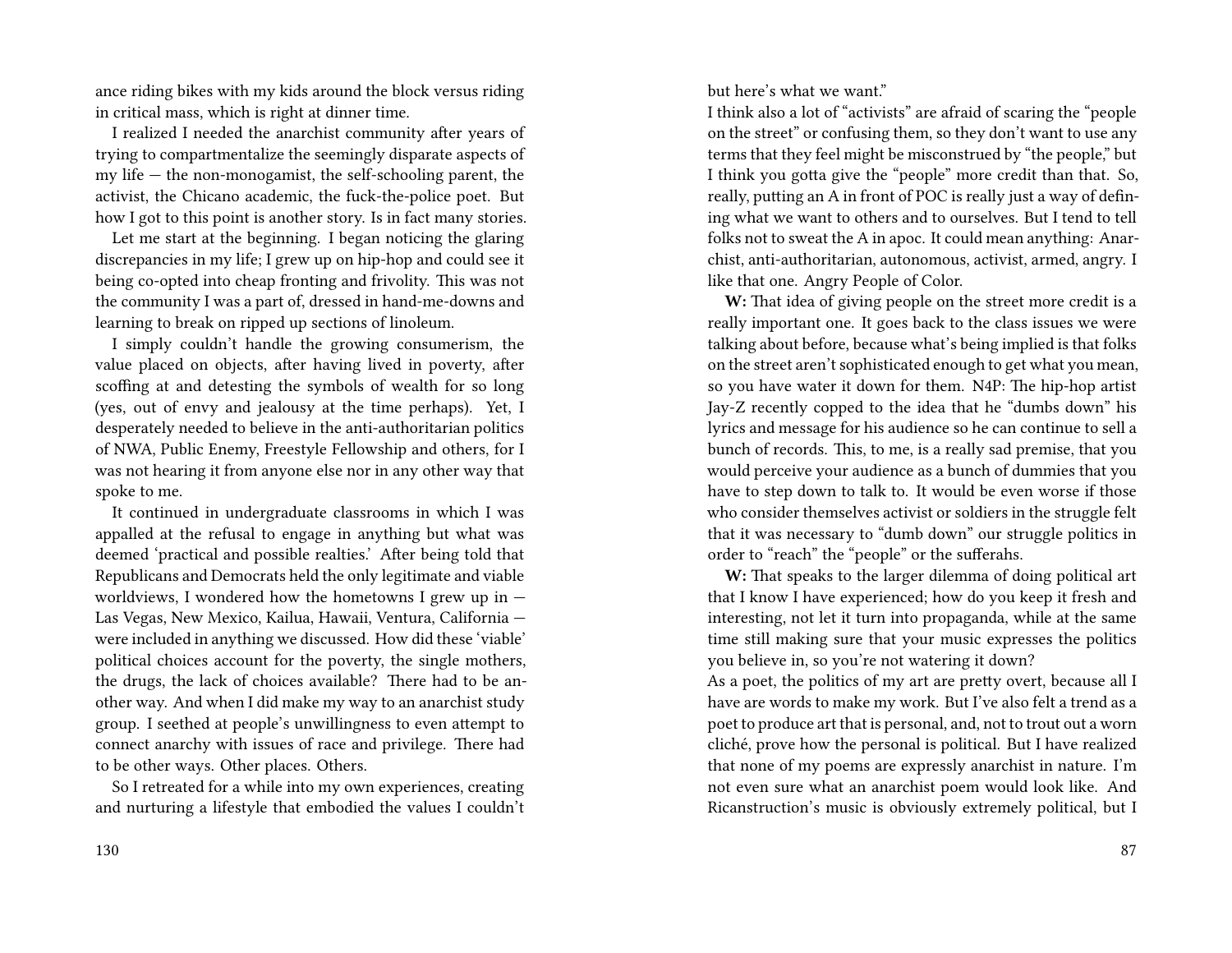ance riding bikes with my kids around the block versus riding in critical mass, which is right at dinner time.

I realized I needed the anarchist community after years of trying to compartmentalize the seemingly disparate aspects of my life — the non-monogamist, the self-schooling parent, the activist, the Chicano academic, the fuck-the-police poet. But how I got to this point is another story. Is in fact many stories.

Let me start at the beginning. I began noticing the glaring discrepancies in my life; I grew up on hip-hop and could see it being co-opted into cheap fronting and frivolity. This was not the community I was a part of, dressed in hand-me-downs and learning to break on ripped up sections of linoleum.

I simply couldn't handle the growing consumerism, the value placed on objects, after having lived in poverty, after scoffing at and detesting the symbols of wealth for so long (yes, out of envy and jealousy at the time perhaps). Yet, I desperately needed to believe in the anti-authoritarian politics of NWA, Public Enemy, Freestyle Fellowship and others, for I was not hearing it from anyone else nor in any other way that spoke to me.

It continued in undergraduate classrooms in which I was appalled at the refusal to engage in anything but what was deemed 'practical and possible realties.' After being told that Republicans and Democrats held the only legitimate and viable worldviews, I wondered how the hometowns I grew up in — Las Vegas, New Mexico, Kailua, Hawaii, Ventura, California — were included in anything we discussed. How did these 'viable' political choices account for the poverty, the single mothers, the drugs, the lack of choices available? There had to be another way. And when I did make my way to an anarchist study group. I seethed at people's unwillingness to even attempt to connect anarchy with issues of race and privilege. There had to be other ways. Other places. Others.

So I retreated for a while into my own experiences, creating and nurturing a lifestyle that embodied the values I couldn't

but here's what we want."

I think also a lot of "activists" are afraid of scaring the "people on the street" or confusing them, so they don't want to use any terms that they feel might be misconstrued by "the people," but I think you gotta give the "people" more credit than that. So, really, putting an A in front of POC is really just a way of defining what we want to others and to ourselves. But I tend to tell folks not to sweat the A in apoc. It could mean anything: Anarchist, anti-authoritarian, autonomous, activist, armed, angry. I like that one. Angry People of Color.

**W:** That idea of giving people on the street more credit is a really important one. It goes back to the class issues we were talking about before, because what's being implied is that folks on the street aren't sophisticated enough to get what you mean, so you have water it down for them. N4P: The hip-hop artist Jay-Z recently copped to the idea that he "dumbs down" his lyrics and message for his audience so he can continue to sell a bunch of records. This, to me, is a really sad premise, that you would perceive your audience as a bunch of dummies that you have to step down to talk to. It would be even worse if those who consider themselves activist or soldiers in the struggle felt that it was necessary to "dumb down" our struggle politics in order to "reach" the "people" or the sufferahs.

**W:** That speaks to the larger dilemma of doing political art that I know I have experienced; how do you keep it fresh and interesting, not let it turn into propaganda, while at the same time still making sure that your music expresses the politics you believe in, so you're not watering it down?

As a poet, the politics of my art are pretty overt, because all I have are words to make my work. But I've also felt a trend as a poet to produce art that is personal, and, not to trout out a worn cliché, prove how the personal is political. But I have realized that none of my poems are expressly anarchist in nature. I'm not even sure what an anarchist poem would look like. And Ricanstruction's music is obviously extremely political, but I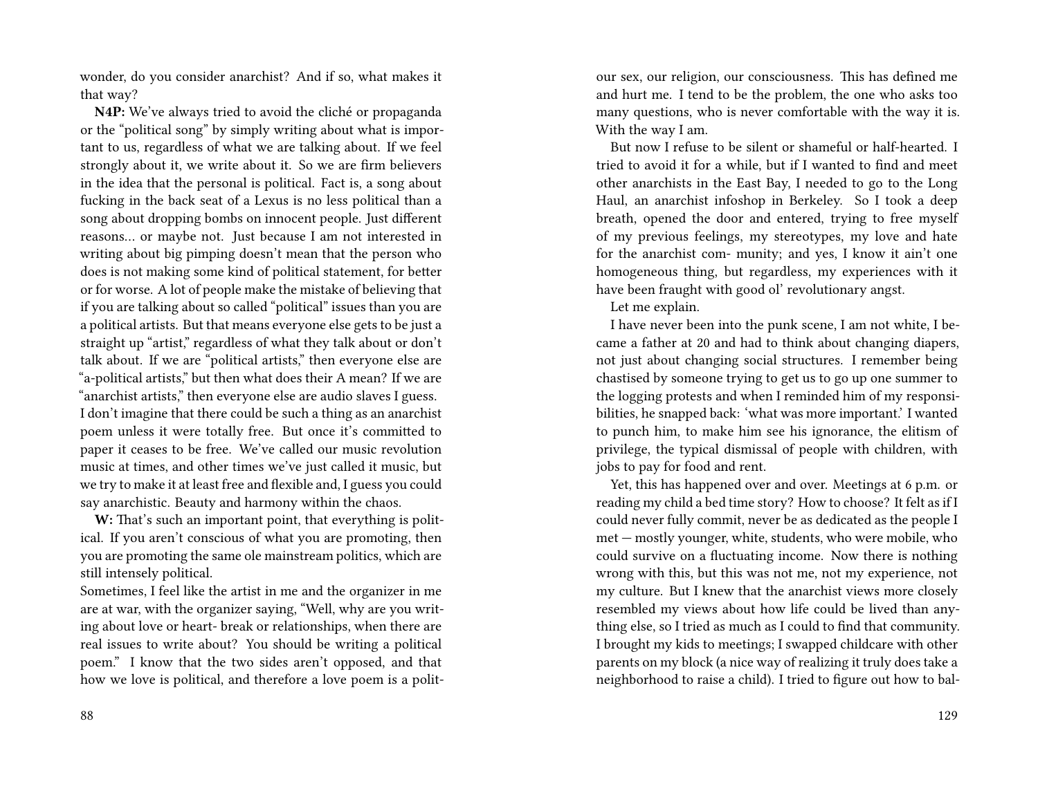wonder, do you consider anarchist? And if so, what makes it that way?

**N4P:** We've always tried to avoid the cliché or propaganda or the "political song" by simply writing about what is important to us, regardless of what we are talking about. If we feel strongly about it, we write about it. So we are firm believers in the idea that the personal is political. Fact is, a song about fucking in the back seat of a Lexus is no less political than a song about dropping bombs on innocent people. Just different reasons… or maybe not. Just because I am not interested in writing about big pimping doesn't mean that the person who does is not making some kind of political statement, for better or for worse. A lot of people make the mistake of believing that if you are talking about so called "political" issues than you are a political artists. But that means everyone else gets to be just a straight up "artist," regardless of what they talk about or don't talk about. If we are "political artists," then everyone else are "a-political artists," but then what does their A mean? If we are "anarchist artists," then everyone else are audio slaves I guess. I don't imagine that there could be such a thing as an anarchist poem unless it were totally free. But once it's committed to paper it ceases to be free. We've called our music revolution music at times, and other times we've just called it music, but we try to make it at least free and flexible and, I guess you could say anarchistic. Beauty and harmony within the chaos.

**W:** That's such an important point, that everything is political. If you aren't conscious of what you are promoting, then you are promoting the same ole mainstream politics, which are still intensely political.

Sometimes, I feel like the artist in me and the organizer in me are at war, with the organizer saying, "Well, why are you writing about love or heart- break or relationships, when there are real issues to write about? You should be writing a political poem." I know that the two sides aren't opposed, and that how we love is political, and therefore a love poem is a polit-

our sex, our religion, our consciousness. This has defined me and hurt me. I tend to be the problem, the one who asks too many questions, who is never comfortable with the way it is. With the way I am.

But now I refuse to be silent or shameful or half-hearted. I tried to avoid it for a while, but if I wanted to find and meet other anarchists in the East Bay, I needed to go to the Long Haul, an anarchist infoshop in Berkeley. So I took a deep breath, opened the door and entered, trying to free myself of my previous feelings, my stereotypes, my love and hate for the anarchist com- munity; and yes, I know it ain't one homogeneous thing, but regardless, my experiences with it have been fraught with good ol' revolutionary angst.

Let me explain.

I have never been into the punk scene, I am not white, I became a father at 20 and had to think about changing diapers, not just about changing social structures. I remember being chastised by someone trying to get us to go up one summer to the logging protests and when I reminded him of my responsibilities, he snapped back: 'what was more important.' I wanted to punch him, to make him see his ignorance, the elitism of privilege, the typical dismissal of people with children, with jobs to pay for food and rent.

Yet, this has happened over and over. Meetings at 6 p.m. or reading my child a bed time story? How to choose? It felt as if I could never fully commit, never be as dedicated as the people I met — mostly younger, white, students, who were mobile, who could survive on a fluctuating income. Now there is nothing wrong with this, but this was not me, not my experience, not my culture. But I knew that the anarchist views more closely resembled my views about how life could be lived than anything else, so I tried as much as I could to find that community. I brought my kids to meetings; I swapped childcare with other parents on my block (a nice way of realizing it truly does take a neighborhood to raise a child). I tried to figure out how to bal-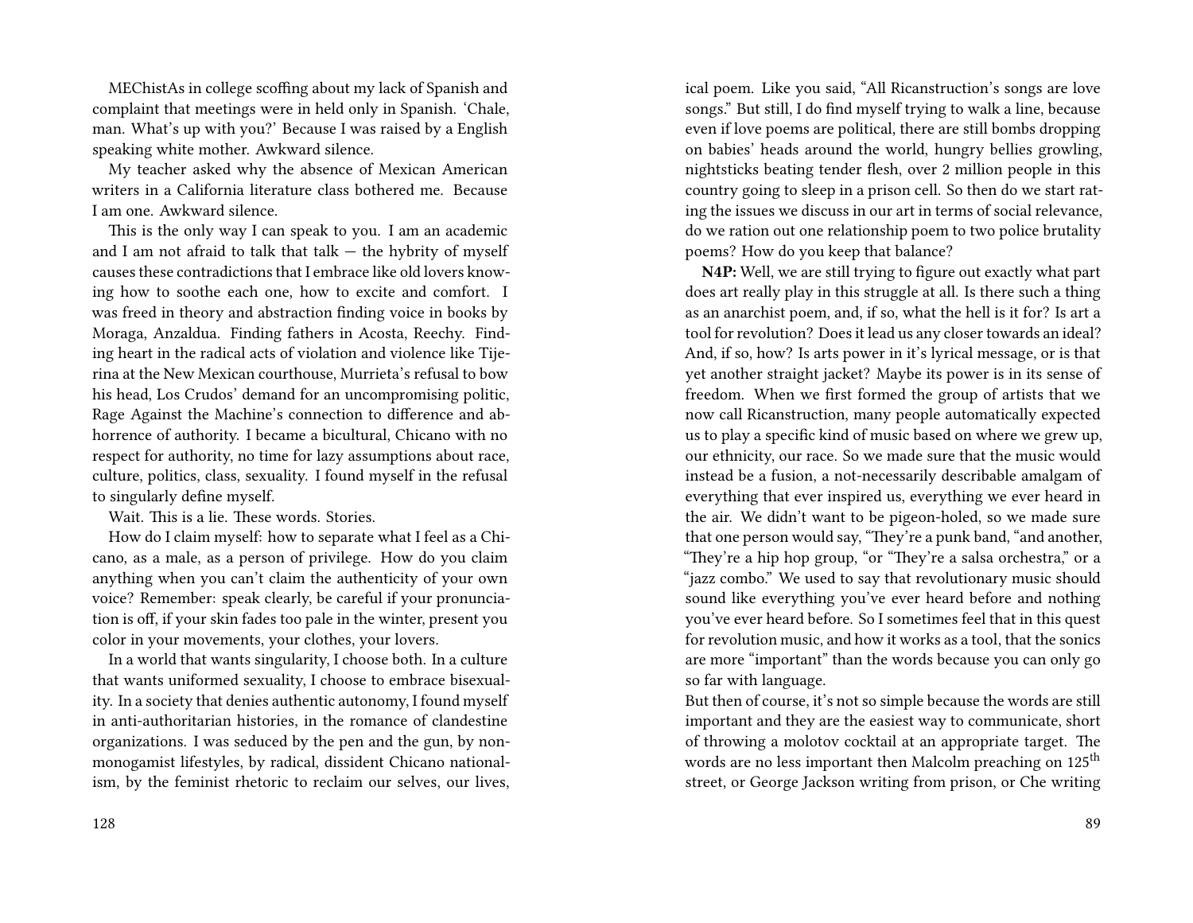MEChistAs in college scoffing about my lack of Spanish and complaint that meetings were in held only in Spanish. 'Chale, man. What's up with you?' Because I was raised by a English speaking white mother. Awkward silence.

My teacher asked why the absence of Mexican American writers in a California literature class bothered me. Because I am one. Awkward silence.

This is the only way I can speak to you. I am an academic and I am not afraid to talk that talk — the hybrity of myself causes these contradictions that I embrace like old lovers knowing how to soothe each one, how to excite and comfort. I was freed in theory and abstraction finding voice in books by Moraga, Anzaldua. Finding fathers in Acosta, Reechy. Finding heart in the radical acts of violation and violence like Tijerina at the New Mexican courthouse, Murrieta's refusal to bow his head, Los Crudos' demand for an uncompromising politic, Rage Against the Machine's connection to difference and abhorrence of authority. I became a bicultural, Chicano with no respect for authority, no time for lazy assumptions about race, culture, politics, class, sexuality. I found myself in the refusal to singularly define myself.

Wait. This is a lie. These words. Stories.

How do I claim myself: how to separate what I feel as a Chicano, as a male, as a person of privilege. How do you claim anything when you can't claim the authenticity of your own voice? Remember: speak clearly, be careful if your pronunciation is off, if your skin fades too pale in the winter, present you color in your movements, your clothes, your lovers.

In a world that wants singularity, I choose both. In a culture that wants uniformed sexuality, I choose to embrace bisexuality. In a society that denies authentic autonomy, I found myself in anti-authoritarian histories, in the romance of clandestine organizations. I was seduced by the pen and the gun, by nonmonogamist lifestyles, by radical, dissident Chicano nationalism, by the feminist rhetoric to reclaim our selves, our lives,

ical poem. Like you said, "All Ricanstruction's songs are love songs." But still, I do find myself trying to walk a line, because even if love poems are political, there are still bombs dropping on babies' heads around the world, hungry bellies growling, nightsticks beating tender flesh, over 2 million people in this country going to sleep in a prison cell. So then do we start rating the issues we discuss in our art in terms of social relevance, do we ration out one relationship poem to two police brutality poems? How do you keep that balance?

**N4P:** Well, we are still trying to figure out exactly what part does art really play in this struggle at all. Is there such a thing as an anarchist poem, and, if so, what the hell is it for? Is art a tool for revolution? Does it lead us any closer towards an ideal? And, if so, how? Is arts power in it's lyrical message, or is that yet another straight jacket? Maybe its power is in its sense of freedom. When we first formed the group of artists that we now call Ricanstruction, many people automatically expected us to play a specific kind of music based on where we grew up, our ethnicity, our race. So we made sure that the music would instead be a fusion, a not-necessarily describable amalgam of everything that ever inspired us, everything we ever heard in the air. We didn't want to be pigeon-holed, so we made sure that one person would say, "They're a punk band, "and another, "They're a hip hop group, "or "They're a salsa orchestra," or a "jazz combo." We used to say that revolutionary music should sound like everything you've ever heard before and nothing you've ever heard before. So I sometimes feel that in this quest for revolution music, and how it works as a tool, that the sonics are more "important" than the words because you can only go so far with language.

But then of course, it's not so simple because the words are still important and they are the easiest way to communicate, short of throwing a molotov cocktail at an appropriate target. The words are no less important then Malcolm preaching on 125th street, or George Jackson writing from prison, or Che writing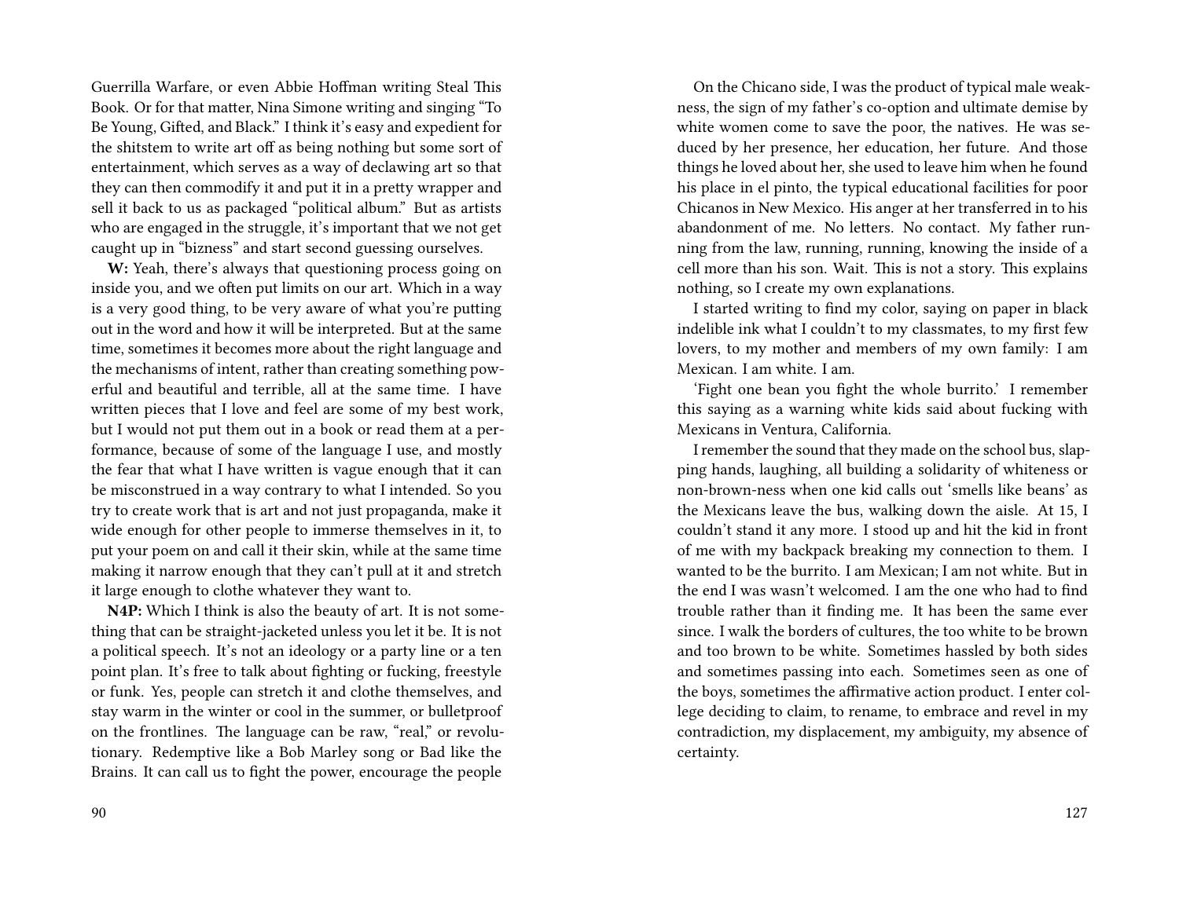Guerrilla Warfare, or even Abbie Hoffman writing Steal This Book. Or for that matter, Nina Simone writing and singing "To Be Young, Gifted, and Black." I think it's easy and expedient for the shitstem to write art off as being nothing but some sort of entertainment, which serves as a way of declawing art so that they can then commodify it and put it in a pretty wrapper and sell it back to us as packaged "political album." But as artists who are engaged in the struggle, it's important that we not get caught up in "bizness" and start second guessing ourselves.

**W:** Yeah, there's always that questioning process going on inside you, and we often put limits on our art. Which in a way is a very good thing, to be very aware of what you're putting out in the word and how it will be interpreted. But at the same time, sometimes it becomes more about the right language and the mechanisms of intent, rather than creating something powerful and beautiful and terrible, all at the same time. I have written pieces that I love and feel are some of my best work, but I would not put them out in a book or read them at a performance, because of some of the language I use, and mostly the fear that what I have written is vague enough that it can be misconstrued in a way contrary to what I intended. So you try to create work that is art and not just propaganda, make it wide enough for other people to immerse themselves in it, to put your poem on and call it their skin, while at the same time making it narrow enough that they can't pull at it and stretch it large enough to clothe whatever they want to.

**N4P:** Which I think is also the beauty of art. It is not something that can be straight-jacketed unless you let it be. It is not a political speech. It's not an ideology or a party line or a ten point plan. It's free to talk about fighting or fucking, freestyle or funk. Yes, people can stretch it and clothe themselves, and stay warm in the winter or cool in the summer, or bulletproof on the frontlines. The language can be raw, "real," or revolutionary. Redemptive like a Bob Marley song or Bad like the Brains. It can call us to fight the power, encourage the people

On the Chicano side, I was the product of typical male weakness, the sign of my father's co-option and ultimate demise by white women come to save the poor, the natives. He was seduced by her presence, her education, her future. And those things he loved about her, she used to leave him when he found his place in el pinto, the typical educational facilities for poor Chicanos in New Mexico. His anger at her transferred in to his abandonment of me. No letters. No contact. My father running from the law, running, running, knowing the inside of a cell more than his son. Wait. This is not a story. This explains nothing, so I create my own explanations.

I started writing to find my color, saying on paper in black indelible ink what I couldn't to my classmates, to my first few lovers, to my mother and members of my own family: I am Mexican. I am white. I am.

'Fight one bean you fight the whole burrito.' I remember this saying as a warning white kids said about fucking with Mexicans in Ventura, California.

I remember the sound that they made on the school bus, slapping hands, laughing, all building a solidarity of whiteness or non-brown-ness when one kid calls out 'smells like beans' as the Mexicans leave the bus, walking down the aisle. At 15, I couldn't stand it any more. I stood up and hit the kid in front of me with my backpack breaking my connection to them. I wanted to be the burrito. I am Mexican; I am not white. But in the end I was wasn't welcomed. I am the one who had to find trouble rather than it finding me. It has been the same ever since. I walk the borders of cultures, the too white to be brown and too brown to be white. Sometimes hassled by both sides and sometimes passing into each. Sometimes seen as one of the boys, sometimes the affirmative action product. I enter college deciding to claim, to rename, to embrace and revel in my contradiction, my displacement, my ambiguity, my absence of certainty.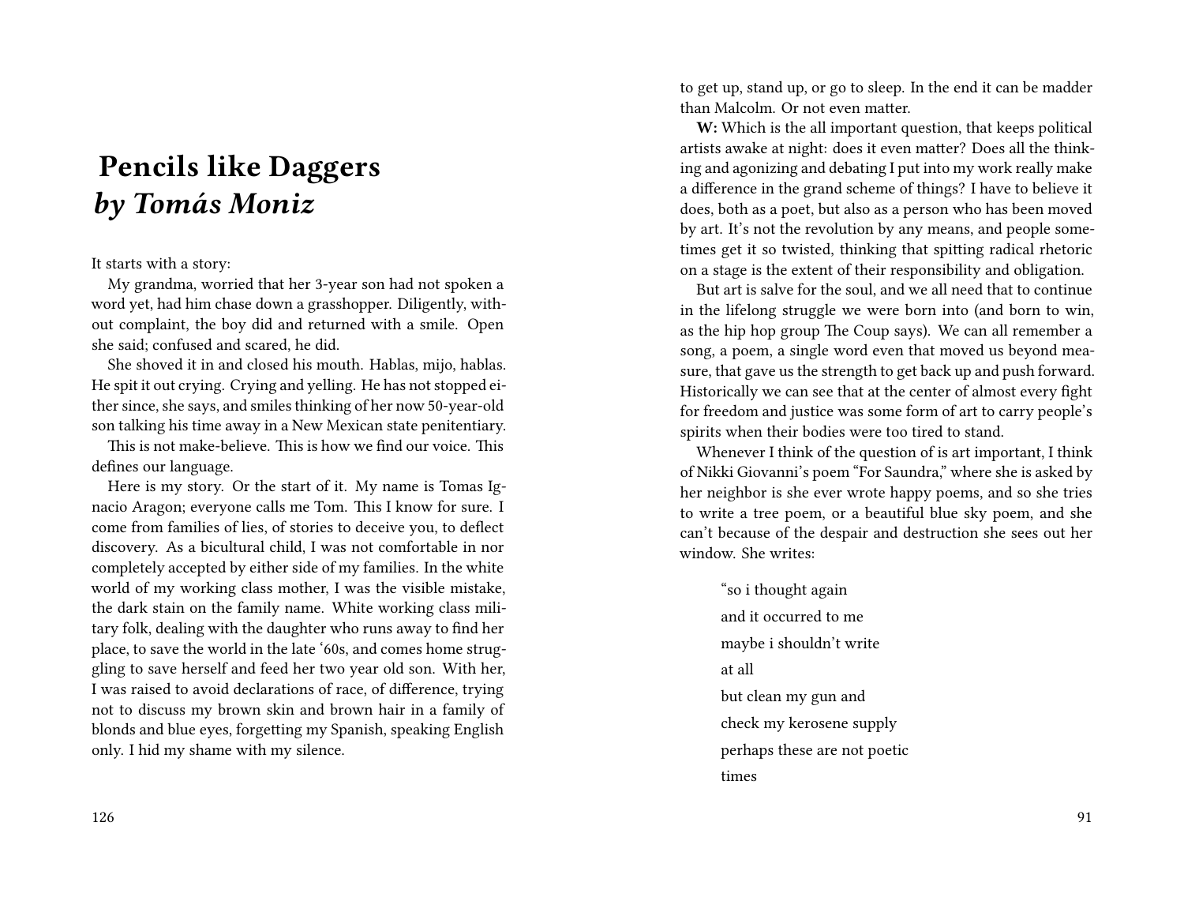# Pencils like Daggers
## *by Tomás Moniz*

It starts with a story:

My grandma, worried that her 3-year son had not spoken a word yet, had him chase down a grasshopper. Diligently, without complaint, the boy did and returned with a smile. Open she said; confused and scared, he did.

She shoved it in and closed his mouth. Hablas, mijo, hablas. He spit it out crying. Crying and yelling. He has not stopped either since, she says, and smiles thinking of her now 50-year-old son talking his time away in a New Mexican state penitentiary.

This is not make-believe. This is how we find our voice. This defines our language.

Here is my story. Or the start of it. My name is Tomas Ignacio Aragon; everyone calls me Tom. This I know for sure. I come from families of lies, of stories to deceive you, to deflect discovery. As a bicultural child, I was not comfortable in nor completely accepted by either side of my families. In the white world of my working class mother, I was the visible mistake, the dark stain on the family name. White working class military folk, dealing with the daughter who runs away to find her place, to save the world in the late '60s, and comes home struggling to save herself and feed her two year old son. With her, I was raised to avoid declarations of race, of difference, trying not to discuss my brown skin and brown hair in a family of blonds and blue eyes, forgetting my Spanish, speaking English only. I hid my shame with my silence.

to get up, stand up, or go to sleep. In the end it can be madder than Malcolm. Or not even matter.

**W:** Which is the all important question, that keeps political artists awake at night: does it even matter? Does all the thinking and agonizing and debating I put into my work really make a difference in the grand scheme of things? I have to believe it does, both as a poet, but also as a person who has been moved by art. It's not the revolution by any means, and people sometimes get it so twisted, thinking that spitting radical rhetoric on a stage is the extent of their responsibility and obligation.

But art is salve for the soul, and we all need that to continue in the lifelong struggle we were born into (and born to win, as the hip hop group The Coup says). We can all remember a song, a poem, a single word even that moved us beyond measure, that gave us the strength to get back up and push forward. Historically we can see that at the center of almost every fight for freedom and justice was some form of art to carry people's spirits when their bodies were too tired to stand.

Whenever I think of the question of is art important, I think of Nikki Giovanni's poem "For Saundra," where she is asked by her neighbor is she ever wrote happy poems, and so she tries to write a tree poem, or a beautiful blue sky poem, and she can't because of the despair and destruction she sees out her window. She writes:

> "so i thought again
> and it occurred to me
> maybe i shouldn't write
> at all
> but clean my gun and
> check my kerosene supply
> perhaps these are not poetic
> times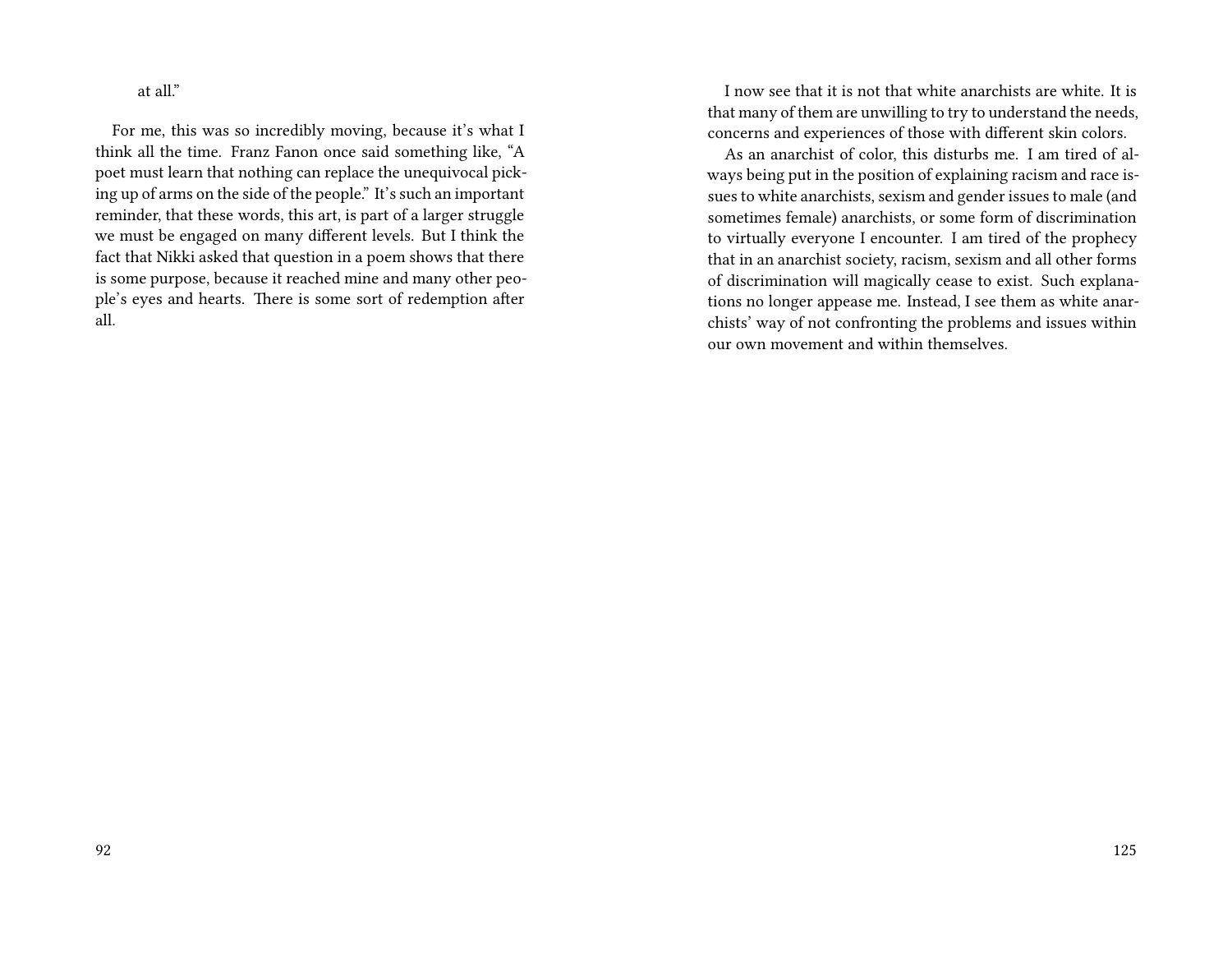at all."

For me, this was so incredibly moving, because it's what I think all the time. Franz Fanon once said something like, "A poet must learn that nothing can replace the unequivocal picking up of arms on the side of the people." It's such an important reminder, that these words, this art, is part of a larger struggle we must be engaged on many different levels. But I think the fact that Nikki asked that question in a poem shows that there is some purpose, because it reached mine and many other people's eyes and hearts. There is some sort of redemption after all.

I now see that it is not that white anarchists are white. It is that many of them are unwilling to try to understand the needs, concerns and experiences of those with different skin colors.

As an anarchist of color, this disturbs me. I am tired of always being put in the position of explaining racism and race issues to white anarchists, sexism and gender issues to male (and sometimes female) anarchists, or some form of discrimination to virtually everyone I encounter. I am tired of the prophecy that in an anarchist society, racism, sexism and all other forms of discrimination will magically cease to exist. Such explanations no longer appease me. Instead, I see them as white anarchists' way of not confronting the problems and issues within our own movement and within themselves.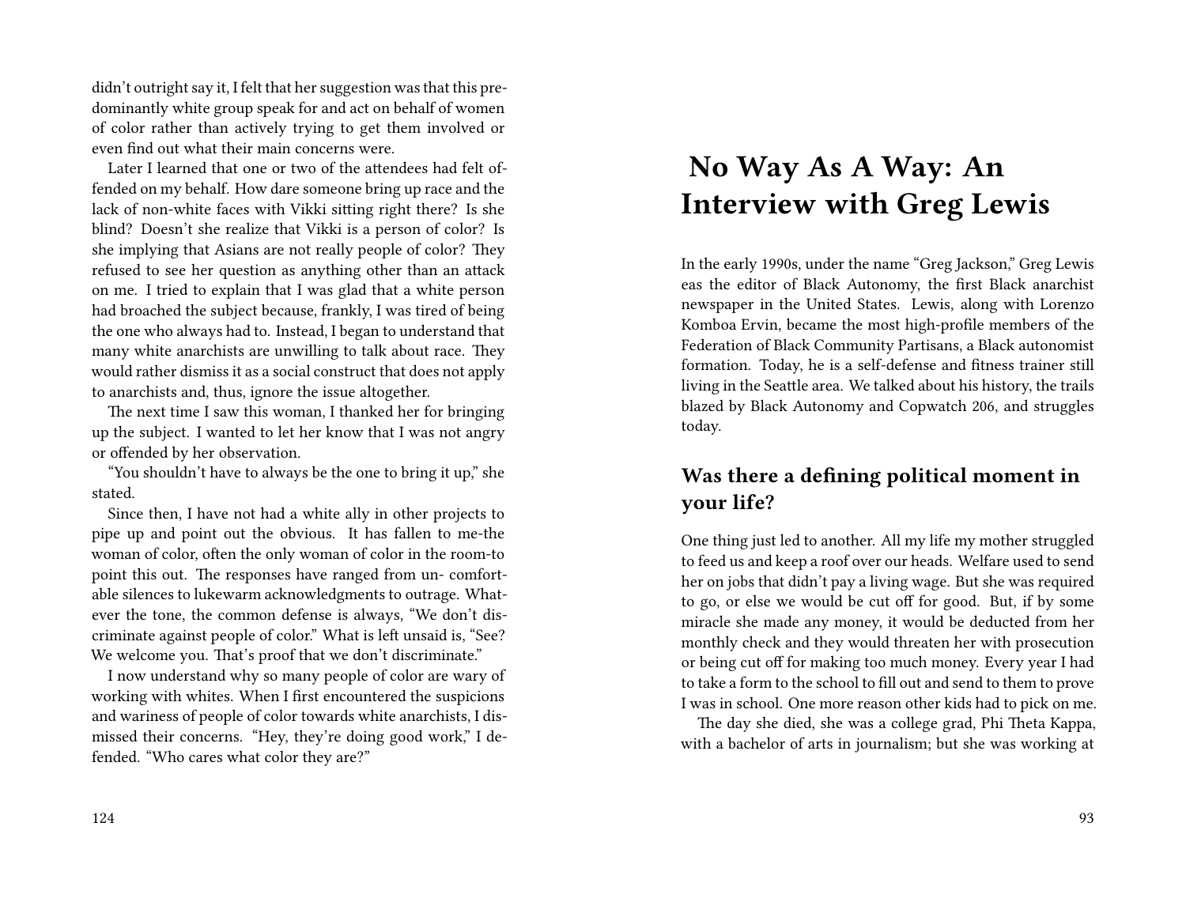didn't outright say it, I felt that her suggestion was that this predominantly white group speak for and act on behalf of women of color rather than actively trying to get them involved or even find out what their main concerns were.

Later I learned that one or two of the attendees had felt offended on my behalf. How dare someone bring up race and the lack of non-white faces with Vikki sitting right there? Is she blind? Doesn't she realize that Vikki is a person of color? Is she implying that Asians are not really people of color? They refused to see her question as anything other than an attack on me. I tried to explain that I was glad that a white person had broached the subject because, frankly, I was tired of being the one who always had to. Instead, I began to understand that many white anarchists are unwilling to talk about race. They would rather dismiss it as a social construct that does not apply to anarchists and, thus, ignore the issue altogether.

The next time I saw this woman, I thanked her for bringing up the subject. I wanted to let her know that I was not angry or offended by her observation.

"You shouldn't have to always be the one to bring it up," she stated.

Since then, I have not had a white ally in other projects to pipe up and point out the obvious. It has fallen to me-the woman of color, often the only woman of color in the room-to point this out. The responses have ranged from un- comfortable silences to lukewarm acknowledgments to outrage. Whatever the tone, the common defense is always, "We don't discriminate against people of color." What is left unsaid is, "See? We welcome you. That's proof that we don't discriminate."

I now understand why so many people of color are wary of working with whites. When I first encountered the suspicions and wariness of people of color towards white anarchists, I dismissed their concerns. "Hey, they're doing good work," I defended. "Who cares what color they are?"

# No Way As A Way: An Interview with Greg Lewis

In the early 1990s, under the name "Greg Jackson," Greg Lewis eas the editor of Black Autonomy, the first Black anarchist newspaper in the United States. Lewis, along with Lorenzo Komboa Ervin, became the most high-profile members of the Federation of Black Community Partisans, a Black autonomist formation. Today, he is a self-defense and fitness trainer still living in the Seattle area. We talked about his history, the trails blazed by Black Autonomy and Copwatch 206, and struggles today.

## Was there a defining political moment in your life?

One thing just led to another. All my life my mother struggled to feed us and keep a roof over our heads. Welfare used to send her on jobs that didn't pay a living wage. But she was required to go, or else we would be cut off for good. But, if by some miracle she made any money, it would be deducted from her monthly check and they would threaten her with prosecution or being cut off for making too much money. Every year I had to take a form to the school to fill out and send to them to prove I was in school. One more reason other kids had to pick on me.

The day she died, she was a college grad, Phi Theta Kappa, with a bachelor of arts in journalism; but she was working at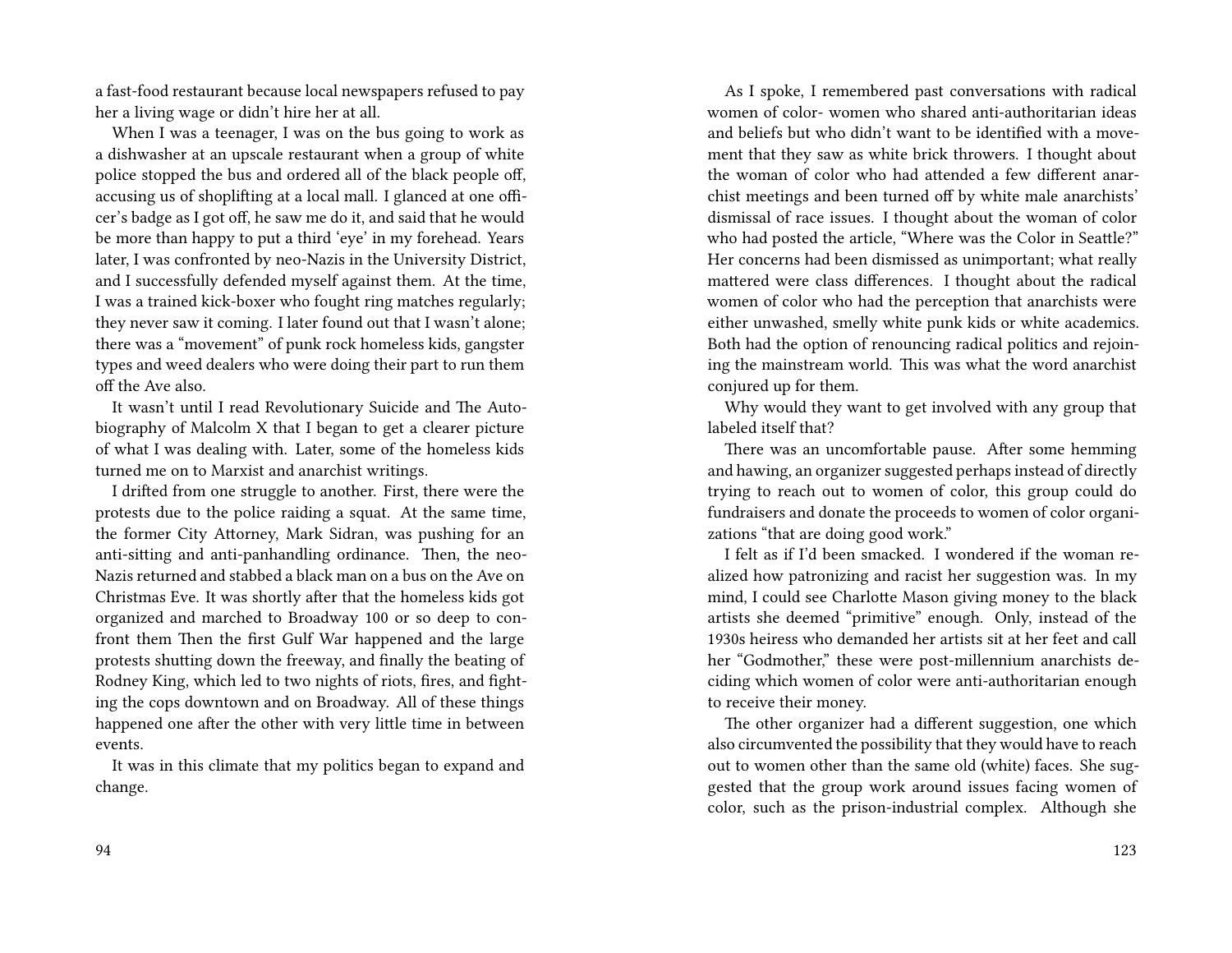a fast-food restaurant because local newspapers refused to pay her a living wage or didn't hire her at all.

When I was a teenager, I was on the bus going to work as a dishwasher at an upscale restaurant when a group of white police stopped the bus and ordered all of the black people off, accusing us of shoplifting at a local mall. I glanced at one officer's badge as I got off, he saw me do it, and said that he would be more than happy to put a third 'eye' in my forehead. Years later, I was confronted by neo-Nazis in the University District, and I successfully defended myself against them. At the time, I was a trained kick-boxer who fought ring matches regularly; they never saw it coming. I later found out that I wasn't alone; there was a "movement" of punk rock homeless kids, gangster types and weed dealers who were doing their part to run them off the Ave also.

It wasn't until I read Revolutionary Suicide and The Autobiography of Malcolm X that I began to get a clearer picture of what I was dealing with. Later, some of the homeless kids turned me on to Marxist and anarchist writings.

I drifted from one struggle to another. First, there were the protests due to the police raiding a squat. At the same time, the former City Attorney, Mark Sidran, was pushing for an anti-sitting and anti-panhandling ordinance. Then, the neo-Nazis returned and stabbed a black man on a bus on the Ave on Christmas Eve. It was shortly after that the homeless kids got organized and marched to Broadway 100 or so deep to confront them Then the first Gulf War happened and the large protests shutting down the freeway, and finally the beating of Rodney King, which led to two nights of riots, fires, and fighting the cops downtown and on Broadway. All of these things happened one after the other with very little time in between events.

It was in this climate that my politics began to expand and change.

As I spoke, I remembered past conversations with radical women of color- women who shared anti-authoritarian ideas and beliefs but who didn't want to be identified with a movement that they saw as white brick throwers. I thought about the woman of color who had attended a few different anarchist meetings and been turned off by white male anarchists' dismissal of race issues. I thought about the woman of color who had posted the article, "Where was the Color in Seattle?" Her concerns had been dismissed as unimportant; what really mattered were class differences. I thought about the radical women of color who had the perception that anarchists were either unwashed, smelly white punk kids or white academics. Both had the option of renouncing radical politics and rejoining the mainstream world. This was what the word anarchist conjured up for them.

Why would they want to get involved with any group that labeled itself that?

There was an uncomfortable pause. After some hemming and hawing, an organizer suggested perhaps instead of directly trying to reach out to women of color, this group could do fundraisers and donate the proceeds to women of color organizations "that are doing good work."

I felt as if I'd been smacked. I wondered if the woman realized how patronizing and racist her suggestion was. In my mind, I could see Charlotte Mason giving money to the black artists she deemed "primitive" enough. Only, instead of the 1930s heiress who demanded her artists sit at her feet and call her "Godmother," these were post-millennium anarchists deciding which women of color were anti-authoritarian enough to receive their money.

The other organizer had a different suggestion, one which also circumvented the possibility that they would have to reach out to women other than the same old (white) faces. She suggested that the group work around issues facing women of color, such as the prison-industrial complex. Although she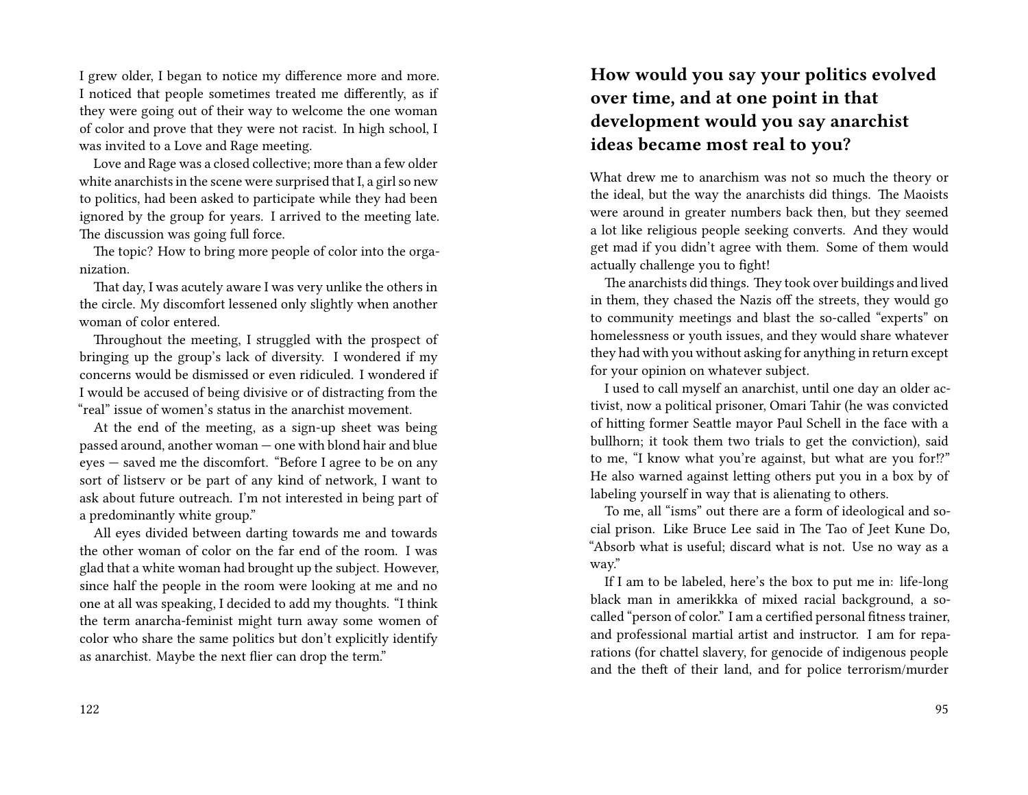I grew older, I began to notice my difference more and more. I noticed that people sometimes treated me differently, as if they were going out of their way to welcome the one woman of color and prove that they were not racist. In high school, I was invited to a Love and Rage meeting.

Love and Rage was a closed collective; more than a few older white anarchists in the scene were surprised that I, a girl so new to politics, had been asked to participate while they had been ignored by the group for years. I arrived to the meeting late. The discussion was going full force.

The topic? How to bring more people of color into the organization.

That day, I was acutely aware I was very unlike the others in the circle. My discomfort lessened only slightly when another woman of color entered.

Throughout the meeting, I struggled with the prospect of bringing up the group's lack of diversity. I wondered if my concerns would be dismissed or even ridiculed. I wondered if I would be accused of being divisive or of distracting from the "real" issue of women's status in the anarchist movement.

At the end of the meeting, as a sign-up sheet was being passed around, another woman — one with blond hair and blue eyes — saved me the discomfort. "Before I agree to be on any sort of listserv or be part of any kind of network, I want to ask about future outreach. I'm not interested in being part of a predominantly white group."

All eyes divided between darting towards me and towards the other woman of color on the far end of the room. I was glad that a white woman had brought up the subject. However, since half the people in the room were looking at me and no one at all was speaking, I decided to add my thoughts. "I think the term anarcha-feminist might turn away some women of color who share the same politics but don't explicitly identify as anarchist. Maybe the next flier can drop the term."

## How would you say your politics evolved over time, and at one point in that development would you say anarchist ideas became most real to you?

What drew me to anarchism was not so much the theory or the ideal, but the way the anarchists did things. The Maoists were around in greater numbers back then, but they seemed a lot like religious people seeking converts. And they would get mad if you didn't agree with them. Some of them would actually challenge you to fight!

The anarchists did things. They took over buildings and lived in them, they chased the Nazis off the streets, they would go to community meetings and blast the so-called "experts" on homelessness or youth issues, and they would share whatever they had with you without asking for anything in return except for your opinion on whatever subject.

I used to call myself an anarchist, until one day an older activist, now a political prisoner, Omari Tahir (he was convicted of hitting former Seattle mayor Paul Schell in the face with a bullhorn; it took them two trials to get the conviction), said to me, "I know what you're against, but what are you for!?" He also warned against letting others put you in a box by of labeling yourself in way that is alienating to others.

To me, all "isms" out there are a form of ideological and social prison. Like Bruce Lee said in The Tao of Jeet Kune Do, "Absorb what is useful; discard what is not. Use no way as a way."

If I am to be labeled, here's the box to put me in: life-long black man in amerikkka of mixed racial background, a so-called "person of color." I am a certified personal fitness trainer, and professional martial artist and instructor. I am for reparations (for chattel slavery, for genocide of indigenous people and the theft of their land, and for police terrorism/murder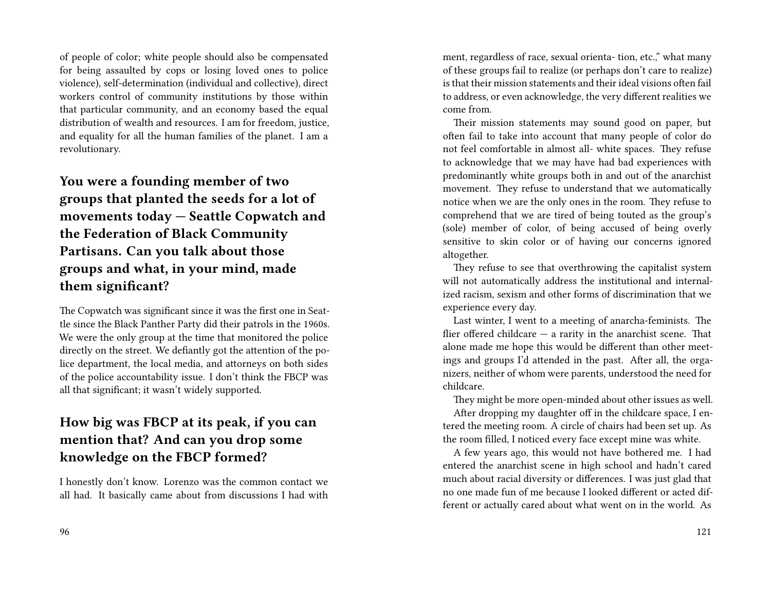of people of color; white people should also be compensated for being assaulted by cops or losing loved ones to police violence), self-determination (individual and collective), direct workers control of community institutions by those within that particular community, and an economy based the equal distribution of wealth and resources. I am for freedom, justice, and equality for all the human families of the planet. I am a revolutionary.

## You were a founding member of two groups that planted the seeds for a lot of movements today — Seattle Copwatch and the Federation of Black Community Partisans. Can you talk about those groups and what, in your mind, made them significant?

The Copwatch was significant since it was the first one in Seattle since the Black Panther Party did their patrols in the 1960s. We were the only group at the time that monitored the police directly on the street. We defiantly got the attention of the police department, the local media, and attorneys on both sides of the police accountability issue. I don't think the FBCP was all that significant; it wasn't widely supported.

## How big was FBCP at its peak, if you can mention that? And can you drop some knowledge on the FBCP formed?

I honestly don't know. Lorenzo was the common contact we all had. It basically came about from discussions I had with

ment, regardless of race, sexual orienta- tion, etc.," what many of these groups fail to realize (or perhaps don't care to realize) is that their mission statements and their ideal visions often fail to address, or even acknowledge, the very different realities we come from.

Their mission statements may sound good on paper, but often fail to take into account that many people of color do not feel comfortable in almost all- white spaces. They refuse to acknowledge that we may have had bad experiences with predominantly white groups both in and out of the anarchist movement. They refuse to understand that we automatically notice when we are the only ones in the room. They refuse to comprehend that we are tired of being touted as the group's (sole) member of color, of being accused of being overly sensitive to skin color or of having our concerns ignored altogether.

They refuse to see that overthrowing the capitalist system will not automatically address the institutional and internalized racism, sexism and other forms of discrimination that we experience every day.

Last winter, I went to a meeting of anarcha-feminists. The flier offered childcare — a rarity in the anarchist scene. That alone made me hope this would be different than other meetings and groups I'd attended in the past. After all, the organizers, neither of whom were parents, understood the need for childcare.

They might be more open-minded about other issues as well.

After dropping my daughter off in the childcare space, I entered the meeting room. A circle of chairs had been set up. As the room filled, I noticed every face except mine was white.

A few years ago, this would not have bothered me. I had entered the anarchist scene in high school and hadn't cared much about racial diversity or differences. I was just glad that no one made fun of me because I looked different or acted different or actually cared about what went on in the world. As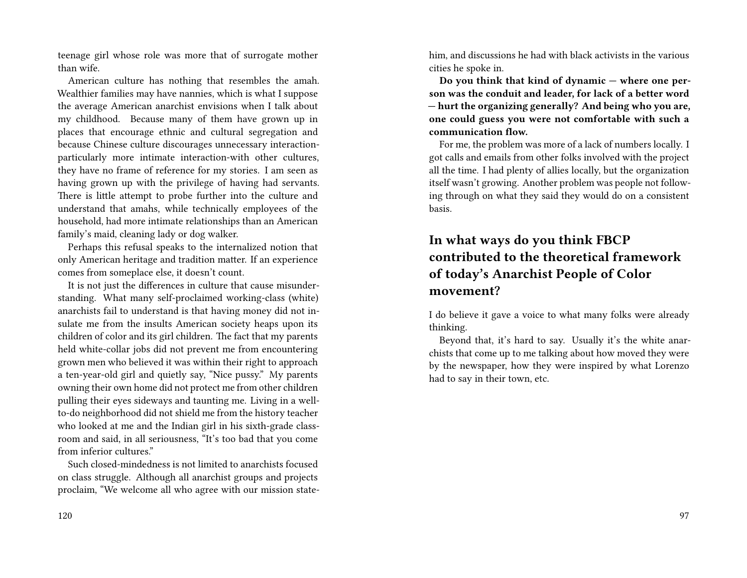teenage girl whose role was more that of surrogate mother than wife.

American culture has nothing that resembles the amah. Wealthier families may have nannies, which is what I suppose the average American anarchist envisions when I talk about my childhood. Because many of them have grown up in places that encourage ethnic and cultural segregation and because Chinese culture discourages unnecessary interaction-particularly more intimate interaction-with other cultures, they have no frame of reference for my stories. I am seen as having grown up with the privilege of having had servants. There is little attempt to probe further into the culture and understand that amahs, while technically employees of the household, had more intimate relationships than an American family's maid, cleaning lady or dog walker.

Perhaps this refusal speaks to the internalized notion that only American heritage and tradition matter. If an experience comes from someplace else, it doesn't count.

It is not just the differences in culture that cause misunderstanding. What many self-proclaimed working-class (white) anarchists fail to understand is that having money did not insulate me from the insults American society heaps upon its children of color and its girl children. The fact that my parents held white-collar jobs did not prevent me from encountering grown men who believed it was within their right to approach a ten-year-old girl and quietly say, "Nice pussy." My parents owning their own home did not protect me from other children pulling their eyes sideways and taunting me. Living in a well-to-do neighborhood did not shield me from the history teacher who looked at me and the Indian girl in his sixth-grade classroom and said, in all seriousness, "It's too bad that you come from inferior cultures."

Such closed-mindedness is not limited to anarchists focused on class struggle. Although all anarchist groups and projects proclaim, "We welcome all who agree with our mission state-

him, and discussions he had with black activists in the various cities he spoke in.

**Do you think that kind of dynamic — where one person was the conduit and leader, for lack of a better word — hurt the organizing generally? And being who you are, one could guess you were not comfortable with such a communication flow.**

For me, the problem was more of a lack of numbers locally. I got calls and emails from other folks involved with the project all the time. I had plenty of allies locally, but the organization itself wasn't growing. Another problem was people not following through on what they said they would do on a consistent basis.

## In what ways do you think FBCP contributed to the theoretical framework of today's Anarchist People of Color movement?

I do believe it gave a voice to what many folks were already thinking.

Beyond that, it's hard to say. Usually it's the white anarchists that come up to me talking about how moved they were by the newspaper, how they were inspired by what Lorenzo had to say in their town, etc.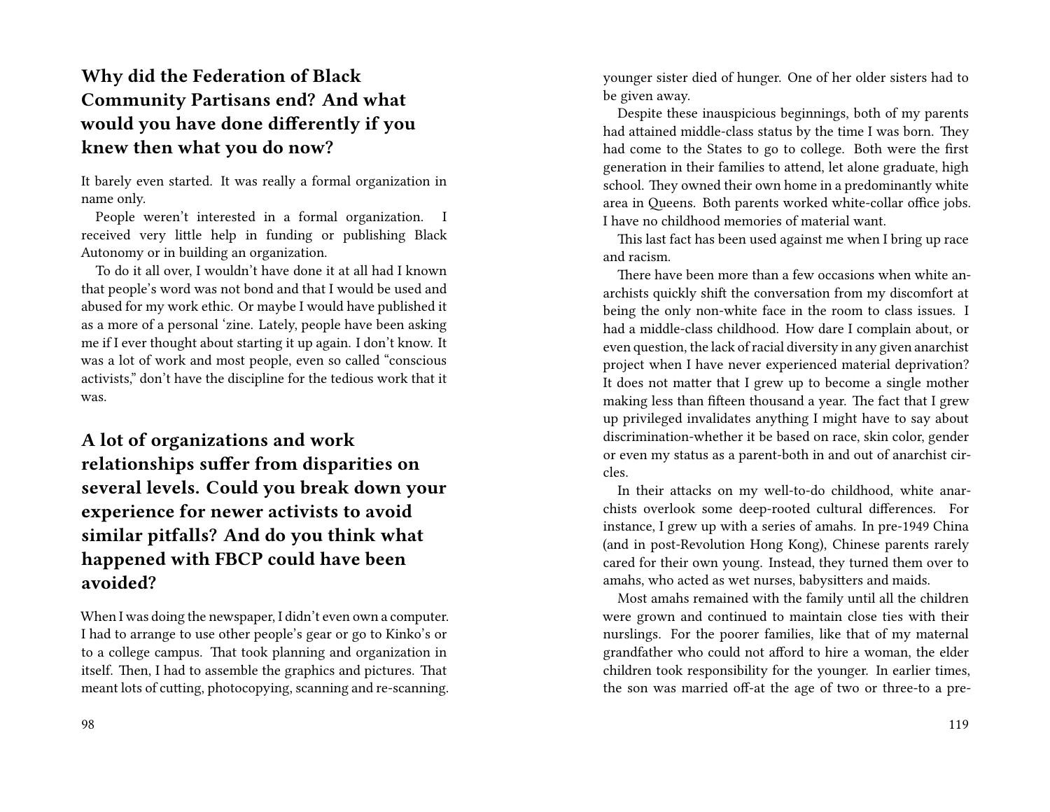## Why did the Federation of Black Community Partisans end? And what would you have done differently if you knew then what you do now?

It barely even started. It was really a formal organization in name only.

People weren't interested in a formal organization. I received very little help in funding or publishing Black Autonomy or in building an organization.

To do it all over, I wouldn't have done it at all had I known that people's word was not bond and that I would be used and abused for my work ethic. Or maybe I would have published it as a more of a personal 'zine. Lately, people have been asking me if I ever thought about starting it up again. I don't know. It was a lot of work and most people, even so called "conscious activists," don't have the discipline for the tedious work that it was.

## A lot of organizations and work relationships suffer from disparities on several levels. Could you break down your experience for newer activists to avoid similar pitfalls? And do you think what happened with FBCP could have been avoided?

When I was doing the newspaper, I didn't even own a computer. I had to arrange to use other people's gear or go to Kinko's or to a college campus. That took planning and organization in itself. Then, I had to assemble the graphics and pictures. That meant lots of cutting, photocopying, scanning and re-scanning.

younger sister died of hunger. One of her older sisters had to be given away.

Despite these inauspicious beginnings, both of my parents had attained middle-class status by the time I was born. They had come to the States to go to college. Both were the first generation in their families to attend, let alone graduate, high school. They owned their own home in a predominantly white area in Queens. Both parents worked white-collar office jobs. I have no childhood memories of material want.

This last fact has been used against me when I bring up race and racism.

There have been more than a few occasions when white anarchists quickly shift the conversation from my discomfort at being the only non-white face in the room to class issues. I had a middle-class childhood. How dare I complain about, or even question, the lack of racial diversity in any given anarchist project when I have never experienced material deprivation? It does not matter that I grew up to become a single mother making less than fifteen thousand a year. The fact that I grew up privileged invalidates anything I might have to say about discrimination-whether it be based on race, skin color, gender or even my status as a parent-both in and out of anarchist circles.

In their attacks on my well-to-do childhood, white anarchists overlook some deep-rooted cultural differences. For instance, I grew up with a series of amahs. In pre-1949 China (and in post-Revolution Hong Kong), Chinese parents rarely cared for their own young. Instead, they turned them over to amahs, who acted as wet nurses, babysitters and maids.

Most amahs remained with the family until all the children were grown and continued to maintain close ties with their nurslings. For the poorer families, like that of my maternal grandfather who could not afford to hire a woman, the elder children took responsibility for the younger. In earlier times, the son was married off-at the age of two or three-to a pre-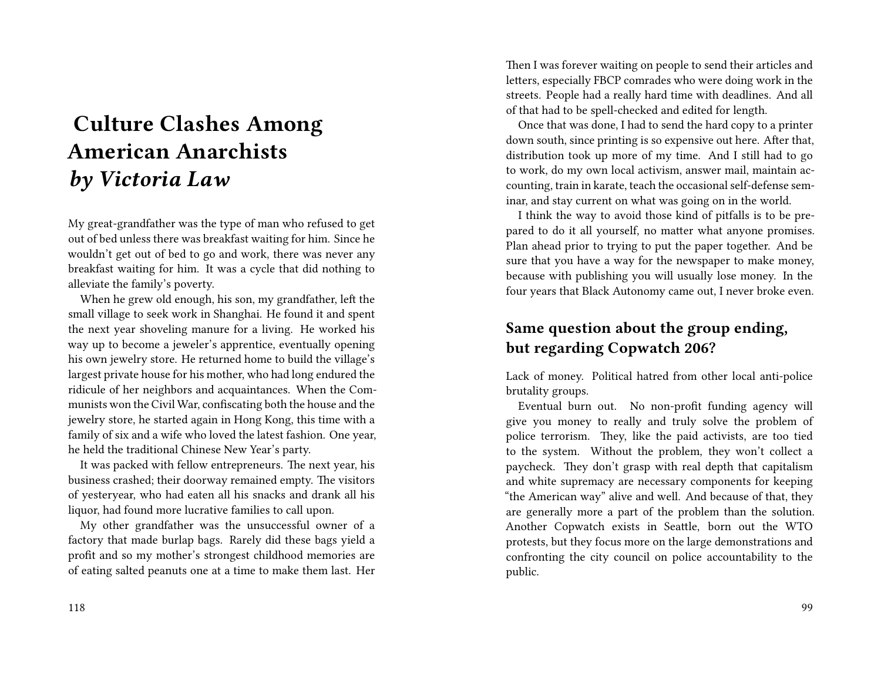# Culture Clashes Among American Anarchists *by Victoria Law*

My great-grandfather was the type of man who refused to get out of bed unless there was breakfast waiting for him. Since he wouldn't get out of bed to go and work, there was never any breakfast waiting for him. It was a cycle that did nothing to alleviate the family's poverty.

When he grew old enough, his son, my grandfather, left the small village to seek work in Shanghai. He found it and spent the next year shoveling manure for a living. He worked his way up to become a jeweler's apprentice, eventually opening his own jewelry store. He returned home to build the village's largest private house for his mother, who had long endured the ridicule of her neighbors and acquaintances. When the Communists won the Civil War, confiscating both the house and the jewelry store, he started again in Hong Kong, this time with a family of six and a wife who loved the latest fashion. One year, he held the traditional Chinese New Year's party.

It was packed with fellow entrepreneurs. The next year, his business crashed; their doorway remained empty. The visitors of yesteryear, who had eaten all his snacks and drank all his liquor, had found more lucrative families to call upon.

My other grandfather was the unsuccessful owner of a factory that made burlap bags. Rarely did these bags yield a profit and so my mother's strongest childhood memories are of eating salted peanuts one at a time to make them last. Her

Then I was forever waiting on people to send their articles and letters, especially FBCP comrades who were doing work in the streets. People had a really hard time with deadlines. And all of that had to be spell-checked and edited for length.

Once that was done, I had to send the hard copy to a printer down south, since printing is so expensive out here. After that, distribution took up more of my time. And I still had to go to work, do my own local activism, answer mail, maintain accounting, train in karate, teach the occasional self-defense seminar, and stay current on what was going on in the world.

I think the way to avoid those kind of pitfalls is to be prepared to do it all yourself, no matter what anyone promises. Plan ahead prior to trying to put the paper together. And be sure that you have a way for the newspaper to make money, because with publishing you will usually lose money. In the four years that Black Autonomy came out, I never broke even.

## Same question about the group ending, but regarding Copwatch 206?

Lack of money. Political hatred from other local anti-police brutality groups.

Eventual burn out. No non-profit funding agency will give you money to really and truly solve the problem of police terrorism. They, like the paid activists, are too tied to the system. Without the problem, they won't collect a paycheck. They don't grasp with real depth that capitalism and white supremacy are necessary components for keeping "the American way" alive and well. And because of that, they are generally more a part of the problem than the solution. Another Copwatch exists in Seattle, born out the WTO protests, but they focus more on the large demonstrations and confronting the city council on police accountability to the public.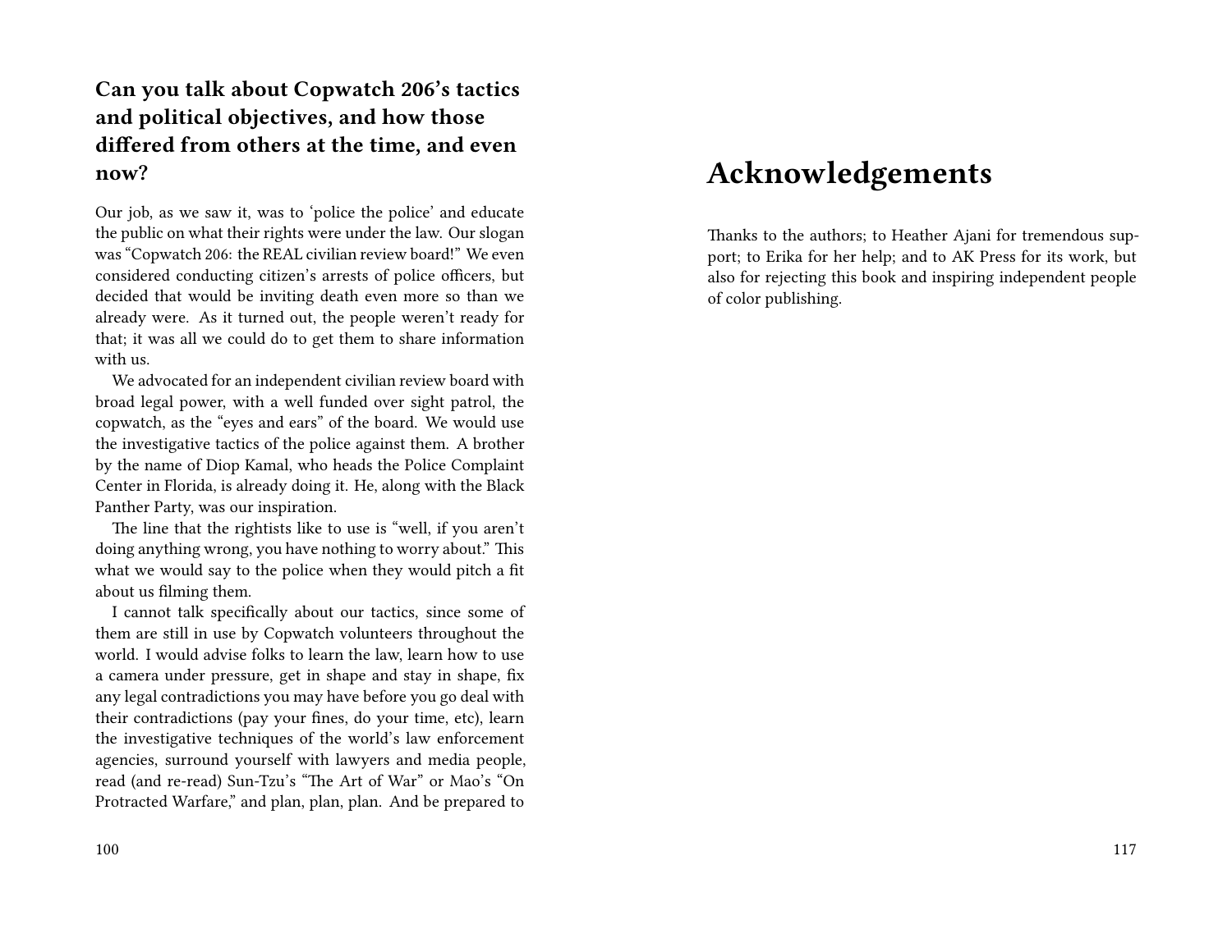### Can you talk about Copwatch 206's tactics and political objectives, and how those differed from others at the time, and even now?

Our job, as we saw it, was to 'police the police' and educate the public on what their rights were under the law. Our slogan was "Copwatch 206: the REAL civilian review board!" We even considered conducting citizen's arrests of police officers, but decided that would be inviting death even more so than we already were. As it turned out, the people weren't ready for that; it was all we could do to get them to share information with us.

We advocated for an independent civilian review board with broad legal power, with a well funded over sight patrol, the copwatch, as the "eyes and ears" of the board. We would use the investigative tactics of the police against them. A brother by the name of Diop Kamal, who heads the Police Complaint Center in Florida, is already doing it. He, along with the Black Panther Party, was our inspiration.

The line that the rightists like to use is "well, if you aren't doing anything wrong, you have nothing to worry about." This what we would say to the police when they would pitch a fit about us filming them.

I cannot talk specifically about our tactics, since some of them are still in use by Copwatch volunteers throughout the world. I would advise folks to learn the law, learn how to use a camera under pressure, get in shape and stay in shape, fix any legal contradictions you may have before you go deal with their contradictions (pay your fines, do your time, etc), learn the investigative techniques of the world's law enforcement agencies, surround yourself with lawyers and media people, read (and re-read) Sun-Tzu's "The Art of War" or Mao's "On Protracted Warfare," and plan, plan, plan. And be prepared to

# Acknowledgements

Thanks to the authors; to Heather Ajani for tremendous support; to Erika for her help; and to AK Press for its work, but also for rejecting this book and inspiring independent people of color publishing.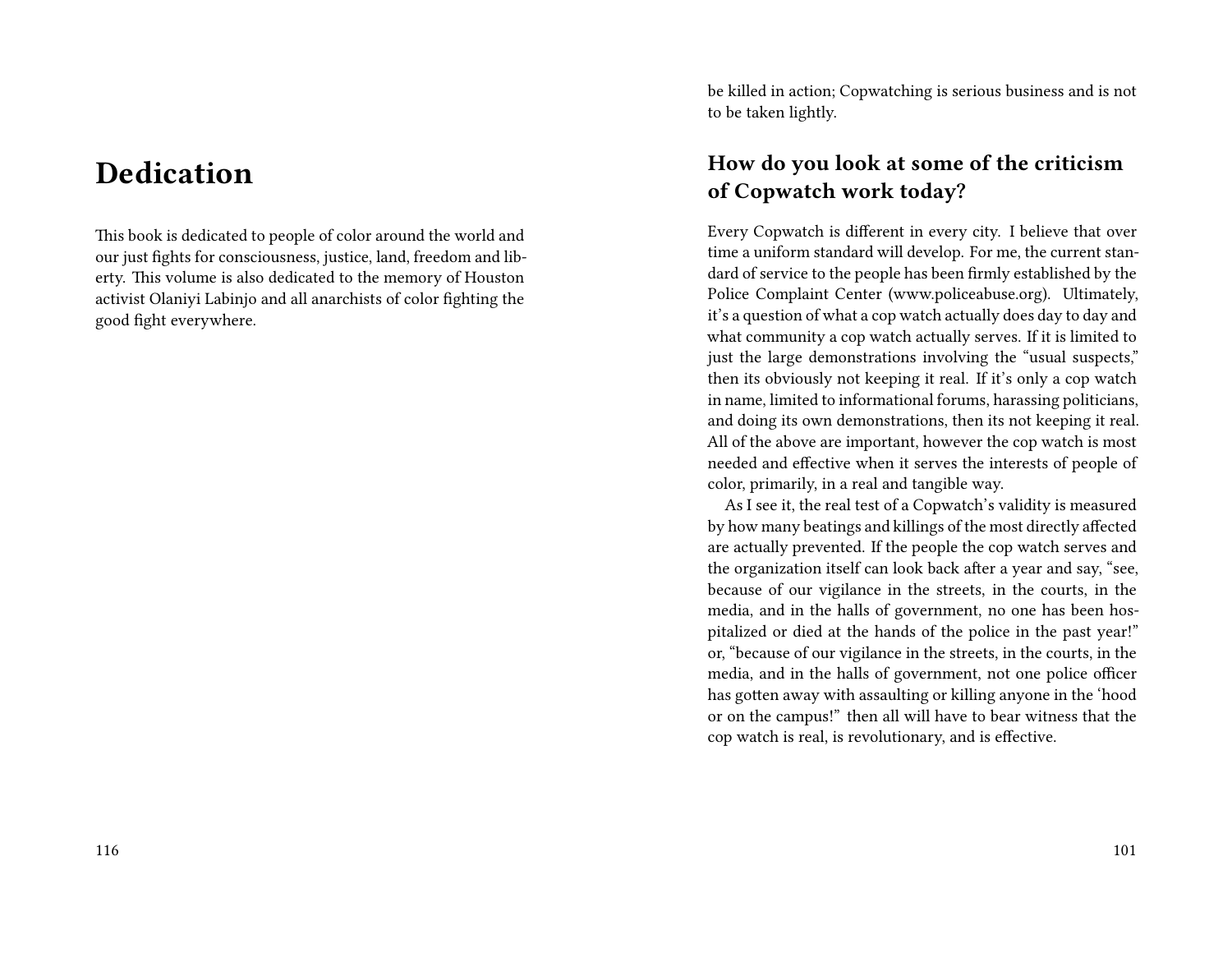# Dedication

This book is dedicated to people of color around the world and our just fights for consciousness, justice, land, freedom and liberty. This volume is also dedicated to the memory of Houston activist Olaniyi Labinjo and all anarchists of color fighting the good fight everywhere.

be killed in action; Copwatching is serious business and is not to be taken lightly.

## How do you look at some of the criticism of Copwatch work today?

Every Copwatch is different in every city. I believe that over time a uniform standard will develop. For me, the current standard of service to the people has been firmly established by the Police Complaint Center (www.policeabuse.org). Ultimately, it's a question of what a cop watch actually does day to day and what community a cop watch actually serves. If it is limited to just the large demonstrations involving the "usual suspects," then its obviously not keeping it real. If it's only a cop watch in name, limited to informational forums, harassing politicians, and doing its own demonstrations, then its not keeping it real. All of the above are important, however the cop watch is most needed and effective when it serves the interests of people of color, primarily, in a real and tangible way.

As I see it, the real test of a Copwatch's validity is measured by how many beatings and killings of the most directly affected are actually prevented. If the people the cop watch serves and the organization itself can look back after a year and say, "see, because of our vigilance in the streets, in the courts, in the media, and in the halls of government, no one has been hospitalized or died at the hands of the police in the past year!" or, "because of our vigilance in the streets, in the courts, in the media, and in the halls of government, not one police officer has gotten away with assaulting or killing anyone in the 'hood or on the campus!" then all will have to bear witness that the cop watch is real, is revolutionary, and is effective.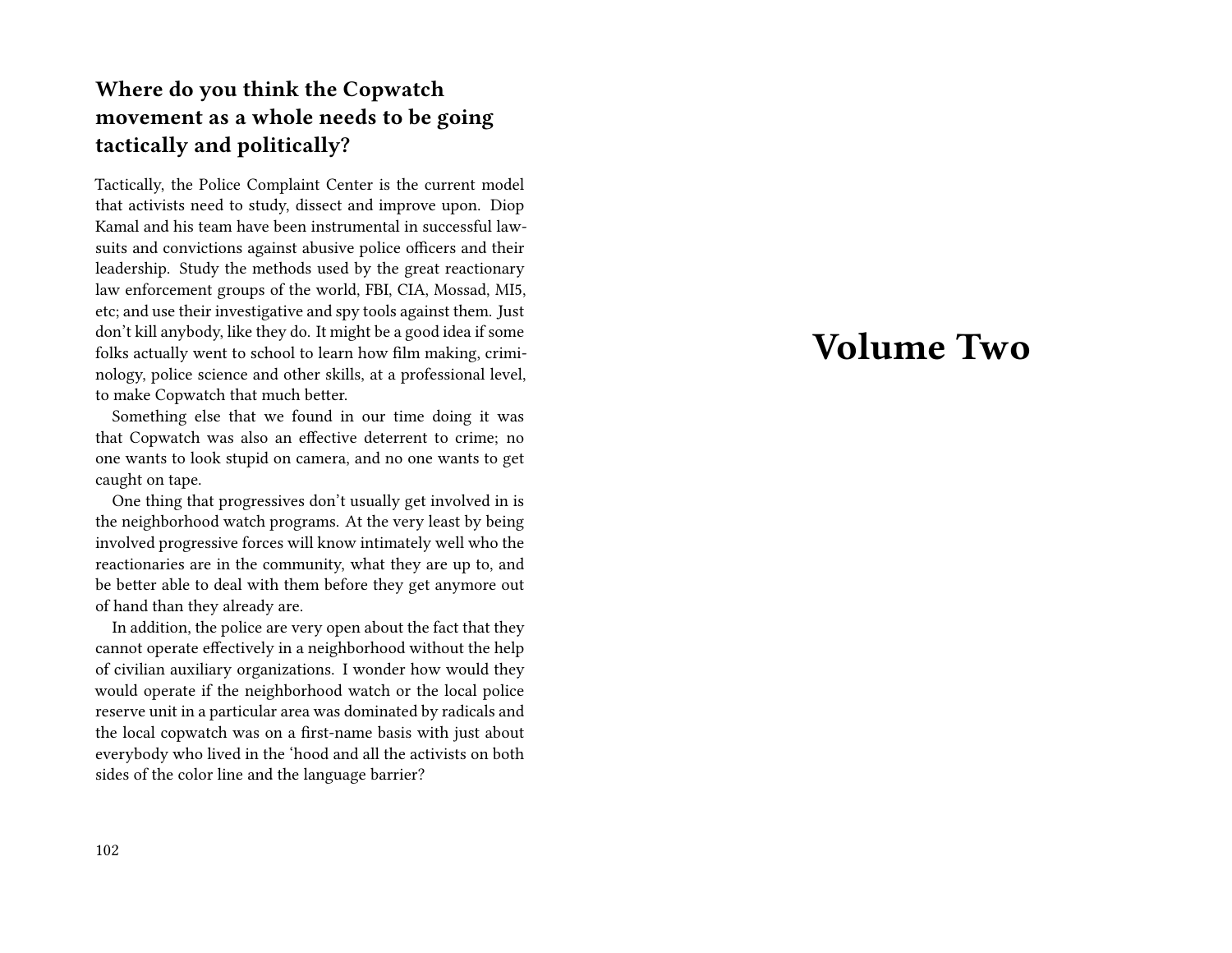### Where do you think the Copwatch movement as a whole needs to be going tactically and politically?

Tactically, the Police Complaint Center is the current model that activists need to study, dissect and improve upon. Diop Kamal and his team have been instrumental in successful lawsuits and convictions against abusive police officers and their leadership. Study the methods used by the great reactionary law enforcement groups of the world, FBI, CIA, Mossad, MI5, etc; and use their investigative and spy tools against them. Just don't kill anybody, like they do. It might be a good idea if some folks actually went to school to learn how film making, criminology, police science and other skills, at a professional level, to make Copwatch that much better.

Something else that we found in our time doing it was that Copwatch was also an effective deterrent to crime; no one wants to look stupid on camera, and no one wants to get caught on tape.

One thing that progressives don't usually get involved in is the neighborhood watch programs. At the very least by being involved progressive forces will know intimately well who the reactionaries are in the community, what they are up to, and be better able to deal with them before they get anymore out of hand than they already are.

In addition, the police are very open about the fact that they cannot operate effectively in a neighborhood without the help of civilian auxiliary organizations. I wonder how would they would operate if the neighborhood watch or the local police reserve unit in a particular area was dominated by radicals and the local copwatch was on a first-name basis with just about everybody who lived in the 'hood and all the activists on both sides of the color line and the language barrier?

# Volume Two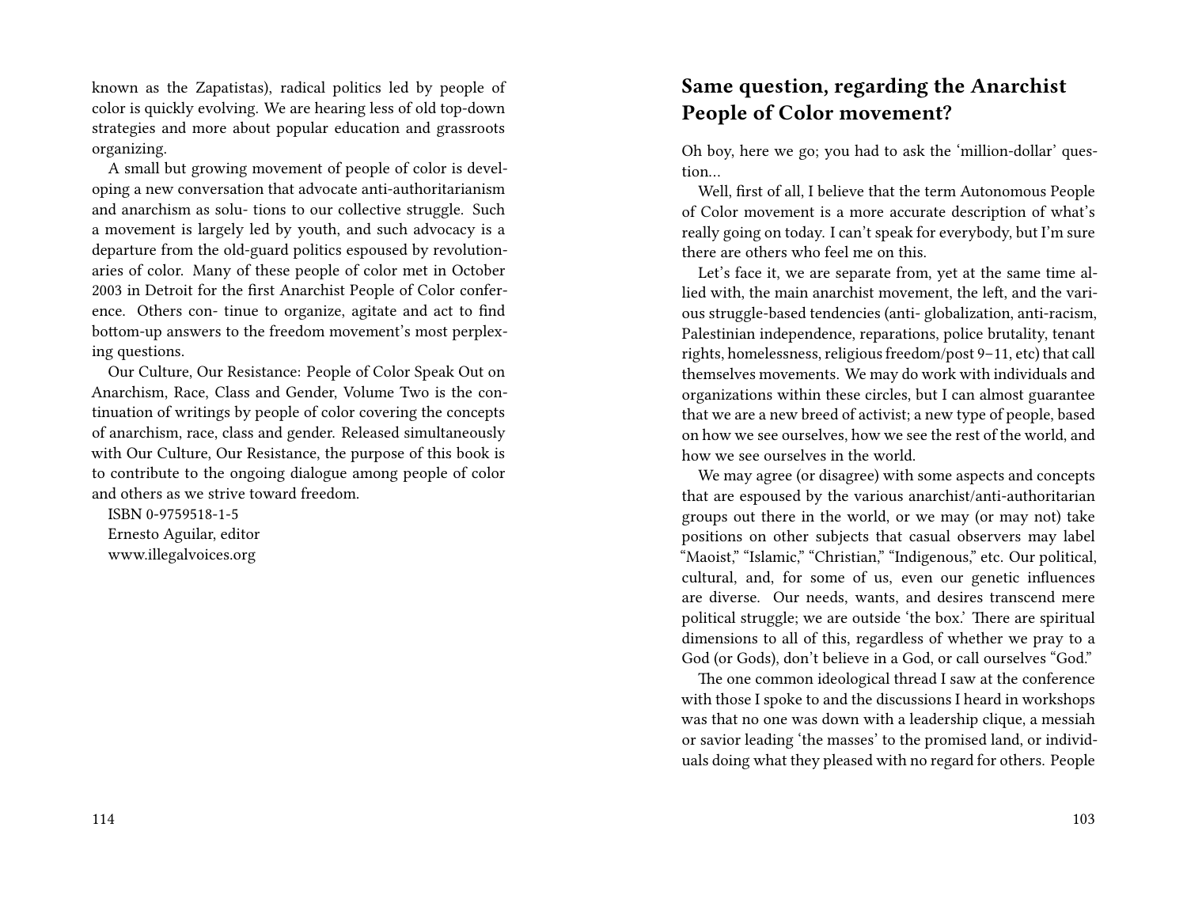known as the Zapatistas), radical politics led by people of color is quickly evolving. We are hearing less of old top-down strategies and more about popular education and grassroots organizing.

A small but growing movement of people of color is developing a new conversation that advocate anti-authoritarianism and anarchism as solu- tions to our collective struggle. Such a movement is largely led by youth, and such advocacy is a departure from the old-guard politics espoused by revolutionaries of color. Many of these people of color met in October 2003 in Detroit for the first Anarchist People of Color conference. Others con- tinue to organize, agitate and act to find bottom-up answers to the freedom movement's most perplexing questions.

Our Culture, Our Resistance: People of Color Speak Out on Anarchism, Race, Class and Gender, Volume Two is the continuation of writings by people of color covering the concepts of anarchism, race, class and gender. Released simultaneously with Our Culture, Our Resistance, the purpose of this book is to contribute to the ongoing dialogue among people of color and others as we strive toward freedom.

ISBN 0-9759518-1-5
Ernesto Aguilar, editor
www.illegalvoices.org

## Same question, regarding the Anarchist People of Color movement?

Oh boy, here we go; you had to ask the 'million-dollar' question…

Well, first of all, I believe that the term Autonomous People of Color movement is a more accurate description of what's really going on today. I can't speak for everybody, but I'm sure there are others who feel me on this.

Let's face it, we are separate from, yet at the same time allied with, the main anarchist movement, the left, and the various struggle-based tendencies (anti- globalization, anti-racism, Palestinian independence, reparations, police brutality, tenant rights, homelessness, religious freedom/post 9–11, etc) that call themselves movements. We may do work with individuals and organizations within these circles, but I can almost guarantee that we are a new breed of activist; a new type of people, based on how we see ourselves, how we see the rest of the world, and how we see ourselves in the world.

We may agree (or disagree) with some aspects and concepts that are espoused by the various anarchist/anti-authoritarian groups out there in the world, or we may (or may not) take positions on other subjects that casual observers may label "Maoist," "Islamic," "Christian," "Indigenous," etc. Our political, cultural, and, for some of us, even our genetic influences are diverse. Our needs, wants, and desires transcend mere political struggle; we are outside 'the box.' There are spiritual dimensions to all of this, regardless of whether we pray to a God (or Gods), don't believe in a God, or call ourselves "God."

The one common ideological thread I saw at the conference with those I spoke to and the discussions I heard in workshops was that no one was down with a leadership clique, a messiah or savior leading 'the masses' to the promised land, or individuals doing what they pleased with no regard for others. People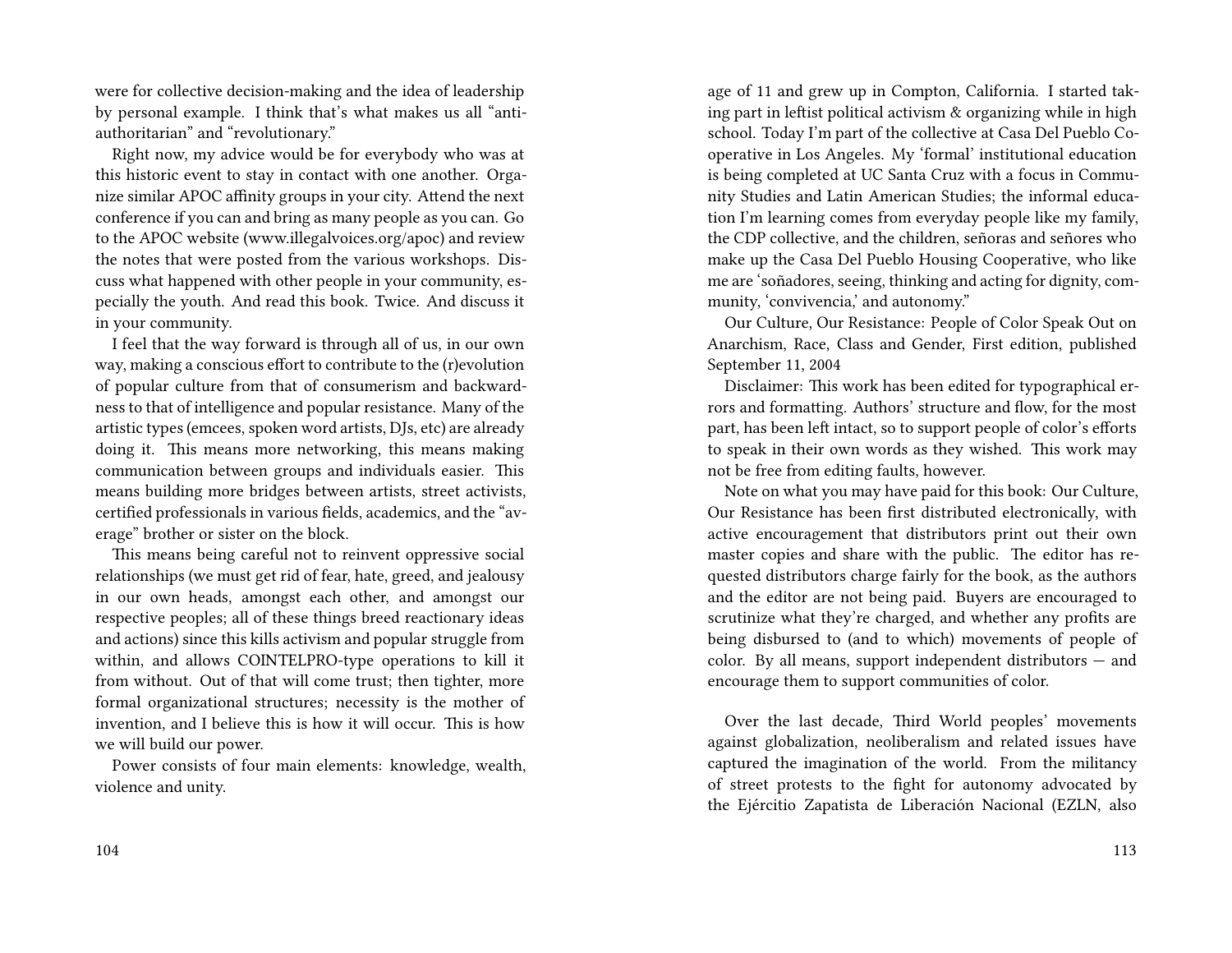were for collective decision-making and the idea of leadership by personal example. I think that's what makes us all "anti-authoritarian" and "revolutionary."

Right now, my advice would be for everybody who was at this historic event to stay in contact with one another. Organize similar APOC affinity groups in your city. Attend the next conference if you can and bring as many people as you can. Go to the APOC website (www.illegalvoices.org/apoc) and review the notes that were posted from the various workshops. Discuss what happened with other people in your community, especially the youth. And read this book. Twice. And discuss it in your community.

I feel that the way forward is through all of us, in our own way, making a conscious effort to contribute to the (r)evolution of popular culture from that of consumerism and backwardness to that of intelligence and popular resistance. Many of the artistic types (emcees, spoken word artists, DJs, etc) are already doing it. This means more networking, this means making communication between groups and individuals easier. This means building more bridges between artists, street activists, certified professionals in various fields, academics, and the "average" brother or sister on the block.

This means being careful not to reinvent oppressive social relationships (we must get rid of fear, hate, greed, and jealousy in our own heads, amongst each other, and amongst our respective peoples; all of these things breed reactionary ideas and actions) since this kills activism and popular struggle from within, and allows COINTELPRO-type operations to kill it from without. Out of that will come trust; then tighter, more formal organizational structures; necessity is the mother of invention, and I believe this is how it will occur. This is how we will build our power.

Power consists of four main elements: knowledge, wealth, violence and unity.

age of 11 and grew up in Compton, California. I started taking part in leftist political activism & organizing while in high school. Today I'm part of the collective at Casa Del Pueblo Cooperative in Los Angeles. My 'formal' institutional education is being completed at UC Santa Cruz with a focus in Community Studies and Latin American Studies; the informal education I'm learning comes from everyday people like my family, the CDP collective, and the children, señoras and señores who make up the Casa Del Pueblo Housing Cooperative, who like me are 'soñadores, seeing, thinking and acting for dignity, community, 'convivencia,' and autonomy."

Our Culture, Our Resistance: People of Color Speak Out on Anarchism, Race, Class and Gender, First edition, published September 11, 2004

Disclaimer: This work has been edited for typographical errors and formatting. Authors' structure and flow, for the most part, has been left intact, so to support people of color's efforts to speak in their own words as they wished. This work may not be free from editing faults, however.

Note on what you may have paid for this book: Our Culture, Our Resistance has been first distributed electronically, with active encouragement that distributors print out their own master copies and share with the public. The editor has requested distributors charge fairly for the book, as the authors and the editor are not being paid. Buyers are encouraged to scrutinize what they're charged, and whether any profits are being disbursed to (and to which) movements of people of color. By all means, support independent distributors — and encourage them to support communities of color.

Over the last decade, Third World peoples' movements against globalization, neoliberalism and related issues have captured the imagination of the world. From the militancy of street protests to the fight for autonomy advocated by the Ejércitio Zapatista de Liberación Nacional (EZLN, also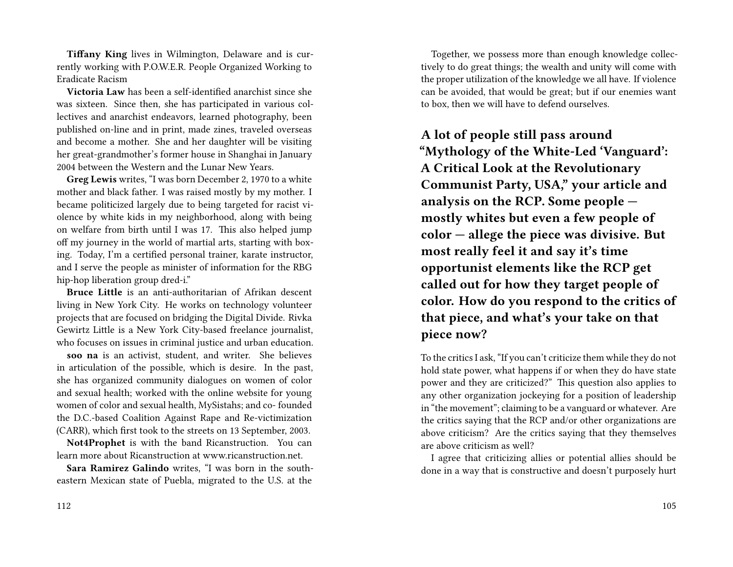**Tiffany King** lives in Wilmington, Delaware and is currently working with P.O.W.E.R. People Organized Working to Eradicate Racism

**Victoria Law** has been a self-identified anarchist since she was sixteen. Since then, she has participated in various collectives and anarchist endeavors, learned photography, been published on-line and in print, made zines, traveled overseas and become a mother. She and her daughter will be visiting her great-grandmother's former house in Shanghai in January 2004 between the Western and the Lunar New Years.

**Greg Lewis** writes, "I was born December 2, 1970 to a white mother and black father. I was raised mostly by my mother. I became politicized largely due to being targeted for racist violence by white kids in my neighborhood, along with being on welfare from birth until I was 17. This also helped jump off my journey in the world of martial arts, starting with boxing. Today, I'm a certified personal trainer, karate instructor, and I serve the people as minister of information for the RBG hip-hop liberation group dred-i."

**Bruce Little** is an anti-authoritarian of Afrikan descent living in New York City. He works on technology volunteer projects that are focused on bridging the Digital Divide. Rivka Gewirtz Little is a New York City-based freelance journalist, who focuses on issues in criminal justice and urban education.

**soo na** is an activist, student, and writer. She believes in articulation of the possible, which is desire. In the past, she has organized community dialogues on women of color and sexual health; worked with the online website for young women of color and sexual health, MySistahs; and co- founded the D.C.-based Coalition Against Rape and Re-victimization (CARR), which first took to the streets on 13 September, 2003.

**Not4Prophet** is with the band Ricanstruction. You can learn more about Ricanstruction at www.ricanstruction.net.

**Sara Ramirez Galindo** writes, "I was born in the southeastern Mexican state of Puebla, migrated to the U.S. at the

Together, we possess more than enough knowledge collectively to do great things; the wealth and unity will come with the proper utilization of the knowledge we all have. If violence can be avoided, that would be great; but if our enemies want to box, then we will have to defend ourselves.

## A lot of people still pass around "Mythology of the White-Led 'Vanguard': A Critical Look at the Revolutionary Communist Party, USA," your article and analysis on the RCP. Some people — mostly whites but even a few people of color — allege the piece was divisive. But most really feel it and say it's time opportunist elements like the RCP get called out for how they target people of color. How do you respond to the critics of that piece, and what's your take on that piece now?

To the critics I ask, "If you can't criticize them while they do not hold state power, what happens if or when they do have state power and they are criticized?" This question also applies to any other organization jockeying for a position of leadership in "the movement"; claiming to be a vanguard or whatever. Are the critics saying that the RCP and/or other organizations are above criticism? Are the critics saying that they themselves are above criticism as well?

I agree that criticizing allies or potential allies should be done in a way that is constructive and doesn't purposely hurt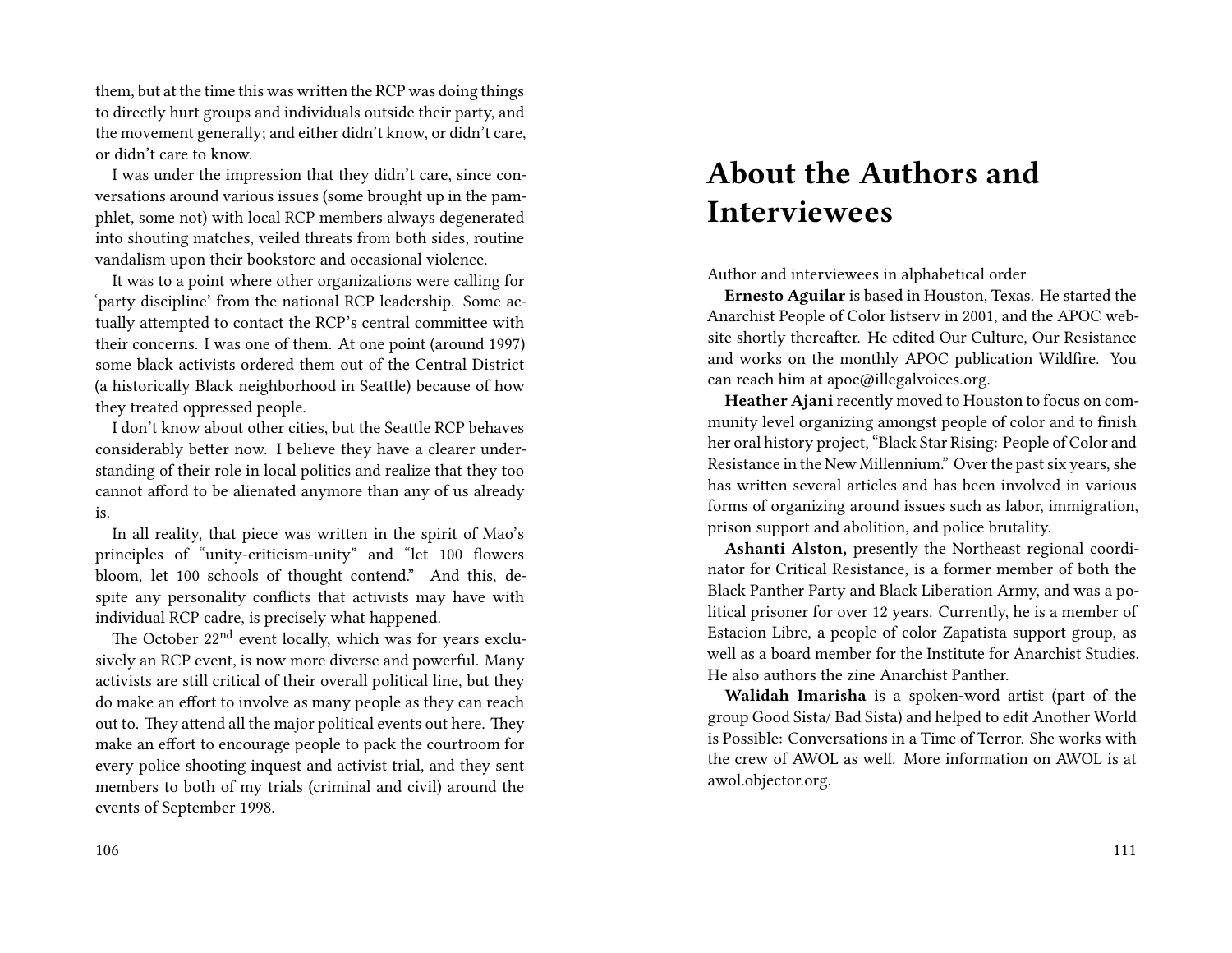them, but at the time this was written the RCP was doing things to directly hurt groups and individuals outside their party, and the movement generally; and either didn't know, or didn't care, or didn't care to know.

I was under the impression that they didn't care, since conversations around various issues (some brought up in the pamphlet, some not) with local RCP members always degenerated into shouting matches, veiled threats from both sides, routine vandalism upon their bookstore and occasional violence.

It was to a point where other organizations were calling for 'party discipline' from the national RCP leadership. Some actually attempted to contact the RCP's central committee with their concerns. I was one of them. At one point (around 1997) some black activists ordered them out of the Central District (a historically Black neighborhood in Seattle) because of how they treated oppressed people.

I don't know about other cities, but the Seattle RCP behaves considerably better now. I believe they have a clearer understanding of their role in local politics and realize that they too cannot afford to be alienated anymore than any of us already is.

In all reality, that piece was written in the spirit of Mao's principles of "unity-criticism-unity" and "let 100 flowers bloom, let 100 schools of thought contend." And this, despite any personality conflicts that activists may have with individual RCP cadre, is precisely what happened.

The October 22nd event locally, which was for years exclusively an RCP event, is now more diverse and powerful. Many activists are still critical of their overall political line, but they do make an effort to involve as many people as they can reach out to. They attend all the major political events out here. They make an effort to encourage people to pack the courtroom for every police shooting inquest and activist trial, and they sent members to both of my trials (criminal and civil) around the events of September 1998.

# About the Authors and Interviewees

Author and interviewees in alphabetical order

**Ernesto Aguilar** is based in Houston, Texas. He started the Anarchist People of Color listserv in 2001, and the APOC website shortly thereafter. He edited Our Culture, Our Resistance and works on the monthly APOC publication Wildfire. You can reach him at apoc@illegalvoices.org.

**Heather Ajani** recently moved to Houston to focus on community level organizing amongst people of color and to finish her oral history project, "Black Star Rising: People of Color and Resistance in the New Millennium." Over the past six years, she has written several articles and has been involved in various forms of organizing around issues such as labor, immigration, prison support and abolition, and police brutality.

**Ashanti Alston,** presently the Northeast regional coordinator for Critical Resistance, is a former member of both the Black Panther Party and Black Liberation Army, and was a political prisoner for over 12 years. Currently, he is a member of Estacion Libre, a people of color Zapatista support group, as well as a board member for the Institute for Anarchist Studies. He also authors the zine Anarchist Panther.

**Walidah Imarisha** is a spoken-word artist (part of the group Good Sista/ Bad Sista) and helped to edit Another World is Possible: Conversations in a Time of Terror. She works with the crew of AWOL as well. More information on AWOL is at awol.objector.org.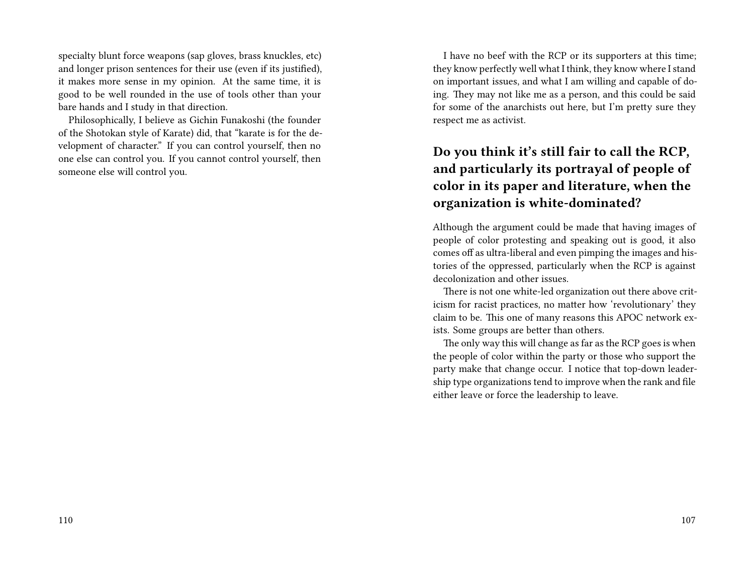specialty blunt force weapons (sap gloves, brass knuckles, etc) and longer prison sentences for their use (even if its justified), it makes more sense in my opinion. At the same time, it is good to be well rounded in the use of tools other than your bare hands and I study in that direction.

Philosophically, I believe as Gichin Funakoshi (the founder of the Shotokan style of Karate) did, that "karate is for the development of character." If you can control yourself, then no one else can control you. If you cannot control yourself, then someone else will control you.

I have no beef with the RCP or its supporters at this time; they know perfectly well what I think, they know where I stand on important issues, and what I am willing and capable of doing. They may not like me as a person, and this could be said for some of the anarchists out here, but I'm pretty sure they respect me as activist.

## Do you think it's still fair to call the RCP, and particularly its portrayal of people of color in its paper and literature, when the organization is white-dominated?

Although the argument could be made that having images of people of color protesting and speaking out is good, it also comes off as ultra-liberal and even pimping the images and histories of the oppressed, particularly when the RCP is against decolonization and other issues.

There is not one white-led organization out there above criticism for racist practices, no matter how 'revolutionary' they claim to be. This one of many reasons this APOC network exists. Some groups are better than others.

The only way this will change as far as the RCP goes is when the people of color within the party or those who support the party make that change occur. I notice that top-down leadership type organizations tend to improve when the rank and file either leave or force the leadership to leave.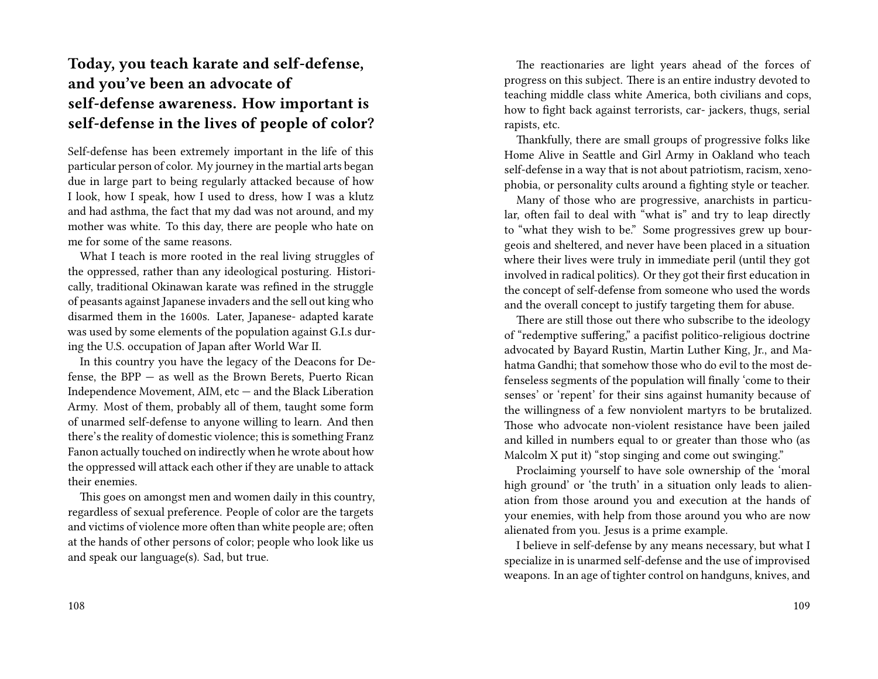### Today, you teach karate and self-defense, and you've been an advocate of self-defense awareness. How important is self-defense in the lives of people of color?

Self-defense has been extremely important in the life of this particular person of color. My journey in the martial arts began due in large part to being regularly attacked because of how I look, how I speak, how I used to dress, how I was a klutz and had asthma, the fact that my dad was not around, and my mother was white. To this day, there are people who hate on me for some of the same reasons.

What I teach is more rooted in the real living struggles of the oppressed, rather than any ideological posturing. Historically, traditional Okinawan karate was refined in the struggle of peasants against Japanese invaders and the sell out king who disarmed them in the 1600s. Later, Japanese- adapted karate was used by some elements of the population against G.I.s during the U.S. occupation of Japan after World War II.

In this country you have the legacy of the Deacons for Defense, the BPP — as well as the Brown Berets, Puerto Rican Independence Movement, AIM, etc — and the Black Liberation Army. Most of them, probably all of them, taught some form of unarmed self-defense to anyone willing to learn. And then there's the reality of domestic violence; this is something Franz Fanon actually touched on indirectly when he wrote about how the oppressed will attack each other if they are unable to attack their enemies.

This goes on amongst men and women daily in this country, regardless of sexual preference. People of color are the targets and victims of violence more often than white people are; often at the hands of other persons of color; people who look like us and speak our language(s). Sad, but true.

The reactionaries are light years ahead of the forces of progress on this subject. There is an entire industry devoted to teaching middle class white America, both civilians and cops, how to fight back against terrorists, car- jackers, thugs, serial rapists, etc.

Thankfully, there are small groups of progressive folks like Home Alive in Seattle and Girl Army in Oakland who teach self-defense in a way that is not about patriotism, racism, xenophobia, or personality cults around a fighting style or teacher.

Many of those who are progressive, anarchists in particular, often fail to deal with "what is" and try to leap directly to "what they wish to be." Some progressives grew up bourgeois and sheltered, and never have been placed in a situation where their lives were truly in immediate peril (until they got involved in radical politics). Or they got their first education in the concept of self-defense from someone who used the words and the overall concept to justify targeting them for abuse.

There are still those out there who subscribe to the ideology of "redemptive suffering," a pacifist politico-religious doctrine advocated by Bayard Rustin, Martin Luther King, Jr., and Mahatma Gandhi; that somehow those who do evil to the most defenseless segments of the population will finally 'come to their senses' or 'repent' for their sins against humanity because of the willingness of a few nonviolent martyrs to be brutalized. Those who advocate non-violent resistance have been jailed and killed in numbers equal to or greater than those who (as Malcolm X put it) "stop singing and come out swinging."

Proclaiming yourself to have sole ownership of the 'moral high ground' or 'the truth' in a situation only leads to alienation from those around you and execution at the hands of your enemies, with help from those around you who are now alienated from you. Jesus is a prime example.

I believe in self-defense by any means necessary, but what I specialize in is unarmed self-defense and the use of improvised weapons. In an age of tighter control on handguns, knives, and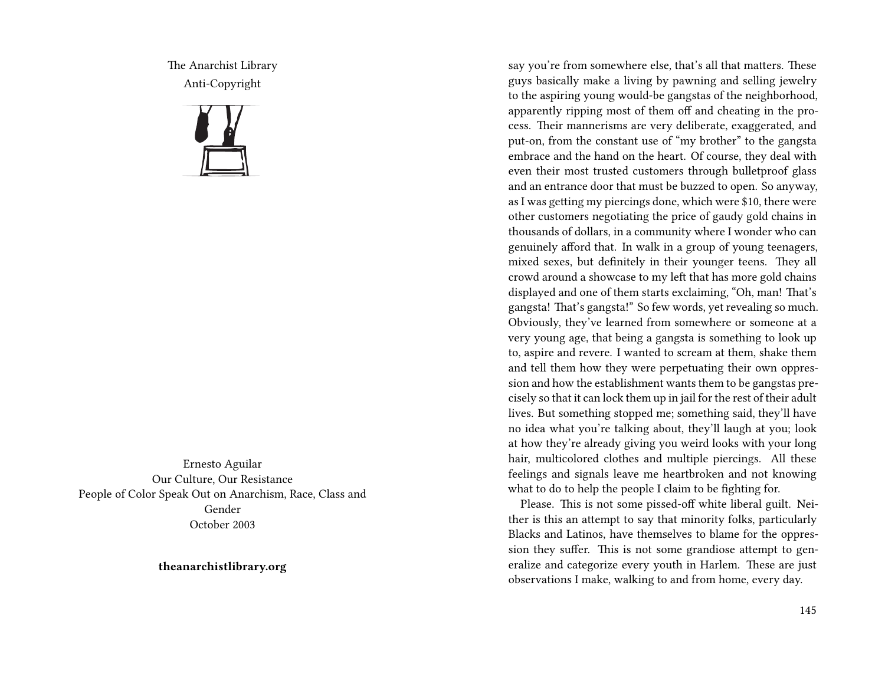The Anarchist Library
Anti-Copyright

Ernesto Aguilar
Our Culture, Our Resistance
People of Color Speak Out on Anarchism, Race, Class and Gender
October 2003

**theanarchistlibrary.org**

say you're from somewhere else, that's all that matters. These guys basically make a living by pawning and selling jewelry to the aspiring young would-be gangstas of the neighborhood, apparently ripping most of them off and cheating in the process. Their mannerisms are very deliberate, exaggerated, and put-on, from the constant use of "my brother" to the gangsta embrace and the hand on the heart. Of course, they deal with even their most trusted customers through bulletproof glass and an entrance door that must be buzzed to open. So anyway, as I was getting my piercings done, which were $10, there were other customers negotiating the price of gaudy gold chains in thousands of dollars, in a community where I wonder who can genuinely afford that. In walk in a group of young teenagers, mixed sexes, but definitely in their younger teens. They all crowd around a showcase to my left that has more gold chains displayed and one of them starts exclaiming, "Oh, man! That's gangsta! That's gangsta!" So few words, yet revealing so much. Obviously, they've learned from somewhere or someone at a very young age, that being a gangsta is something to look up to, aspire and revere. I wanted to scream at them, shake them and tell them how they were perpetuating their own oppression and how the establishment wants them to be gangstas precisely so that it can lock them up in jail for the rest of their adult lives. But something stopped me; something said, they'll have no idea what you're talking about, they'll laugh at you; look at how they're already giving you weird looks with your long hair, multicolored clothes and multiple piercings. All these feelings and signals leave me heartbroken and not knowing what to do to help the people I claim to be fighting for.

Please. This is not some pissed-off white liberal guilt. Neither is this an attempt to say that minority folks, particularly Blacks and Latinos, have themselves to blame for the oppression they suffer. This is not some grandiose attempt to generalize and categorize every youth in Harlem. These are just observations I make, walking to and from home, every day.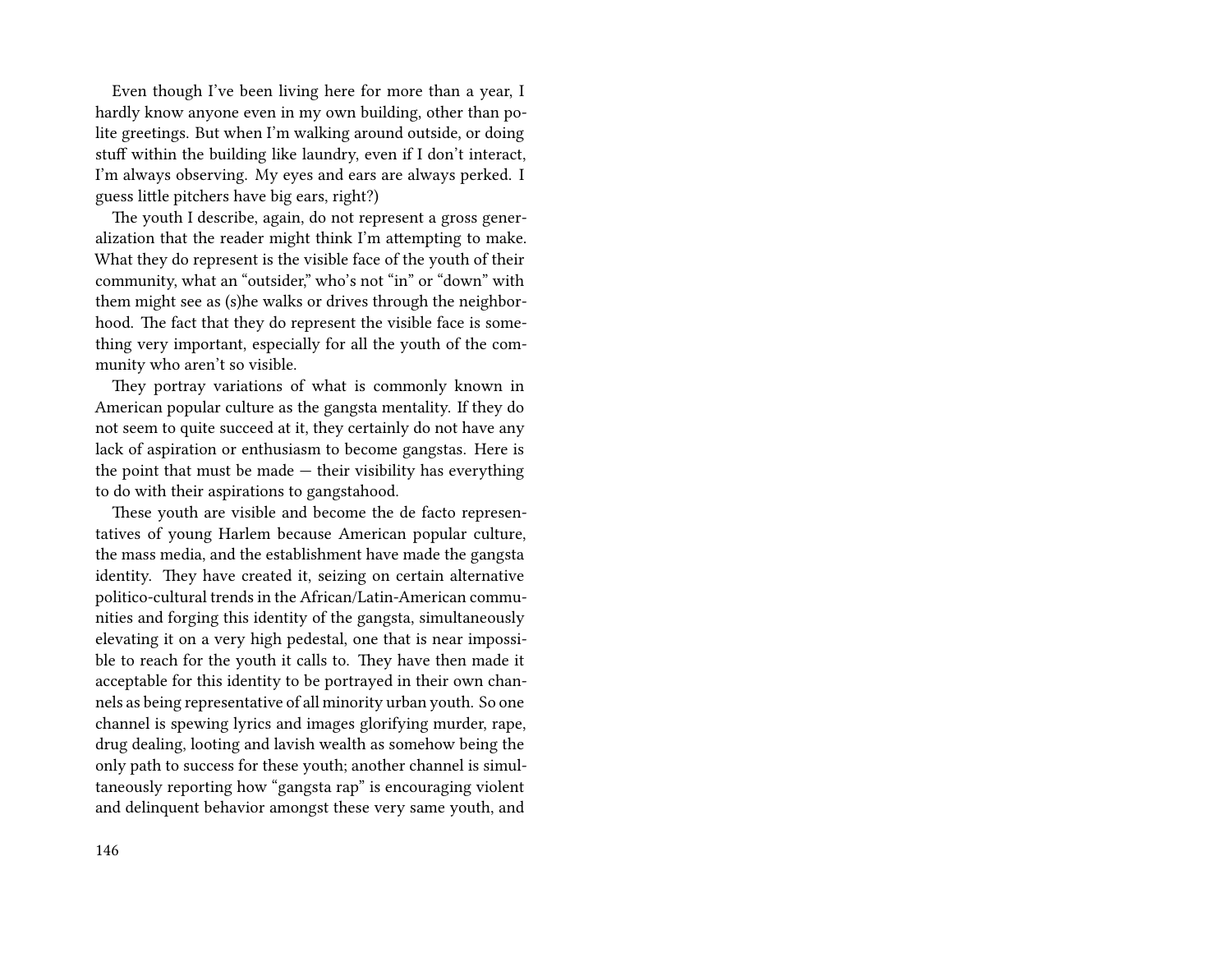Even though I've been living here for more than a year, I hardly know anyone even in my own building, other than polite greetings. But when I'm walking around outside, or doing stuff within the building like laundry, even if I don't interact, I'm always observing. My eyes and ears are always perked. I guess little pitchers have big ears, right?)

The youth I describe, again, do not represent a gross generalization that the reader might think I'm attempting to make. What they do represent is the visible face of the youth of their community, what an "outsider," who's not "in" or "down" with them might see as (s)he walks or drives through the neighborhood. The fact that they do represent the visible face is something very important, especially for all the youth of the community who aren't so visible.

They portray variations of what is commonly known in American popular culture as the gangsta mentality. If they do not seem to quite succeed at it, they certainly do not have any lack of aspiration or enthusiasm to become gangstas. Here is the point that must be made — their visibility has everything to do with their aspirations to gangstahood.

These youth are visible and become the de facto representatives of young Harlem because American popular culture, the mass media, and the establishment have made the gangsta identity. They have created it, seizing on certain alternative politico-cultural trends in the African/Latin-American communities and forging this identity of the gangsta, simultaneously elevating it on a very high pedestal, one that is near impossible to reach for the youth it calls to. They have then made it acceptable for this identity to be portrayed in their own channels as being representative of all minority urban youth. So one channel is spewing lyrics and images glorifying murder, rape, drug dealing, looting and lavish wealth as somehow being the only path to success for these youth; another channel is simultaneously reporting how "gangsta rap" is encouraging violent and delinquent behavior amongst these very same youth, and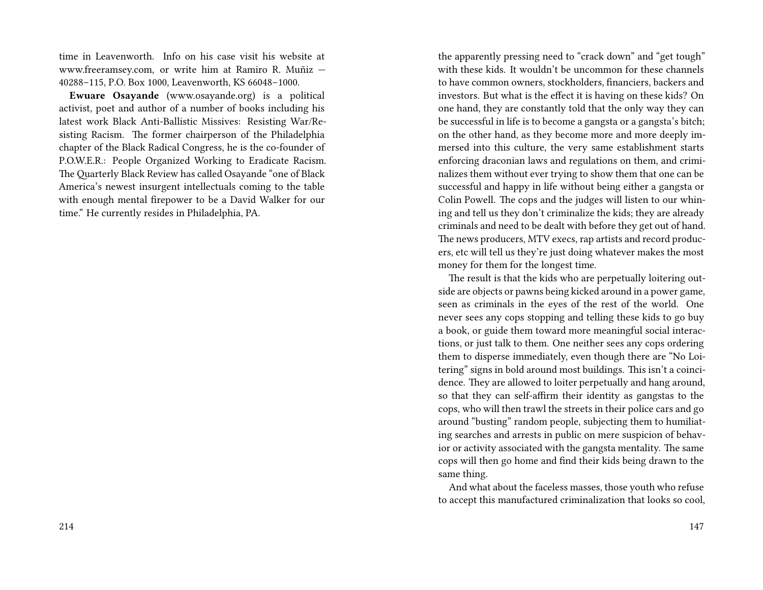time in Leavenworth. Info on his case visit his website at www.freeramsey.com, or write him at Ramiro R. Muñiz — 40288–115, P.O. Box 1000, Leavenworth, KS 66048–1000.

**Ewuare Osayande** (www.osayande.org) is a political activist, poet and author of a number of books including his latest work Black Anti-Ballistic Missives: Resisting War/Resisting Racism. The former chairperson of the Philadelphia chapter of the Black Radical Congress, he is the co-founder of P.O.W.E.R.: People Organized Working to Eradicate Racism. The Quarterly Black Review has called Osayande "one of Black America's newest insurgent intellectuals coming to the table with enough mental firepower to be a David Walker for our time." He currently resides in Philadelphia, PA.

the apparently pressing need to "crack down" and "get tough" with these kids. It wouldn't be uncommon for these channels to have common owners, stockholders, financiers, backers and investors. But what is the effect it is having on these kids? On one hand, they are constantly told that the only way they can be successful in life is to become a gangsta or a gangsta's bitch; on the other hand, as they become more and more deeply immersed into this culture, the very same establishment starts enforcing draconian laws and regulations on them, and criminalizes them without ever trying to show them that one can be successful and happy in life without being either a gangsta or Colin Powell. The cops and the judges will listen to our whining and tell us they don't criminalize the kids; they are already criminals and need to be dealt with before they get out of hand. The news producers, MTV execs, rap artists and record producers, etc will tell us they're just doing whatever makes the most money for them for the longest time.

The result is that the kids who are perpetually loitering outside are objects or pawns being kicked around in a power game, seen as criminals in the eyes of the rest of the world. One never sees any cops stopping and telling these kids to go buy a book, or guide them toward more meaningful social interactions, or just talk to them. One neither sees any cops ordering them to disperse immediately, even though there are "No Loitering" signs in bold around most buildings. This isn't a coincidence. They are allowed to loiter perpetually and hang around, so that they can self-affirm their identity as gangstas to the cops, who will then trawl the streets in their police cars and go around "busting" random people, subjecting them to humiliating searches and arrests in public on mere suspicion of behavior or activity associated with the gangsta mentality. The same cops will then go home and find their kids being drawn to the same thing.

And what about the faceless masses, those youth who refuse to accept this manufactured criminalization that looks so cool,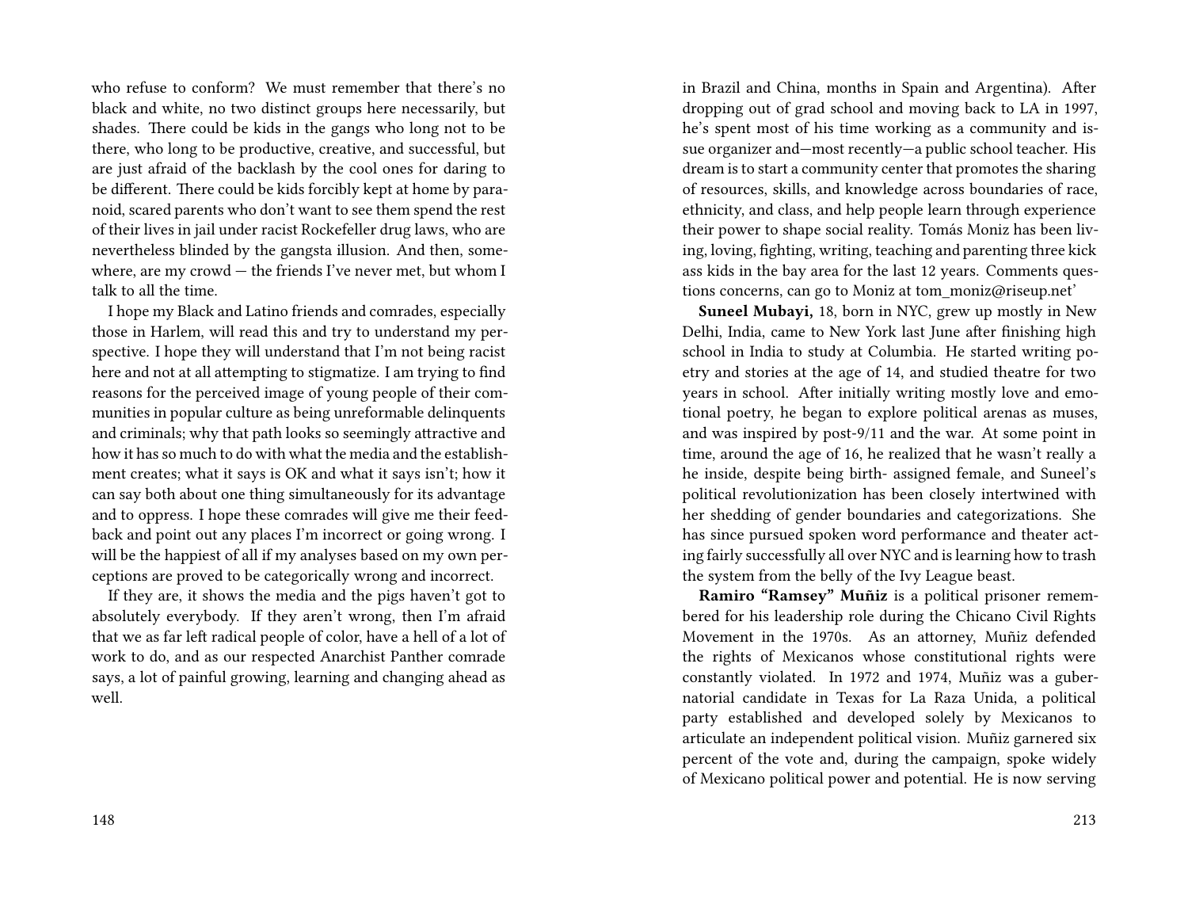who refuse to conform? We must remember that there's no black and white, no two distinct groups here necessarily, but shades. There could be kids in the gangs who long not to be there, who long to be productive, creative, and successful, but are just afraid of the backlash by the cool ones for daring to be different. There could be kids forcibly kept at home by paranoid, scared parents who don't want to see them spend the rest of their lives in jail under racist Rockefeller drug laws, who are nevertheless blinded by the gangsta illusion. And then, somewhere, are my crowd — the friends I've never met, but whom I talk to all the time.

I hope my Black and Latino friends and comrades, especially those in Harlem, will read this and try to understand my perspective. I hope they will understand that I'm not being racist here and not at all attempting to stigmatize. I am trying to find reasons for the perceived image of young people of their communities in popular culture as being unreformable delinquents and criminals; why that path looks so seemingly attractive and how it has so much to do with what the media and the establishment creates; what it says is OK and what it says isn't; how it can say both about one thing simultaneously for its advantage and to oppress. I hope these comrades will give me their feedback and point out any places I'm incorrect or going wrong. I will be the happiest of all if my analyses based on my own perceptions are proved to be categorically wrong and incorrect.

If they are, it shows the media and the pigs haven't got to absolutely everybody. If they aren't wrong, then I'm afraid that we as far left radical people of color, have a hell of a lot of work to do, and as our respected Anarchist Panther comrade says, a lot of painful growing, learning and changing ahead as well.

in Brazil and China, months in Spain and Argentina). After dropping out of grad school and moving back to LA in 1997, he's spent most of his time working as a community and issue organizer and—most recently—a public school teacher. His dream is to start a community center that promotes the sharing of resources, skills, and knowledge across boundaries of race, ethnicity, and class, and help people learn through experience their power to shape social reality. Tomás Moniz has been living, loving, fighting, writing, teaching and parenting three kick ass kids in the bay area for the last 12 years. Comments questions concerns, can go to Moniz at tom_moniz@riseup.net'

**Suneel Mubayi,** 18, born in NYC, grew up mostly in New Delhi, India, came to New York last June after finishing high school in India to study at Columbia. He started writing poetry and stories at the age of 14, and studied theatre for two years in school. After initially writing mostly love and emotional poetry, he began to explore political arenas as muses, and was inspired by post-9/11 and the war. At some point in time, around the age of 16, he realized that he wasn't really a he inside, despite being birth- assigned female, and Suneel's political revolutionization has been closely intertwined with her shedding of gender boundaries and categorizations. She has since pursued spoken word performance and theater acting fairly successfully all over NYC and is learning how to trash the system from the belly of the Ivy League beast.

**Ramiro "Ramsey" Muñiz** is a political prisoner remembered for his leadership role during the Chicano Civil Rights Movement in the 1970s. As an attorney, Muñiz defended the rights of Mexicanos whose constitutional rights were constantly violated. In 1972 and 1974, Muñiz was a gubernatorial candidate in Texas for La Raza Unida, a political party established and developed solely by Mexicanos to articulate an independent political vision. Muñiz garnered six percent of the vote and, during the campaign, spoke widely of Mexicano political power and potential. He is now serving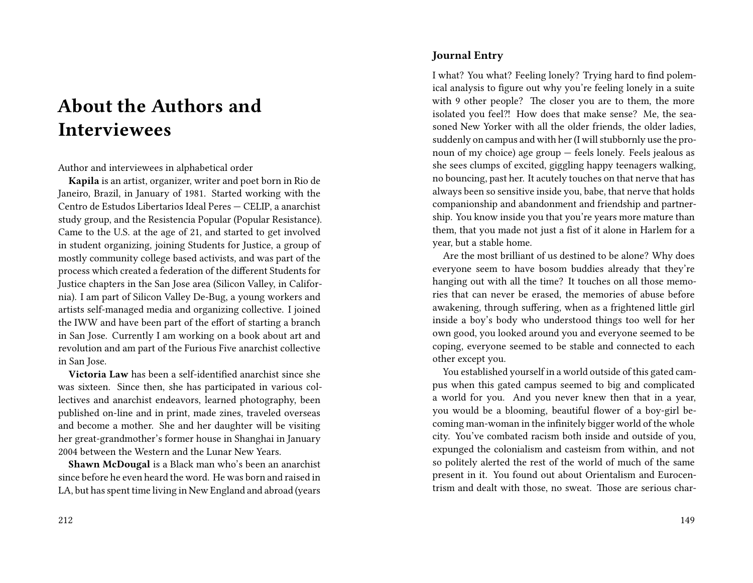# About the Authors and Interviewees

Author and interviewees in alphabetical order

**Kapila** is an artist, organizer, writer and poet born in Rio de Janeiro, Brazil, in January of 1981. Started working with the Centro de Estudos Libertarios Ideal Peres — CELIP, a anarchist study group, and the Resistencia Popular (Popular Resistance). Came to the U.S. at the age of 21, and started to get involved in student organizing, joining Students for Justice, a group of mostly community college based activists, and was part of the process which created a federation of the different Students for Justice chapters in the San Jose area (Silicon Valley, in California). I am part of Silicon Valley De-Bug, a young workers and artists self-managed media and organizing collective. I joined the IWW and have been part of the effort of starting a branch in San Jose. Currently I am working on a book about art and revolution and am part of the Furious Five anarchist collective in San Jose.

**Victoria Law** has been a self-identified anarchist since she was sixteen. Since then, she has participated in various collectives and anarchist endeavors, learned photography, been published on-line and in print, made zines, traveled overseas and become a mother. She and her daughter will be visiting her great-grandmother's former house in Shanghai in January 2004 between the Western and the Lunar New Years.

**Shawn McDougal** is a Black man who's been an anarchist since before he even heard the word. He was born and raised in LA, but has spent time living in New England and abroad (years

### Journal Entry

I what? You what? Feeling lonely? Trying hard to find polemical analysis to figure out why you're feeling lonely in a suite with 9 other people? The closer you are to them, the more isolated you feel?! How does that make sense? Me, the seasoned New Yorker with all the older friends, the older ladies, suddenly on campus and with her (I will stubbornly use the pronoun of my choice) age group — feels lonely. Feels jealous as she sees clumps of excited, giggling happy teenagers walking, no bouncing, past her. It acutely touches on that nerve that has always been so sensitive inside you, babe, that nerve that holds companionship and abandonment and friendship and partnership. You know inside you that you're years more mature than them, that you made not just a fist of it alone in Harlem for a year, but a stable home.

Are the most brilliant of us destined to be alone? Why does everyone seem to have bosom buddies already that they're hanging out with all the time? It touches on all those memories that can never be erased, the memories of abuse before awakening, through suffering, when as a frightened little girl inside a boy's body who understood things too well for her own good, you looked around you and everyone seemed to be coping, everyone seemed to be stable and connected to each other except you.

You established yourself in a world outside of this gated campus when this gated campus seemed to big and complicated a world for you. And you never knew then that in a year, you would be a blooming, beautiful flower of a boy-girl becoming man-woman in the infinitely bigger world of the whole city. You've combated racism both inside and outside of you, expunged the colonialism and casteism from within, and not so politely alerted the rest of the world of much of the same present in it. You found out about Orientalism and Eurocentrism and dealt with those, no sweat. Those are serious char-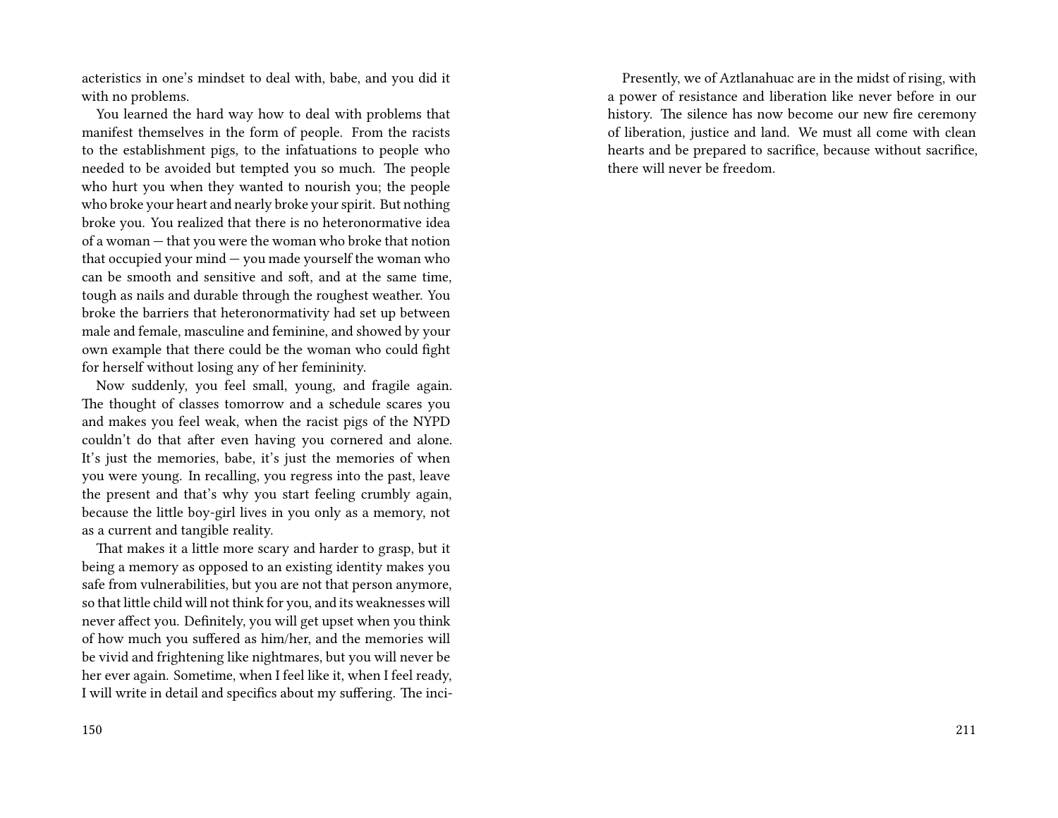acteristics in one's mindset to deal with, babe, and you did it with no problems.

You learned the hard way how to deal with problems that manifest themselves in the form of people. From the racists to the establishment pigs, to the infatuations to people who needed to be avoided but tempted you so much. The people who hurt you when they wanted to nourish you; the people who broke your heart and nearly broke your spirit. But nothing broke you. You realized that there is no heteronormative idea of a woman — that you were the woman who broke that notion that occupied your mind — you made yourself the woman who can be smooth and sensitive and soft, and at the same time, tough as nails and durable through the roughest weather. You broke the barriers that heteronormativity had set up between male and female, masculine and feminine, and showed by your own example that there could be the woman who could fight for herself without losing any of her femininity.

Now suddenly, you feel small, young, and fragile again. The thought of classes tomorrow and a schedule scares you and makes you feel weak, when the racist pigs of the NYPD couldn't do that after even having you cornered and alone. It's just the memories, babe, it's just the memories of when you were young. In recalling, you regress into the past, leave the present and that's why you start feeling crumbly again, because the little boy-girl lives in you only as a memory, not as a current and tangible reality.

That makes it a little more scary and harder to grasp, but it being a memory as opposed to an existing identity makes you safe from vulnerabilities, but you are not that person anymore, so that little child will not think for you, and its weaknesses will never affect you. Definitely, you will get upset when you think of how much you suffered as him/her, and the memories will be vivid and frightening like nightmares, but you will never be her ever again. Sometime, when I feel like it, when I feel ready, I will write in detail and specifics about my suffering. The inci-

Presently, we of Aztlanahuac are in the midst of rising, with a power of resistance and liberation like never before in our history. The silence has now become our new fire ceremony of liberation, justice and land. We must all come with clean hearts and be prepared to sacrifice, because without sacrifice, there will never be freedom.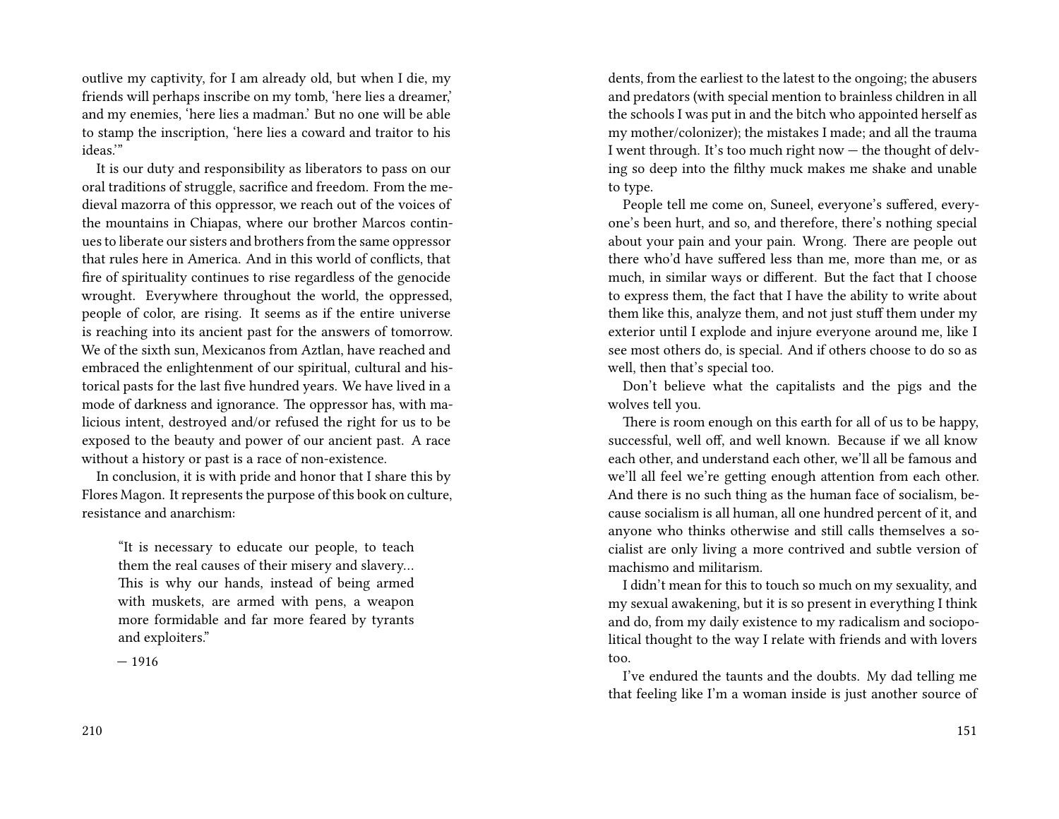outlive my captivity, for I am already old, but when I die, my friends will perhaps inscribe on my tomb, 'here lies a dreamer,' and my enemies, 'here lies a madman.' But no one will be able to stamp the inscription, 'here lies a coward and traitor to his ideas.'"

It is our duty and responsibility as liberators to pass on our oral traditions of struggle, sacrifice and freedom. From the medieval mazorra of this oppressor, we reach out of the voices of the mountains in Chiapas, where our brother Marcos continues to liberate our sisters and brothers from the same oppressor that rules here in America. And in this world of conflicts, that fire of spirituality continues to rise regardless of the genocide wrought. Everywhere throughout the world, the oppressed, people of color, are rising. It seems as if the entire universe is reaching into its ancient past for the answers of tomorrow. We of the sixth sun, Mexicanos from Aztlan, have reached and embraced the enlightenment of our spiritual, cultural and historical pasts for the last five hundred years. We have lived in a mode of darkness and ignorance. The oppressor has, with malicious intent, destroyed and/or refused the right for us to be exposed to the beauty and power of our ancient past. A race without a history or past is a race of non-existence.

In conclusion, it is with pride and honor that I share this by Flores Magon. It represents the purpose of this book on culture, resistance and anarchism:

> "It is necessary to educate our people, to teach them the real causes of their misery and slavery… This is why our hands, instead of being armed with muskets, are armed with pens, a weapon more formidable and far more feared by tyrants and exploiters."
>
> — 1916

dents, from the earliest to the latest to the ongoing; the abusers and predators (with special mention to brainless children in all the schools I was put in and the bitch who appointed herself as my mother/colonizer); the mistakes I made; and all the trauma I went through. It's too much right now — the thought of delving so deep into the filthy muck makes me shake and unable to type.

People tell me come on, Suneel, everyone's suffered, everyone's been hurt, and so, and therefore, there's nothing special about your pain and your pain. Wrong. There are people out there who'd have suffered less than me, more than me, or as much, in similar ways or different. But the fact that I choose to express them, the fact that I have the ability to write about them like this, analyze them, and not just stuff them under my exterior until I explode and injure everyone around me, like I see most others do, is special. And if others choose to do so as well, then that's special too.

Don't believe what the capitalists and the pigs and the wolves tell you.

There is room enough on this earth for all of us to be happy, successful, well off, and well known. Because if we all know each other, and understand each other, we'll all be famous and we'll all feel we're getting enough attention from each other. And there is no such thing as the human face of socialism, because socialism is all human, all one hundred percent of it, and anyone who thinks otherwise and still calls themselves a socialist are only living a more contrived and subtle version of machismo and militarism.

I didn't mean for this to touch so much on my sexuality, and my sexual awakening, but it is so present in everything I think and do, from my daily existence to my radicalism and sociopolitical thought to the way I relate with friends and with lovers too.

I've endured the taunts and the doubts. My dad telling me that feeling like I'm a woman inside is just another source of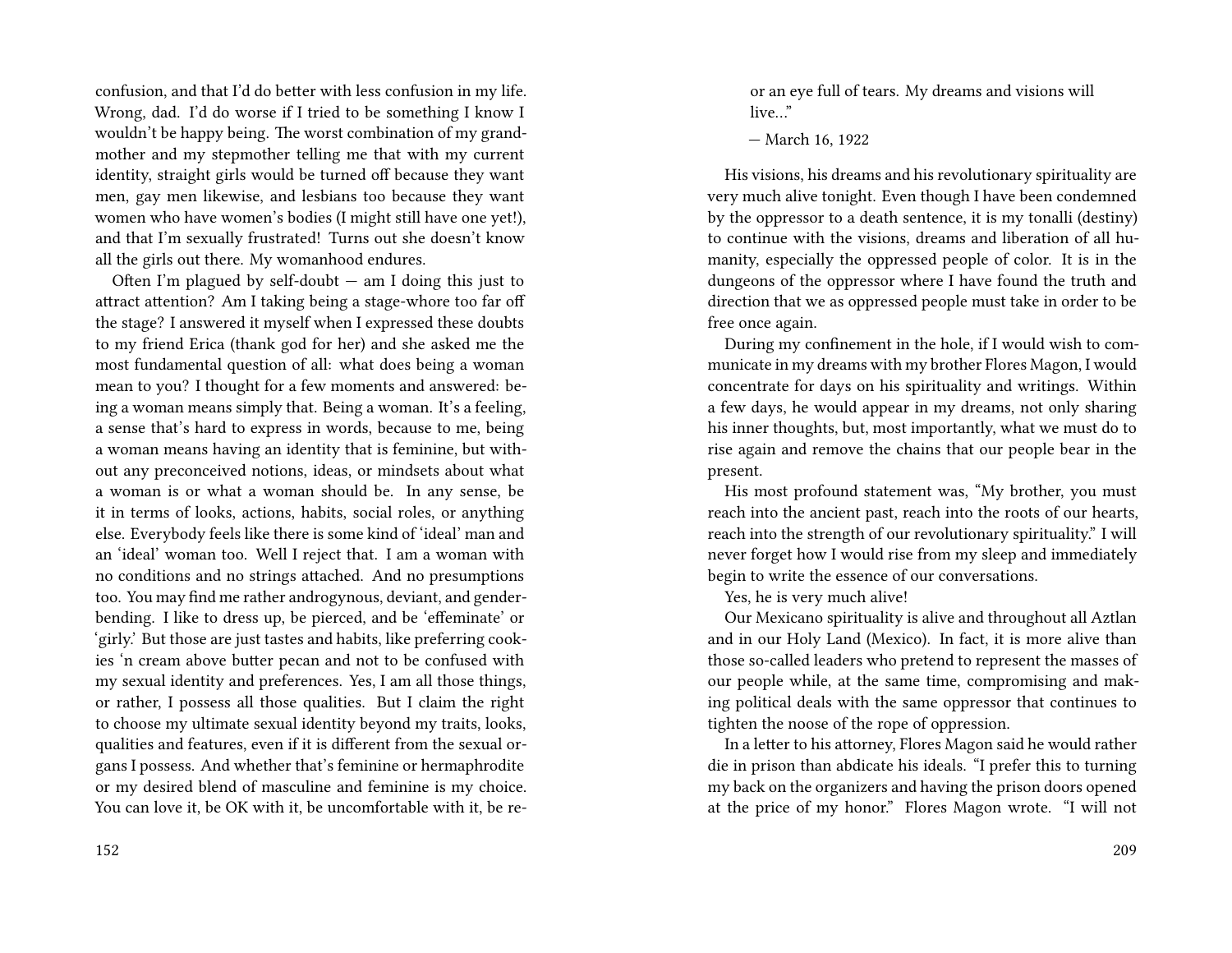confusion, and that I'd do better with less confusion in my life. Wrong, dad. I'd do worse if I tried to be something I know I wouldn't be happy being. The worst combination of my grandmother and my stepmother telling me that with my current identity, straight girls would be turned off because they want men, gay men likewise, and lesbians too because they want women who have women's bodies (I might still have one yet!), and that I'm sexually frustrated! Turns out she doesn't know all the girls out there. My womanhood endures.

Often I'm plagued by self-doubt — am I doing this just to attract attention? Am I taking being a stage-whore too far off the stage? I answered it myself when I expressed these doubts to my friend Erica (thank god for her) and she asked me the most fundamental question of all: what does being a woman mean to you? I thought for a few moments and answered: being a woman means simply that. Being a woman. It's a feeling, a sense that's hard to express in words, because to me, being a woman means having an identity that is feminine, but without any preconceived notions, ideas, or mindsets about what a woman is or what a woman should be. In any sense, be it in terms of looks, actions, habits, social roles, or anything else. Everybody feels like there is some kind of 'ideal' man and an 'ideal' woman too. Well I reject that. I am a woman with no conditions and no strings attached. And no presumptions too. You may find me rather androgynous, deviant, and gender-bending. I like to dress up, be pierced, and be 'effeminate' or 'girly.' But those are just tastes and habits, like preferring cookies 'n cream above butter pecan and not to be confused with my sexual identity and preferences. Yes, I am all those things, or rather, I possess all those qualities. But I claim the right to choose my ultimate sexual identity beyond my traits, looks, qualities and features, even if it is different from the sexual organs I possess. And whether that's feminine or hermaphrodite or my desired blend of masculine and feminine is my choice. You can love it, be OK with it, be uncomfortable with it, be re-

or an eye full of tears. My dreams and visions will live…"

— March 16, 1922

His visions, his dreams and his revolutionary spirituality are very much alive tonight. Even though I have been condemned by the oppressor to a death sentence, it is my tonalli (destiny) to continue with the visions, dreams and liberation of all humanity, especially the oppressed people of color. It is in the dungeons of the oppressor where I have found the truth and direction that we as oppressed people must take in order to be free once again.

During my confinement in the hole, if I would wish to communicate in my dreams with my brother Flores Magon, I would concentrate for days on his spirituality and writings. Within a few days, he would appear in my dreams, not only sharing his inner thoughts, but, most importantly, what we must do to rise again and remove the chains that our people bear in the present.

His most profound statement was, "My brother, you must reach into the ancient past, reach into the roots of our hearts, reach into the strength of our revolutionary spirituality." I will never forget how I would rise from my sleep and immediately begin to write the essence of our conversations.

Yes, he is very much alive!

Our Mexicano spirituality is alive and throughout all Aztlan and in our Holy Land (Mexico). In fact, it is more alive than those so-called leaders who pretend to represent the masses of our people while, at the same time, compromising and making political deals with the same oppressor that continues to tighten the noose of the rope of oppression.

In a letter to his attorney, Flores Magon said he would rather die in prison than abdicate his ideals. "I prefer this to turning my back on the organizers and having the prison doors opened at the price of my honor." Flores Magon wrote. "I will not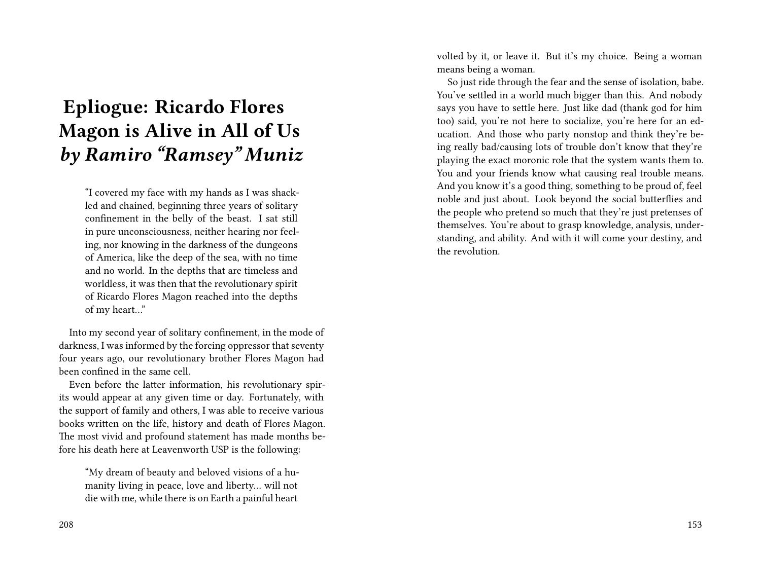# Epliogue: Ricardo Flores Magon is Alive in All of Us *by Ramiro "Ramsey" Muniz*

> "I covered my face with my hands as I was shackled and chained, beginning three years of solitary confinement in the belly of the beast. I sat still in pure unconsciousness, neither hearing nor feeling, nor knowing in the darkness of the dungeons of America, like the deep of the sea, with no time and no world. In the depths that are timeless and worldless, it was then that the revolutionary spirit of Ricardo Flores Magon reached into the depths of my heart…"

Into my second year of solitary confinement, in the mode of darkness, I was informed by the forcing oppressor that seventy four years ago, our revolutionary brother Flores Magon had been confined in the same cell.

Even before the latter information, his revolutionary spirits would appear at any given time or day. Fortunately, with the support of family and others, I was able to receive various books written on the life, history and death of Flores Magon. The most vivid and profound statement has made months before his death here at Leavenworth USP is the following:

> "My dream of beauty and beloved visions of a humanity living in peace, love and liberty… will not die with me, while there is on Earth a painful heart

volted by it, or leave it. But it's my choice. Being a woman means being a woman.

So just ride through the fear and the sense of isolation, babe. You've settled in a world much bigger than this. And nobody says you have to settle here. Just like dad (thank god for him too) said, you're not here to socialize, you're here for an education. And those who party nonstop and think they're being really bad/causing lots of trouble don't know that they're playing the exact moronic role that the system wants them to. You and your friends know what causing real trouble means. And you know it's a good thing, something to be proud of, feel noble and just about. Look beyond the social butterflies and the people who pretend so much that they're just pretenses of themselves. You're about to grasp knowledge, analysis, understanding, and ability. And with it will come your destiny, and the revolution.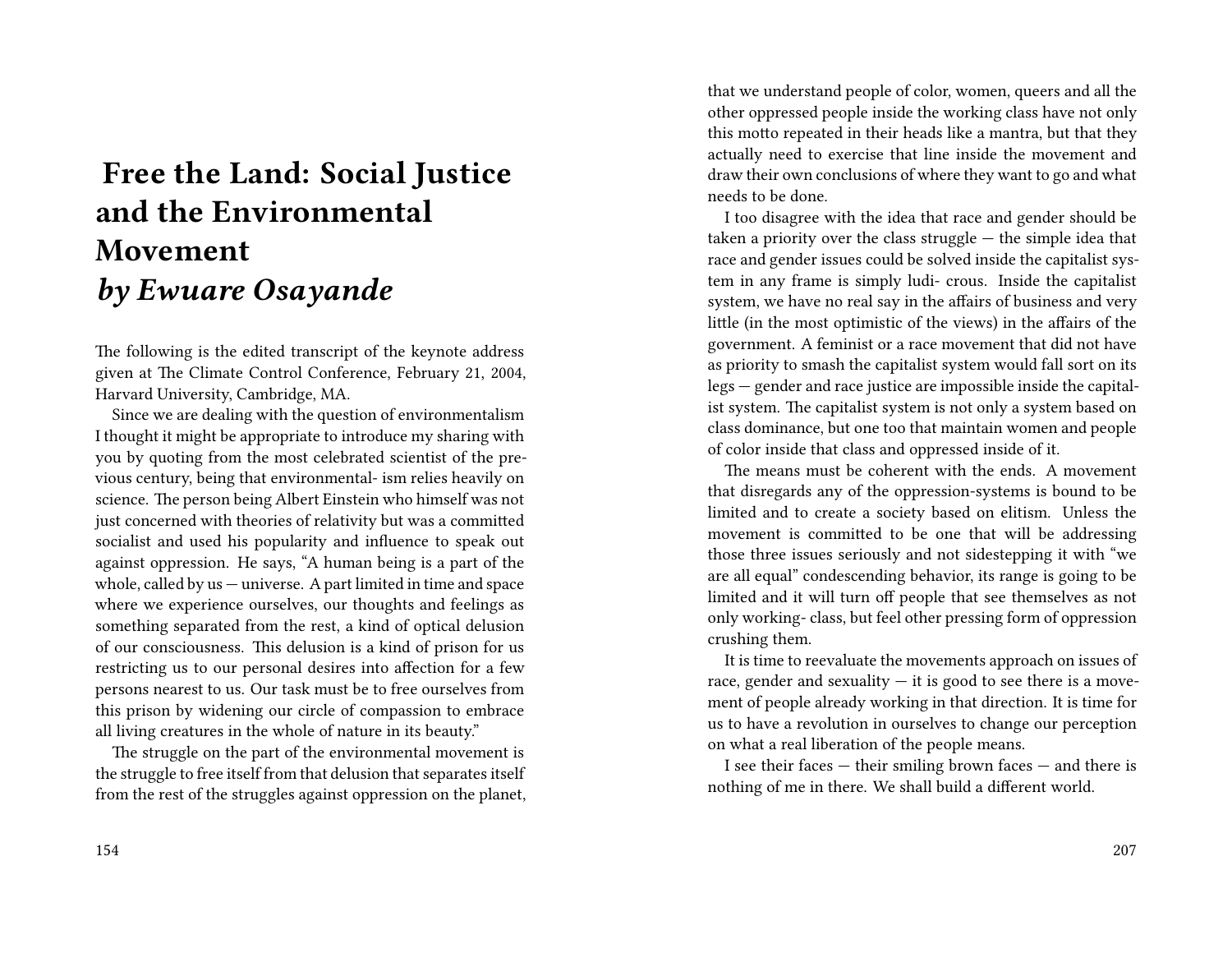# Free the Land: Social Justice and the Environmental Movement
## *by Ewuare Osayande*

The following is the edited transcript of the keynote address given at The Climate Control Conference, February 21, 2004, Harvard University, Cambridge, MA.

Since we are dealing with the question of environmentalism I thought it might be appropriate to introduce my sharing with you by quoting from the most celebrated scientist of the previous century, being that environmental- ism relies heavily on science. The person being Albert Einstein who himself was not just concerned with theories of relativity but was a committed socialist and used his popularity and influence to speak out against oppression. He says, "A human being is a part of the whole, called by us — universe. A part limited in time and space where we experience ourselves, our thoughts and feelings as something separated from the rest, a kind of optical delusion of our consciousness. This delusion is a kind of prison for us restricting us to our personal desires into affection for a few persons nearest to us. Our task must be to free ourselves from this prison by widening our circle of compassion to embrace all living creatures in the whole of nature in its beauty."

The struggle on the part of the environmental movement is the struggle to free itself from that delusion that separates itself from the rest of the struggles against oppression on the planet,

that we understand people of color, women, queers and all the other oppressed people inside the working class have not only this motto repeated in their heads like a mantra, but that they actually need to exercise that line inside the movement and draw their own conclusions of where they want to go and what needs to be done.

I too disagree with the idea that race and gender should be taken a priority over the class struggle — the simple idea that race and gender issues could be solved inside the capitalist system in any frame is simply ludi- crous. Inside the capitalist system, we have no real say in the affairs of business and very little (in the most optimistic of the views) in the affairs of the government. A feminist or a race movement that did not have as priority to smash the capitalist system would fall sort on its legs — gender and race justice are impossible inside the capitalist system. The capitalist system is not only a system based on class dominance, but one too that maintain women and people of color inside that class and oppressed inside of it.

The means must be coherent with the ends. A movement that disregards any of the oppression-systems is bound to be limited and to create a society based on elitism. Unless the movement is committed to be one that will be addressing those three issues seriously and not sidestepping it with "we are all equal" condescending behavior, its range is going to be limited and it will turn off people that see themselves as not only working- class, but feel other pressing form of oppression crushing them.

It is time to reevaluate the movements approach on issues of race, gender and sexuality — it is good to see there is a movement of people already working in that direction. It is time for us to have a revolution in ourselves to change our perception on what a real liberation of the people means.

I see their faces — their smiling brown faces — and there is nothing of me in there. We shall build a different world.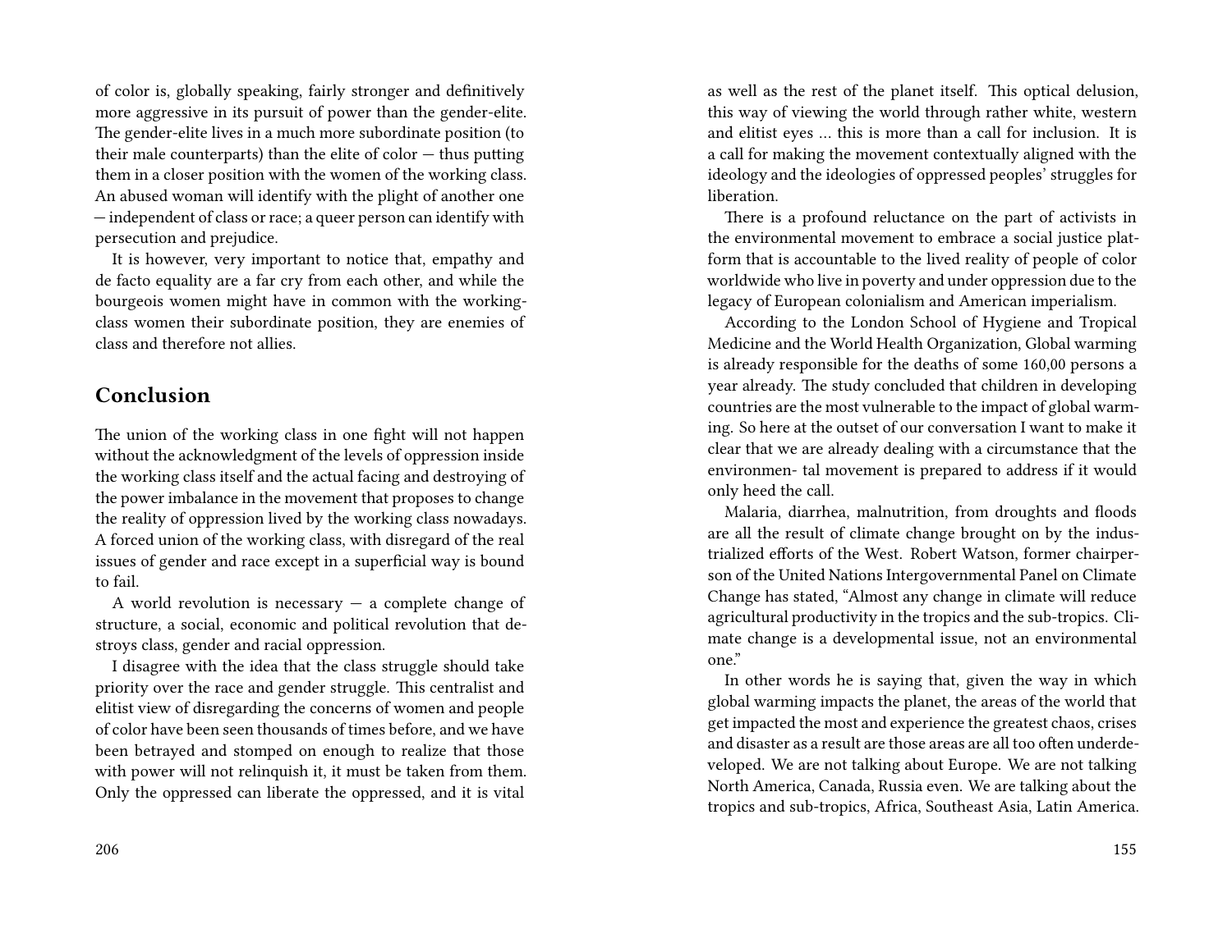of color is, globally speaking, fairly stronger and definitively more aggressive in its pursuit of power than the gender-elite. The gender-elite lives in a much more subordinate position (to their male counterparts) than the elite of color — thus putting them in a closer position with the women of the working class. An abused woman will identify with the plight of another one — independent of class or race; a queer person can identify with persecution and prejudice.

It is however, very important to notice that, empathy and de facto equality are a far cry from each other, and while the bourgeois women might have in common with the working-class women their subordinate position, they are enemies of class and therefore not allies.

## Conclusion

The union of the working class in one fight will not happen without the acknowledgment of the levels of oppression inside the working class itself and the actual facing and destroying of the power imbalance in the movement that proposes to change the reality of oppression lived by the working class nowadays. A forced union of the working class, with disregard of the real issues of gender and race except in a superficial way is bound to fail.

A world revolution is necessary — a complete change of structure, a social, economic and political revolution that destroys class, gender and racial oppression.

I disagree with the idea that the class struggle should take priority over the race and gender struggle. This centralist and elitist view of disregarding the concerns of women and people of color have been seen thousands of times before, and we have been betrayed and stomped on enough to realize that those with power will not relinquish it, it must be taken from them. Only the oppressed can liberate the oppressed, and it is vital

as well as the rest of the planet itself. This optical delusion, this way of viewing the world through rather white, western and elitist eyes … this is more than a call for inclusion. It is a call for making the movement contextually aligned with the ideology and the ideologies of oppressed peoples' struggles for liberation.

There is a profound reluctance on the part of activists in the environmental movement to embrace a social justice platform that is accountable to the lived reality of people of color worldwide who live in poverty and under oppression due to the legacy of European colonialism and American imperialism.

According to the London School of Hygiene and Tropical Medicine and the World Health Organization, Global warming is already responsible for the deaths of some 160,00 persons a year already. The study concluded that children in developing countries are the most vulnerable to the impact of global warming. So here at the outset of our conversation I want to make it clear that we are already dealing with a circumstance that the environmen- tal movement is prepared to address if it would only heed the call.

Malaria, diarrhea, malnutrition, from droughts and floods are all the result of climate change brought on by the industrialized efforts of the West. Robert Watson, former chairperson of the United Nations Intergovernmental Panel on Climate Change has stated, "Almost any change in climate will reduce agricultural productivity in the tropics and the sub-tropics. Climate change is a developmental issue, not an environmental one."

In other words he is saying that, given the way in which global warming impacts the planet, the areas of the world that get impacted the most and experience the greatest chaos, crises and disaster as a result are those areas are all too often underdeveloped. We are not talking about Europe. We are not talking North America, Canada, Russia even. We are talking about the tropics and sub-tropics, Africa, Southeast Asia, Latin America.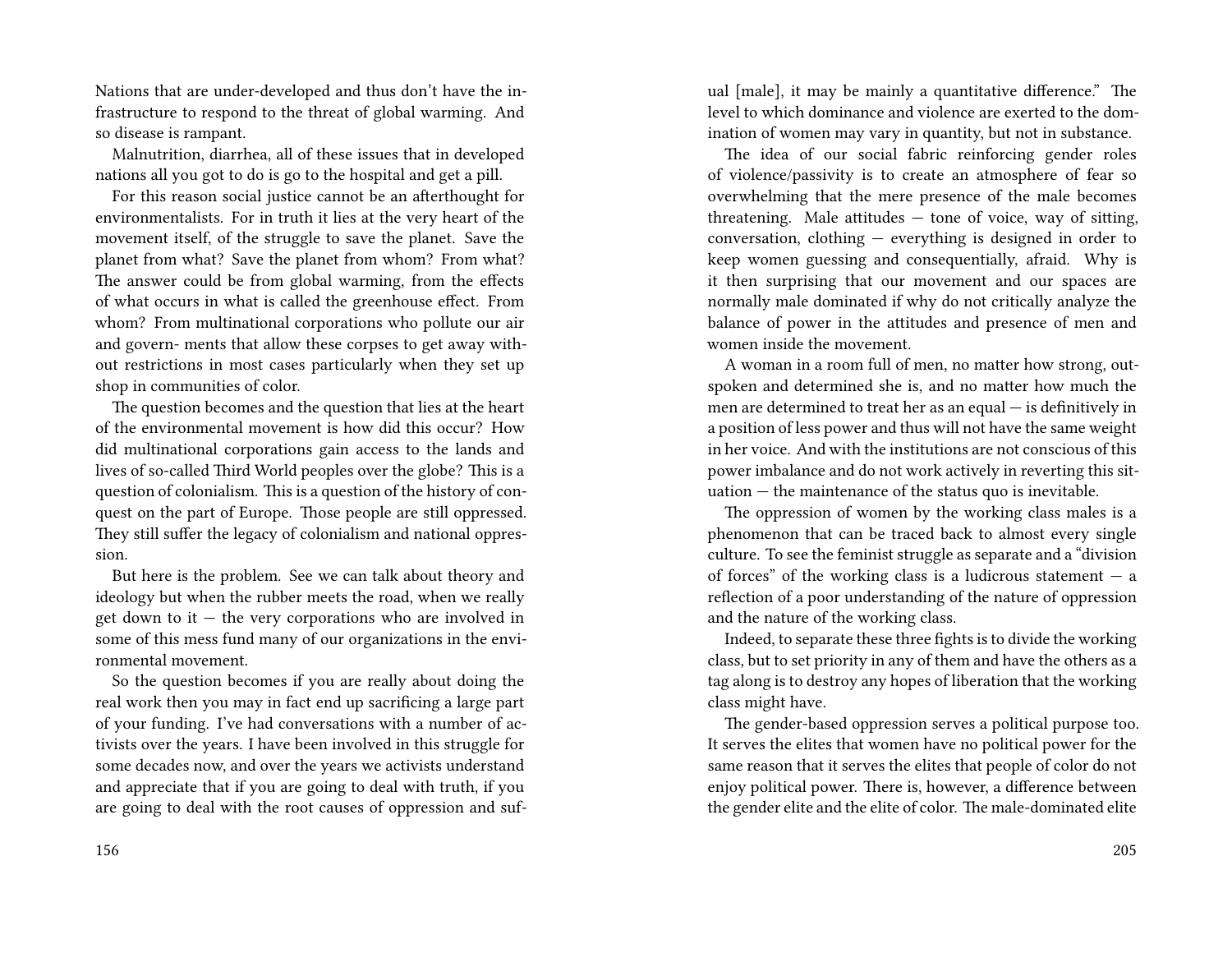Nations that are under-developed and thus don't have the infrastructure to respond to the threat of global warming. And so disease is rampant.

Malnutrition, diarrhea, all of these issues that in developed nations all you got to do is go to the hospital and get a pill.

For this reason social justice cannot be an afterthought for environmentalists. For in truth it lies at the very heart of the movement itself, of the struggle to save the planet. Save the planet from what? Save the planet from whom? From what? The answer could be from global warming, from the effects of what occurs in what is called the greenhouse effect. From whom? From multinational corporations who pollute our air and govern- ments that allow these corpses to get away without restrictions in most cases particularly when they set up shop in communities of color.

The question becomes and the question that lies at the heart of the environmental movement is how did this occur? How did multinational corporations gain access to the lands and lives of so-called Third World peoples over the globe? This is a question of colonialism. This is a question of the history of conquest on the part of Europe. Those people are still oppressed. They still suffer the legacy of colonialism and national oppression.

But here is the problem. See we can talk about theory and ideology but when the rubber meets the road, when we really get down to it — the very corporations who are involved in some of this mess fund many of our organizations in the environmental movement.

So the question becomes if you are really about doing the real work then you may in fact end up sacrificing a large part of your funding. I've had conversations with a number of activists over the years. I have been involved in this struggle for some decades now, and over the years we activists understand and appreciate that if you are going to deal with truth, if you are going to deal with the root causes of oppression and suf-

ual [male], it may be mainly a quantitative difference." The level to which dominance and violence are exerted to the domination of women may vary in quantity, but not in substance.

The idea of our social fabric reinforcing gender roles of violence/passivity is to create an atmosphere of fear so overwhelming that the mere presence of the male becomes threatening. Male attitudes — tone of voice, way of sitting, conversation, clothing — everything is designed in order to keep women guessing and consequentially, afraid. Why is it then surprising that our movement and our spaces are normally male dominated if why do not critically analyze the balance of power in the attitudes and presence of men and women inside the movement.

A woman in a room full of men, no matter how strong, outspoken and determined she is, and no matter how much the men are determined to treat her as an equal — is definitively in a position of less power and thus will not have the same weight in her voice. And with the institutions are not conscious of this power imbalance and do not work actively in reverting this situation — the maintenance of the status quo is inevitable.

The oppression of women by the working class males is a phenomenon that can be traced back to almost every single culture. To see the feminist struggle as separate and a "division of forces" of the working class is a ludicrous statement — a reflection of a poor understanding of the nature of oppression and the nature of the working class.

Indeed, to separate these three fights is to divide the working class, but to set priority in any of them and have the others as a tag along is to destroy any hopes of liberation that the working class might have.

The gender-based oppression serves a political purpose too. It serves the elites that women have no political power for the same reason that it serves the elites that people of color do not enjoy political power. There is, however, a difference between the gender elite and the elite of color. The male-dominated elite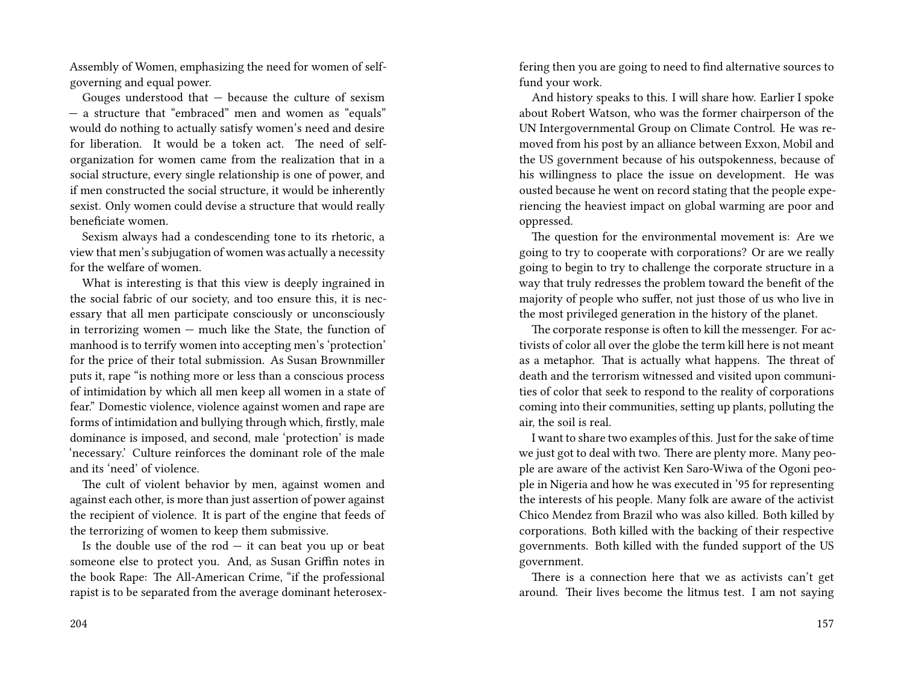Assembly of Women, emphasizing the need for women of self-governing and equal power.

Gouges understood that — because the culture of sexism — a structure that "embraced" men and women as "equals" would do nothing to actually satisfy women's need and desire for liberation. It would be a token act. The need of self-organization for women came from the realization that in a social structure, every single relationship is one of power, and if men constructed the social structure, it would be inherently sexist. Only women could devise a structure that would really beneficiate women.

Sexism always had a condescending tone to its rhetoric, a view that men's subjugation of women was actually a necessity for the welfare of women.

What is interesting is that this view is deeply ingrained in the social fabric of our society, and too ensure this, it is necessary that all men participate consciously or unconsciously in terrorizing women — much like the State, the function of manhood is to terrify women into accepting men's 'protection' for the price of their total submission. As Susan Brownmiller puts it, rape "is nothing more or less than a conscious process of intimidation by which all men keep all women in a state of fear." Domestic violence, violence against women and rape are forms of intimidation and bullying through which, firstly, male dominance is imposed, and second, male 'protection' is made 'necessary.' Culture reinforces the dominant role of the male and its 'need' of violence.

The cult of violent behavior by men, against women and against each other, is more than just assertion of power against the recipient of violence. It is part of the engine that feeds of the terrorizing of women to keep them submissive.

Is the double use of the rod — it can beat you up or beat someone else to protect you. And, as Susan Griffin notes in the book Rape: The All-American Crime, "if the professional rapist is to be separated from the average dominant heterosex-

fering then you are going to need to find alternative sources to fund your work.

And history speaks to this. I will share how. Earlier I spoke about Robert Watson, who was the former chairperson of the UN Intergovernmental Group on Climate Control. He was removed from his post by an alliance between Exxon, Mobil and the US government because of his outspokenness, because of his willingness to place the issue on development. He was ousted because he went on record stating that the people experiencing the heaviest impact on global warming are poor and oppressed.

The question for the environmental movement is: Are we going to try to cooperate with corporations? Or are we really going to begin to try to challenge the corporate structure in a way that truly redresses the problem toward the benefit of the majority of people who suffer, not just those of us who live in the most privileged generation in the history of the planet.

The corporate response is often to kill the messenger. For activists of color all over the globe the term kill here is not meant as a metaphor. That is actually what happens. The threat of death and the terrorism witnessed and visited upon communities of color that seek to respond to the reality of corporations coming into their communities, setting up plants, polluting the air, the soil is real.

I want to share two examples of this. Just for the sake of time we just got to deal with two. There are plenty more. Many people are aware of the activist Ken Saro-Wiwa of the Ogoni people in Nigeria and how he was executed in '95 for representing the interests of his people. Many folk are aware of the activist Chico Mendez from Brazil who was also killed. Both killed by corporations. Both killed with the backing of their respective governments. Both killed with the funded support of the US government.

There is a connection here that we as activists can't get around. Their lives become the litmus test. I am not saying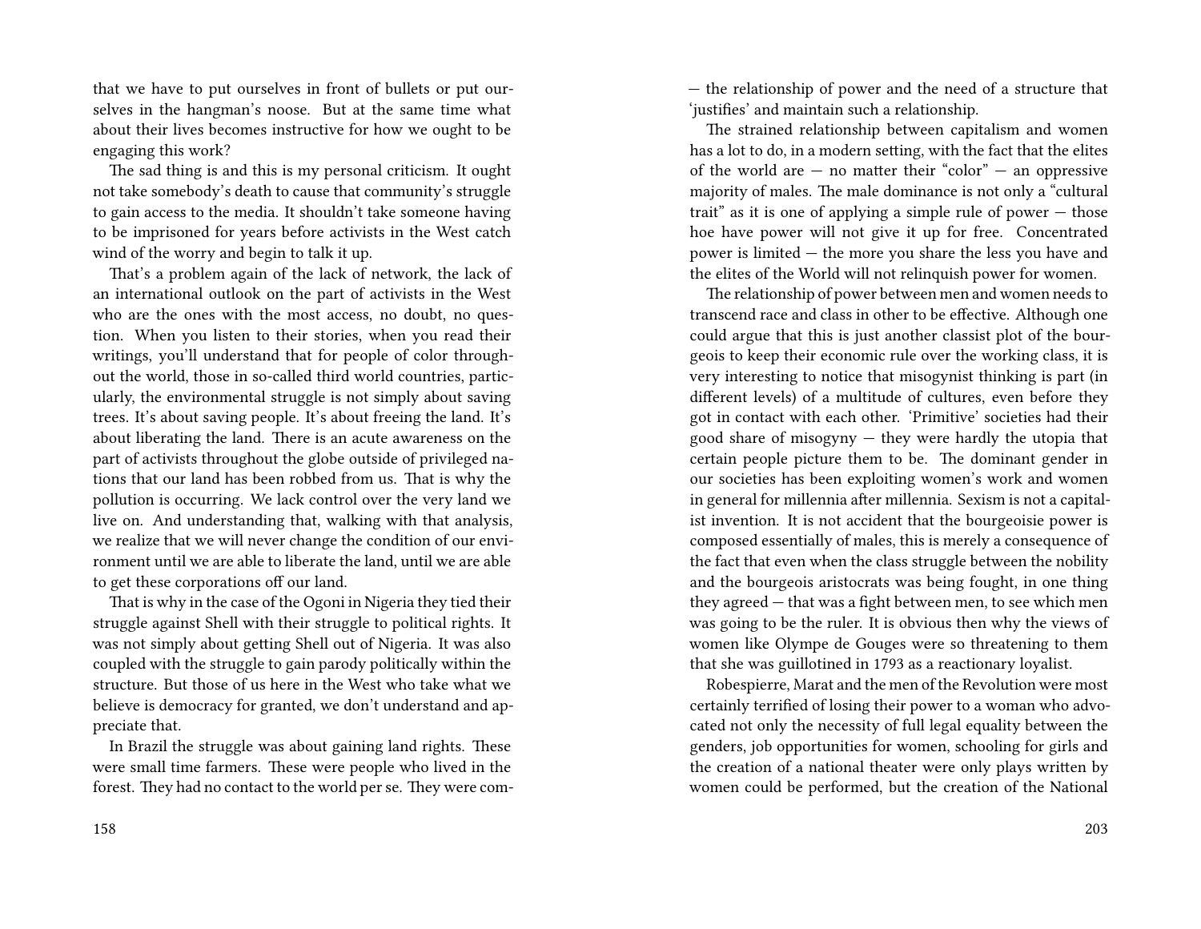that we have to put ourselves in front of bullets or put ourselves in the hangman's noose. But at the same time what about their lives becomes instructive for how we ought to be engaging this work?

The sad thing is and this is my personal criticism. It ought not take somebody's death to cause that community's struggle to gain access to the media. It shouldn't take someone having to be imprisoned for years before activists in the West catch wind of the worry and begin to talk it up.

That's a problem again of the lack of network, the lack of an international outlook on the part of activists in the West who are the ones with the most access, no doubt, no question. When you listen to their stories, when you read their writings, you'll understand that for people of color throughout the world, those in so-called third world countries, particularly, the environmental struggle is not simply about saving trees. It's about saving people. It's about freeing the land. It's about liberating the land. There is an acute awareness on the part of activists throughout the globe outside of privileged nations that our land has been robbed from us. That is why the pollution is occurring. We lack control over the very land we live on. And understanding that, walking with that analysis, we realize that we will never change the condition of our environment until we are able to liberate the land, until we are able to get these corporations off our land.

That is why in the case of the Ogoni in Nigeria they tied their struggle against Shell with their struggle to political rights. It was not simply about getting Shell out of Nigeria. It was also coupled with the struggle to gain parody politically within the structure. But those of us here in the West who take what we believe is democracy for granted, we don't understand and appreciate that.

In Brazil the struggle was about gaining land rights. These were small time farmers. These were people who lived in the forest. They had no contact to the world per se. They were com-

— the relationship of power and the need of a structure that 'justifies' and maintain such a relationship.

The strained relationship between capitalism and women has a lot to do, in a modern setting, with the fact that the elites of the world are — no matter their "color" — an oppressive majority of males. The male dominance is not only a "cultural trait" as it is one of applying a simple rule of power — those hoe have power will not give it up for free. Concentrated power is limited — the more you share the less you have and the elites of the World will not relinquish power for women.

The relationship of power between men and women needs to transcend race and class in other to be effective. Although one could argue that this is just another classist plot of the bourgeois to keep their economic rule over the working class, it is very interesting to notice that misogynist thinking is part (in different levels) of a multitude of cultures, even before they got in contact with each other. 'Primitive' societies had their good share of misogyny — they were hardly the utopia that certain people picture them to be. The dominant gender in our societies has been exploiting women's work and women in general for millennia after millennia. Sexism is not a capitalist invention. It is not accident that the bourgeoisie power is composed essentially of males, this is merely a consequence of the fact that even when the class struggle between the nobility and the bourgeois aristocrats was being fought, in one thing they agreed — that was a fight between men, to see which men was going to be the ruler. It is obvious then why the views of women like Olympe de Gouges were so threatening to them that she was guillotined in 1793 as a reactionary loyalist.

Robespierre, Marat and the men of the Revolution were most certainly terrified of losing their power to a woman who advocated not only the necessity of full legal equality between the genders, job opportunities for women, schooling for girls and the creation of a national theater were only plays written by women could be performed, but the creation of the National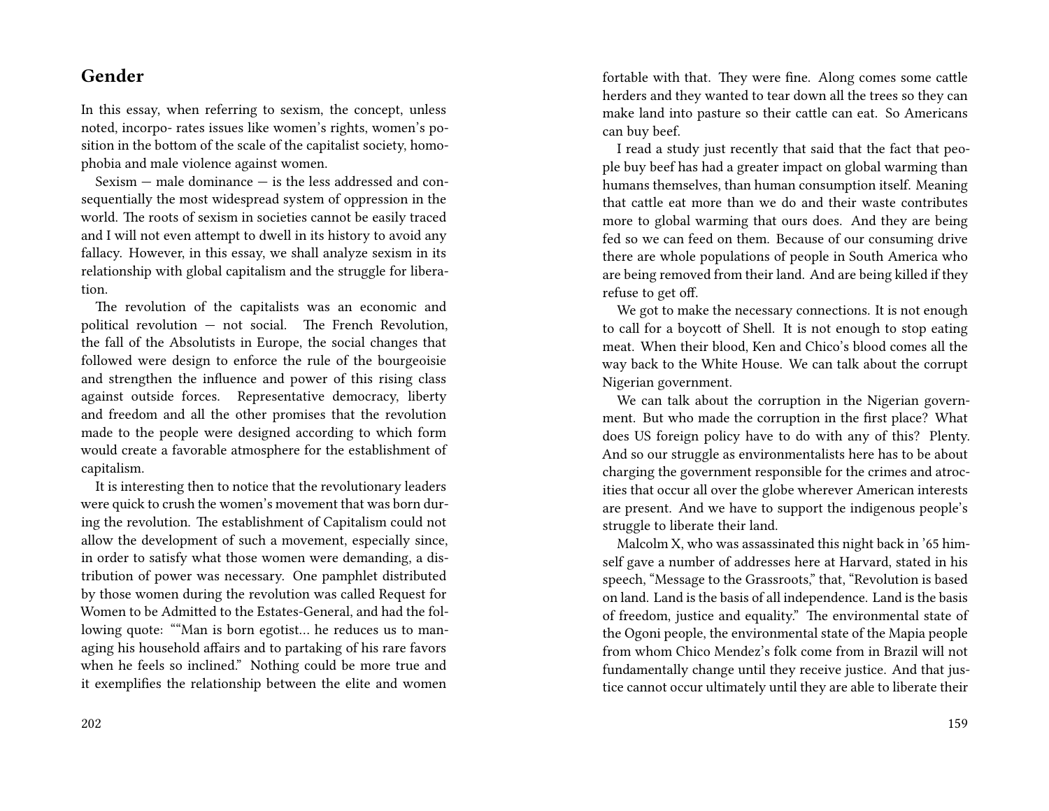## Gender

In this essay, when referring to sexism, the concept, unless noted, incorpo- rates issues like women's rights, women's position in the bottom of the scale of the capitalist society, homophobia and male violence against women.

Sexism — male dominance — is the less addressed and consequentially the most widespread system of oppression in the world. The roots of sexism in societies cannot be easily traced and I will not even attempt to dwell in its history to avoid any fallacy. However, in this essay, we shall analyze sexism in its relationship with global capitalism and the struggle for liberation.

The revolution of the capitalists was an economic and political revolution — not social. The French Revolution, the fall of the Absolutists in Europe, the social changes that followed were design to enforce the rule of the bourgeoisie and strengthen the influence and power of this rising class against outside forces. Representative democracy, liberty and freedom and all the other promises that the revolution made to the people were designed according to which form would create a favorable atmosphere for the establishment of capitalism.

It is interesting then to notice that the revolutionary leaders were quick to crush the women's movement that was born during the revolution. The establishment of Capitalism could not allow the development of such a movement, especially since, in order to satisfy what those women were demanding, a distribution of power was necessary. One pamphlet distributed by those women during the revolution was called Request for Women to be Admitted to the Estates-General, and had the following quote: ""Man is born egotist… he reduces us to managing his household affairs and to partaking of his rare favors when he feels so inclined." Nothing could be more true and it exemplifies the relationship between the elite and women

fortable with that. They were fine. Along comes some cattle herders and they wanted to tear down all the trees so they can make land into pasture so their cattle can eat. So Americans can buy beef.

I read a study just recently that said that the fact that people buy beef has had a greater impact on global warming than humans themselves, than human consumption itself. Meaning that cattle eat more than we do and their waste contributes more to global warming that ours does. And they are being fed so we can feed on them. Because of our consuming drive there are whole populations of people in South America who are being removed from their land. And are being killed if they refuse to get off.

We got to make the necessary connections. It is not enough to call for a boycott of Shell. It is not enough to stop eating meat. When their blood, Ken and Chico's blood comes all the way back to the White House. We can talk about the corrupt Nigerian government.

We can talk about the corruption in the Nigerian government. But who made the corruption in the first place? What does US foreign policy have to do with any of this? Plenty. And so our struggle as environmentalists here has to be about charging the government responsible for the crimes and atrocities that occur all over the globe wherever American interests are present. And we have to support the indigenous people's struggle to liberate their land.

Malcolm X, who was assassinated this night back in '65 himself gave a number of addresses here at Harvard, stated in his speech, "Message to the Grassroots," that, "Revolution is based on land. Land is the basis of all independence. Land is the basis of freedom, justice and equality." The environmental state of the Ogoni people, the environmental state of the Mapia people from whom Chico Mendez's folk come from in Brazil will not fundamentally change until they receive justice. And that justice cannot occur ultimately until they are able to liberate their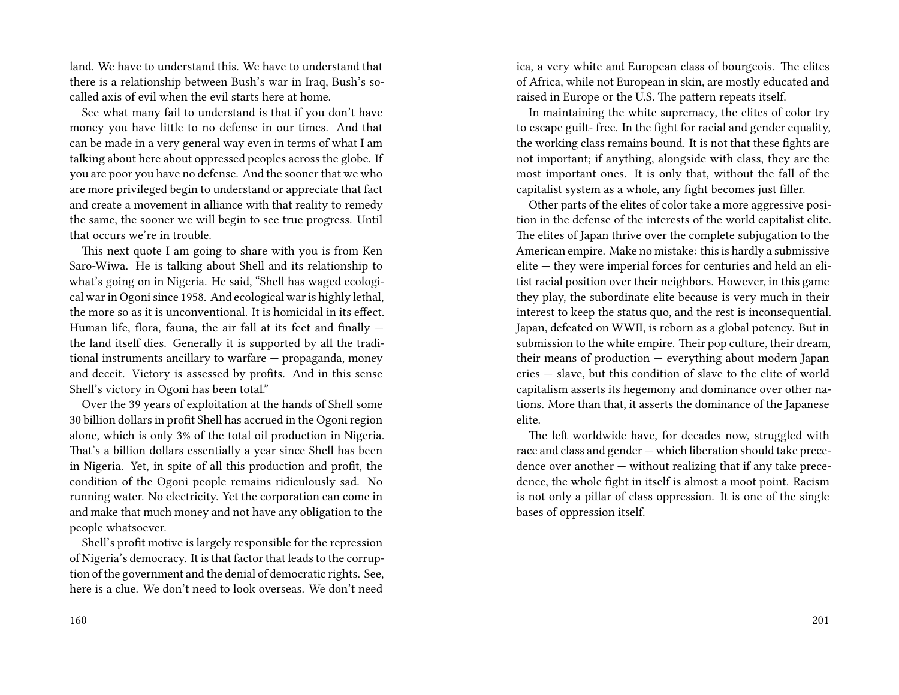land. We have to understand this. We have to understand that there is a relationship between Bush's war in Iraq, Bush's so-called axis of evil when the evil starts here at home.

See what many fail to understand is that if you don't have money you have little to no defense in our times. And that can be made in a very general way even in terms of what I am talking about here about oppressed peoples across the globe. If you are poor you have no defense. And the sooner that we who are more privileged begin to understand or appreciate that fact and create a movement in alliance with that reality to remedy the same, the sooner we will begin to see true progress. Until that occurs we're in trouble.

This next quote I am going to share with you is from Ken Saro-Wiwa. He is talking about Shell and its relationship to what's going on in Nigeria. He said, "Shell has waged ecological war in Ogoni since 1958. And ecological war is highly lethal, the more so as it is unconventional. It is homicidal in its effect. Human life, flora, fauna, the air fall at its feet and finally — the land itself dies. Generally it is supported by all the traditional instruments ancillary to warfare — propaganda, money and deceit. Victory is assessed by profits. And in this sense Shell's victory in Ogoni has been total."

Over the 39 years of exploitation at the hands of Shell some 30 billion dollars in profit Shell has accrued in the Ogoni region alone, which is only 3% of the total oil production in Nigeria. That's a billion dollars essentially a year since Shell has been in Nigeria. Yet, in spite of all this production and profit, the condition of the Ogoni people remains ridiculously sad. No running water. No electricity. Yet the corporation can come in and make that much money and not have any obligation to the people whatsoever.

Shell's profit motive is largely responsible for the repression of Nigeria's democracy. It is that factor that leads to the corruption of the government and the denial of democratic rights. See, here is a clue. We don't need to look overseas. We don't need

ica, a very white and European class of bourgeois. The elites of Africa, while not European in skin, are mostly educated and raised in Europe or the U.S. The pattern repeats itself.

In maintaining the white supremacy, the elites of color try to escape guilt- free. In the fight for racial and gender equality, the working class remains bound. It is not that these fights are not important; if anything, alongside with class, they are the most important ones. It is only that, without the fall of the capitalist system as a whole, any fight becomes just filler.

Other parts of the elites of color take a more aggressive position in the defense of the interests of the world capitalist elite. The elites of Japan thrive over the complete subjugation to the American empire. Make no mistake: this is hardly a submissive elite — they were imperial forces for centuries and held an elitist racial position over their neighbors. However, in this game they play, the subordinate elite because is very much in their interest to keep the status quo, and the rest is inconsequential. Japan, defeated on WWII, is reborn as a global potency. But in submission to the white empire. Their pop culture, their dream, their means of production — everything about modern Japan cries — slave, but this condition of slave to the elite of world capitalism asserts its hegemony and dominance over other nations. More than that, it asserts the dominance of the Japanese elite.

The left worldwide have, for decades now, struggled with race and class and gender — which liberation should take precedence over another — without realizing that if any take precedence, the whole fight in itself is almost a moot point. Racism is not only a pillar of class oppression. It is one of the single bases of oppression itself.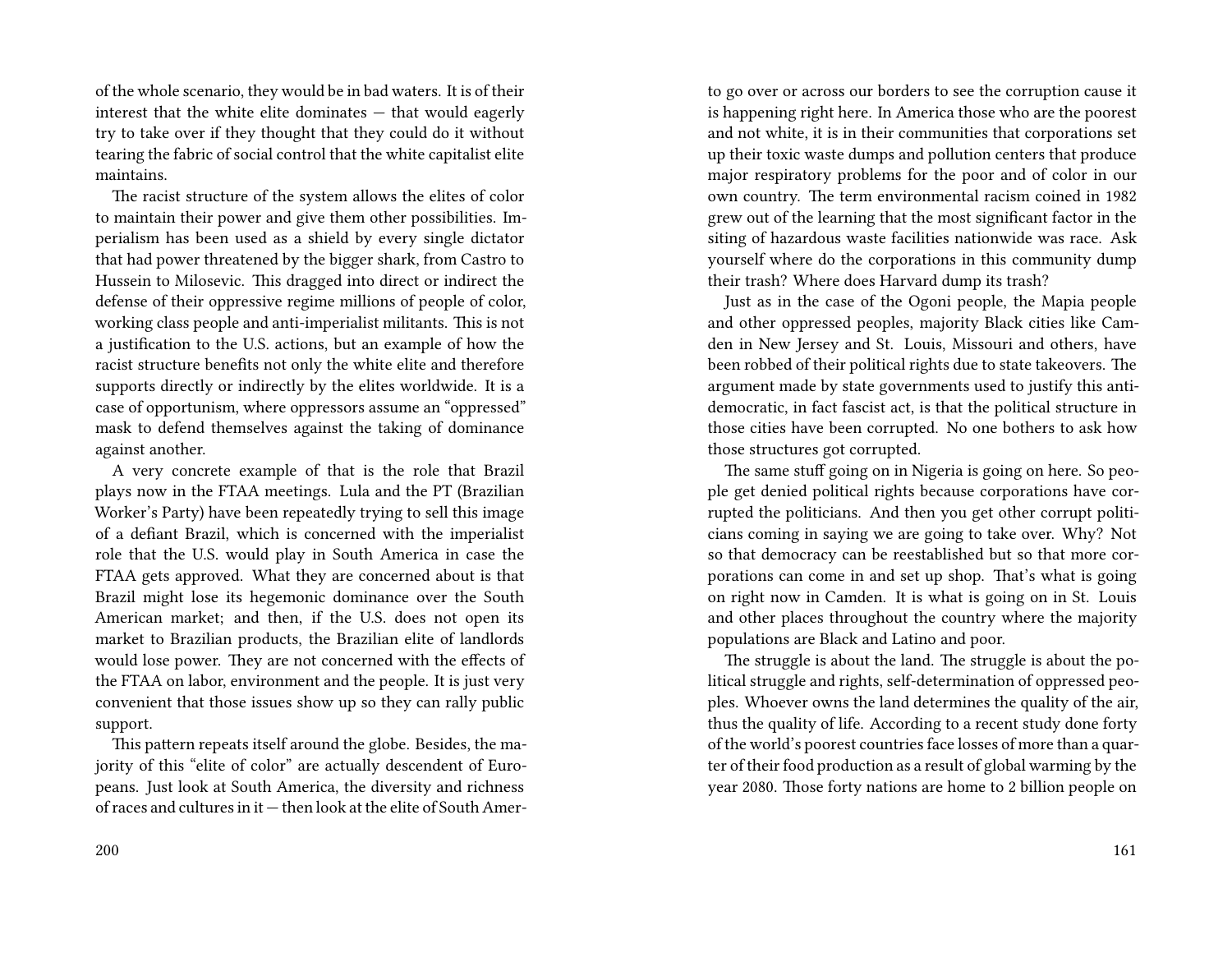of the whole scenario, they would be in bad waters. It is of their interest that the white elite dominates — that would eagerly try to take over if they thought that they could do it without tearing the fabric of social control that the white capitalist elite maintains.

The racist structure of the system allows the elites of color to maintain their power and give them other possibilities. Imperialism has been used as a shield by every single dictator that had power threatened by the bigger shark, from Castro to Hussein to Milosevic. This dragged into direct or indirect the defense of their oppressive regime millions of people of color, working class people and anti-imperialist militants. This is not a justification to the U.S. actions, but an example of how the racist structure benefits not only the white elite and therefore supports directly or indirectly by the elites worldwide. It is a case of opportunism, where oppressors assume an "oppressed" mask to defend themselves against the taking of dominance against another.

A very concrete example of that is the role that Brazil plays now in the FTAA meetings. Lula and the PT (Brazilian Worker's Party) have been repeatedly trying to sell this image of a defiant Brazil, which is concerned with the imperialist role that the U.S. would play in South America in case the FTAA gets approved. What they are concerned about is that Brazil might lose its hegemonic dominance over the South American market; and then, if the U.S. does not open its market to Brazilian products, the Brazilian elite of landlords would lose power. They are not concerned with the effects of the FTAA on labor, environment and the people. It is just very convenient that those issues show up so they can rally public support.

This pattern repeats itself around the globe. Besides, the majority of this "elite of color" are actually descendent of Europeans. Just look at South America, the diversity and richness of races and cultures in it — then look at the elite of South Amer-

to go over or across our borders to see the corruption cause it is happening right here. In America those who are the poorest and not white, it is in their communities that corporations set up their toxic waste dumps and pollution centers that produce major respiratory problems for the poor and of color in our own country. The term environmental racism coined in 1982 grew out of the learning that the most significant factor in the siting of hazardous waste facilities nationwide was race. Ask yourself where do the corporations in this community dump their trash? Where does Harvard dump its trash?

Just as in the case of the Ogoni people, the Mapia people and other oppressed peoples, majority Black cities like Camden in New Jersey and St. Louis, Missouri and others, have been robbed of their political rights due to state takeovers. The argument made by state governments used to justify this anti-democratic, in fact fascist act, is that the political structure in those cities have been corrupted. No one bothers to ask how those structures got corrupted.

The same stuff going on in Nigeria is going on here. So people get denied political rights because corporations have corrupted the politicians. And then you get other corrupt politicians coming in saying we are going to take over. Why? Not so that democracy can be reestablished but so that more corporations can come in and set up shop. That's what is going on right now in Camden. It is what is going on in St. Louis and other places throughout the country where the majority populations are Black and Latino and poor.

The struggle is about the land. The struggle is about the political struggle and rights, self-determination of oppressed peoples. Whoever owns the land determines the quality of the air, thus the quality of life. According to a recent study done forty of the world's poorest countries face losses of more than a quarter of their food production as a result of global warming by the year 2080. Those forty nations are home to 2 billion people on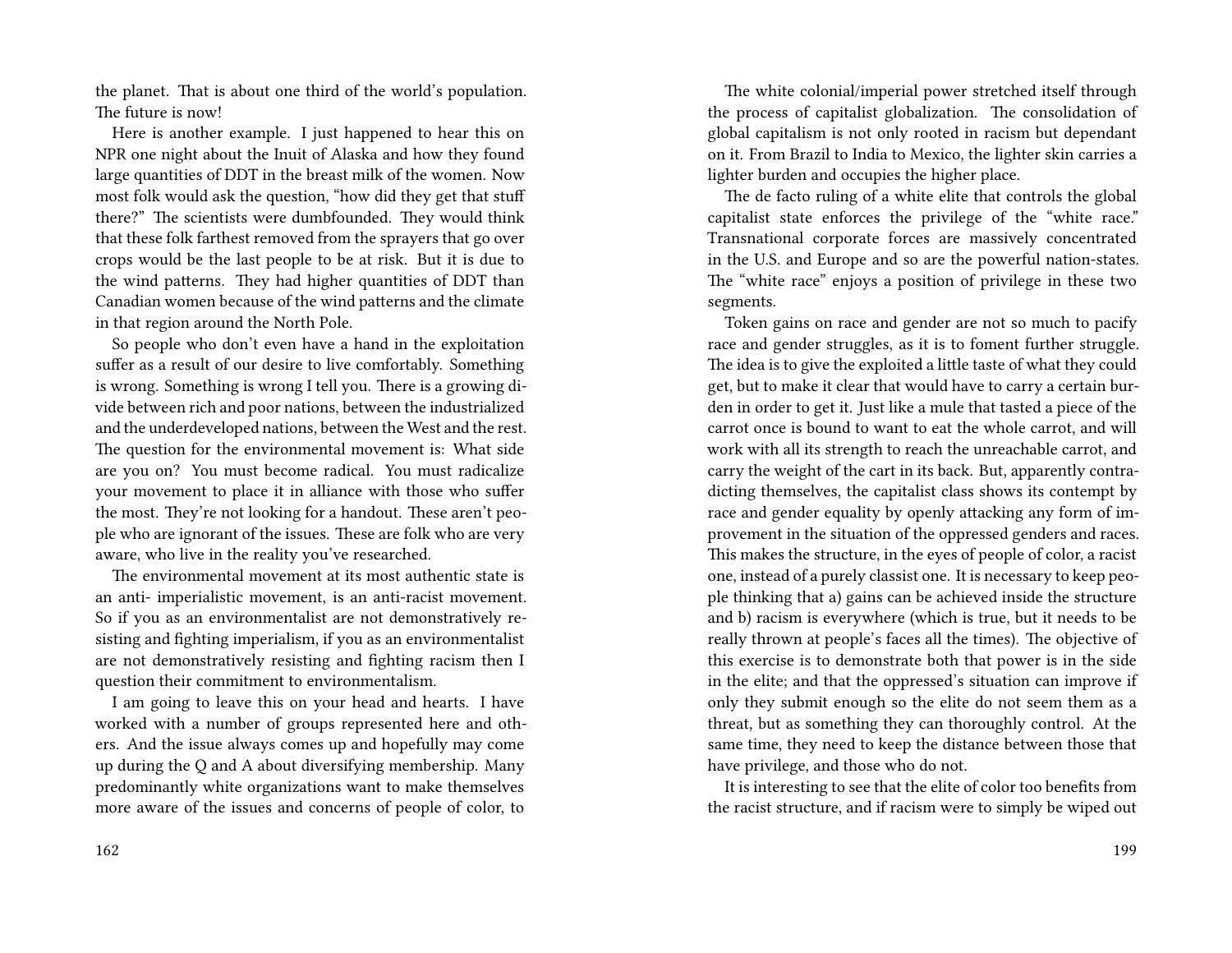the planet. That is about one third of the world's population. The future is now!

Here is another example. I just happened to hear this on NPR one night about the Inuit of Alaska and how they found large quantities of DDT in the breast milk of the women. Now most folk would ask the question, "how did they get that stuff there?" The scientists were dumbfounded. They would think that these folk farthest removed from the sprayers that go over crops would be the last people to be at risk. But it is due to the wind patterns. They had higher quantities of DDT than Canadian women because of the wind patterns and the climate in that region around the North Pole.

So people who don't even have a hand in the exploitation suffer as a result of our desire to live comfortably. Something is wrong. Something is wrong I tell you. There is a growing divide between rich and poor nations, between the industrialized and the underdeveloped nations, between the West and the rest. The question for the environmental movement is: What side are you on? You must become radical. You must radicalize your movement to place it in alliance with those who suffer the most. They're not looking for a handout. These aren't people who are ignorant of the issues. These are folk who are very aware, who live in the reality you've researched.

The environmental movement at its most authentic state is an anti- imperialistic movement, is an anti-racist movement. So if you as an environmentalist are not demonstratively resisting and fighting imperialism, if you as an environmentalist are not demonstratively resisting and fighting racism then I question their commitment to environmentalism.

I am going to leave this on your head and hearts. I have worked with a number of groups represented here and others. And the issue always comes up and hopefully may come up during the Q and A about diversifying membership. Many predominantly white organizations want to make themselves more aware of the issues and concerns of people of color, to

The white colonial/imperial power stretched itself through the process of capitalist globalization. The consolidation of global capitalism is not only rooted in racism but dependant on it. From Brazil to India to Mexico, the lighter skin carries a lighter burden and occupies the higher place.

The de facto ruling of a white elite that controls the global capitalist state enforces the privilege of the "white race." Transnational corporate forces are massively concentrated in the U.S. and Europe and so are the powerful nation-states. The "white race" enjoys a position of privilege in these two segments.

Token gains on race and gender are not so much to pacify race and gender struggles, as it is to foment further struggle. The idea is to give the exploited a little taste of what they could get, but to make it clear that would have to carry a certain burden in order to get it. Just like a mule that tasted a piece of the carrot once is bound to want to eat the whole carrot, and will work with all its strength to reach the unreachable carrot, and carry the weight of the cart in its back. But, apparently contradicting themselves, the capitalist class shows its contempt by race and gender equality by openly attacking any form of improvement in the situation of the oppressed genders and races. This makes the structure, in the eyes of people of color, a racist one, instead of a purely classist one. It is necessary to keep people thinking that a) gains can be achieved inside the structure and b) racism is everywhere (which is true, but it needs to be really thrown at people's faces all the times). The objective of this exercise is to demonstrate both that power is in the side in the elite; and that the oppressed's situation can improve if only they submit enough so the elite do not seem them as a threat, but as something they can thoroughly control. At the same time, they need to keep the distance between those that have privilege, and those who do not.

It is interesting to see that the elite of color too benefits from the racist structure, and if racism were to simply be wiped out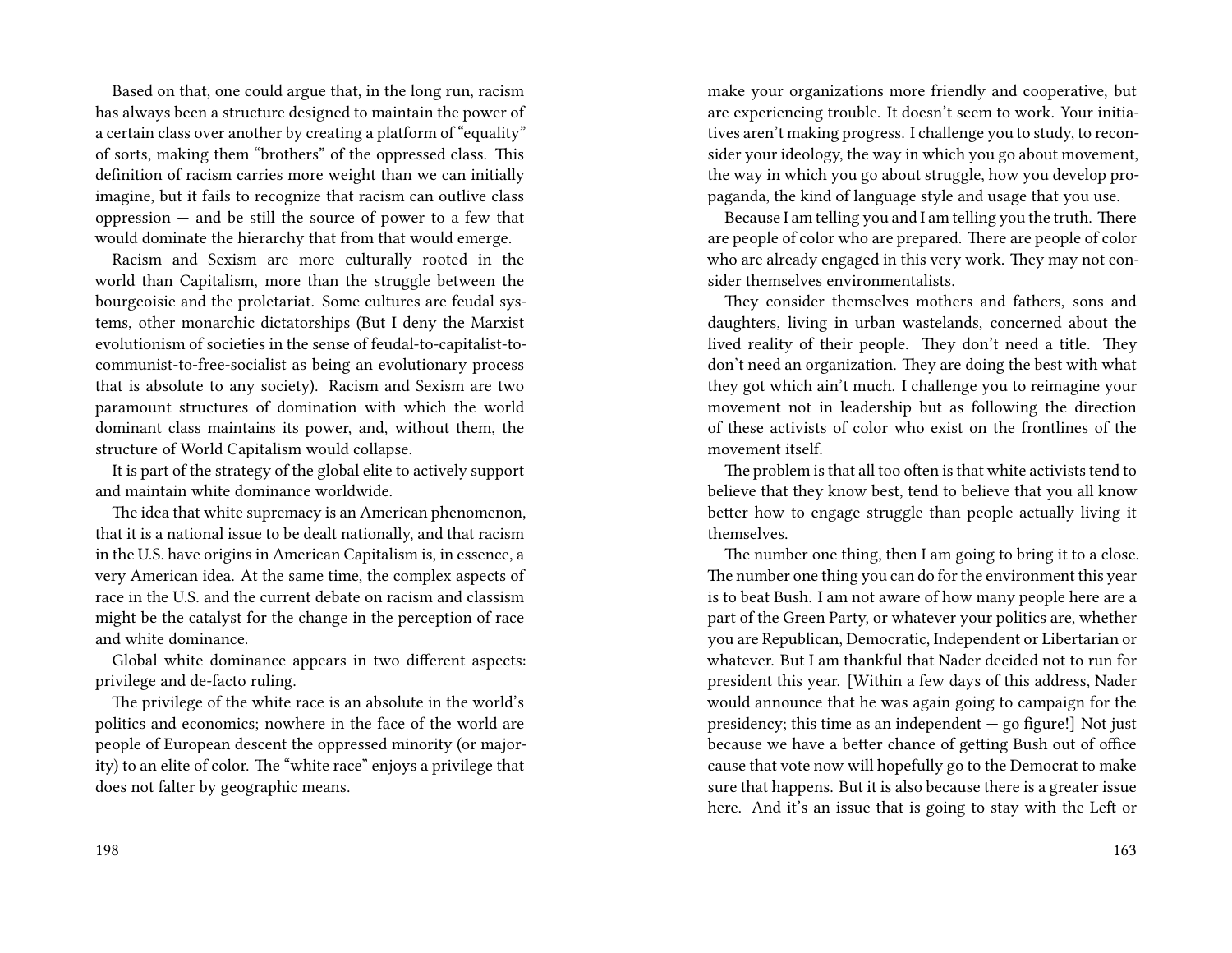Based on that, one could argue that, in the long run, racism has always been a structure designed to maintain the power of a certain class over another by creating a platform of "equality" of sorts, making them "brothers" of the oppressed class. This definition of racism carries more weight than we can initially imagine, but it fails to recognize that racism can outlive class oppression — and be still the source of power to a few that would dominate the hierarchy that from that would emerge.

Racism and Sexism are more culturally rooted in the world than Capitalism, more than the struggle between the bourgeoisie and the proletariat. Some cultures are feudal systems, other monarchic dictatorships (But I deny the Marxist evolutionism of societies in the sense of feudal-to-capitalist-to-communist-to-free-socialist as being an evolutionary process that is absolute to any society). Racism and Sexism are two paramount structures of domination with which the world dominant class maintains its power, and, without them, the structure of World Capitalism would collapse.

It is part of the strategy of the global elite to actively support and maintain white dominance worldwide.

The idea that white supremacy is an American phenomenon, that it is a national issue to be dealt nationally, and that racism in the U.S. have origins in American Capitalism is, in essence, a very American idea. At the same time, the complex aspects of race in the U.S. and the current debate on racism and classism might be the catalyst for the change in the perception of race and white dominance.

Global white dominance appears in two different aspects: privilege and de-facto ruling.

The privilege of the white race is an absolute in the world's politics and economics; nowhere in the face of the world are people of European descent the oppressed minority (or majority) to an elite of color. The "white race" enjoys a privilege that does not falter by geographic means.

make your organizations more friendly and cooperative, but are experiencing trouble. It doesn't seem to work. Your initiatives aren't making progress. I challenge you to study, to reconsider your ideology, the way in which you go about movement, the way in which you go about struggle, how you develop propaganda, the kind of language style and usage that you use.

Because I am telling you and I am telling you the truth. There are people of color who are prepared. There are people of color who are already engaged in this very work. They may not consider themselves environmentalists.

They consider themselves mothers and fathers, sons and daughters, living in urban wastelands, concerned about the lived reality of their people. They don't need a title. They don't need an organization. They are doing the best with what they got which ain't much. I challenge you to reimagine your movement not in leadership but as following the direction of these activists of color who exist on the frontlines of the movement itself.

The problem is that all too often is that white activists tend to believe that they know best, tend to believe that you all know better how to engage struggle than people actually living it themselves.

The number one thing, then I am going to bring it to a close. The number one thing you can do for the environment this year is to beat Bush. I am not aware of how many people here are a part of the Green Party, or whatever your politics are, whether you are Republican, Democratic, Independent or Libertarian or whatever. But I am thankful that Nader decided not to run for president this year. [Within a few days of this address, Nader would announce that he was again going to campaign for the presidency; this time as an independent — go figure!] Not just because we have a better chance of getting Bush out of office cause that vote now will hopefully go to the Democrat to make sure that happens. But it is also because there is a greater issue here. And it's an issue that is going to stay with the Left or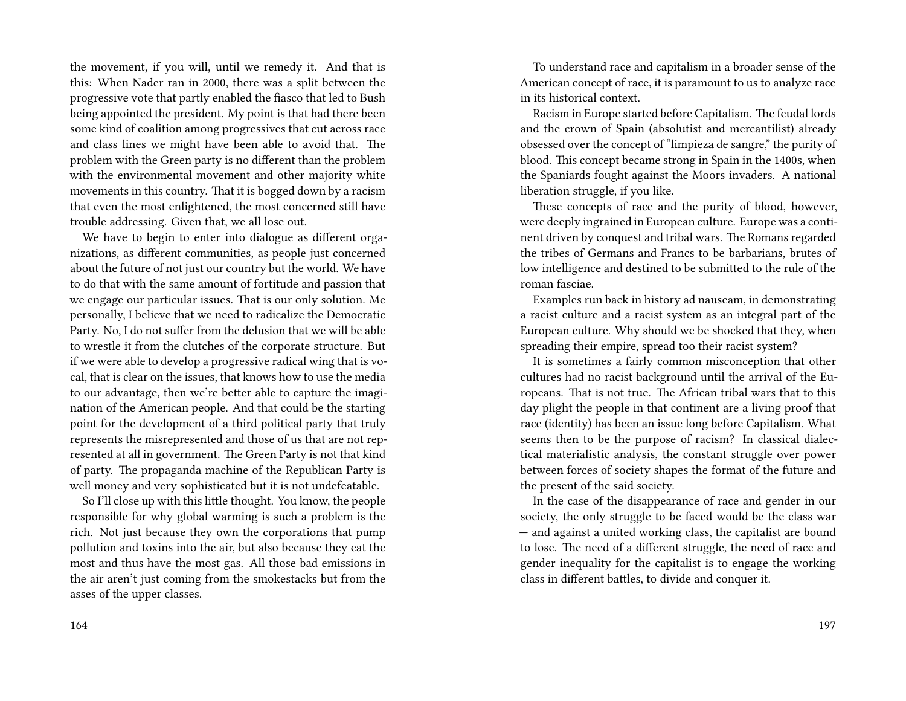the movement, if you will, until we remedy it. And that is this: When Nader ran in 2000, there was a split between the progressive vote that partly enabled the fiasco that led to Bush being appointed the president. My point is that had there been some kind of coalition among progressives that cut across race and class lines we might have been able to avoid that. The problem with the Green party is no different than the problem with the environmental movement and other majority white movements in this country. That it is bogged down by a racism that even the most enlightened, the most concerned still have trouble addressing. Given that, we all lose out.

We have to begin to enter into dialogue as different organizations, as different communities, as people just concerned about the future of not just our country but the world. We have to do that with the same amount of fortitude and passion that we engage our particular issues. That is our only solution. Me personally, I believe that we need to radicalize the Democratic Party. No, I do not suffer from the delusion that we will be able to wrestle it from the clutches of the corporate structure. But if we were able to develop a progressive radical wing that is vocal, that is clear on the issues, that knows how to use the media to our advantage, then we're better able to capture the imagination of the American people. And that could be the starting point for the development of a third political party that truly represents the misrepresented and those of us that are not represented at all in government. The Green Party is not that kind of party. The propaganda machine of the Republican Party is well money and very sophisticated but it is not undefeatable.

So I'll close up with this little thought. You know, the people responsible for why global warming is such a problem is the rich. Not just because they own the corporations that pump pollution and toxins into the air, but also because they eat the most and thus have the most gas. All those bad emissions in the air aren't just coming from the smokestacks but from the asses of the upper classes.

To understand race and capitalism in a broader sense of the American concept of race, it is paramount to us to analyze race in its historical context.

Racism in Europe started before Capitalism. The feudal lords and the crown of Spain (absolutist and mercantilist) already obsessed over the concept of "limpieza de sangre," the purity of blood. This concept became strong in Spain in the 1400s, when the Spaniards fought against the Moors invaders. A national liberation struggle, if you like.

These concepts of race and the purity of blood, however, were deeply ingrained in European culture. Europe was a continent driven by conquest and tribal wars. The Romans regarded the tribes of Germans and Francs to be barbarians, brutes of low intelligence and destined to be submitted to the rule of the roman fasciae.

Examples run back in history ad nauseam, in demonstrating a racist culture and a racist system as an integral part of the European culture. Why should we be shocked that they, when spreading their empire, spread too their racist system?

It is sometimes a fairly common misconception that other cultures had no racist background until the arrival of the Europeans. That is not true. The African tribal wars that to this day plight the people in that continent are a living proof that race (identity) has been an issue long before Capitalism. What seems then to be the purpose of racism? In classical dialectical materialistic analysis, the constant struggle over power between forces of society shapes the format of the future and the present of the said society.

In the case of the disappearance of race and gender in our society, the only struggle to be faced would be the class war — and against a united working class, the capitalist are bound to lose. The need of a different struggle, the need of race and gender inequality for the capitalist is to engage the working class in different battles, to divide and conquer it.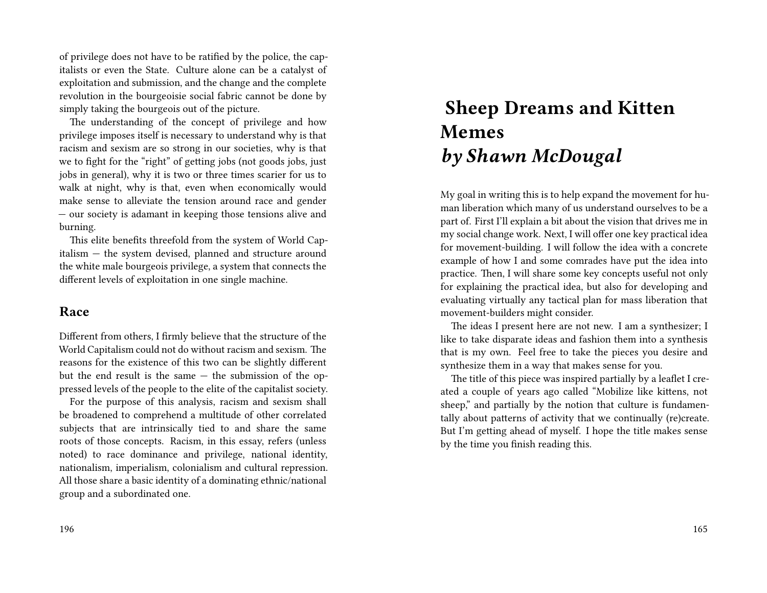of privilege does not have to be ratified by the police, the capitalists or even the State. Culture alone can be a catalyst of exploitation and submission, and the change and the complete revolution in the bourgeoisie social fabric cannot be done by simply taking the bourgeois out of the picture.

The understanding of the concept of privilege and how privilege imposes itself is necessary to understand why is that racism and sexism are so strong in our societies, why is that we to fight for the "right" of getting jobs (not goods jobs, just jobs in general), why it is two or three times scarier for us to walk at night, why is that, even when economically would make sense to alleviate the tension around race and gender — our society is adamant in keeping those tensions alive and burning.

This elite benefits threefold from the system of World Capitalism — the system devised, planned and structure around the white male bourgeois privilege, a system that connects the different levels of exploitation in one single machine.

## Race

Different from others, I firmly believe that the structure of the World Capitalism could not do without racism and sexism. The reasons for the existence of this two can be slightly different but the end result is the same — the submission of the oppressed levels of the people to the elite of the capitalist society.

For the purpose of this analysis, racism and sexism shall be broadened to comprehend a multitude of other correlated subjects that are intrinsically tied to and share the same roots of those concepts. Racism, in this essay, refers (unless noted) to race dominance and privilege, national identity, nationalism, imperialism, colonialism and cultural repression. All those share a basic identity of a dominating ethnic/national group and a subordinated one.

# Sheep Dreams and Kitten Memes *by Shawn McDougal*

My goal in writing this is to help expand the movement for human liberation which many of us understand ourselves to be a part of. First I'll explain a bit about the vision that drives me in my social change work. Next, I will offer one key practical idea for movement-building. I will follow the idea with a concrete example of how I and some comrades have put the idea into practice. Then, I will share some key concepts useful not only for explaining the practical idea, but also for developing and evaluating virtually any tactical plan for mass liberation that movement-builders might consider.

The ideas I present here are not new. I am a synthesizer; I like to take disparate ideas and fashion them into a synthesis that is my own. Feel free to take the pieces you desire and synthesize them in a way that makes sense for you.

The title of this piece was inspired partially by a leaflet I created a couple of years ago called "Mobilize like kittens, not sheep," and partially by the notion that culture is fundamentally about patterns of activity that we continually (re)create. But I'm getting ahead of myself. I hope the title makes sense by the time you finish reading this.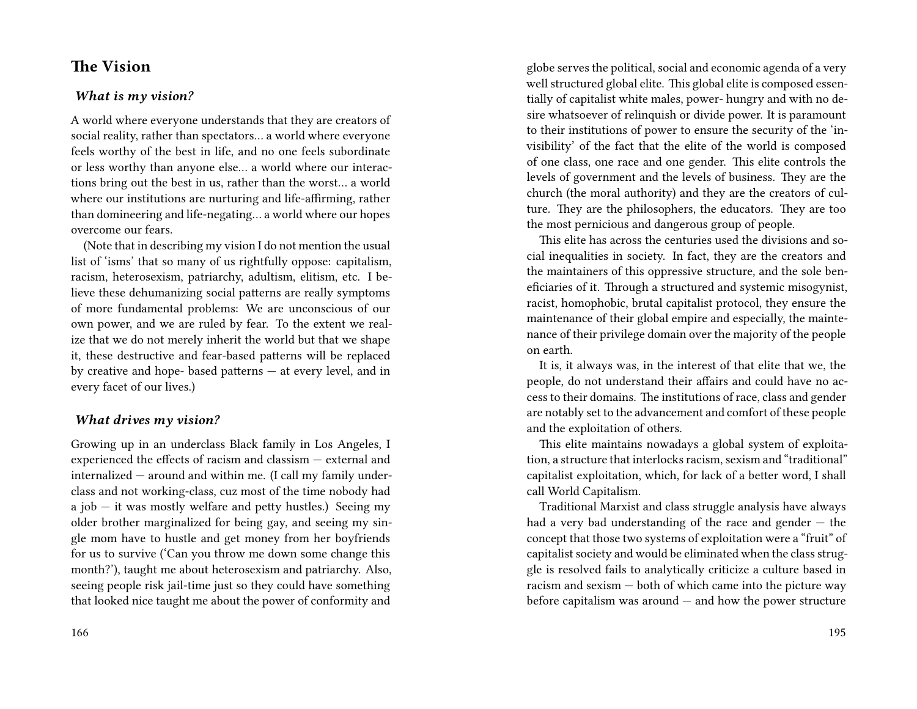## The Vision

### *What is my vision?*

A world where everyone understands that they are creators of social reality, rather than spectators… a world where everyone feels worthy of the best in life, and no one feels subordinate or less worthy than anyone else… a world where our interactions bring out the best in us, rather than the worst… a world where our institutions are nurturing and life-affirming, rather than domineering and life-negating… a world where our hopes overcome our fears.

(Note that in describing my vision I do not mention the usual list of 'isms' that so many of us rightfully oppose: capitalism, racism, heterosexism, patriarchy, adultism, elitism, etc. I believe these dehumanizing social patterns are really symptoms of more fundamental problems: We are unconscious of our own power, and we are ruled by fear. To the extent we realize that we do not merely inherit the world but that we shape it, these destructive and fear-based patterns will be replaced by creative and hope- based patterns — at every level, and in every facet of our lives.)

### *What drives my vision?*

Growing up in an underclass Black family in Los Angeles, I experienced the effects of racism and classism — external and internalized — around and within me. (I call my family underclass and not working-class, cuz most of the time nobody had a job — it was mostly welfare and petty hustles.) Seeing my older brother marginalized for being gay, and seeing my single mom have to hustle and get money from her boyfriends for us to survive ('Can you throw me down some change this month?'), taught me about heterosexism and patriarchy. Also, seeing people risk jail-time just so they could have something that looked nice taught me about the power of conformity and

globe serves the political, social and economic agenda of a very well structured global elite. This global elite is composed essentially of capitalist white males, power- hungry and with no desire whatsoever of relinquish or divide power. It is paramount to their institutions of power to ensure the security of the 'invisibility' of the fact that the elite of the world is composed of one class, one race and one gender. This elite controls the levels of government and the levels of business. They are the church (the moral authority) and they are the creators of culture. They are the philosophers, the educators. They are too the most pernicious and dangerous group of people.

This elite has across the centuries used the divisions and social inequalities in society. In fact, they are the creators and the maintainers of this oppressive structure, and the sole beneficiaries of it. Through a structured and systemic misogynist, racist, homophobic, brutal capitalist protocol, they ensure the maintenance of their global empire and especially, the maintenance of their privilege domain over the majority of the people on earth.

It is, it always was, in the interest of that elite that we, the people, do not understand their affairs and could have no access to their domains. The institutions of race, class and gender are notably set to the advancement and comfort of these people and the exploitation of others.

This elite maintains nowadays a global system of exploitation, a structure that interlocks racism, sexism and "traditional" capitalist exploitation, which, for lack of a better word, I shall call World Capitalism.

Traditional Marxist and class struggle analysis have always had a very bad understanding of the race and gender — the concept that those two systems of exploitation were a "fruit" of capitalist society and would be eliminated when the class struggle is resolved fails to analytically criticize a culture based in racism and sexism — both of which came into the picture way before capitalism was around — and how the power structure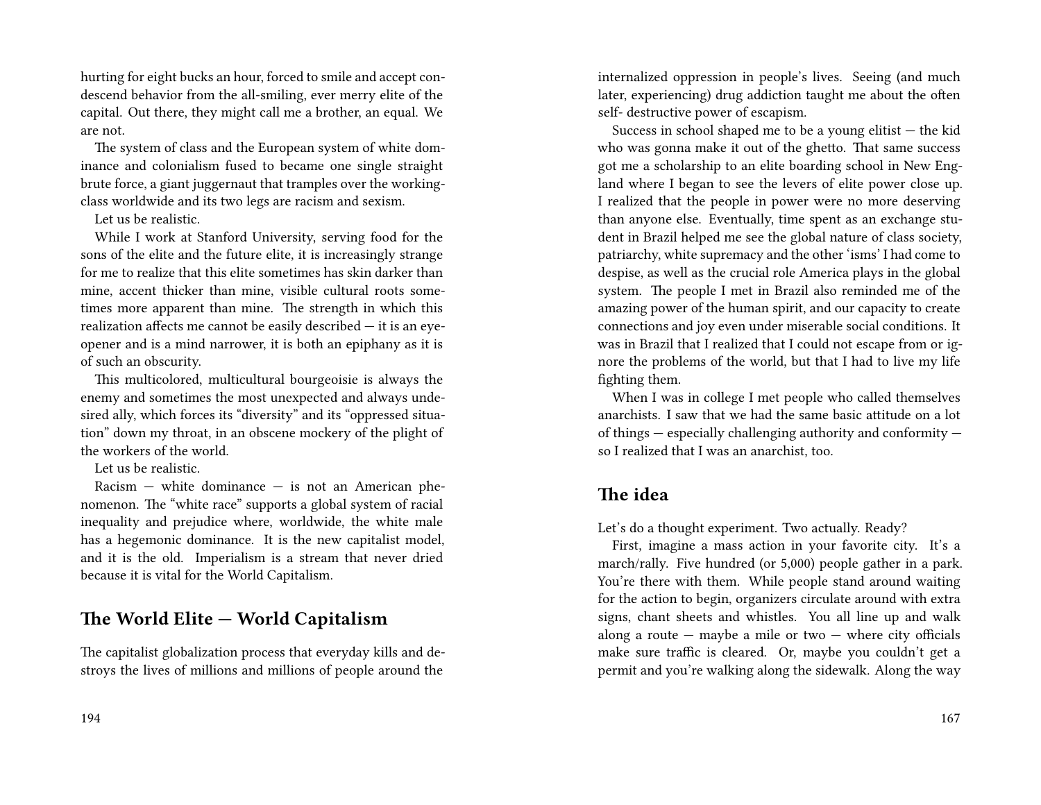hurting for eight bucks an hour, forced to smile and accept condescend behavior from the all-smiling, ever merry elite of the capital. Out there, they might call me a brother, an equal. We are not.

The system of class and the European system of white dominance and colonialism fused to became one single straight brute force, a giant juggernaut that tramples over the working-class worldwide and its two legs are racism and sexism.

Let us be realistic.

While I work at Stanford University, serving food for the sons of the elite and the future elite, it is increasingly strange for me to realize that this elite sometimes has skin darker than mine, accent thicker than mine, visible cultural roots sometimes more apparent than mine. The strength in which this realization affects me cannot be easily described — it is an eye-opener and is a mind narrower, it is both an epiphany as it is of such an obscurity.

This multicolored, multicultural bourgeoisie is always the enemy and sometimes the most unexpected and always undesired ally, which forces its "diversity" and its "oppressed situation" down my throat, in an obscene mockery of the plight of the workers of the world.

Let us be realistic.

Racism — white dominance — is not an American phenomenon. The "white race" supports a global system of racial inequality and prejudice where, worldwide, the white male has a hegemonic dominance. It is the new capitalist model, and it is the old. Imperialism is a stream that never dried because it is vital for the World Capitalism.

## The World Elite — World Capitalism

The capitalist globalization process that everyday kills and destroys the lives of millions and millions of people around the

internalized oppression in people's lives. Seeing (and much later, experiencing) drug addiction taught me about the often self- destructive power of escapism.

Success in school shaped me to be a young elitist — the kid who was gonna make it out of the ghetto. That same success got me a scholarship to an elite boarding school in New England where I began to see the levers of elite power close up. I realized that the people in power were no more deserving than anyone else. Eventually, time spent as an exchange student in Brazil helped me see the global nature of class society, patriarchy, white supremacy and the other 'isms' I had come to despise, as well as the crucial role America plays in the global system. The people I met in Brazil also reminded me of the amazing power of the human spirit, and our capacity to create connections and joy even under miserable social conditions. It was in Brazil that I realized that I could not escape from or ignore the problems of the world, but that I had to live my life fighting them.

When I was in college I met people who called themselves anarchists. I saw that we had the same basic attitude on a lot of things — especially challenging authority and conformity — so I realized that I was an anarchist, too.

## The idea

Let's do a thought experiment. Two actually. Ready?

First, imagine a mass action in your favorite city. It's a march/rally. Five hundred (or 5,000) people gather in a park. You're there with them. While people stand around waiting for the action to begin, organizers circulate around with extra signs, chant sheets and whistles. You all line up and walk along a route — maybe a mile or two — where city officials make sure traffic is cleared. Or, maybe you couldn't get a permit and you're walking along the sidewalk. Along the way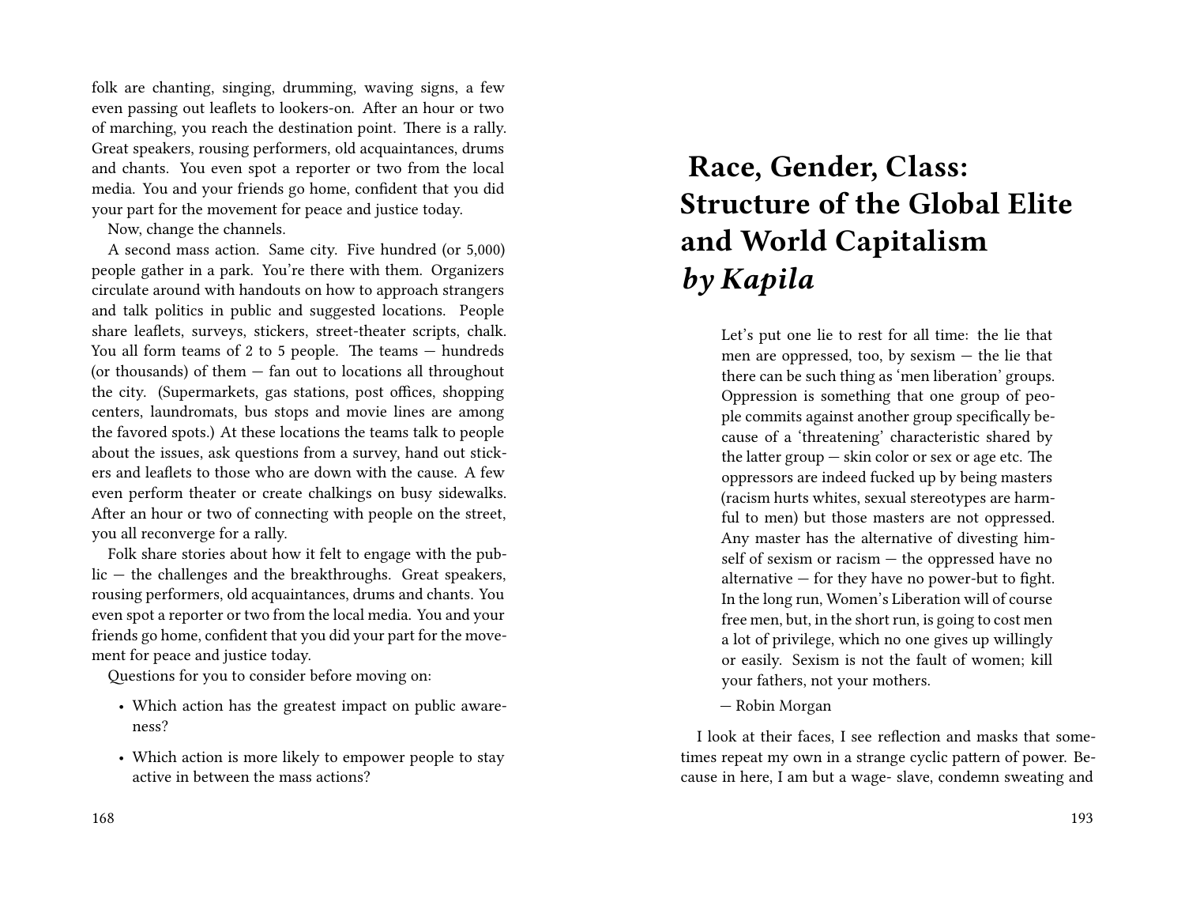folk are chanting, singing, drumming, waving signs, a few even passing out leaflets to lookers-on. After an hour or two of marching, you reach the destination point. There is a rally. Great speakers, rousing performers, old acquaintances, drums and chants. You even spot a reporter or two from the local media. You and your friends go home, confident that you did your part for the movement for peace and justice today.

Now, change the channels.

A second mass action. Same city. Five hundred (or 5,000) people gather in a park. You're there with them. Organizers circulate around with handouts on how to approach strangers and talk politics in public and suggested locations. People share leaflets, surveys, stickers, street-theater scripts, chalk. You all form teams of 2 to 5 people. The teams — hundreds (or thousands) of them — fan out to locations all throughout the city. (Supermarkets, gas stations, post offices, shopping centers, laundromats, bus stops and movie lines are among the favored spots.) At these locations the teams talk to people about the issues, ask questions from a survey, hand out stickers and leaflets to those who are down with the cause. A few even perform theater or create chalkings on busy sidewalks. After an hour or two of connecting with people on the street, you all reconverge for a rally.

Folk share stories about how it felt to engage with the public — the challenges and the breakthroughs. Great speakers, rousing performers, old acquaintances, drums and chants. You even spot a reporter or two from the local media. You and your friends go home, confident that you did your part for the movement for peace and justice today.

Questions for you to consider before moving on:

- Which action has the greatest impact on public awareness?
- Which action is more likely to empower people to stay active in between the mass actions?

# Race, Gender, Class: Structure of the Global Elite and World Capitalism *by Kapila*

> Let's put one lie to rest for all time: the lie that men are oppressed, too, by sexism — the lie that there can be such thing as 'men liberation' groups. Oppression is something that one group of people commits against another group specifically because of a 'threatening' characteristic shared by the latter group — skin color or sex or age etc. The oppressors are indeed fucked up by being masters (racism hurts whites, sexual stereotypes are harmful to men) but those masters are not oppressed. Any master has the alternative of divesting himself of sexism or racism — the oppressed have no alternative — for they have no power-but to fight. In the long run, Women's Liberation will of course free men, but, in the short run, is going to cost men a lot of privilege, which no one gives up willingly or easily. Sexism is not the fault of women; kill your fathers, not your mothers.
>
> — Robin Morgan

I look at their faces, I see reflection and masks that sometimes repeat my own in a strange cyclic pattern of power. Because in here, I am but a wage- slave, condemn sweating and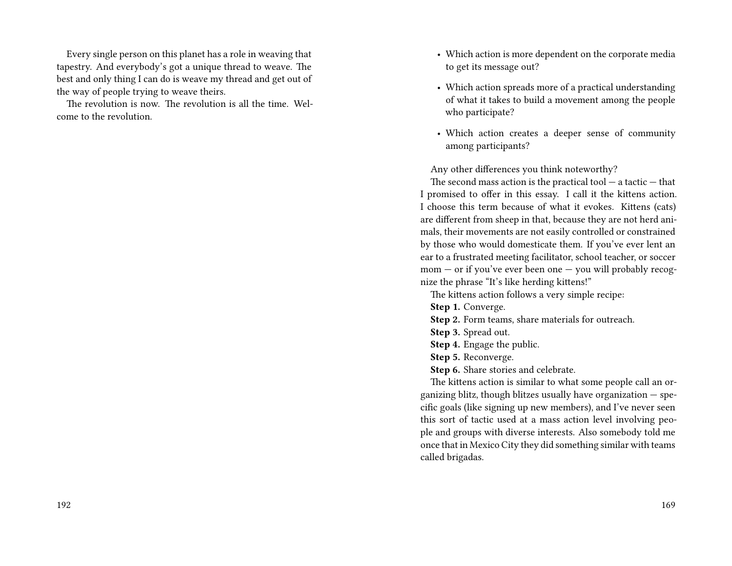Every single person on this planet has a role in weaving that tapestry. And everybody's got a unique thread to weave. The best and only thing I can do is weave my thread and get out of the way of people trying to weave theirs.

The revolution is now. The revolution is all the time. Welcome to the revolution.

- Which action is more dependent on the corporate media to get its message out?
- Which action spreads more of a practical understanding of what it takes to build a movement among the people who participate?
- Which action creates a deeper sense of community among participants?

Any other differences you think noteworthy?

The second mass action is the practical tool — a tactic — that I promised to offer in this essay. I call it the kittens action. I choose this term because of what it evokes. Kittens (cats) are different from sheep in that, because they are not herd animals, their movements are not easily controlled or constrained by those who would domesticate them. If you've ever lent an ear to a frustrated meeting facilitator, school teacher, or soccer mom — or if you've ever been one — you will probably recognize the phrase "It's like herding kittens!"

The kittens action follows a very simple recipe:

**Step 1.** Converge.

**Step 2.** Form teams, share materials for outreach.

**Step 3.** Spread out.

**Step 4.** Engage the public.

**Step 5.** Reconverge.

**Step 6.** Share stories and celebrate.

The kittens action is similar to what some people call an organizing blitz, though blitzes usually have organization — specific goals (like signing up new members), and I've never seen this sort of tactic used at a mass action level involving people and groups with diverse interests. Also somebody told me once that in Mexico City they did something similar with teams called brigadas.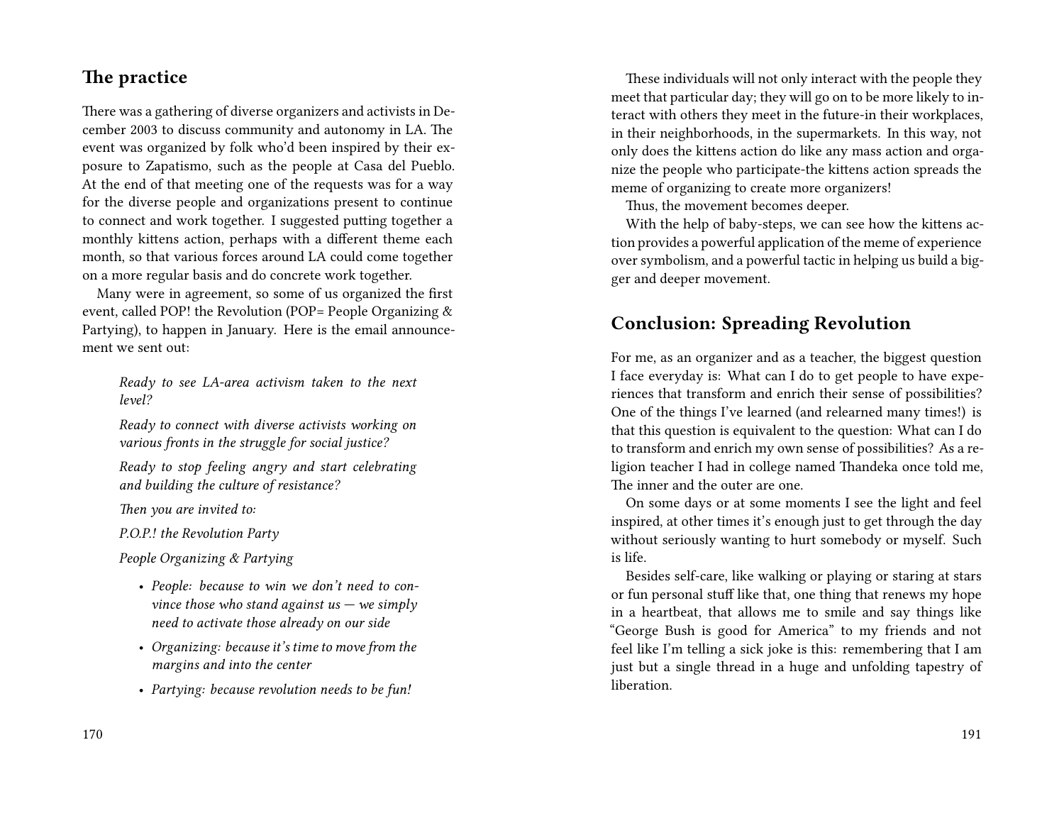## The practice

There was a gathering of diverse organizers and activists in December 2003 to discuss community and autonomy in LA. The event was organized by folk who'd been inspired by their exposure to Zapatismo, such as the people at Casa del Pueblo. At the end of that meeting one of the requests was for a way for the diverse people and organizations present to continue to connect and work together. I suggested putting together a monthly kittens action, perhaps with a different theme each month, so that various forces around LA could come together on a more regular basis and do concrete work together.

Many were in agreement, so some of us organized the first event, called POP! the Revolution (POP= People Organizing & Partying), to happen in January. Here is the email announcement we sent out:

> *Ready to see LA-area activism taken to the next level?*
>
> *Ready to connect with diverse activists working on various fronts in the struggle for social justice?*
>
> *Ready to stop feeling angry and start celebrating and building the culture of resistance?*
>
> *Then you are invited to:*
>
> *P.O.P.! the Revolution Party*
>
> *People Organizing & Partying*
>
> - *People: because to win we don't need to convince those who stand against us — we simply need to activate those already on our side*
> - *Organizing: because it's time to move from the margins and into the center*
> - *Partying: because revolution needs to be fun!*

These individuals will not only interact with the people they meet that particular day; they will go on to be more likely to interact with others they meet in the future-in their workplaces, in their neighborhoods, in the supermarkets. In this way, not only does the kittens action do like any mass action and organize the people who participate-the kittens action spreads the meme of organizing to create more organizers!

Thus, the movement becomes deeper.

With the help of baby-steps, we can see how the kittens action provides a powerful application of the meme of experience over symbolism, and a powerful tactic in helping us build a bigger and deeper movement.

## Conclusion: Spreading Revolution

For me, as an organizer and as a teacher, the biggest question I face everyday is: What can I do to get people to have experiences that transform and enrich their sense of possibilities? One of the things I've learned (and relearned many times!) is that this question is equivalent to the question: What can I do to transform and enrich my own sense of possibilities? As a religion teacher I had in college named Thandeka once told me, The inner and the outer are one.

On some days or at some moments I see the light and feel inspired, at other times it's enough just to get through the day without seriously wanting to hurt somebody or myself. Such is life.

Besides self-care, like walking or playing or staring at stars or fun personal stuff like that, one thing that renews my hope in a heartbeat, that allows me to smile and say things like "George Bush is good for America" to my friends and not feel like I'm telling a sick joke is this: remembering that I am just but a single thread in a huge and unfolding tapestry of liberation.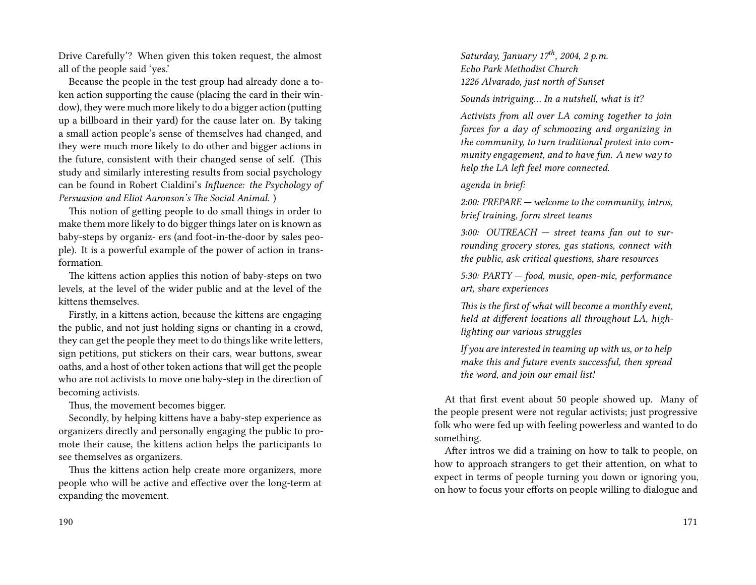Drive Carefully'? When given this token request, the almost all of the people said 'yes.'

Because the people in the test group had already done a token action supporting the cause (placing the card in their window), they were much more likely to do a bigger action (putting up a billboard in their yard) for the cause later on. By taking a small action people's sense of themselves had changed, and they were much more likely to do other and bigger actions in the future, consistent with their changed sense of self. (This study and similarly interesting results from social psychology can be found in Robert Cialdini's *Influence: the Psychology of Persuasion and Eliot Aaronson's The Social Animal.* )

This notion of getting people to do small things in order to make them more likely to do bigger things later on is known as baby-steps by organiz- ers (and foot-in-the-door by sales people). It is a powerful example of the power of action in transformation.

The kittens action applies this notion of baby-steps on two levels, at the level of the wider public and at the level of the kittens themselves.

Firstly, in a kittens action, because the kittens are engaging the public, and not just holding signs or chanting in a crowd, they can get the people they meet to do things like write letters, sign petitions, put stickers on their cars, wear buttons, swear oaths, and a host of other token actions that will get the people who are not activists to move one baby-step in the direction of becoming activists.

Thus, the movement becomes bigger.

Secondly, by helping kittens have a baby-step experience as organizers directly and personally engaging the public to promote their cause, the kittens action helps the participants to see themselves as organizers.

Thus the kittens action help create more organizers, more people who will be active and effective over the long-term at expanding the movement.

*Saturday, January 17th, 2004, 2 p.m.*
*Echo Park Methodist Church*
*1226 Alvarado, just north of Sunset*

*Sounds intriguing… In a nutshell, what is it?*

*Activists from all over LA coming together to join forces for a day of schmoozing and organizing in the community, to turn traditional protest into community engagement, and to have fun. A new way to help the LA left feel more connected.*

*agenda in brief:*

*2:00: PREPARE — welcome to the community, intros, brief training, form street teams*

*3:00: OUTREACH — street teams fan out to surrounding grocery stores, gas stations, connect with the public, ask critical questions, share resources*

*5:30: PARTY — food, music, open-mic, performance art, share experiences*

*This is the first of what will become a monthly event, held at different locations all throughout LA, highlighting our various struggles*

*If you are interested in teaming up with us, or to help make this and future events successful, then spread the word, and join our email list!*

At that first event about 50 people showed up. Many of the people present were not regular activists; just progressive folk who were fed up with feeling powerless and wanted to do something.

After intros we did a training on how to talk to people, on how to approach strangers to get their attention, on what to expect in terms of people turning you down or ignoring you, on how to focus your efforts on people willing to dialogue and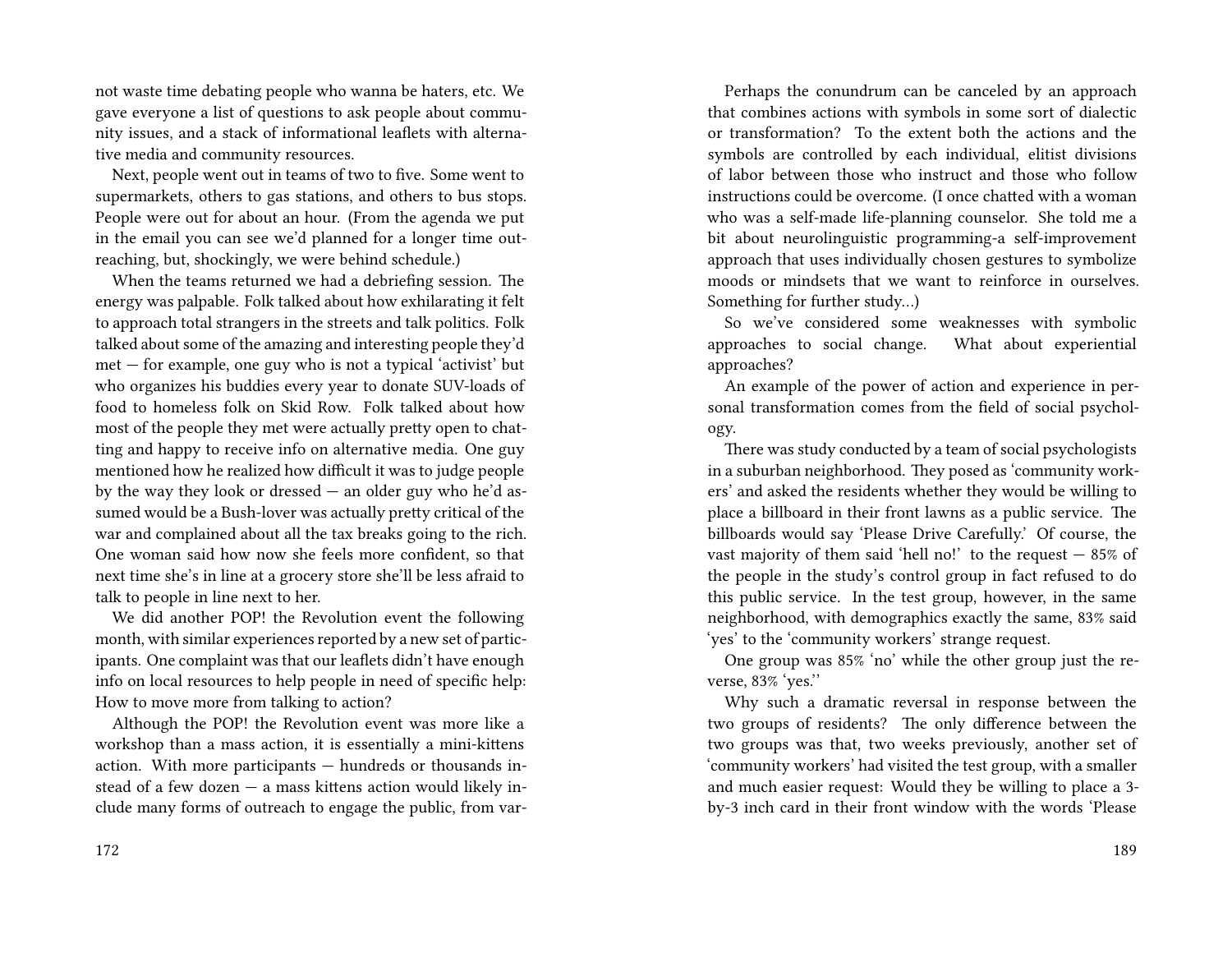not waste time debating people who wanna be haters, etc. We gave everyone a list of questions to ask people about community issues, and a stack of informational leaflets with alternative media and community resources.

Next, people went out in teams of two to five. Some went to supermarkets, others to gas stations, and others to bus stops. People were out for about an hour. (From the agenda we put in the email you can see we'd planned for a longer time outreaching, but, shockingly, we were behind schedule.)

When the teams returned we had a debriefing session. The energy was palpable. Folk talked about how exhilarating it felt to approach total strangers in the streets and talk politics. Folk talked about some of the amazing and interesting people they'd met — for example, one guy who is not a typical 'activist' but who organizes his buddies every year to donate SUV-loads of food to homeless folk on Skid Row. Folk talked about how most of the people they met were actually pretty open to chatting and happy to receive info on alternative media. One guy mentioned how he realized how difficult it was to judge people by the way they look or dressed — an older guy who he'd assumed would be a Bush-lover was actually pretty critical of the war and complained about all the tax breaks going to the rich. One woman said how now she feels more confident, so that next time she's in line at a grocery store she'll be less afraid to talk to people in line next to her.

We did another POP! the Revolution event the following month, with similar experiences reported by a new set of participants. One complaint was that our leaflets didn't have enough info on local resources to help people in need of specific help: How to move more from talking to action?

Although the POP! the Revolution event was more like a workshop than a mass action, it is essentially a mini-kittens action. With more participants — hundreds or thousands instead of a few dozen — a mass kittens action would likely include many forms of outreach to engage the public, from var-

Perhaps the conundrum can be canceled by an approach that combines actions with symbols in some sort of dialectic or transformation? To the extent both the actions and the symbols are controlled by each individual, elitist divisions of labor between those who instruct and those who follow instructions could be overcome. (I once chatted with a woman who was a self-made life-planning counselor. She told me a bit about neurolinguistic programming-a self-improvement approach that uses individually chosen gestures to symbolize moods or mindsets that we want to reinforce in ourselves. Something for further study…)

So we've considered some weaknesses with symbolic approaches to social change. What about experiential approaches?

An example of the power of action and experience in personal transformation comes from the field of social psychology.

There was study conducted by a team of social psychologists in a suburban neighborhood. They posed as 'community workers' and asked the residents whether they would be willing to place a billboard in their front lawns as a public service. The billboards would say 'Please Drive Carefully.' Of course, the vast majority of them said 'hell no!' to the request — 85% of the people in the study's control group in fact refused to do this public service. In the test group, however, in the same neighborhood, with demographics exactly the same, 83% said 'yes' to the 'community workers' strange request.

One group was 85% 'no' while the other group just the reverse, 83% 'yes.''

Why such a dramatic reversal in response between the two groups of residents? The only difference between the two groups was that, two weeks previously, another set of 'community workers' had visited the test group, with a smaller and much easier request: Would they be willing to place a 3-by-3 inch card in their front window with the words 'Please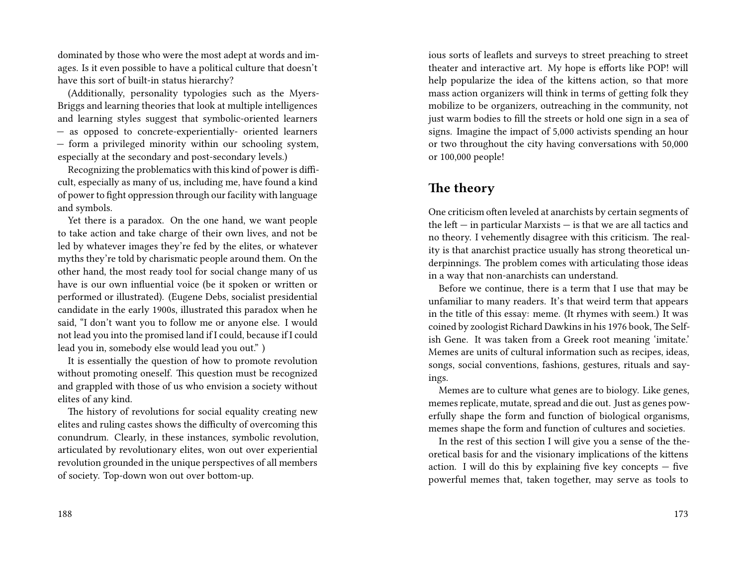dominated by those who were the most adept at words and images. Is it even possible to have a political culture that doesn't have this sort of built-in status hierarchy?

(Additionally, personality typologies such as the Myers-Briggs and learning theories that look at multiple intelligences and learning styles suggest that symbolic-oriented learners — as opposed to concrete-experientially- oriented learners — form a privileged minority within our schooling system, especially at the secondary and post-secondary levels.)

Recognizing the problematics with this kind of power is difficult, especially as many of us, including me, have found a kind of power to fight oppression through our facility with language and symbols.

Yet there is a paradox. On the one hand, we want people to take action and take charge of their own lives, and not be led by whatever images they're fed by the elites, or whatever myths they're told by charismatic people around them. On the other hand, the most ready tool for social change many of us have is our own influential voice (be it spoken or written or performed or illustrated). (Eugene Debs, socialist presidential candidate in the early 1900s, illustrated this paradox when he said, "I don't want you to follow me or anyone else. I would not lead you into the promised land if I could, because if I could lead you in, somebody else would lead you out." )

It is essentially the question of how to promote revolution without promoting oneself. This question must be recognized and grappled with those of us who envision a society without elites of any kind.

The history of revolutions for social equality creating new elites and ruling castes shows the difficulty of overcoming this conundrum. Clearly, in these instances, symbolic revolution, articulated by revolutionary elites, won out over experiential revolution grounded in the unique perspectives of all members of society. Top-down won out over bottom-up.

ious sorts of leaflets and surveys to street preaching to street theater and interactive art. My hope is efforts like POP! will help popularize the idea of the kittens action, so that more mass action organizers will think in terms of getting folk they mobilize to be organizers, outreaching in the community, not just warm bodies to fill the streets or hold one sign in a sea of signs. Imagine the impact of 5,000 activists spending an hour or two throughout the city having conversations with 50,000 or 100,000 people!

## The theory

One criticism often leveled at anarchists by certain segments of the left — in particular Marxists — is that we are all tactics and no theory. I vehemently disagree with this criticism. The reality is that anarchist practice usually has strong theoretical underpinnings. The problem comes with articulating those ideas in a way that non-anarchists can understand.

Before we continue, there is a term that I use that may be unfamiliar to many readers. It's that weird term that appears in the title of this essay: meme. (It rhymes with seem.) It was coined by zoologist Richard Dawkins in his 1976 book, The Selfish Gene. It was taken from a Greek root meaning 'imitate.' Memes are units of cultural information such as recipes, ideas, songs, social conventions, fashions, gestures, rituals and sayings.

Memes are to culture what genes are to biology. Like genes, memes replicate, mutate, spread and die out. Just as genes powerfully shape the form and function of biological organisms, memes shape the form and function of cultures and societies.

In the rest of this section I will give you a sense of the theoretical basis for and the visionary implications of the kittens action. I will do this by explaining five key concepts — five powerful memes that, taken together, may serve as tools to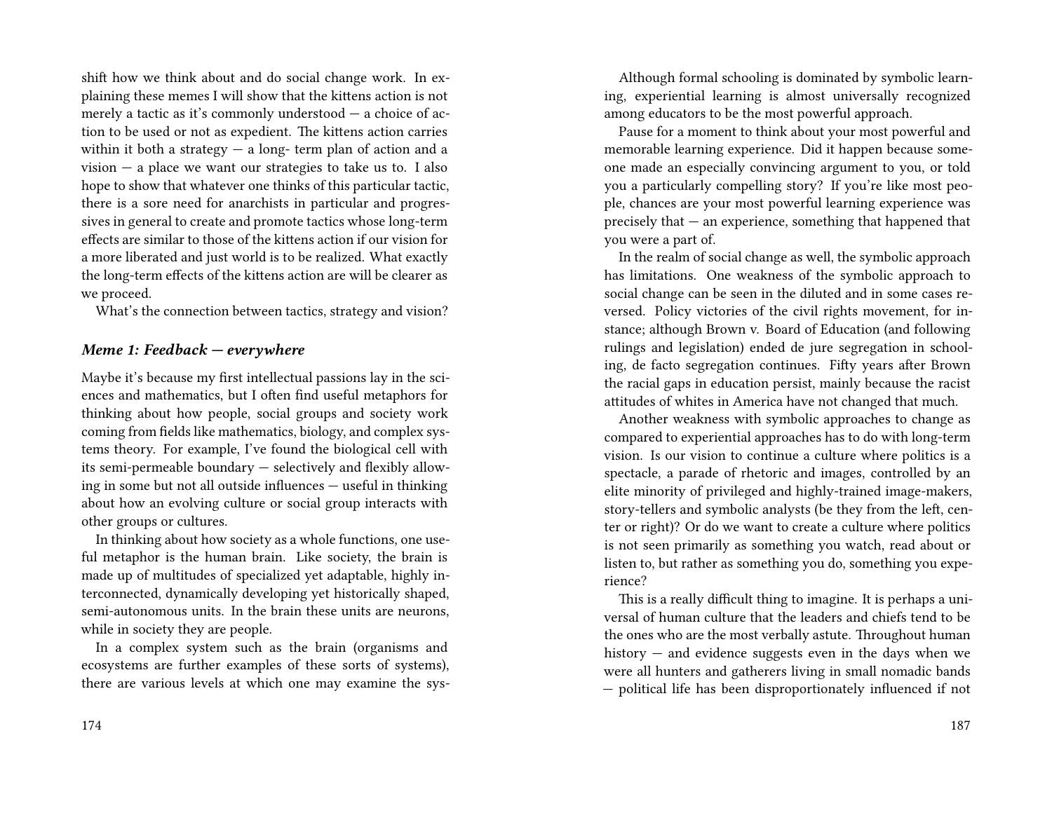shift how we think about and do social change work. In explaining these memes I will show that the kittens action is not merely a tactic as it's commonly understood — a choice of action to be used or not as expedient. The kittens action carries within it both a strategy — a long- term plan of action and a vision — a place we want our strategies to take us to. I also hope to show that whatever one thinks of this particular tactic, there is a sore need for anarchists in particular and progressives in general to create and promote tactics whose long-term effects are similar to those of the kittens action if our vision for a more liberated and just world is to be realized. What exactly the long-term effects of the kittens action are will be clearer as we proceed.

What's the connection between tactics, strategy and vision?

### *Meme 1: Feedback — everywhere*

Maybe it's because my first intellectual passions lay in the sciences and mathematics, but I often find useful metaphors for thinking about how people, social groups and society work coming from fields like mathematics, biology, and complex systems theory. For example, I've found the biological cell with its semi-permeable boundary — selectively and flexibly allowing in some but not all outside influences — useful in thinking about how an evolving culture or social group interacts with other groups or cultures.

In thinking about how society as a whole functions, one useful metaphor is the human brain. Like society, the brain is made up of multitudes of specialized yet adaptable, highly interconnected, dynamically developing yet historically shaped, semi-autonomous units. In the brain these units are neurons, while in society they are people.

In a complex system such as the brain (organisms and ecosystems are further examples of these sorts of systems), there are various levels at which one may examine the sys-

Although formal schooling is dominated by symbolic learning, experiential learning is almost universally recognized among educators to be the most powerful approach.

Pause for a moment to think about your most powerful and memorable learning experience. Did it happen because someone made an especially convincing argument to you, or told you a particularly compelling story? If you're like most people, chances are your most powerful learning experience was precisely that — an experience, something that happened that you were a part of.

In the realm of social change as well, the symbolic approach has limitations. One weakness of the symbolic approach to social change can be seen in the diluted and in some cases reversed. Policy victories of the civil rights movement, for instance; although Brown v. Board of Education (and following rulings and legislation) ended de jure segregation in schooling, de facto segregation continues. Fifty years after Brown the racial gaps in education persist, mainly because the racist attitudes of whites in America have not changed that much.

Another weakness with symbolic approaches to change as compared to experiential approaches has to do with long-term vision. Is our vision to continue a culture where politics is a spectacle, a parade of rhetoric and images, controlled by an elite minority of privileged and highly-trained image-makers, story-tellers and symbolic analysts (be they from the left, center or right)? Or do we want to create a culture where politics is not seen primarily as something you watch, read about or listen to, but rather as something you do, something you experience?

This is a really difficult thing to imagine. It is perhaps a universal of human culture that the leaders and chiefs tend to be the ones who are the most verbally astute. Throughout human history — and evidence suggests even in the days when we were all hunters and gatherers living in small nomadic bands — political life has been disproportionately influenced if not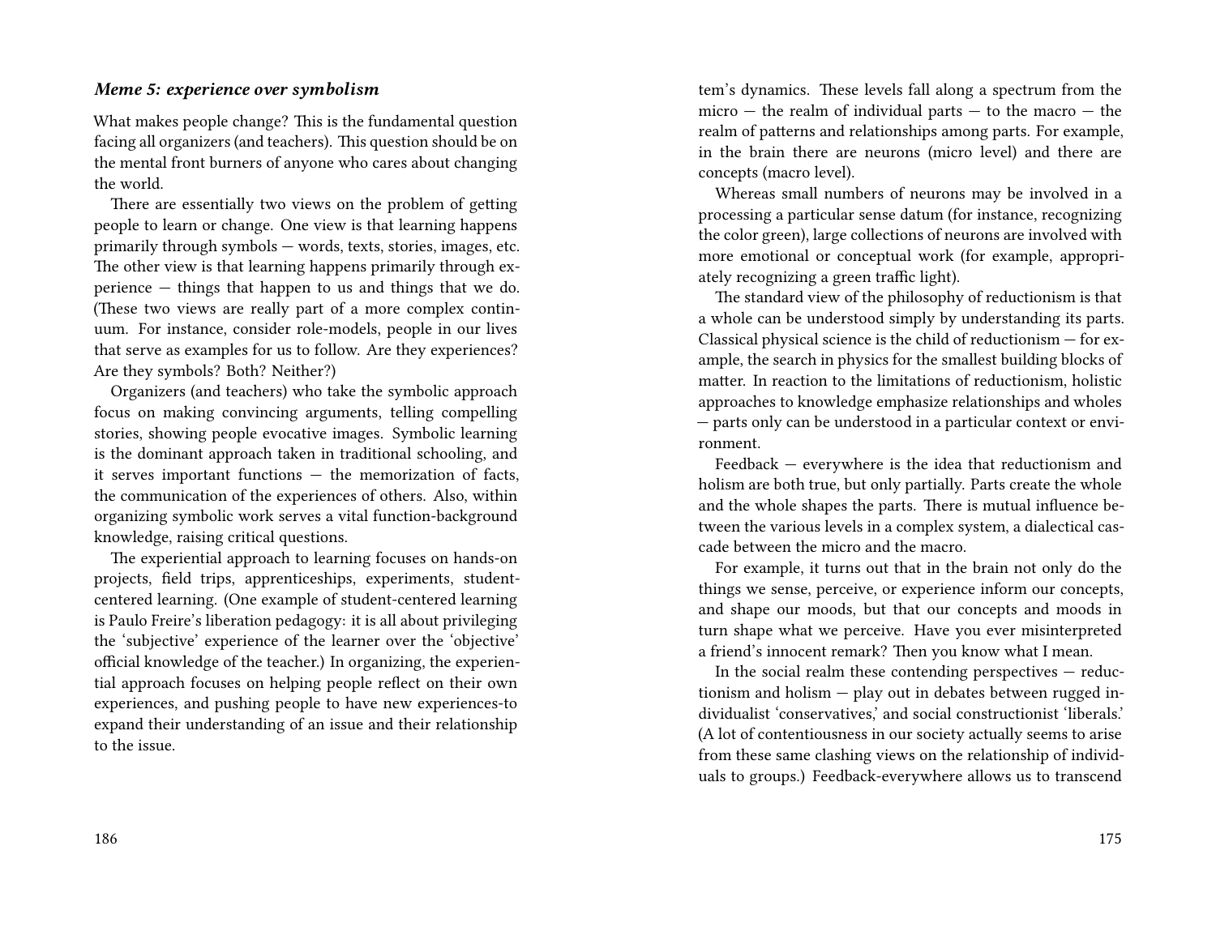### *Meme 5: experience over symbolism*

What makes people change? This is the fundamental question facing all organizers (and teachers). This question should be on the mental front burners of anyone who cares about changing the world.

There are essentially two views on the problem of getting people to learn or change. One view is that learning happens primarily through symbols — words, texts, stories, images, etc. The other view is that learning happens primarily through experience — things that happen to us and things that we do. (These two views are really part of a more complex continuum. For instance, consider role-models, people in our lives that serve as examples for us to follow. Are they experiences? Are they symbols? Both? Neither?)

Organizers (and teachers) who take the symbolic approach focus on making convincing arguments, telling compelling stories, showing people evocative images. Symbolic learning is the dominant approach taken in traditional schooling, and it serves important functions — the memorization of facts, the communication of the experiences of others. Also, within organizing symbolic work serves a vital function-background knowledge, raising critical questions.

The experiential approach to learning focuses on hands-on projects, field trips, apprenticeships, experiments, student-centered learning. (One example of student-centered learning is Paulo Freire's liberation pedagogy: it is all about privileging the 'subjective' experience of the learner over the 'objective' official knowledge of the teacher.) In organizing, the experiential approach focuses on helping people reflect on their own experiences, and pushing people to have new experiences-to expand their understanding of an issue and their relationship to the issue.

tem's dynamics. These levels fall along a spectrum from the micro — the realm of individual parts — to the macro — the realm of patterns and relationships among parts. For example, in the brain there are neurons (micro level) and there are concepts (macro level).

Whereas small numbers of neurons may be involved in a processing a particular sense datum (for instance, recognizing the color green), large collections of neurons are involved with more emotional or conceptual work (for example, appropriately recognizing a green traffic light).

The standard view of the philosophy of reductionism is that a whole can be understood simply by understanding its parts. Classical physical science is the child of reductionism — for example, the search in physics for the smallest building blocks of matter. In reaction to the limitations of reductionism, holistic approaches to knowledge emphasize relationships and wholes — parts only can be understood in a particular context or environment.

Feedback — everywhere is the idea that reductionism and holism are both true, but only partially. Parts create the whole and the whole shapes the parts. There is mutual influence between the various levels in a complex system, a dialectical cascade between the micro and the macro.

For example, it turns out that in the brain not only do the things we sense, perceive, or experience inform our concepts, and shape our moods, but that our concepts and moods in turn shape what we perceive. Have you ever misinterpreted a friend's innocent remark? Then you know what I mean.

In the social realm these contending perspectives — reductionism and holism — play out in debates between rugged individualist 'conservatives,' and social constructionist 'liberals.' (A lot of contentiousness in our society actually seems to arise from these same clashing views on the relationship of individuals to groups.) Feedback-everywhere allows us to transcend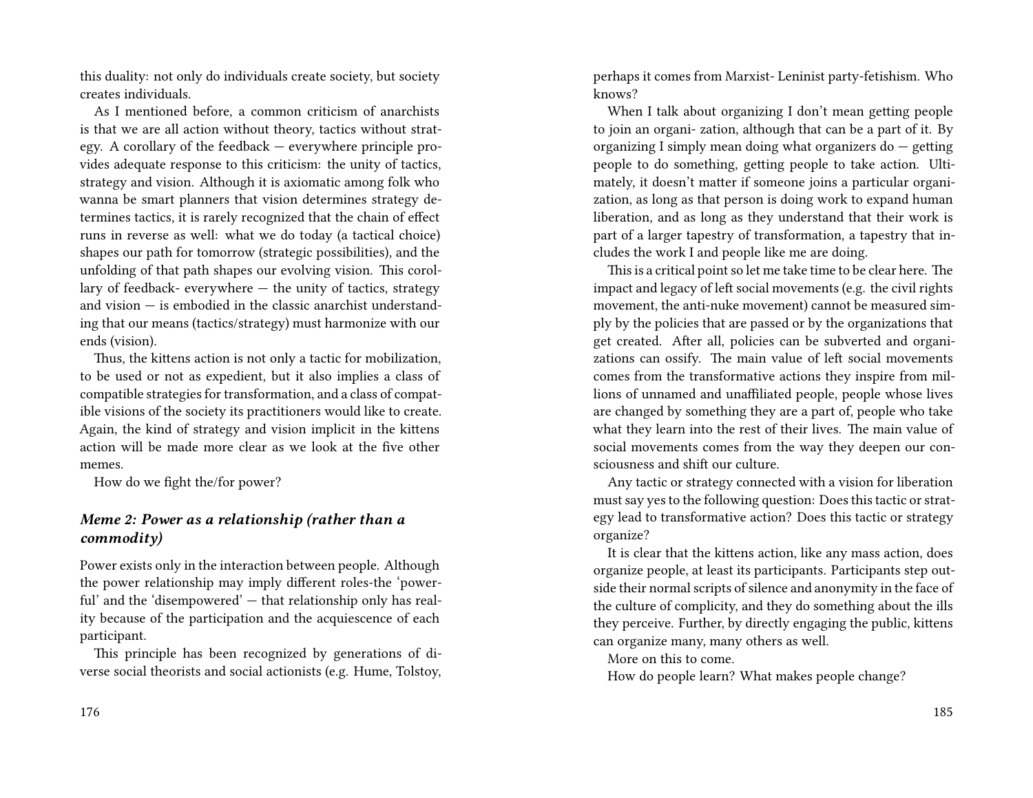this duality: not only do individuals create society, but society creates individuals.

As I mentioned before, a common criticism of anarchists is that we are all action without theory, tactics without strategy. A corollary of the feedback — everywhere principle provides adequate response to this criticism: the unity of tactics, strategy and vision. Although it is axiomatic among folk who wanna be smart planners that vision determines strategy determines tactics, it is rarely recognized that the chain of effect runs in reverse as well: what we do today (a tactical choice) shapes our path for tomorrow (strategic possibilities), and the unfolding of that path shapes our evolving vision. This corollary of feedback- everywhere — the unity of tactics, strategy and vision — is embodied in the classic anarchist understanding that our means (tactics/strategy) must harmonize with our ends (vision).

Thus, the kittens action is not only a tactic for mobilization, to be used or not as expedient, but it also implies a class of compatible strategies for transformation, and a class of compatible visions of the society its practitioners would like to create. Again, the kind of strategy and vision implicit in the kittens action will be made more clear as we look at the five other memes.

How do we fight the/for power?

### *Meme 2: Power as a relationship (rather than a commodity)*

Power exists only in the interaction between people. Although the power relationship may imply different roles-the 'powerful' and the 'disempowered' — that relationship only has reality because of the participation and the acquiescence of each participant.

This principle has been recognized by generations of diverse social theorists and social actionists (e.g. Hume, Tolstoy,

perhaps it comes from Marxist- Leninist party-fetishism. Who knows?

When I talk about organizing I don't mean getting people to join an organi- zation, although that can be a part of it. By organizing I simply mean doing what organizers do — getting people to do something, getting people to take action. Ultimately, it doesn't matter if someone joins a particular organization, as long as that person is doing work to expand human liberation, and as long as they understand that their work is part of a larger tapestry of transformation, a tapestry that includes the work I and people like me are doing.

This is a critical point so let me take time to be clear here. The impact and legacy of left social movements (e.g. the civil rights movement, the anti-nuke movement) cannot be measured simply by the policies that are passed or by the organizations that get created. After all, policies can be subverted and organizations can ossify. The main value of left social movements comes from the transformative actions they inspire from millions of unnamed and unaffiliated people, people whose lives are changed by something they are a part of, people who take what they learn into the rest of their lives. The main value of social movements comes from the way they deepen our consciousness and shift our culture.

Any tactic or strategy connected with a vision for liberation must say yes to the following question: Does this tactic or strategy lead to transformative action? Does this tactic or strategy organize?

It is clear that the kittens action, like any mass action, does organize people, at least its participants. Participants step outside their normal scripts of silence and anonymity in the face of the culture of complicity, and they do something about the ills they perceive. Further, by directly engaging the public, kittens can organize many, many others as well.

More on this to come.

How do people learn? What makes people change?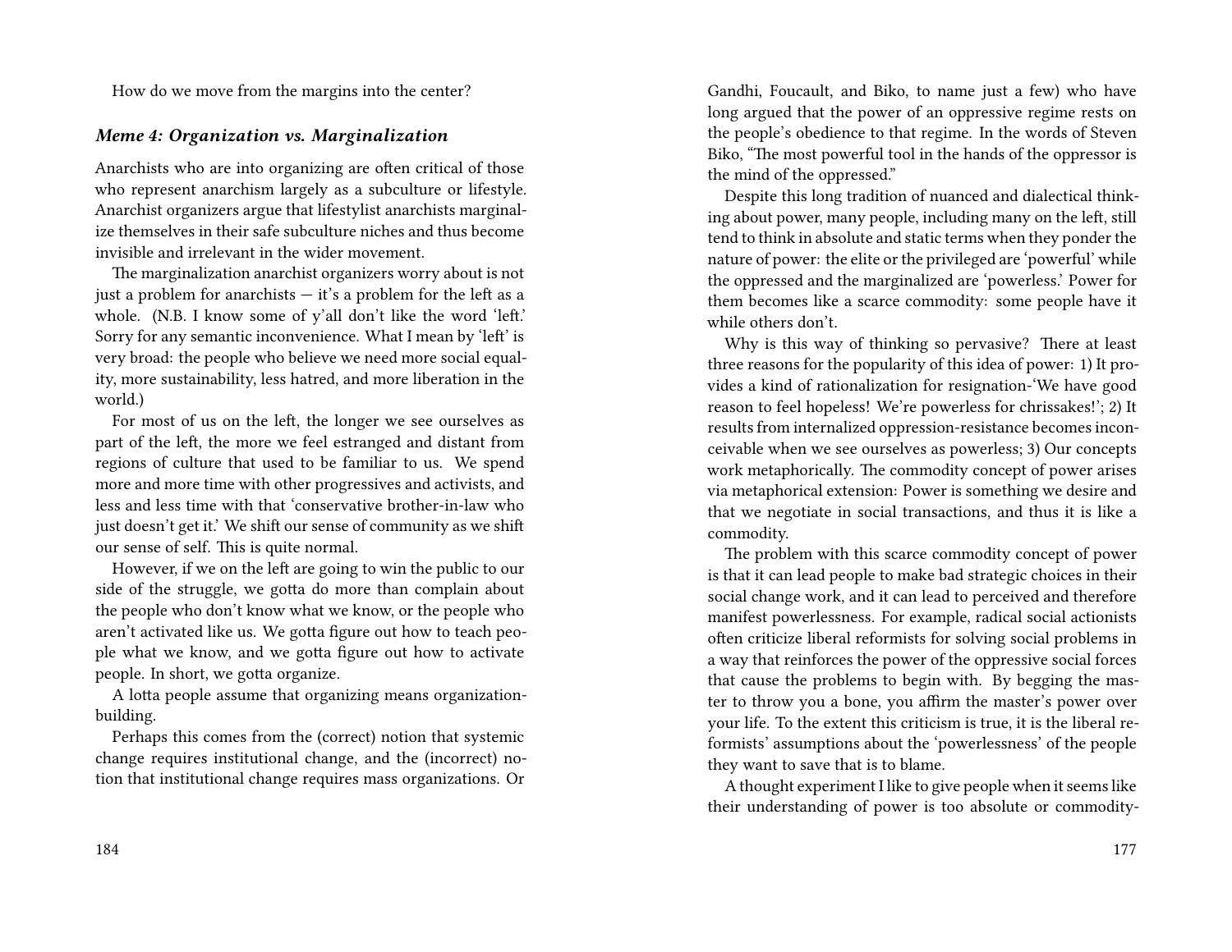How do we move from the margins into the center?

### *Meme 4: Organization vs. Marginalization*

Anarchists who are into organizing are often critical of those who represent anarchism largely as a subculture or lifestyle. Anarchist organizers argue that lifestylist anarchists marginalize themselves in their safe subculture niches and thus become invisible and irrelevant in the wider movement.

The marginalization anarchist organizers worry about is not just a problem for anarchists — it's a problem for the left as a whole. (N.B. I know some of y'all don't like the word 'left.' Sorry for any semantic inconvenience. What I mean by 'left' is very broad: the people who believe we need more social equality, more sustainability, less hatred, and more liberation in the world.)

For most of us on the left, the longer we see ourselves as part of the left, the more we feel estranged and distant from regions of culture that used to be familiar to us. We spend more and more time with other progressives and activists, and less and less time with that 'conservative brother-in-law who just doesn't get it.' We shift our sense of community as we shift our sense of self. This is quite normal.

However, if we on the left are going to win the public to our side of the struggle, we gotta do more than complain about the people who don't know what we know, or the people who aren't activated like us. We gotta figure out how to teach people what we know, and we gotta figure out how to activate people. In short, we gotta organize.

A lotta people assume that organizing means organization-building.

Perhaps this comes from the (correct) notion that systemic change requires institutional change, and the (incorrect) notion that institutional change requires mass organizations. Or

Gandhi, Foucault, and Biko, to name just a few) who have long argued that the power of an oppressive regime rests on the people's obedience to that regime. In the words of Steven Biko, "The most powerful tool in the hands of the oppressor is the mind of the oppressed."

Despite this long tradition of nuanced and dialectical thinking about power, many people, including many on the left, still tend to think in absolute and static terms when they ponder the nature of power: the elite or the privileged are 'powerful' while the oppressed and the marginalized are 'powerless.' Power for them becomes like a scarce commodity: some people have it while others don't.

Why is this way of thinking so pervasive? There at least three reasons for the popularity of this idea of power: 1) It provides a kind of rationalization for resignation-'We have good reason to feel hopeless! We're powerless for chrissakes!'; 2) It results from internalized oppression-resistance becomes inconceivable when we see ourselves as powerless; 3) Our concepts work metaphorically. The commodity concept of power arises via metaphorical extension: Power is something we desire and that we negotiate in social transactions, and thus it is like a commodity.

The problem with this scarce commodity concept of power is that it can lead people to make bad strategic choices in their social change work, and it can lead to perceived and therefore manifest powerlessness. For example, radical social actionists often criticize liberal reformists for solving social problems in a way that reinforces the power of the oppressive social forces that cause the problems to begin with. By begging the master to throw you a bone, you affirm the master's power over your life. To the extent this criticism is true, it is the liberal reformists' assumptions about the 'powerlessness' of the people they want to save that is to blame.

A thought experiment I like to give people when it seems like their understanding of power is too absolute or commodity-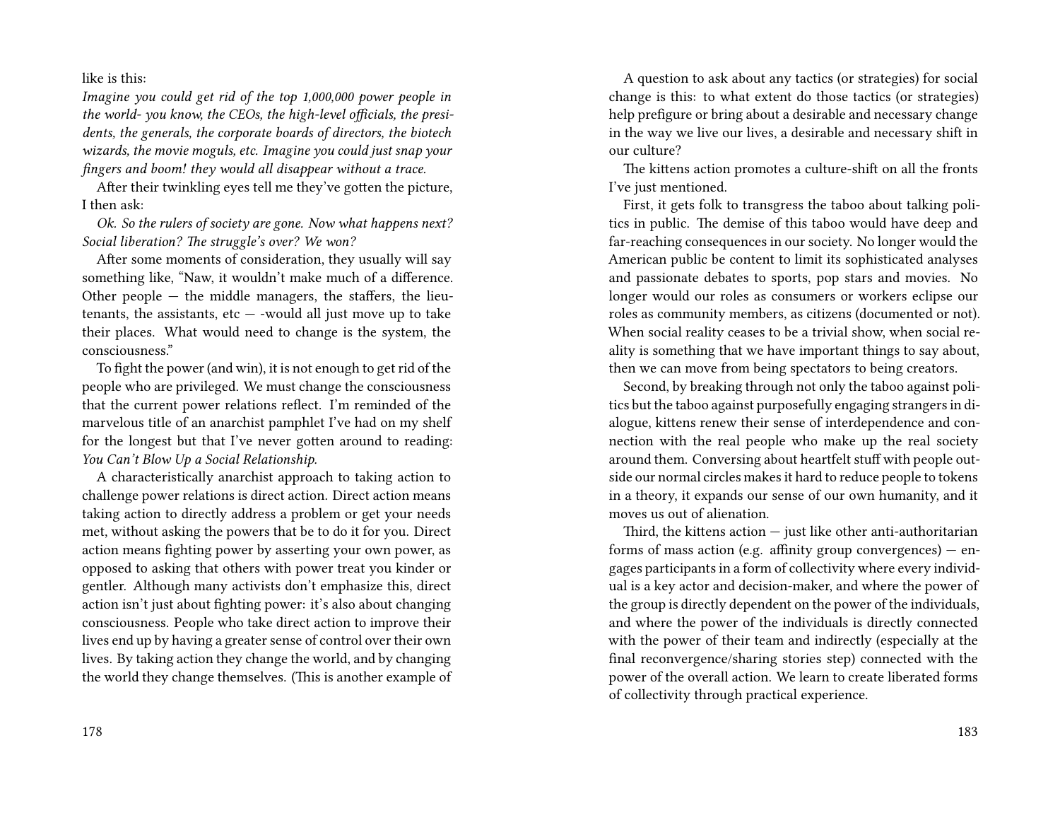like is this:

*Imagine you could get rid of the top 1,000,000 power people in the world- you know, the CEOs, the high-level officials, the presidents, the generals, the corporate boards of directors, the biotech wizards, the movie moguls, etc. Imagine you could just snap your fingers and boom! they would all disappear without a trace.*

After their twinkling eyes tell me they've gotten the picture, I then ask:

*Ok. So the rulers of society are gone. Now what happens next? Social liberation? The struggle's over? We won?*

After some moments of consideration, they usually will say something like, "Naw, it wouldn't make much of a difference. Other people — the middle managers, the staffers, the lieutenants, the assistants, etc — -would all just move up to take their places. What would need to change is the system, the consciousness."

To fight the power (and win), it is not enough to get rid of the people who are privileged. We must change the consciousness that the current power relations reflect. I'm reminded of the marvelous title of an anarchist pamphlet I've had on my shelf for the longest but that I've never gotten around to reading: *You Can't Blow Up a Social Relationship*.

A characteristically anarchist approach to taking action to challenge power relations is direct action. Direct action means taking action to directly address a problem or get your needs met, without asking the powers that be to do it for you. Direct action means fighting power by asserting your own power, as opposed to asking that others with power treat you kinder or gentler. Although many activists don't emphasize this, direct action isn't just about fighting power: it's also about changing consciousness. People who take direct action to improve their lives end up by having a greater sense of control over their own lives. By taking action they change the world, and by changing the world they change themselves. (This is another example of

A question to ask about any tactics (or strategies) for social change is this: to what extent do those tactics (or strategies) help prefigure or bring about a desirable and necessary change in the way we live our lives, a desirable and necessary shift in our culture?

The kittens action promotes a culture-shift on all the fronts I've just mentioned.

First, it gets folk to transgress the taboo about talking politics in public. The demise of this taboo would have deep and far-reaching consequences in our society. No longer would the American public be content to limit its sophisticated analyses and passionate debates to sports, pop stars and movies. No longer would our roles as consumers or workers eclipse our roles as community members, as citizens (documented or not). When social reality ceases to be a trivial show, when social reality is something that we have important things to say about, then we can move from being spectators to being creators.

Second, by breaking through not only the taboo against politics but the taboo against purposefully engaging strangers in dialogue, kittens renew their sense of interdependence and connection with the real people who make up the real society around them. Conversing about heartfelt stuff with people outside our normal circles makes it hard to reduce people to tokens in a theory, it expands our sense of our own humanity, and it moves us out of alienation.

Third, the kittens action — just like other anti-authoritarian forms of mass action (e.g. affinity group convergences) — engages participants in a form of collectivity where every individual is a key actor and decision-maker, and where the power of the group is directly dependent on the power of the individuals, and where the power of the individuals is directly connected with the power of their team and indirectly (especially at the final reconvergence/sharing stories step) connected with the power of the overall action. We learn to create liberated forms of collectivity through practical experience.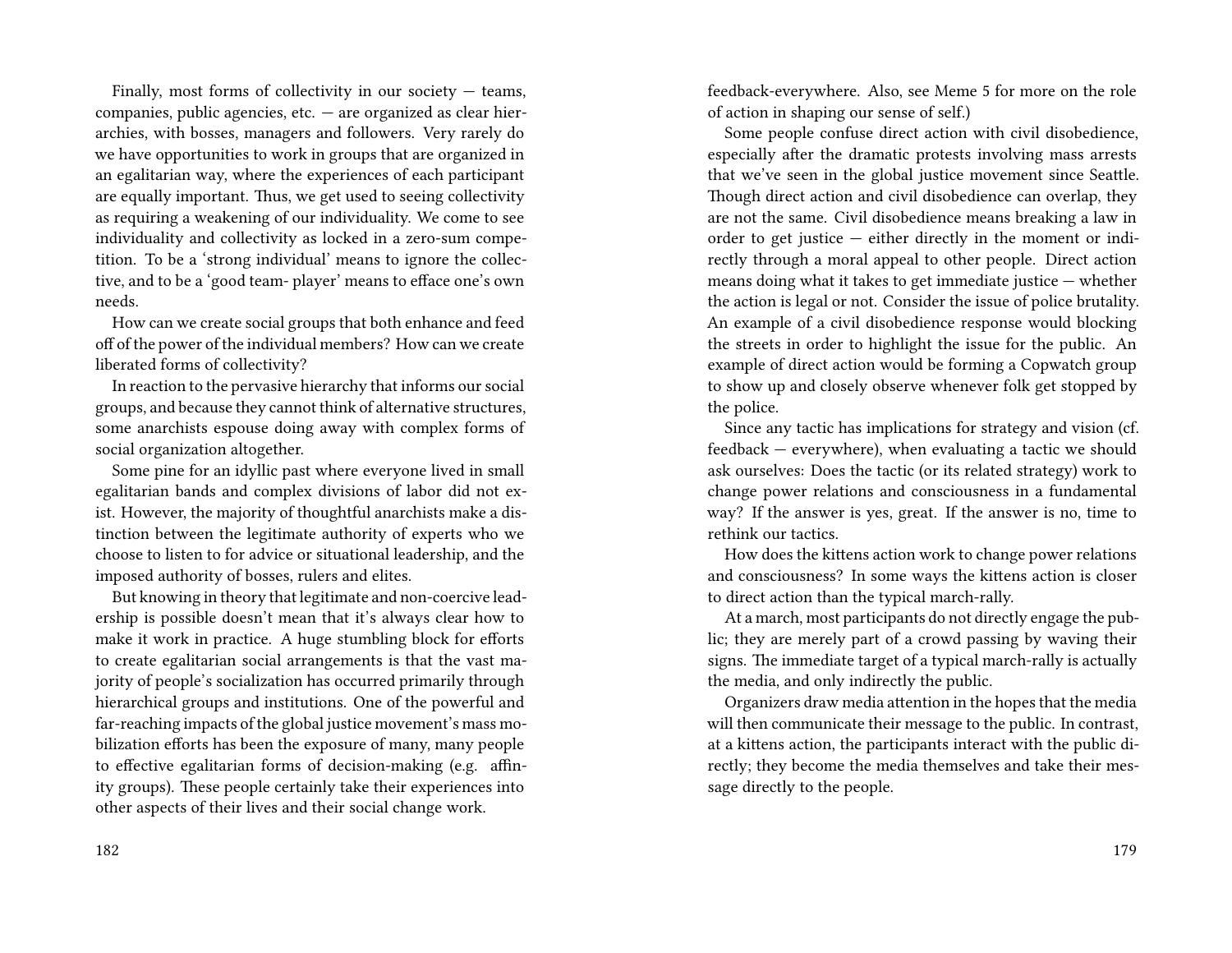Finally, most forms of collectivity in our society — teams, companies, public agencies, etc. — are organized as clear hierarchies, with bosses, managers and followers. Very rarely do we have opportunities to work in groups that are organized in an egalitarian way, where the experiences of each participant are equally important. Thus, we get used to seeing collectivity as requiring a weakening of our individuality. We come to see individuality and collectivity as locked in a zero-sum competition. To be a 'strong individual' means to ignore the collective, and to be a 'good team- player' means to efface one's own needs.

How can we create social groups that both enhance and feed off of the power of the individual members? How can we create liberated forms of collectivity?

In reaction to the pervasive hierarchy that informs our social groups, and because they cannot think of alternative structures, some anarchists espouse doing away with complex forms of social organization altogether.

Some pine for an idyllic past where everyone lived in small egalitarian bands and complex divisions of labor did not exist. However, the majority of thoughtful anarchists make a distinction between the legitimate authority of experts who we choose to listen to for advice or situational leadership, and the imposed authority of bosses, rulers and elites.

But knowing in theory that legitimate and non-coercive leadership is possible doesn't mean that it's always clear how to make it work in practice. A huge stumbling block for efforts to create egalitarian social arrangements is that the vast majority of people's socialization has occurred primarily through hierarchical groups and institutions. One of the powerful and far-reaching impacts of the global justice movement's mass mobilization efforts has been the exposure of many, many people to effective egalitarian forms of decision-making (e.g. affinity groups). These people certainly take their experiences into other aspects of their lives and their social change work.

feedback-everywhere. Also, see Meme 5 for more on the role of action in shaping our sense of self.)

Some people confuse direct action with civil disobedience, especially after the dramatic protests involving mass arrests that we've seen in the global justice movement since Seattle. Though direct action and civil disobedience can overlap, they are not the same. Civil disobedience means breaking a law in order to get justice — either directly in the moment or indirectly through a moral appeal to other people. Direct action means doing what it takes to get immediate justice — whether the action is legal or not. Consider the issue of police brutality. An example of a civil disobedience response would blocking the streets in order to highlight the issue for the public. An example of direct action would be forming a Copwatch group to show up and closely observe whenever folk get stopped by the police.

Since any tactic has implications for strategy and vision (cf. feedback — everywhere), when evaluating a tactic we should ask ourselves: Does the tactic (or its related strategy) work to change power relations and consciousness in a fundamental way? If the answer is yes, great. If the answer is no, time to rethink our tactics.

How does the kittens action work to change power relations and consciousness? In some ways the kittens action is closer to direct action than the typical march-rally.

At a march, most participants do not directly engage the public; they are merely part of a crowd passing by waving their signs. The immediate target of a typical march-rally is actually the media, and only indirectly the public.

Organizers draw media attention in the hopes that the media will then communicate their message to the public. In contrast, at a kittens action, the participants interact with the public directly; they become the media themselves and take their message directly to the people.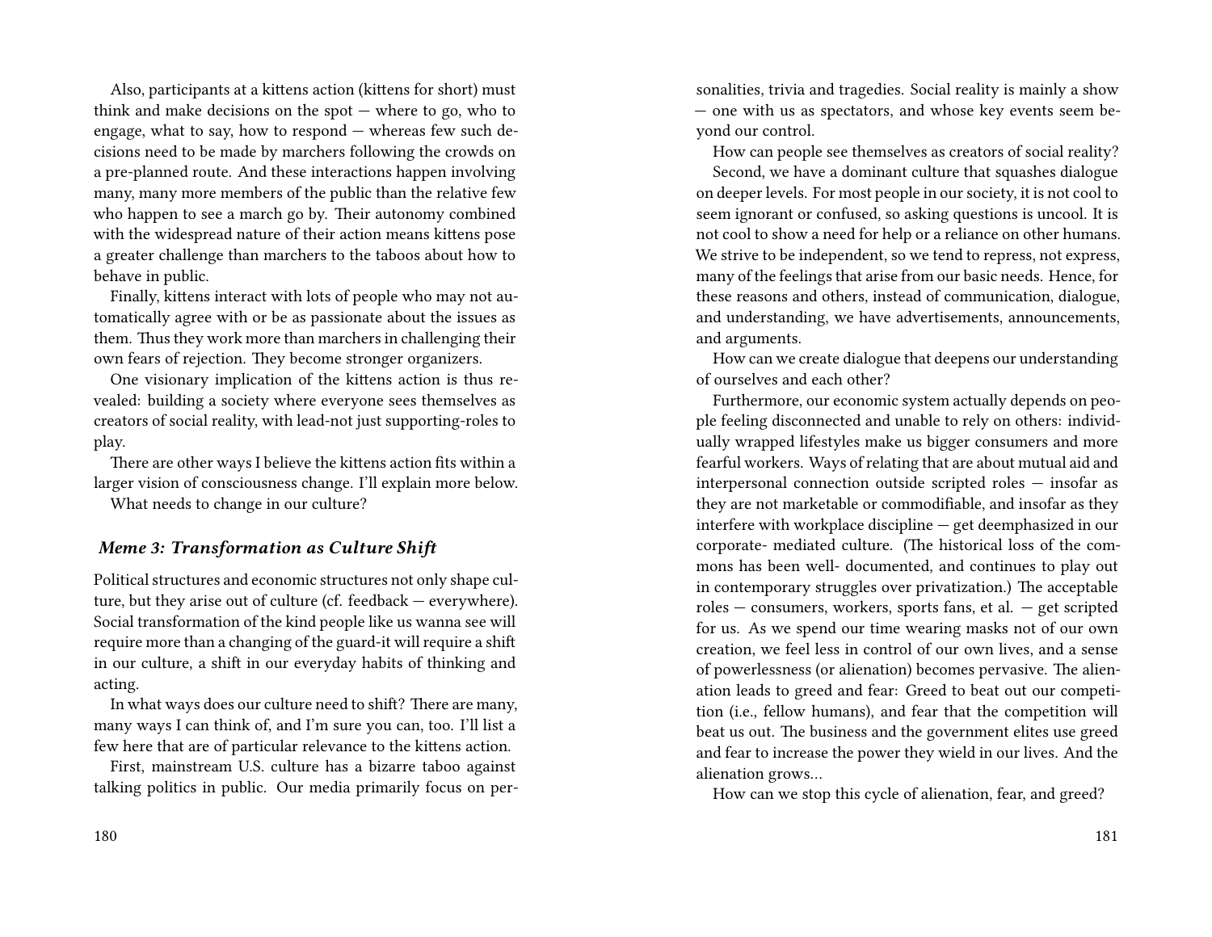Also, participants at a kittens action (kittens for short) must think and make decisions on the spot — where to go, who to engage, what to say, how to respond — whereas few such decisions need to be made by marchers following the crowds on a pre-planned route. And these interactions happen involving many, many more members of the public than the relative few who happen to see a march go by. Their autonomy combined with the widespread nature of their action means kittens pose a greater challenge than marchers to the taboos about how to behave in public.

Finally, kittens interact with lots of people who may not automatically agree with or be as passionate about the issues as them. Thus they work more than marchers in challenging their own fears of rejection. They become stronger organizers.

One visionary implication of the kittens action is thus revealed: building a society where everyone sees themselves as creators of social reality, with lead-not just supporting-roles to play.

There are other ways I believe the kittens action fits within a larger vision of consciousness change. I'll explain more below.

What needs to change in our culture?

### *Meme 3: Transformation as Culture Shift*

Political structures and economic structures not only shape culture, but they arise out of culture (cf. feedback — everywhere). Social transformation of the kind people like us wanna see will require more than a changing of the guard-it will require a shift in our culture, a shift in our everyday habits of thinking and acting.

In what ways does our culture need to shift? There are many, many ways I can think of, and I'm sure you can, too. I'll list a few here that are of particular relevance to the kittens action.

First, mainstream U.S. culture has a bizarre taboo against talking politics in public. Our media primarily focus on personalities, trivia and tragedies. Social reality is mainly a show — one with us as spectators, and whose key events seem beyond our control.

How can people see themselves as creators of social reality?

Second, we have a dominant culture that squashes dialogue on deeper levels. For most people in our society, it is not cool to seem ignorant or confused, so asking questions is uncool. It is not cool to show a need for help or a reliance on other humans. We strive to be independent, so we tend to repress, not express, many of the feelings that arise from our basic needs. Hence, for these reasons and others, instead of communication, dialogue, and understanding, we have advertisements, announcements, and arguments.

How can we create dialogue that deepens our understanding of ourselves and each other?

Furthermore, our economic system actually depends on people feeling disconnected and unable to rely on others: individually wrapped lifestyles make us bigger consumers and more fearful workers. Ways of relating that are about mutual aid and interpersonal connection outside scripted roles — insofar as they are not marketable or commodifiable, and insofar as they interfere with workplace discipline — get deemphasized in our corporate- mediated culture. (The historical loss of the commons has been well- documented, and continues to play out in contemporary struggles over privatization.) The acceptable roles — consumers, workers, sports fans, et al. — get scripted for us. As we spend our time wearing masks not of our own creation, we feel less in control of our own lives, and a sense of powerlessness (or alienation) becomes pervasive. The alienation leads to greed and fear: Greed to beat out our competition (i.e., fellow humans), and fear that the competition will beat us out. The business and the government elites use greed and fear to increase the power they wield in our lives. And the alienation grows…

How can we stop this cycle of alienation, fear, and greed?